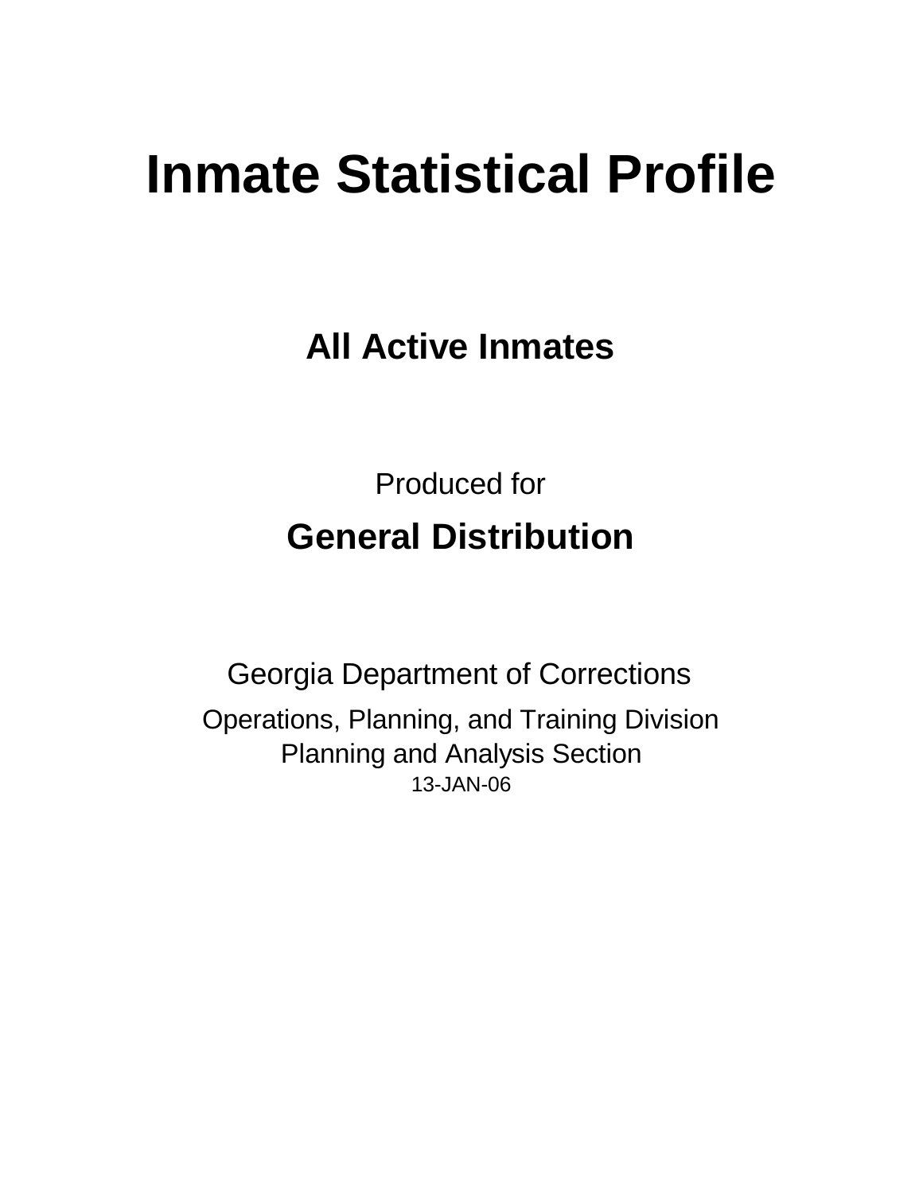# Inmate Statistical Profile

## All Active Inmates

Produced for

## General Distribution

Georgia Department of Corrections

Operations, Planning, and Training Division
Planning and Analysis Section
13-JAN-06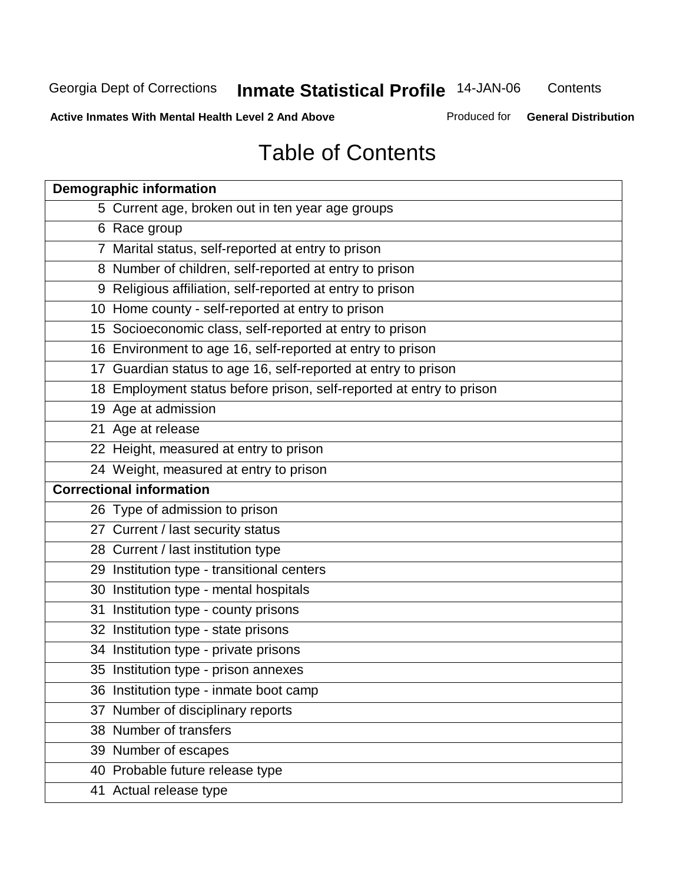# Table of Contents

| Demographic information | |
|---|---|
| 5 | Current age, broken out in ten year age groups |
| 6 | Race group |
| 7 | Marital status, self-reported at entry to prison |
| 8 | Number of children, self-reported at entry to prison |
| 9 | Religious affiliation, self-reported at entry to prison |
| 10 | Home county - self-reported at entry to prison |
| 15 | Socioeconomic class, self-reported at entry to prison |
| 16 | Environment to age 16, self-reported at entry to prison |
| 17 | Guardian status to age 16, self-reported at entry to prison |
| 18 | Employment status before prison, self-reported at entry to prison |
| 19 | Age at admission |
| 21 | Age at release |
| 22 | Height, measured at entry to prison |
| 24 | Weight, measured at entry to prison |
| **Correctional information** | |
| 26 | Type of admission to prison |
| 27 | Current / last security status |
| 28 | Current / last institution type |
| 29 | Institution type - transitional centers |
| 30 | Institution type - mental hospitals |
| 31 | Institution type - county prisons |
| 32 | Institution type - state prisons |
| 34 | Institution type - private prisons |
| 35 | Institution type - prison annexes |
| 36 | Institution type - inmate boot camp |
| 37 | Number of disciplinary reports |
| 38 | Number of transfers |
| 39 | Number of escapes |
| 40 | Probable future release type |
| 41 | Actual release type |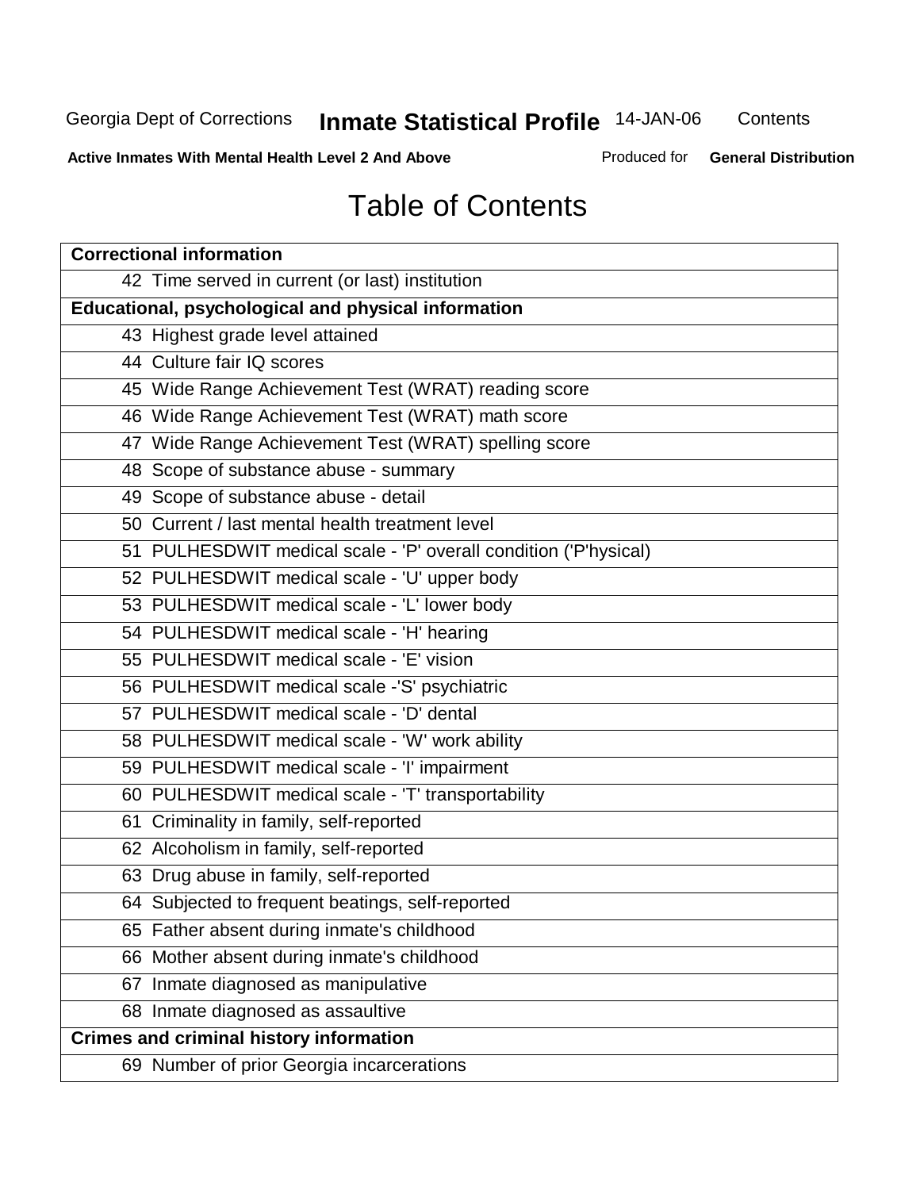Georgia Dept of Corrections **Inmate Statistical Profile** 14-JAN-06 Contents

**Active Inmates With Mental Health Level 2 And Above** Produced for **General Distribution**

# Table of Contents

| **Correctional information** |
|---|
| 42 Time served in current (or last) institution |
| **Educational, psychological and physical information** |
| 43 Highest grade level attained |
| 44 Culture fair IQ scores |
| 45 Wide Range Achievement Test (WRAT) reading score |
| 46 Wide Range Achievement Test (WRAT) math score |
| 47 Wide Range Achievement Test (WRAT) spelling score |
| 48 Scope of substance abuse - summary |
| 49 Scope of substance abuse - detail |
| 50 Current / last mental health treatment level |
| 51 PULHESDWIT medical scale - 'P' overall condition ('P'hysical) |
| 52 PULHESDWIT medical scale - 'U' upper body |
| 53 PULHESDWIT medical scale - 'L' lower body |
| 54 PULHESDWIT medical scale - 'H' hearing |
| 55 PULHESDWIT medical scale - 'E' vision |
| 56 PULHESDWIT medical scale -'S' psychiatric |
| 57 PULHESDWIT medical scale - 'D' dental |
| 58 PULHESDWIT medical scale - 'W' work ability |
| 59 PULHESDWIT medical scale - 'I' impairment |
| 60 PULHESDWIT medical scale - 'T' transportability |
| 61 Criminality in family, self-reported |
| 62 Alcoholism in family, self-reported |
| 63 Drug abuse in family, self-reported |
| 64 Subjected to frequent beatings, self-reported |
| 65 Father absent during inmate's childhood |
| 66 Mother absent during inmate's childhood |
| 67 Inmate diagnosed as manipulative |
| 68 Inmate diagnosed as assaultive |
| **Crimes and criminal history information** |
| 69 Number of prior Georgia incarcerations |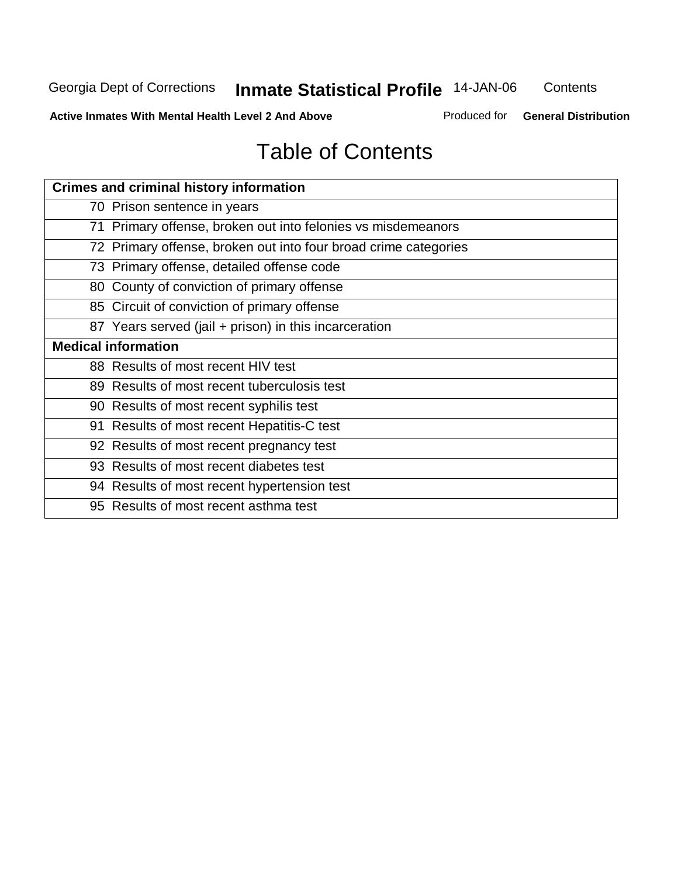Georgia Dept of Corrections **Inmate Statistical Profile** 14-JAN-06 Contents

**Active Inmates With Mental Health Level 2 And Above** Produced for **General Distribution**

# Table of Contents

| **Crimes and criminal history information** |
|---|
| 70 Prison sentence in years |
| 71 Primary offense, broken out into felonies vs misdemeanors |
| 72 Primary offense, broken out into four broad crime categories |
| 73 Primary offense, detailed offense code |
| 80 County of conviction of primary offense |
| 85 Circuit of conviction of primary offense |
| 87 Years served (jail + prison) in this incarceration |
| **Medical information** |
| 88 Results of most recent HIV test |
| 89 Results of most recent tuberculosis test |
| 90 Results of most recent syphilis test |
| 91 Results of most recent Hepatitis-C test |
| 92 Results of most recent pregnancy test |
| 93 Results of most recent diabetes test |
| 94 Results of most recent hypertension test |
| 95 Results of most recent asthma test |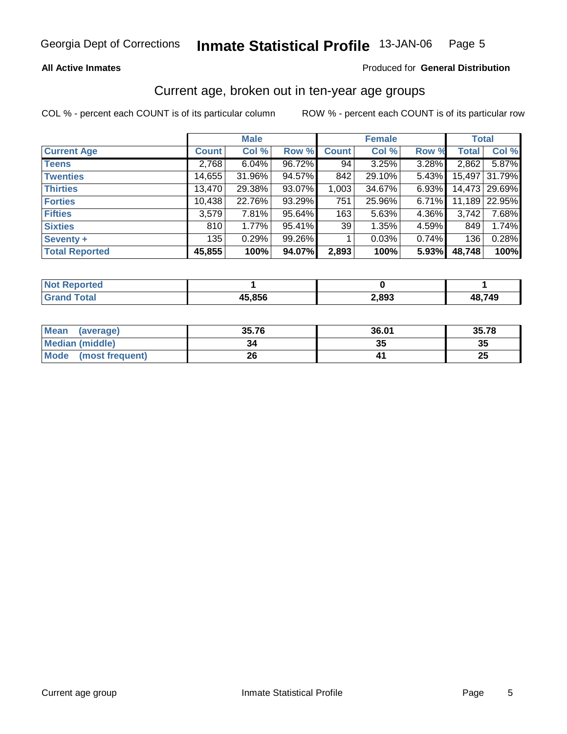**All Active Inmates**

Produced for **General Distribution**

## Current age, broken out in ten-year age groups

COL % - percent each COUNT is of its particular column

ROW % - percent each COUNT is of its particular row

| | Male | | | Female | | | Total | |
|---|---|---|---|---|---|---|---|---|
| **Current Age** | **Count** | **Col %** | **Row %** | **Count** | **Col %** | **Row %** | **Total** | **Col %** |
| **Teens** | 2,768 | 6.04% | 96.72% | 94 | 3.25% | 3.28% | 2,862 | 5.87% |
| **Twenties** | 14,655 | 31.96% | 94.57% | 842 | 29.10% | 5.43% | 15,497 | 31.79% |
| **Thirties** | 13,470 | 29.38% | 93.07% | 1,003 | 34.67% | 6.93% | 14,473 | 29.69% |
| **Forties** | 10,438 | 22.76% | 93.29% | 751 | 25.96% | 6.71% | 11,189 | 22.95% |
| **Fifties** | 3,579 | 7.81% | 95.64% | 163 | 5.63% | 4.36% | 3,742 | 7.68% |
| **Sixties** | 810 | 1.77% | 95.41% | 39 | 1.35% | 4.59% | 849 | 1.74% |
| **Seventy +** | 135 | 0.29% | 99.26% | 1 | 0.03% | 0.74% | 136 | 0.28% |
| **Total Reported** | **45,855** | **100%** | **94.07%** | **2,893** | **100%** | **5.93%** | **48,748** | **100%** |

| | Male | Female | Total |
|---|---|---|---|
| **Not Reported** | **1** | **0** | **1** |
| **Grand Total** | **45,856** | **2,893** | **48,749** |

| | Male | Female | Total |
|---|---|---|---|
| **Mean (average)** | **35.76** | **36.01** | **35.78** |
| **Median (middle)** | **34** | **35** | **35** |
| **Mode (most frequent)** | **26** | **41** | **25** |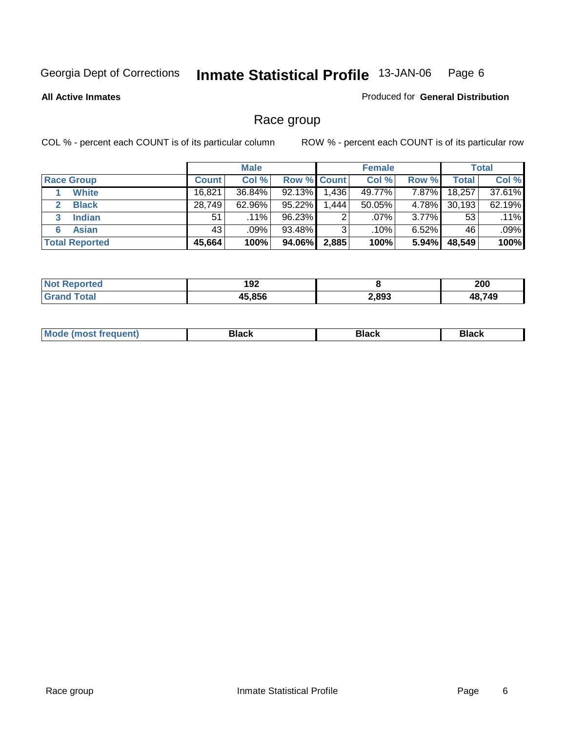Georgia Dept of Corrections **Inmate Statistical Profile** 13-JAN-06

**All Active Inmates**

Produced for **General Distribution**

## Race group

COL % - percent each COUNT is of its particular column

ROW % - percent each COUNT is of its particular row

| | Male | | | Female | | | Total | |
|---|---|---|---|---|---|---|---|---|
| **Race Group** | **Count** | **Col %** | **Row %** | **Count** | **Col %** | **Row %** | **Total** | **Col %** |
| 1 **White** | 16,821 | 36.84% | 92.13% | 1,436 | 49.77% | 7.87% | 18,257 | 37.61% |
| 2 **Black** | 28,749 | 62.96% | 95.22% | 1,444 | 50.05% | 4.78% | 30,193 | 62.19% |
| 3 **Indian** | 51 | .11% | 96.23% | 2 | .07% | 3.77% | 53 | .11% |
| 6 **Asian** | 43 | .09% | 93.48% | 3 | .10% | 6.52% | 46 | .09% |
| **Total Reported** | **45,664** | **100%** | **94.06%** | **2,885** | **100%** | **5.94%** | **48,549** | **100%** |

| | Male | Female | Total |
|---|---|---|---|
| **Not Reported** | **192** | **8** | **200** |
| **Grand Total** | **45,856** | **2,893** | **48,749** |

| | Male | Female | Total |
|---|---|---|---|
| **Mode (most frequent)** | **Black** | **Black** | **Black** |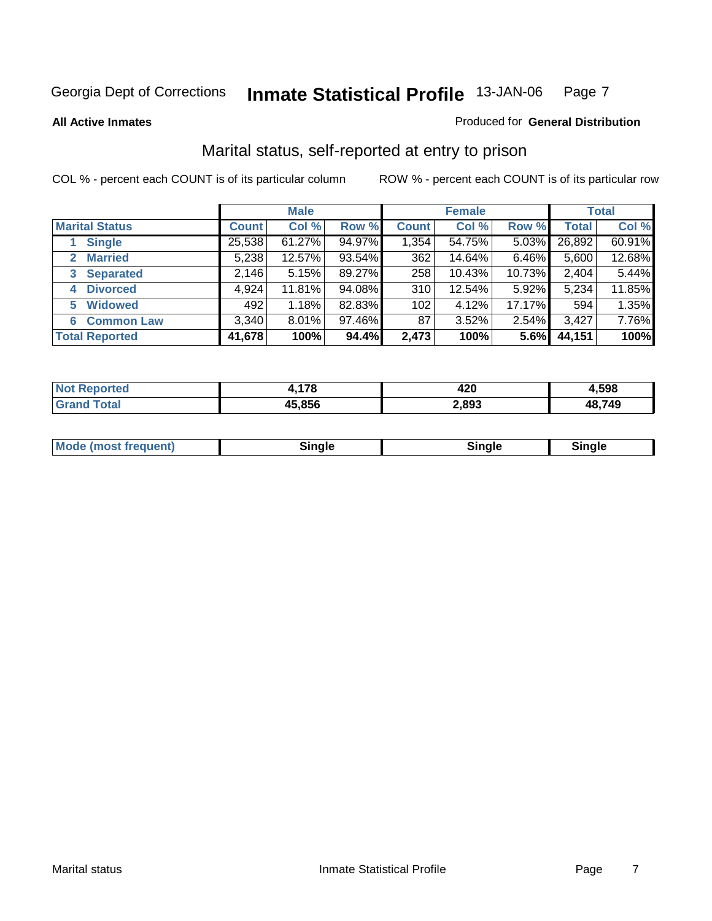Georgia Dept of Corrections **Inmate Statistical Profile** 13-JAN-06

**All Active Inmates**

Produced for **General Distribution**

## Marital status, self-reported at entry to prison

COL % - percent each COUNT is of its particular column

ROW % - percent each COUNT is of its particular row

| | Male | | | Female | | | Total | |
|---|---|---|---|---|---|---|---|---|
| **Marital Status** | **Count** | **Col %** | **Row %** | **Count** | **Col %** | **Row %** | **Total** | **Col %** |
| 1 **Single** | 25,538 | 61.27% | 94.97% | 1,354 | 54.75% | 5.03% | 26,892 | 60.91% |
| 2 **Married** | 5,238 | 12.57% | 93.54% | 362 | 14.64% | 6.46% | 5,600 | 12.68% |
| 3 **Separated** | 2,146 | 5.15% | 89.27% | 258 | 10.43% | 10.73% | 2,404 | 5.44% |
| 4 **Divorced** | 4,924 | 11.81% | 94.08% | 310 | 12.54% | 5.92% | 5,234 | 11.85% |
| 5 **Widowed** | 492 | 1.18% | 82.83% | 102 | 4.12% | 17.17% | 594 | 1.35% |
| 6 **Common Law** | 3,340 | 8.01% | 97.46% | 87 | 3.52% | 2.54% | 3,427 | 7.76% |
| **Total Reported** | **41,678** | **100%** | **94.4%** | **2,473** | **100%** | **5.6%** | **44,151** | **100%** |

| | Male | Female | Total |
|---|---|---|---|
| **Not Reported** | **4,178** | **420** | **4,598** |
| **Grand Total** | **45,856** | **2,893** | **48,749** |

| | Male | Female | Total |
|---|---|---|---|
| **Mode (most frequent)** | **Single** | **Single** | **Single** |

Marital status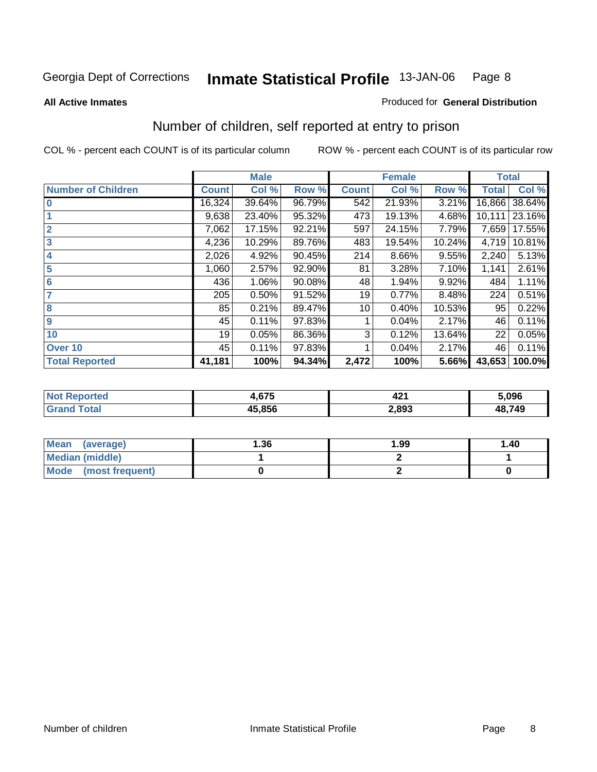Georgia Dept of Corrections **Inmate Statistical Profile** 13-JAN-06

**All Active Inmates**

Produced for **General Distribution**

## Number of children, self reported at entry to prison

COL % - percent each COUNT is of its particular column ROW % - percent each COUNT is of its particular row

| | Male | | | Female | | | Total | |
|---|---|---|---|---|---|---|---|---|
| **Number of Children** | **Count** | **Col %** | **Row %** | **Count** | **Col %** | **Row %** | **Total** | **Col %** |
| **0** | 16,324 | 39.64% | 96.79% | 542 | 21.93% | 3.21% | 16,866 | 38.64% |
| **1** | 9,638 | 23.40% | 95.32% | 473 | 19.13% | 4.68% | 10,111 | 23.16% |
| **2** | 7,062 | 17.15% | 92.21% | 597 | 24.15% | 7.79% | 7,659 | 17.55% |
| **3** | 4,236 | 10.29% | 89.76% | 483 | 19.54% | 10.24% | 4,719 | 10.81% |
| **4** | 2,026 | 4.92% | 90.45% | 214 | 8.66% | 9.55% | 2,240 | 5.13% |
| **5** | 1,060 | 2.57% | 92.90% | 81 | 3.28% | 7.10% | 1,141 | 2.61% |
| **6** | 436 | 1.06% | 90.08% | 48 | 1.94% | 9.92% | 484 | 1.11% |
| **7** | 205 | 0.50% | 91.52% | 19 | 0.77% | 8.48% | 224 | 0.51% |
| **8** | 85 | 0.21% | 89.47% | 10 | 0.40% | 10.53% | 95 | 0.22% |
| **9** | 45 | 0.11% | 97.83% | 1 | 0.04% | 2.17% | 46 | 0.11% |
| **10** | 19 | 0.05% | 86.36% | 3 | 0.12% | 13.64% | 22 | 0.05% |
| **Over 10** | 45 | 0.11% | 97.83% | 1 | 0.04% | 2.17% | 46 | 0.11% |
| **Total Reported** | **41,181** | **100%** | **94.34%** | **2,472** | **100%** | **5.66%** | **43,653** | **100.0%** |

| | Male | Female | Total |
|---|---|---|---|
| **Not Reported** | **4,675** | **421** | **5,096** |
| **Grand Total** | **45,856** | **2,893** | **48,749** |

| | Male | Female | Total |
|---|---|---|---|
| **Mean (average)** | **1.36** | **1.99** | **1.40** |
| **Median (middle)** | **1** | **2** | **1** |
| **Mode (most frequent)** | **0** | **2** | **0** |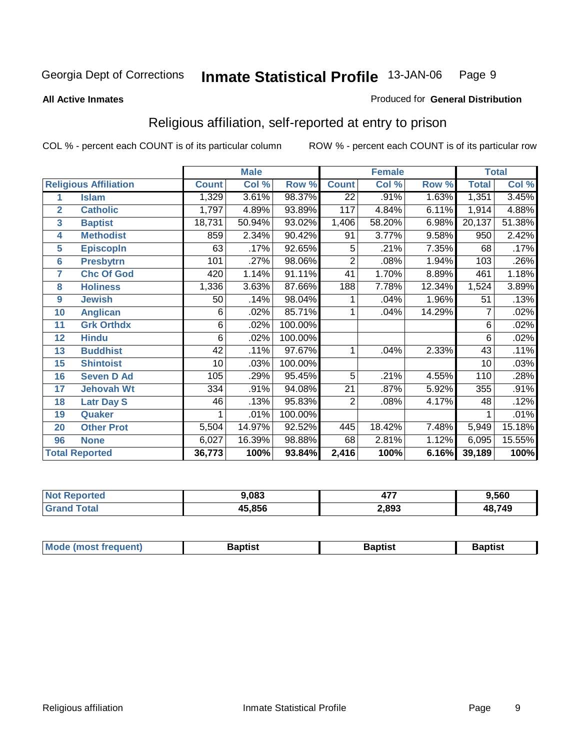Georgia Dept of Corrections **Inmate Statistical Profile** 13-JAN-06

**All Active Inmates** Produced for **General Distribution**

## Religious affiliation, self-reported at entry to prison

COL % - percent each COUNT is of its particular column ROW % - percent each COUNT is of its particular row

| Religious Affiliation | | Male | | | Female | | | Total | |
|---|---|---|---|---|---|---|---|---|---|
| | | Count | Col % | Row % | Count | Col % | Row % | Total | Col % |
| 1 | Islam | 1,329 | 3.61% | 98.37% | 22 | .91% | 1.63% | 1,351 | 3.45% |
| 2 | Catholic | 1,797 | 4.89% | 93.89% | 117 | 4.84% | 6.11% | 1,914 | 4.88% |
| 3 | Baptist | 18,731 | 50.94% | 93.02% | 1,406 | 58.20% | 6.98% | 20,137 | 51.38% |
| 4 | Methodist | 859 | 2.34% | 90.42% | 91 | 3.77% | 9.58% | 950 | 2.42% |
| 5 | Episcopln | 63 | .17% | 92.65% | 5 | .21% | 7.35% | 68 | .17% |
| 6 | Presbytrn | 101 | .27% | 98.06% | 2 | .08% | 1.94% | 103 | .26% |
| 7 | Chc Of God | 420 | 1.14% | 91.11% | 41 | 1.70% | 8.89% | 461 | 1.18% |
| 8 | Holiness | 1,336 | 3.63% | 87.66% | 188 | 7.78% | 12.34% | 1,524 | 3.89% |
| 9 | Jewish | 50 | .14% | 98.04% | 1 | .04% | 1.96% | 51 | .13% |
| 10 | Anglican | 6 | .02% | 85.71% | 1 | .04% | 14.29% | 7 | .02% |
| 11 | Grk Orthdx | 6 | .02% | 100.00% | | | | 6 | .02% |
| 12 | Hindu | 6 | .02% | 100.00% | | | | 6 | .02% |
| 13 | Buddhist | 42 | .11% | 97.67% | 1 | .04% | 2.33% | 43 | .11% |
| 15 | Shintoist | 10 | .03% | 100.00% | | | | 10 | .03% |
| 16 | Seven D Ad | 105 | .29% | 95.45% | 5 | .21% | 4.55% | 110 | .28% |
| 17 | Jehovah Wt | 334 | .91% | 94.08% | 21 | .87% | 5.92% | 355 | .91% |
| 18 | Latr Day S | 46 | .13% | 95.83% | 2 | .08% | 4.17% | 48 | .12% |
| 19 | Quaker | 1 | .01% | 100.00% | | | | 1 | .01% |
| 20 | Other Prot | 5,504 | 14.97% | 92.52% | 445 | 18.42% | 7.48% | 5,949 | 15.18% |
| 96 | None | 6,027 | 16.39% | 98.88% | 68 | 2.81% | 1.12% | 6,095 | 15.55% |
| **Total Reported** | | **36,773** | **100%** | **93.84%** | **2,416** | **100%** | **6.16%** | **39,189** | **100%** |

| | Male | Female | Total |
|---|---|---|---|
| Not Reported | 9,083 | 477 | 9,560 |
| Grand Total | 45,856 | 2,893 | 48,749 |

| | Male | Female | Total |
|---|---|---|---|
| Mode (most frequent) | Baptist | Baptist | Baptist |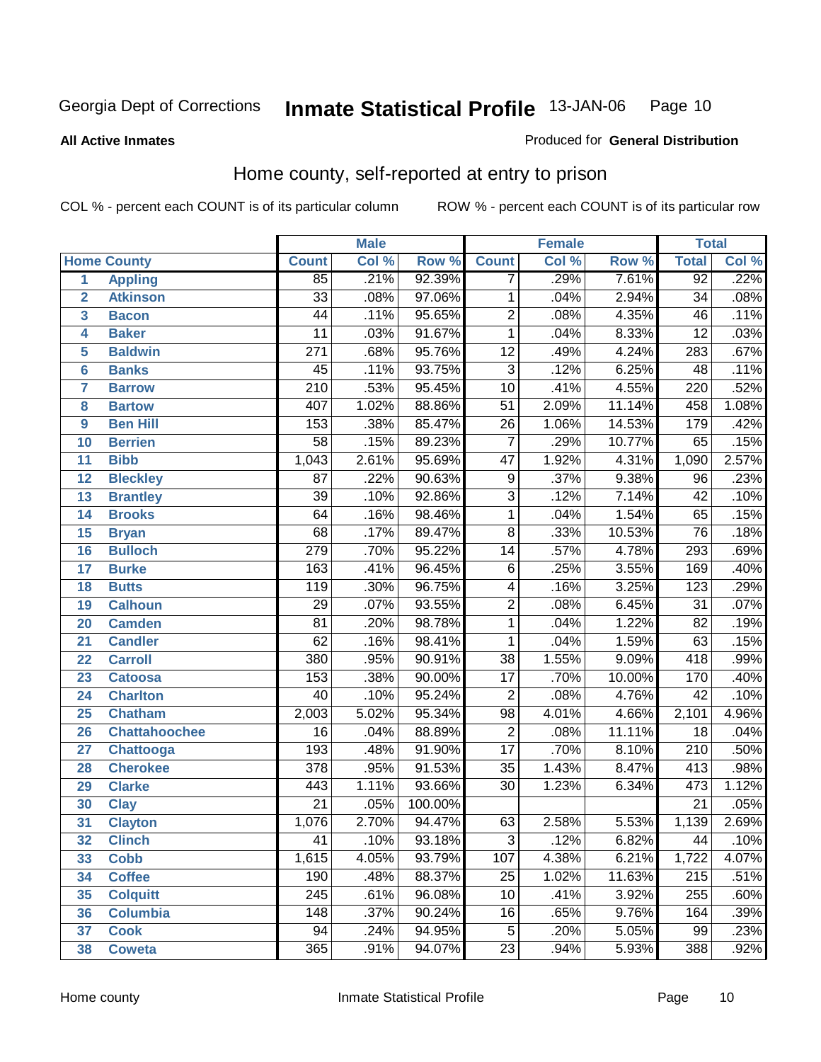Georgia Dept of Corrections **Inmate Statistical Profile** 13-JAN-06

**All Active Inmates**

Produced for **General Distribution**

## Home county, self-reported at entry to prison

COL % - percent each COUNT is of its particular column    ROW % - percent each COUNT is of its particular row

| | | Male | | | Female | | | Total | |
|---|---|---|---|---|---|---|---|---|---|
| **Home County** | | **Count** | **Col %** | **Row %** | **Count** | **Col %** | **Row %** | **Total** | **Col %** |
| 1 | Appling | 85 | .21% | 92.39% | 7 | .29% | 7.61% | 92 | .22% |
| 2 | Atkinson | 33 | .08% | 97.06% | 1 | .04% | 2.94% | 34 | .08% |
| 3 | Bacon | 44 | .11% | 95.65% | 2 | .08% | 4.35% | 46 | .11% |
| 4 | Baker | 11 | .03% | 91.67% | 1 | .04% | 8.33% | 12 | .03% |
| 5 | Baldwin | 271 | .68% | 95.76% | 12 | .49% | 4.24% | 283 | .67% |
| 6 | Banks | 45 | .11% | 93.75% | 3 | .12% | 6.25% | 48 | .11% |
| 7 | Barrow | 210 | .53% | 95.45% | 10 | .41% | 4.55% | 220 | .52% |
| 8 | Bartow | 407 | 1.02% | 88.86% | 51 | 2.09% | 11.14% | 458 | 1.08% |
| 9 | Ben Hill | 153 | .38% | 85.47% | 26 | 1.06% | 14.53% | 179 | .42% |
| 10 | Berrien | 58 | .15% | 89.23% | 7 | .29% | 10.77% | 65 | .15% |
| 11 | Bibb | 1,043 | 2.61% | 95.69% | 47 | 1.92% | 4.31% | 1,090 | 2.57% |
| 12 | Bleckley | 87 | .22% | 90.63% | 9 | .37% | 9.38% | 96 | .23% |
| 13 | Brantley | 39 | .10% | 92.86% | 3 | .12% | 7.14% | 42 | .10% |
| 14 | Brooks | 64 | .16% | 98.46% | 1 | .04% | 1.54% | 65 | .15% |
| 15 | Bryan | 68 | .17% | 89.47% | 8 | .33% | 10.53% | 76 | .18% |
| 16 | Bulloch | 279 | .70% | 95.22% | 14 | .57% | 4.78% | 293 | .69% |
| 17 | Burke | 163 | .41% | 96.45% | 6 | .25% | 3.55% | 169 | .40% |
| 18 | Butts | 119 | .30% | 96.75% | 4 | .16% | 3.25% | 123 | .29% |
| 19 | Calhoun | 29 | .07% | 93.55% | 2 | .08% | 6.45% | 31 | .07% |
| 20 | Camden | 81 | .20% | 98.78% | 1 | .04% | 1.22% | 82 | .19% |
| 21 | Candler | 62 | .16% | 98.41% | 1 | .04% | 1.59% | 63 | .15% |
| 22 | Carroll | 380 | .95% | 90.91% | 38 | 1.55% | 9.09% | 418 | .99% |
| 23 | Catoosa | 153 | .38% | 90.00% | 17 | .70% | 10.00% | 170 | .40% |
| 24 | Charlton | 40 | .10% | 95.24% | 2 | .08% | 4.76% | 42 | .10% |
| 25 | Chatham | 2,003 | 5.02% | 95.34% | 98 | 4.01% | 4.66% | 2,101 | 4.96% |
| 26 | Chattahoochee | 16 | .04% | 88.89% | 2 | .08% | 11.11% | 18 | .04% |
| 27 | Chattooga | 193 | .48% | 91.90% | 17 | .70% | 8.10% | 210 | .50% |
| 28 | Cherokee | 378 | .95% | 91.53% | 35 | 1.43% | 8.47% | 413 | .98% |
| 29 | Clarke | 443 | 1.11% | 93.66% | 30 | 1.23% | 6.34% | 473 | 1.12% |
| 30 | Clay | 21 | .05% | 100.00% | | | | 21 | .05% |
| 31 | Clayton | 1,076 | 2.70% | 94.47% | 63 | 2.58% | 5.53% | 1,139 | 2.69% |
| 32 | Clinch | 41 | .10% | 93.18% | 3 | .12% | 6.82% | 44 | .10% |
| 33 | Cobb | 1,615 | 4.05% | 93.79% | 107 | 4.38% | 6.21% | 1,722 | 4.07% |
| 34 | Coffee | 190 | .48% | 88.37% | 25 | 1.02% | 11.63% | 215 | .51% |
| 35 | Colquitt | 245 | .61% | 96.08% | 10 | .41% | 3.92% | 255 | .60% |
| 36 | Columbia | 148 | .37% | 90.24% | 16 | .65% | 9.76% | 164 | .39% |
| 37 | Cook | 94 | .24% | 94.95% | 5 | .20% | 5.05% | 99 | .23% |
| 38 | Coweta | 365 | .91% | 94.07% | 23 | .94% | 5.93% | 388 | .92% |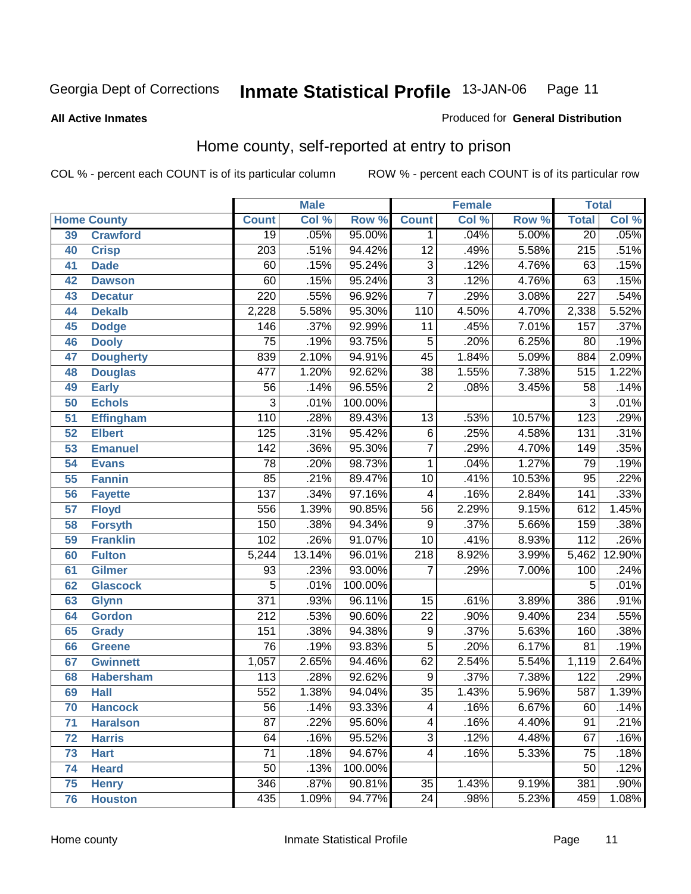Georgia Dept of Corrections **Inmate Statistical Profile** 13-JAN-06

**All Active Inmates**

Produced for **General Distribution**

## Home county, self-reported at entry to prison

COL % - percent each COUNT is of its particular column     ROW % - percent each COUNT is of its particular row

| Home County | | Male | | | Female | | | Total | |
|---|---|---|---|---|---|---|---|---|---|
| | | Count | Col % | Row % | Count | Col % | Row % | Total | Col % |
| 39 | Crawford | 19 | .05% | 95.00% | 1 | .04% | 5.00% | 20 | .05% |
| 40 | Crisp | 203 | .51% | 94.42% | 12 | .49% | 5.58% | 215 | .51% |
| 41 | Dade | 60 | .15% | 95.24% | 3 | .12% | 4.76% | 63 | .15% |
| 42 | Dawson | 60 | .15% | 95.24% | 3 | .12% | 4.76% | 63 | .15% |
| 43 | Decatur | 220 | .55% | 96.92% | 7 | .29% | 3.08% | 227 | .54% |
| 44 | Dekalb | 2,228 | 5.58% | 95.30% | 110 | 4.50% | 4.70% | 2,338 | 5.52% |
| 45 | Dodge | 146 | .37% | 92.99% | 11 | .45% | 7.01% | 157 | .37% |
| 46 | Dooly | 75 | .19% | 93.75% | 5 | .20% | 6.25% | 80 | .19% |
| 47 | Dougherty | 839 | 2.10% | 94.91% | 45 | 1.84% | 5.09% | 884 | 2.09% |
| 48 | Douglas | 477 | 1.20% | 92.62% | 38 | 1.55% | 7.38% | 515 | 1.22% |
| 49 | Early | 56 | .14% | 96.55% | 2 | .08% | 3.45% | 58 | .14% |
| 50 | Echols | 3 | .01% | 100.00% | | | | 3 | .01% |
| 51 | Effingham | 110 | .28% | 89.43% | 13 | .53% | 10.57% | 123 | .29% |
| 52 | Elbert | 125 | .31% | 95.42% | 6 | .25% | 4.58% | 131 | .31% |
| 53 | Emanuel | 142 | .36% | 95.30% | 7 | .29% | 4.70% | 149 | .35% |
| 54 | Evans | 78 | .20% | 98.73% | 1 | .04% | 1.27% | 79 | .19% |
| 55 | Fannin | 85 | .21% | 89.47% | 10 | .41% | 10.53% | 95 | .22% |
| 56 | Fayette | 137 | .34% | 97.16% | 4 | .16% | 2.84% | 141 | .33% |
| 57 | Floyd | 556 | 1.39% | 90.85% | 56 | 2.29% | 9.15% | 612 | 1.45% |
| 58 | Forsyth | 150 | .38% | 94.34% | 9 | .37% | 5.66% | 159 | .38% |
| 59 | Franklin | 102 | .26% | 91.07% | 10 | .41% | 8.93% | 112 | .26% |
| 60 | Fulton | 5,244 | 13.14% | 96.01% | 218 | 8.92% | 3.99% | 5,462 | 12.90% |
| 61 | Gilmer | 93 | .23% | 93.00% | 7 | .29% | 7.00% | 100 | .24% |
| 62 | Glascock | 5 | .01% | 100.00% | | | | 5 | .01% |
| 63 | Glynn | 371 | .93% | 96.11% | 15 | .61% | 3.89% | 386 | .91% |
| 64 | Gordon | 212 | .53% | 90.60% | 22 | .90% | 9.40% | 234 | .55% |
| 65 | Grady | 151 | .38% | 94.38% | 9 | .37% | 5.63% | 160 | .38% |
| 66 | Greene | 76 | .19% | 93.83% | 5 | .20% | 6.17% | 81 | .19% |
| 67 | Gwinnett | 1,057 | 2.65% | 94.46% | 62 | 2.54% | 5.54% | 1,119 | 2.64% |
| 68 | Habersham | 113 | .28% | 92.62% | 9 | .37% | 7.38% | 122 | .29% |
| 69 | Hall | 552 | 1.38% | 94.04% | 35 | 1.43% | 5.96% | 587 | 1.39% |
| 70 | Hancock | 56 | .14% | 93.33% | 4 | .16% | 6.67% | 60 | .14% |
| 71 | Haralson | 87 | .22% | 95.60% | 4 | .16% | 4.40% | 91 | .21% |
| 72 | Harris | 64 | .16% | 95.52% | 3 | .12% | 4.48% | 67 | .16% |
| 73 | Hart | 71 | .18% | 94.67% | 4 | .16% | 5.33% | 75 | .18% |
| 74 | Heard | 50 | .13% | 100.00% | | | | 50 | .12% |
| 75 | Henry | 346 | .87% | 90.81% | 35 | 1.43% | 9.19% | 381 | .90% |
| 76 | Houston | 435 | 1.09% | 94.77% | 24 | .98% | 5.23% | 459 | 1.08% |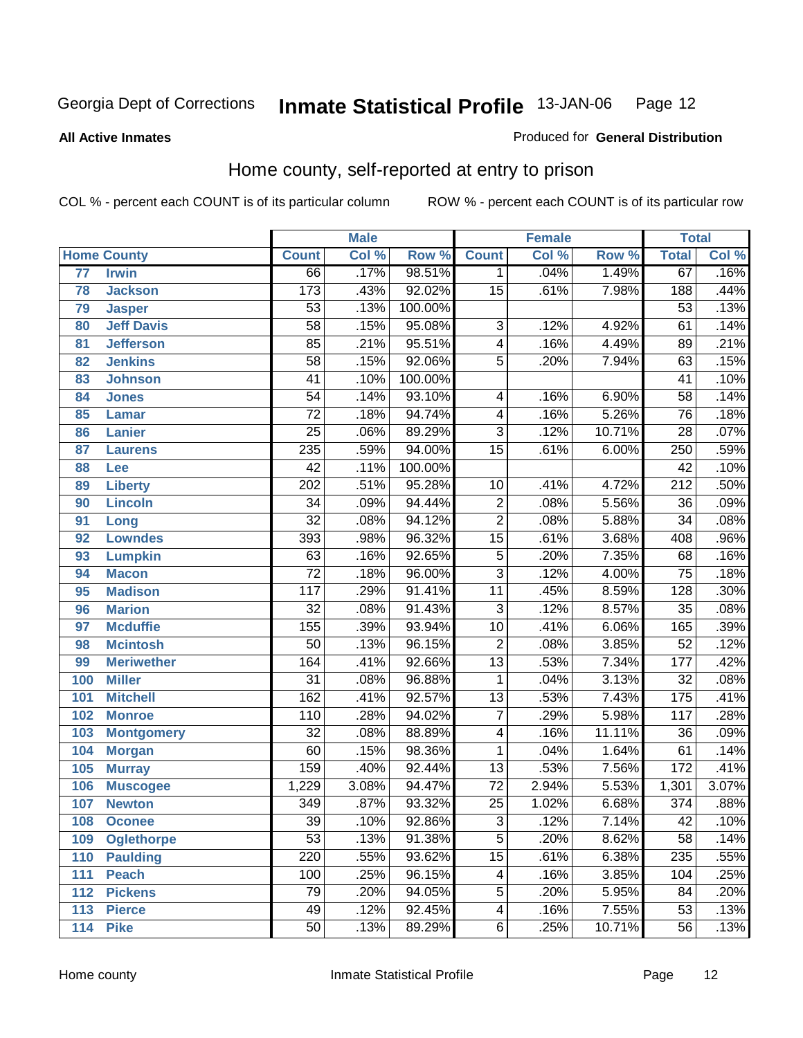Georgia Dept of Corrections **Inmate Statistical Profile** 13-JAN-06

**All Active Inmates**

Produced for **General Distribution**

## Home county, self-reported at entry to prison

COL % - percent each COUNT is of its particular column

ROW % - percent each COUNT is of its particular row

| Home County | | Male | | | Female | | | Total | |
|---|---|---|---|---|---|---|---|---|---|
| | | Count | Col % | Row % | Count | Col % | Row % | Total | Col % |
| 77 | Irwin | 66 | .17% | 98.51% | 1 | .04% | 1.49% | 67 | .16% |
| 78 | Jackson | 173 | .43% | 92.02% | 15 | .61% | 7.98% | 188 | .44% |
| 79 | Jasper | 53 | .13% | 100.00% | | | | 53 | .13% |
| 80 | Jeff Davis | 58 | .15% | 95.08% | 3 | .12% | 4.92% | 61 | .14% |
| 81 | Jefferson | 85 | .21% | 95.51% | 4 | .16% | 4.49% | 89 | .21% |
| 82 | Jenkins | 58 | .15% | 92.06% | 5 | .20% | 7.94% | 63 | .15% |
| 83 | Johnson | 41 | .10% | 100.00% | | | | 41 | .10% |
| 84 | Jones | 54 | .14% | 93.10% | 4 | .16% | 6.90% | 58 | .14% |
| 85 | Lamar | 72 | .18% | 94.74% | 4 | .16% | 5.26% | 76 | .18% |
| 86 | Lanier | 25 | .06% | 89.29% | 3 | .12% | 10.71% | 28 | .07% |
| 87 | Laurens | 235 | .59% | 94.00% | 15 | .61% | 6.00% | 250 | .59% |
| 88 | Lee | 42 | .11% | 100.00% | | | | 42 | .10% |
| 89 | Liberty | 202 | .51% | 95.28% | 10 | .41% | 4.72% | 212 | .50% |
| 90 | Lincoln | 34 | .09% | 94.44% | 2 | .08% | 5.56% | 36 | .09% |
| 91 | Long | 32 | .08% | 94.12% | 2 | .08% | 5.88% | 34 | .08% |
| 92 | Lowndes | 393 | .98% | 96.32% | 15 | .61% | 3.68% | 408 | .96% |
| 93 | Lumpkin | 63 | .16% | 92.65% | 5 | .20% | 7.35% | 68 | .16% |
| 94 | Macon | 72 | .18% | 96.00% | 3 | .12% | 4.00% | 75 | .18% |
| 95 | Madison | 117 | .29% | 91.41% | 11 | .45% | 8.59% | 128 | .30% |
| 96 | Marion | 32 | .08% | 91.43% | 3 | .12% | 8.57% | 35 | .08% |
| 97 | Mcduffie | 155 | .39% | 93.94% | 10 | .41% | 6.06% | 165 | .39% |
| 98 | Mcintosh | 50 | .13% | 96.15% | 2 | .08% | 3.85% | 52 | .12% |
| 99 | Meriwether | 164 | .41% | 92.66% | 13 | .53% | 7.34% | 177 | .42% |
| 100 | Miller | 31 | .08% | 96.88% | 1 | .04% | 3.13% | 32 | .08% |
| 101 | Mitchell | 162 | .41% | 92.57% | 13 | .53% | 7.43% | 175 | .41% |
| 102 | Monroe | 110 | .28% | 94.02% | 7 | .29% | 5.98% | 117 | .28% |
| 103 | Montgomery | 32 | .08% | 88.89% | 4 | .16% | 11.11% | 36 | .09% |
| 104 | Morgan | 60 | .15% | 98.36% | 1 | .04% | 1.64% | 61 | .14% |
| 105 | Murray | 159 | .40% | 92.44% | 13 | .53% | 7.56% | 172 | .41% |
| 106 | Muscogee | 1,229 | 3.08% | 94.47% | 72 | 2.94% | 5.53% | 1,301 | 3.07% |
| 107 | Newton | 349 | .87% | 93.32% | 25 | 1.02% | 6.68% | 374 | .88% |
| 108 | Oconee | 39 | .10% | 92.86% | 3 | .12% | 7.14% | 42 | .10% |
| 109 | Oglethorpe | 53 | .13% | 91.38% | 5 | .20% | 8.62% | 58 | .14% |
| 110 | Paulding | 220 | .55% | 93.62% | 15 | .61% | 6.38% | 235 | .55% |
| 111 | Peach | 100 | .25% | 96.15% | 4 | .16% | 3.85% | 104 | .25% |
| 112 | Pickens | 79 | .20% | 94.05% | 5 | .20% | 5.95% | 84 | .20% |
| 113 | Pierce | 49 | .12% | 92.45% | 4 | .16% | 7.55% | 53 | .13% |
| 114 | Pike | 50 | .13% | 89.29% | 6 | .25% | 10.71% | 56 | .13% |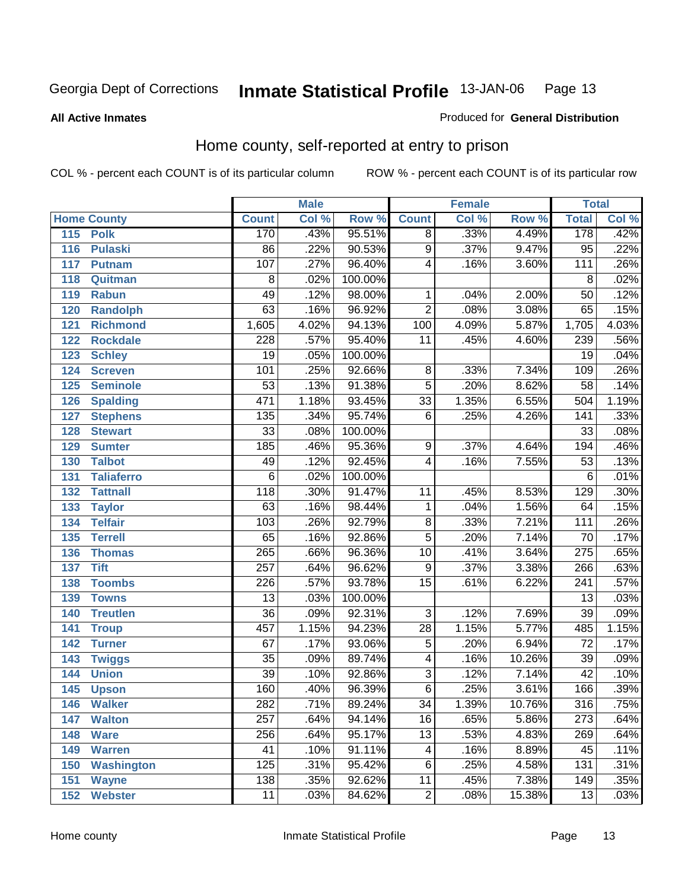Georgia Dept of Corrections **Inmate Statistical Profile** 13-JAN-06

**All Active Inmates**

Produced for **General Distribution**

## Home county, self-reported at entry to prison

COL % - percent each COUNT is of its particular column

ROW % - percent each COUNT is of its particular row

| Home County | | Male | | | Female | | | Total | |
|---|---|---|---|---|---|---|---|---|---|
| | | Count | Col % | Row % | Count | Col % | Row % | Total | Col % |
| 115 | Polk | 170 | .43% | 95.51% | 8 | .33% | 4.49% | 178 | .42% |
| 116 | Pulaski | 86 | .22% | 90.53% | 9 | .37% | 9.47% | 95 | .22% |
| 117 | Putnam | 107 | .27% | 96.40% | 4 | .16% | 3.60% | 111 | .26% |
| 118 | Quitman | 8 | .02% | 100.00% | | | | 8 | .02% |
| 119 | Rabun | 49 | .12% | 98.00% | 1 | .04% | 2.00% | 50 | .12% |
| 120 | Randolph | 63 | .16% | 96.92% | 2 | .08% | 3.08% | 65 | .15% |
| 121 | Richmond | 1,605 | 4.02% | 94.13% | 100 | 4.09% | 5.87% | 1,705 | 4.03% |
| 122 | Rockdale | 228 | .57% | 95.40% | 11 | .45% | 4.60% | 239 | .56% |
| 123 | Schley | 19 | .05% | 100.00% | | | | 19 | .04% |
| 124 | Screven | 101 | .25% | 92.66% | 8 | .33% | 7.34% | 109 | .26% |
| 125 | Seminole | 53 | .13% | 91.38% | 5 | .20% | 8.62% | 58 | .14% |
| 126 | Spalding | 471 | 1.18% | 93.45% | 33 | 1.35% | 6.55% | 504 | 1.19% |
| 127 | Stephens | 135 | .34% | 95.74% | 6 | .25% | 4.26% | 141 | .33% |
| 128 | Stewart | 33 | .08% | 100.00% | | | | 33 | .08% |
| 129 | Sumter | 185 | .46% | 95.36% | 9 | .37% | 4.64% | 194 | .46% |
| 130 | Talbot | 49 | .12% | 92.45% | 4 | .16% | 7.55% | 53 | .13% |
| 131 | Taliaferro | 6 | .02% | 100.00% | | | | 6 | .01% |
| 132 | Tattnall | 118 | .30% | 91.47% | 11 | .45% | 8.53% | 129 | .30% |
| 133 | Taylor | 63 | .16% | 98.44% | 1 | .04% | 1.56% | 64 | .15% |
| 134 | Telfair | 103 | .26% | 92.79% | 8 | .33% | 7.21% | 111 | .26% |
| 135 | Terrell | 65 | .16% | 92.86% | 5 | .20% | 7.14% | 70 | .17% |
| 136 | Thomas | 265 | .66% | 96.36% | 10 | .41% | 3.64% | 275 | .65% |
| 137 | Tift | 257 | .64% | 96.62% | 9 | .37% | 3.38% | 266 | .63% |
| 138 | Toombs | 226 | .57% | 93.78% | 15 | .61% | 6.22% | 241 | .57% |
| 139 | Towns | 13 | .03% | 100.00% | | | | 13 | .03% |
| 140 | Treutlen | 36 | .09% | 92.31% | 3 | .12% | 7.69% | 39 | .09% |
| 141 | Troup | 457 | 1.15% | 94.23% | 28 | 1.15% | 5.77% | 485 | 1.15% |
| 142 | Turner | 67 | .17% | 93.06% | 5 | .20% | 6.94% | 72 | .17% |
| 143 | Twiggs | 35 | .09% | 89.74% | 4 | .16% | 10.26% | 39 | .09% |
| 144 | Union | 39 | .10% | 92.86% | 3 | .12% | 7.14% | 42 | .10% |
| 145 | Upson | 160 | .40% | 96.39% | 6 | .25% | 3.61% | 166 | .39% |
| 146 | Walker | 282 | .71% | 89.24% | 34 | 1.39% | 10.76% | 316 | .75% |
| 147 | Walton | 257 | .64% | 94.14% | 16 | .65% | 5.86% | 273 | .64% |
| 148 | Ware | 256 | .64% | 95.17% | 13 | .53% | 4.83% | 269 | .64% |
| 149 | Warren | 41 | .10% | 91.11% | 4 | .16% | 8.89% | 45 | .11% |
| 150 | Washington | 125 | .31% | 95.42% | 6 | .25% | 4.58% | 131 | .31% |
| 151 | Wayne | 138 | .35% | 92.62% | 11 | .45% | 7.38% | 149 | .35% |
| 152 | Webster | 11 | .03% | 84.62% | 2 | .08% | 15.38% | 13 | .03% |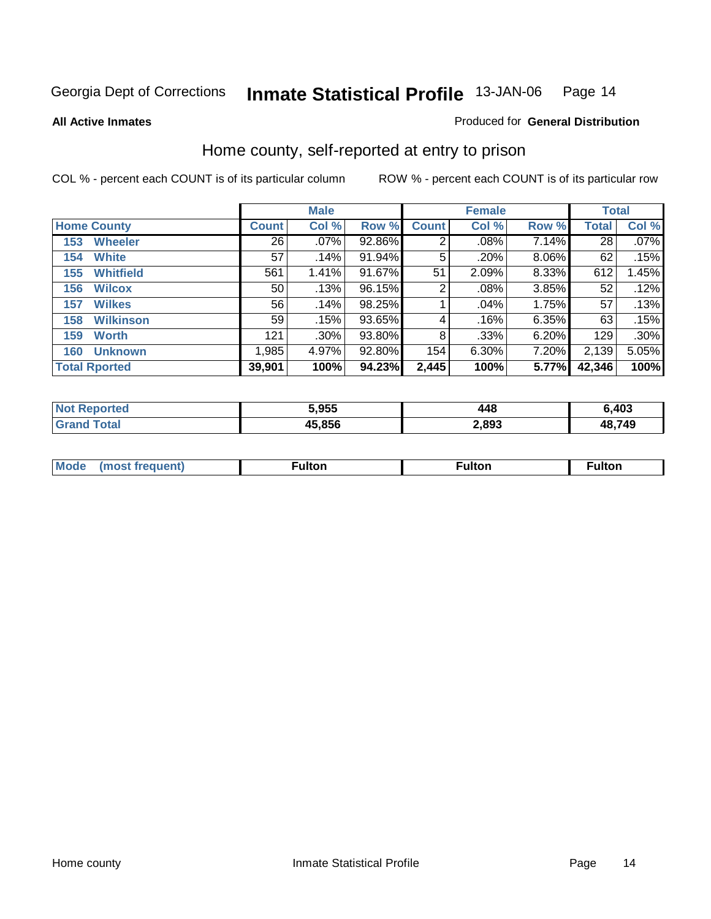Georgia Dept of Corrections **Inmate Statistical Profile** 13-JAN-06

**All Active Inmates**

Produced for **General Distribution**

## Home county, self-reported at entry to prison

COL % - percent each COUNT is of its particular column

ROW % - percent each COUNT is of its particular row

| | Male | | | Female | | | Total | |
|---|---|---|---|---|---|---|---|---|
| **Home County** | **Count** | **Col %** | **Row %** | **Count** | **Col %** | **Row %** | **Total** | **Col %** |
| 153 Wheeler | 26 | .07% | 92.86% | 2 | .08% | 7.14% | 28 | .07% |
| 154 White | 57 | .14% | 91.94% | 5 | .20% | 8.06% | 62 | .15% |
| 155 Whitfield | 561 | 1.41% | 91.67% | 51 | 2.09% | 8.33% | 612 | 1.45% |
| 156 Wilcox | 50 | .13% | 96.15% | 2 | .08% | 3.85% | 52 | .12% |
| 157 Wilkes | 56 | .14% | 98.25% | 1 | .04% | 1.75% | 57 | .13% |
| 158 Wilkinson | 59 | .15% | 93.65% | 4 | .16% | 6.35% | 63 | .15% |
| 159 Worth | 121 | .30% | 93.80% | 8 | .33% | 6.20% | 129 | .30% |
| 160 Unknown | 1,985 | 4.97% | 92.80% | 154 | 6.30% | 7.20% | 2,139 | 5.05% |
| **Total Rported** | **39,901** | **100%** | **94.23%** | **2,445** | **100%** | **5.77%** | **42,346** | **100%** |

| | Male | Female | Total |
|---|---|---|---|
| **Not Reported** | **5,955** | **448** | **6,403** |
| **Grand Total** | **45,856** | **2,893** | **48,749** |

| | Male | Female | Total |
|---|---|---|---|
| **Mode (most frequent)** | **Fulton** | **Fulton** | **Fulton** |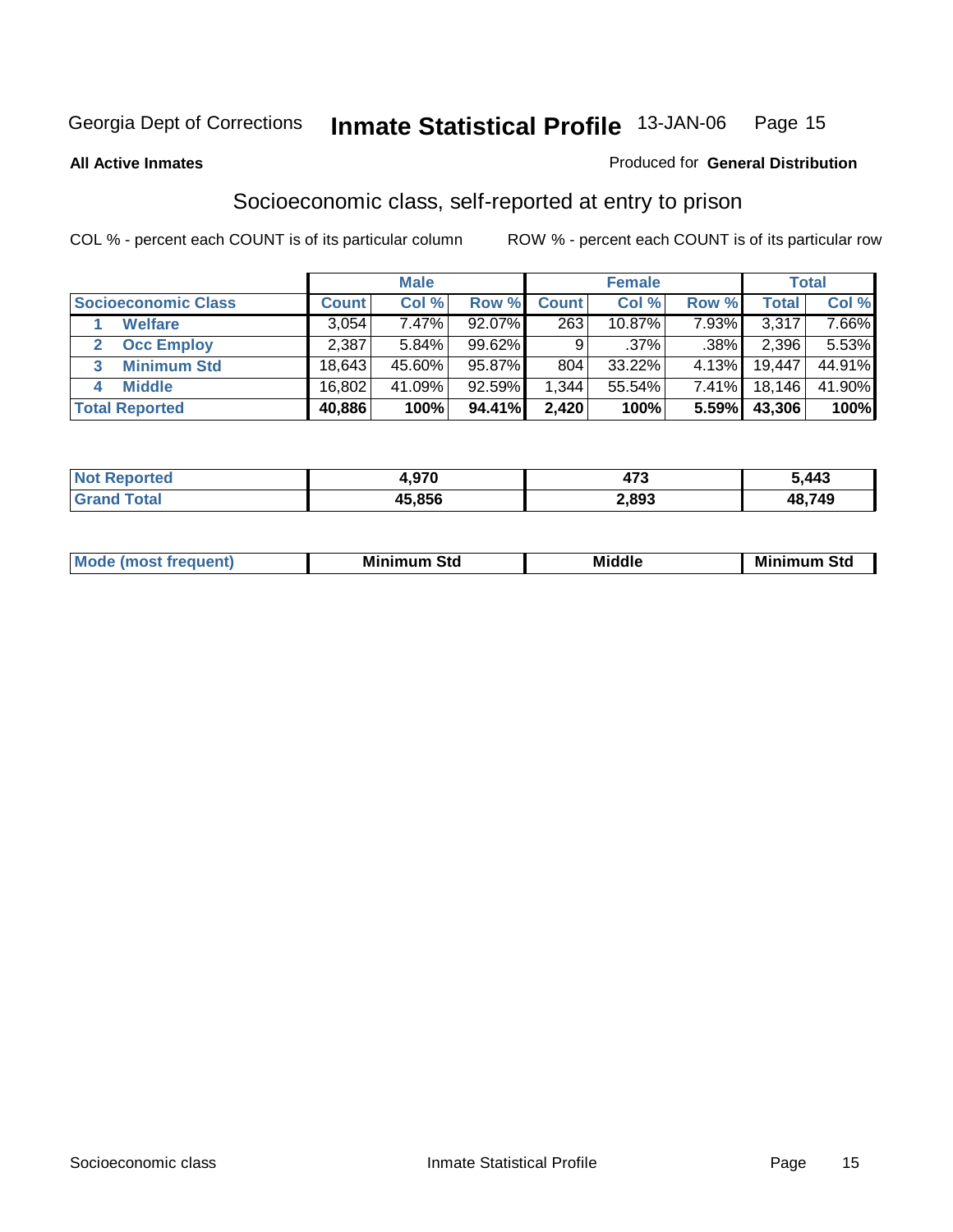Georgia Dept of Corrections **Inmate Statistical Profile** 13-JAN-06

**All Active Inmates**

Produced for **General Distribution**

## Socioeconomic class, self-reported at entry to prison

COL % - percent each COUNT is of its particular column    ROW % - percent each COUNT is of its particular row

| Socioeconomic Class | Male | | | Female | | | Total | |
|---|---|---|---|---|---|---|---|---|
| | Count | Col % | Row % | Count | Col % | Row % | Total | Col % |
| 1 Welfare | 3,054 | 7.47% | 92.07% | 263 | 10.87% | 7.93% | 3,317 | 7.66% |
| 2 Occ Employ | 2,387 | 5.84% | 99.62% | 9 | .37% | .38% | 2,396 | 5.53% |
| 3 Minimum Std | 18,643 | 45.60% | 95.87% | 804 | 33.22% | 4.13% | 19,447 | 44.91% |
| 4 Middle | 16,802 | 41.09% | 92.59% | 1,344 | 55.54% | 7.41% | 18,146 | 41.90% |
| **Total Reported** | **40,886** | **100%** | **94.41%** | **2,420** | **100%** | **5.59%** | **43,306** | **100%** |

| | Male | Female | Total |
|---|---|---|---|
| Not Reported | 4,970 | 473 | 5,443 |
| Grand Total | 45,856 | 2,893 | 48,749 |

| | Male | Female | Total |
|---|---|---|---|
| Mode (most frequent) | Minimum Std | Middle | Minimum Std |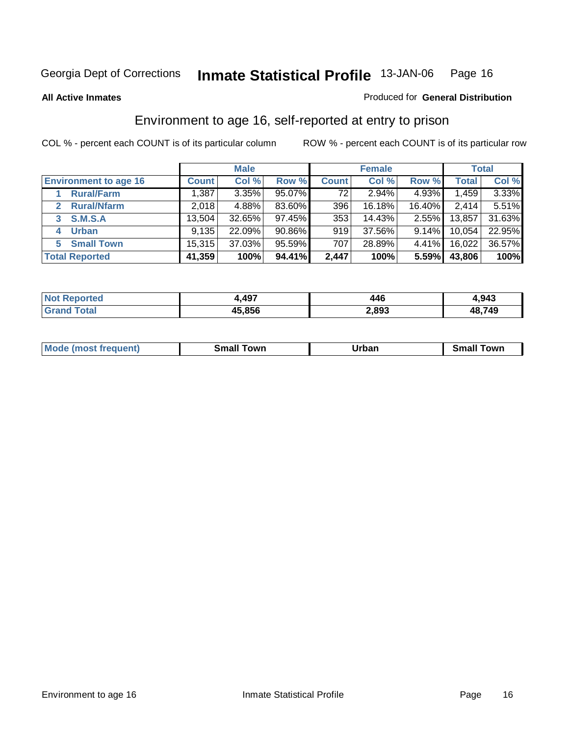Georgia Dept of Corrections **Inmate Statistical Profile** 13-JAN-06

**All Active Inmates**

Produced for **General Distribution**

## Environment to age 16, self-reported at entry to prison

COL % - percent each COUNT is of its particular column

ROW % - percent each COUNT is of its particular row

| | Male | | | Female | | | Total | |
|---|---|---|---|---|---|---|---|---|
| **Environment to age 16** | **Count** | **Col %** | **Row %** | **Count** | **Col %** | **Row %** | **Total** | **Col %** |
| 1 **Rural/Farm** | 1,387 | 3.35% | 95.07% | 72 | 2.94% | 4.93% | 1,459 | 3.33% |
| 2 **Rural/Nfarm** | 2,018 | 4.88% | 83.60% | 396 | 16.18% | 16.40% | 2,414 | 5.51% |
| 3 **S.M.S.A** | 13,504 | 32.65% | 97.45% | 353 | 14.43% | 2.55% | 13,857 | 31.63% |
| 4 **Urban** | 9,135 | 22.09% | 90.86% | 919 | 37.56% | 9.14% | 10,054 | 22.95% |
| 5 **Small Town** | 15,315 | 37.03% | 95.59% | 707 | 28.89% | 4.41% | 16,022 | 36.57% |
| **Total Reported** | **41,359** | **100%** | **94.41%** | **2,447** | **100%** | **5.59%** | **43,806** | **100%** |

| | Male | Female | Total |
|---|---|---|---|
| **Not Reported** | **4,497** | **446** | **4,943** |
| **Grand Total** | **45,856** | **2,893** | **48,749** |

| | Male | Female | Total |
|---|---|---|---|
| **Mode (most frequent)** | **Small Town** | **Urban** | **Small Town** |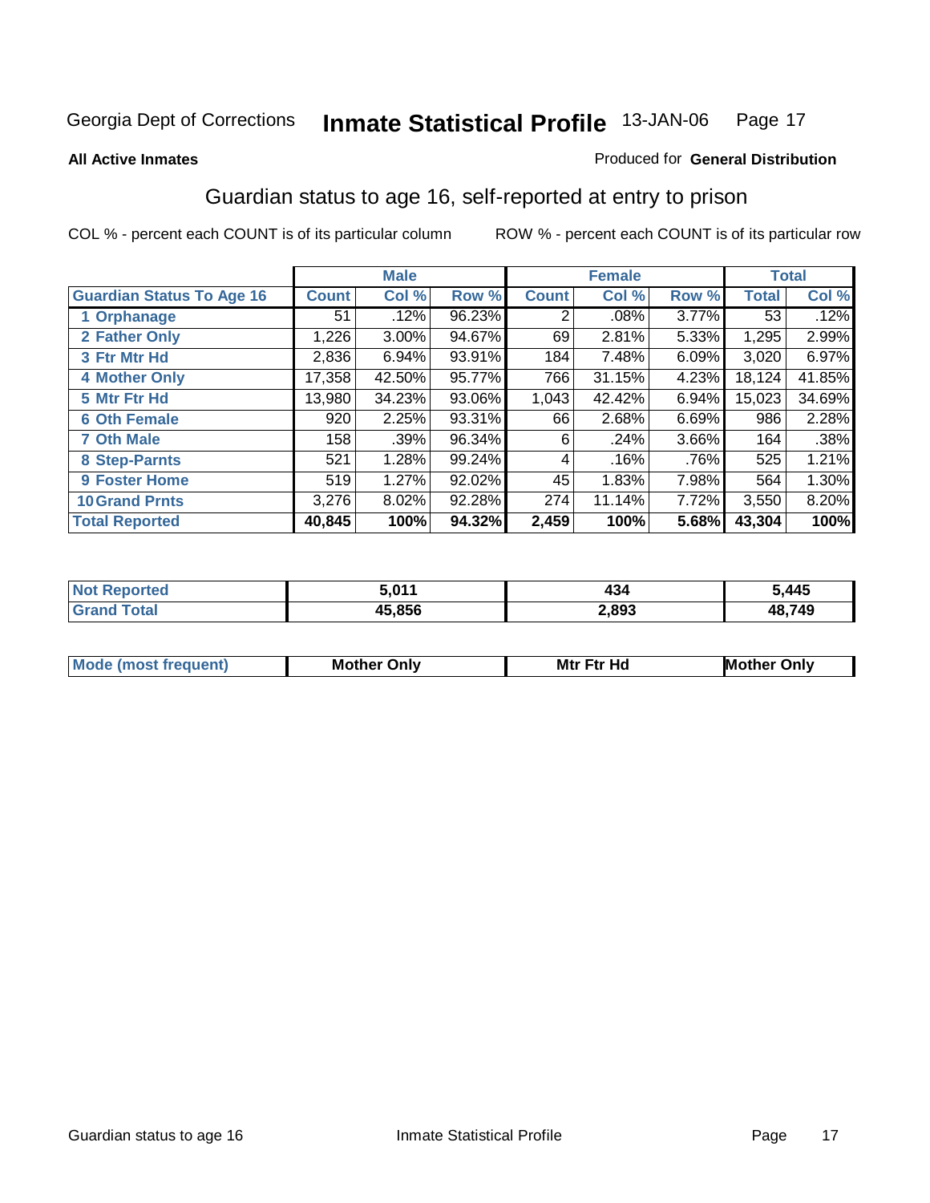Georgia Dept of Corrections **Inmate Statistical Profile** 13-JAN-06

**All Active Inmates**

Produced for **General Distribution**

## Guardian status to age 16, self-reported at entry to prison

COL % - percent each COUNT is of its particular column ROW % - percent each COUNT is of its particular row

| | Male | | | Female | | | Total | |
|---|---|---|---|---|---|---|---|---|
| **Guardian Status To Age 16** | **Count** | **Col %** | **Row %** | **Count** | **Col %** | **Row %** | **Total** | **Col %** |
| 1 Orphanage | 51 | .12% | 96.23% | 2 | .08% | 3.77% | 53 | .12% |
| 2 Father Only | 1,226 | 3.00% | 94.67% | 69 | 2.81% | 5.33% | 1,295 | 2.99% |
| 3 Ftr Mtr Hd | 2,836 | 6.94% | 93.91% | 184 | 7.48% | 6.09% | 3,020 | 6.97% |
| 4 Mother Only | 17,358 | 42.50% | 95.77% | 766 | 31.15% | 4.23% | 18,124 | 41.85% |
| 5 Mtr Ftr Hd | 13,980 | 34.23% | 93.06% | 1,043 | 42.42% | 6.94% | 15,023 | 34.69% |
| 6 Oth Female | 920 | 2.25% | 93.31% | 66 | 2.68% | 6.69% | 986 | 2.28% |
| 7 Oth Male | 158 | .39% | 96.34% | 6 | .24% | 3.66% | 164 | .38% |
| 8 Step-Parnts | 521 | 1.28% | 99.24% | 4 | .16% | .76% | 525 | 1.21% |
| 9 Foster Home | 519 | 1.27% | 92.02% | 45 | 1.83% | 7.98% | 564 | 1.30% |
| 10 Grand Prnts | 3,276 | 8.02% | 92.28% | 274 | 11.14% | 7.72% | 3,550 | 8.20% |
| **Total Reported** | **40,845** | **100%** | **94.32%** | **2,459** | **100%** | **5.68%** | **43,304** | **100%** |

| | Male | Female | Total |
|---|---|---|---|
| Not Reported | 5,011 | 434 | 5,445 |
| Grand Total | 45,856 | 2,893 | 48,749 |

| | Male | Female | Total |
|---|---|---|---|
| Mode (most frequent) | Mother Only | Mtr Ftr Hd | Mother Only |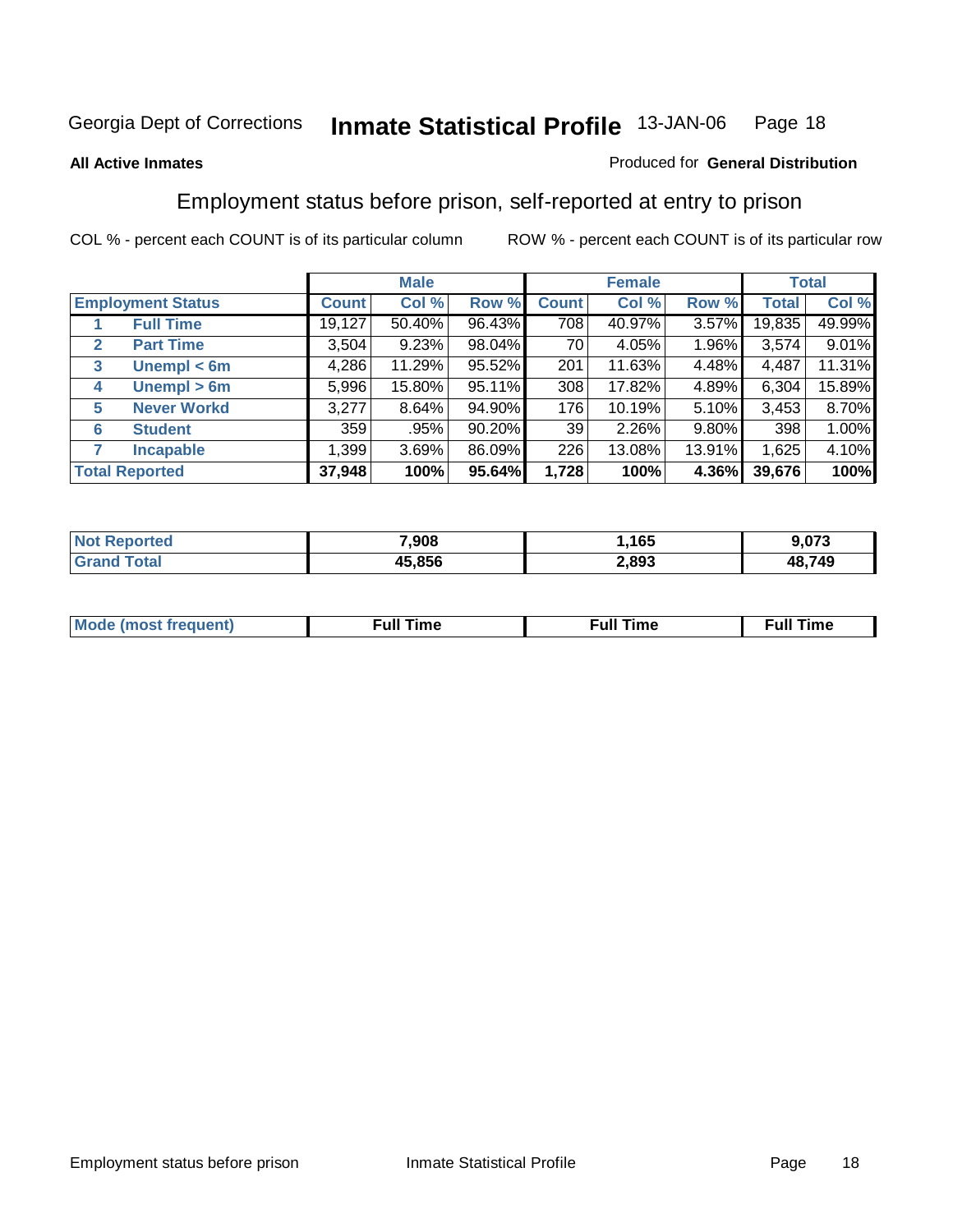Georgia Dept of Corrections **Inmate Statistical Profile** 13-JAN-06

**All Active Inmates**

Produced for **General Distribution**

## Employment status before prison, self-reported at entry to prison

COL % - percent each COUNT is of its particular column ROW % - percent each COUNT is of its particular row

| Employment Status | | Male | | | Female | | | Total | |
|---|---|---|---|---|---|---|---|---|---|
| | | Count | Col % | Row % | Count | Col % | Row % | Total | Col % |
| 1 | Full Time | 19,127 | 50.40% | 96.43% | 708 | 40.97% | 3.57% | 19,835 | 49.99% |
| 2 | Part Time | 3,504 | 9.23% | 98.04% | 70 | 4.05% | 1.96% | 3,574 | 9.01% |
| 3 | Unempl < 6m | 4,286 | 11.29% | 95.52% | 201 | 11.63% | 4.48% | 4,487 | 11.31% |
| 4 | Unempl > 6m | 5,996 | 15.80% | 95.11% | 308 | 17.82% | 4.89% | 6,304 | 15.89% |
| 5 | Never Workd | 3,277 | 8.64% | 94.90% | 176 | 10.19% | 5.10% | 3,453 | 8.70% |
| 6 | Student | 359 | .95% | 90.20% | 39 | 2.26% | 9.80% | 398 | 1.00% |
| 7 | Incapable | 1,399 | 3.69% | 86.09% | 226 | 13.08% | 13.91% | 1,625 | 4.10% |
| **Total Reported** | | **37,948** | **100%** | **95.64%** | **1,728** | **100%** | **4.36%** | **39,676** | **100%** |

| | Male | Female | Total |
|---|---|---|---|
| Not Reported | **7,908** | **1,165** | **9,073** |
| Grand Total | **45,856** | **2,893** | **48,749** |

| | Male | Female | Total |
|---|---|---|---|
| Mode (most frequent) | **Full Time** | **Full Time** | **Full Time** |

Employment status before prison Inmate Statistical Profile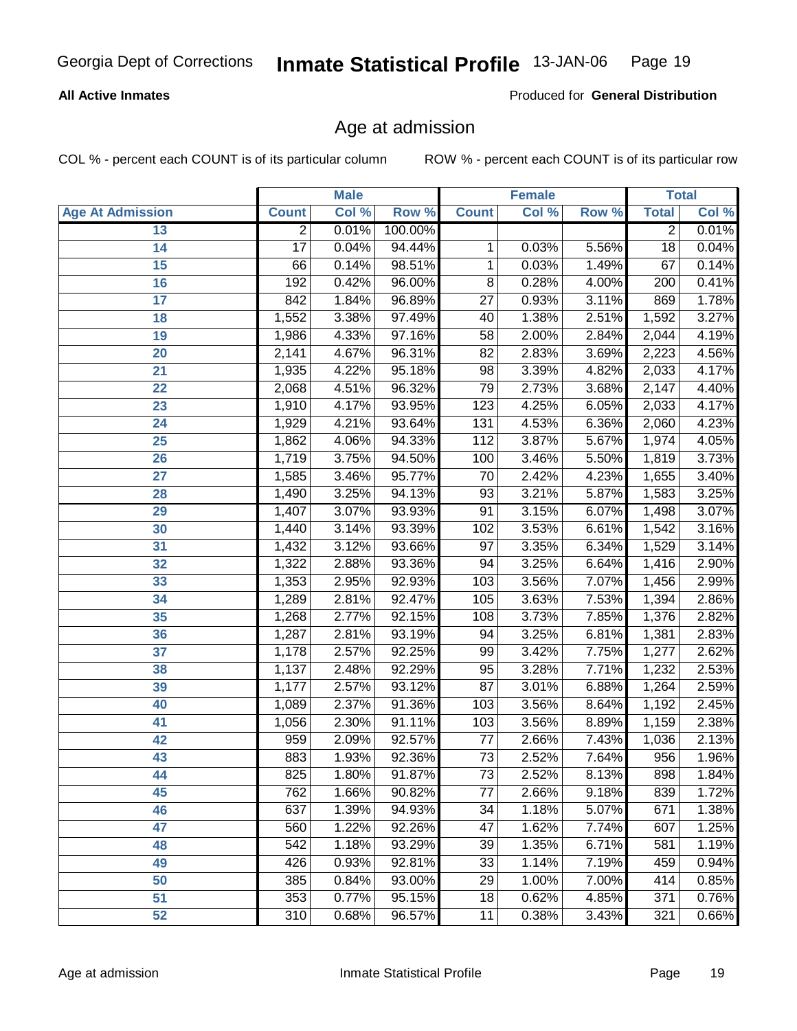**All Active Inmates** | Produced for **General Distribution**

## Age at admission

COL % - percent each COUNT is of its particular column | ROW % - percent each COUNT is of its particular row

| | Male | | | Female | | | Total | |
|---|---|---|---|---|---|---|---|---|
| Age At Admission | Count | Col % | Row % | Count | Col % | Row % | Total | Col % |
| 13 | 2 | 0.01% | 100.00% | | | | 2 | 0.01% |
| 14 | 17 | 0.04% | 94.44% | 1 | 0.03% | 5.56% | 18 | 0.04% |
| 15 | 66 | 0.14% | 98.51% | 1 | 0.03% | 1.49% | 67 | 0.14% |
| 16 | 192 | 0.42% | 96.00% | 8 | 0.28% | 4.00% | 200 | 0.41% |
| 17 | 842 | 1.84% | 96.89% | 27 | 0.93% | 3.11% | 869 | 1.78% |
| 18 | 1,552 | 3.38% | 97.49% | 40 | 1.38% | 2.51% | 1,592 | 3.27% |
| 19 | 1,986 | 4.33% | 97.16% | 58 | 2.00% | 2.84% | 2,044 | 4.19% |
| 20 | 2,141 | 4.67% | 96.31% | 82 | 2.83% | 3.69% | 2,223 | 4.56% |
| 21 | 1,935 | 4.22% | 95.18% | 98 | 3.39% | 4.82% | 2,033 | 4.17% |
| 22 | 2,068 | 4.51% | 96.32% | 79 | 2.73% | 3.68% | 2,147 | 4.40% |
| 23 | 1,910 | 4.17% | 93.95% | 123 | 4.25% | 6.05% | 2,033 | 4.17% |
| 24 | 1,929 | 4.21% | 93.64% | 131 | 4.53% | 6.36% | 2,060 | 4.23% |
| 25 | 1,862 | 4.06% | 94.33% | 112 | 3.87% | 5.67% | 1,974 | 4.05% |
| 26 | 1,719 | 3.75% | 94.50% | 100 | 3.46% | 5.50% | 1,819 | 3.73% |
| 27 | 1,585 | 3.46% | 95.77% | 70 | 2.42% | 4.23% | 1,655 | 3.40% |
| 28 | 1,490 | 3.25% | 94.13% | 93 | 3.21% | 5.87% | 1,583 | 3.25% |
| 29 | 1,407 | 3.07% | 93.93% | 91 | 3.15% | 6.07% | 1,498 | 3.07% |
| 30 | 1,440 | 3.14% | 93.39% | 102 | 3.53% | 6.61% | 1,542 | 3.16% |
| 31 | 1,432 | 3.12% | 93.66% | 97 | 3.35% | 6.34% | 1,529 | 3.14% |
| 32 | 1,322 | 2.88% | 93.36% | 94 | 3.25% | 6.64% | 1,416 | 2.90% |
| 33 | 1,353 | 2.95% | 92.93% | 103 | 3.56% | 7.07% | 1,456 | 2.99% |
| 34 | 1,289 | 2.81% | 92.47% | 105 | 3.63% | 7.53% | 1,394 | 2.86% |
| 35 | 1,268 | 2.77% | 92.15% | 108 | 3.73% | 7.85% | 1,376 | 2.82% |
| 36 | 1,287 | 2.81% | 93.19% | 94 | 3.25% | 6.81% | 1,381 | 2.83% |
| 37 | 1,178 | 2.57% | 92.25% | 99 | 3.42% | 7.75% | 1,277 | 2.62% |
| 38 | 1,137 | 2.48% | 92.29% | 95 | 3.28% | 7.71% | 1,232 | 2.53% |
| 39 | 1,177 | 2.57% | 93.12% | 87 | 3.01% | 6.88% | 1,264 | 2.59% |
| 40 | 1,089 | 2.37% | 91.36% | 103 | 3.56% | 8.64% | 1,192 | 2.45% |
| 41 | 1,056 | 2.30% | 91.11% | 103 | 3.56% | 8.89% | 1,159 | 2.38% |
| 42 | 959 | 2.09% | 92.57% | 77 | 2.66% | 7.43% | 1,036 | 2.13% |
| 43 | 883 | 1.93% | 92.36% | 73 | 2.52% | 7.64% | 956 | 1.96% |
| 44 | 825 | 1.80% | 91.87% | 73 | 2.52% | 8.13% | 898 | 1.84% |
| 45 | 762 | 1.66% | 90.82% | 77 | 2.66% | 9.18% | 839 | 1.72% |
| 46 | 637 | 1.39% | 94.93% | 34 | 1.18% | 5.07% | 671 | 1.38% |
| 47 | 560 | 1.22% | 92.26% | 47 | 1.62% | 7.74% | 607 | 1.25% |
| 48 | 542 | 1.18% | 93.29% | 39 | 1.35% | 6.71% | 581 | 1.19% |
| 49 | 426 | 0.93% | 92.81% | 33 | 1.14% | 7.19% | 459 | 0.94% |
| 50 | 385 | 0.84% | 93.00% | 29 | 1.00% | 7.00% | 414 | 0.85% |
| 51 | 353 | 0.77% | 95.15% | 18 | 0.62% | 4.85% | 371 | 0.76% |
| 52 | 310 | 0.68% | 96.57% | 11 | 0.38% | 3.43% | 321 | 0.66% |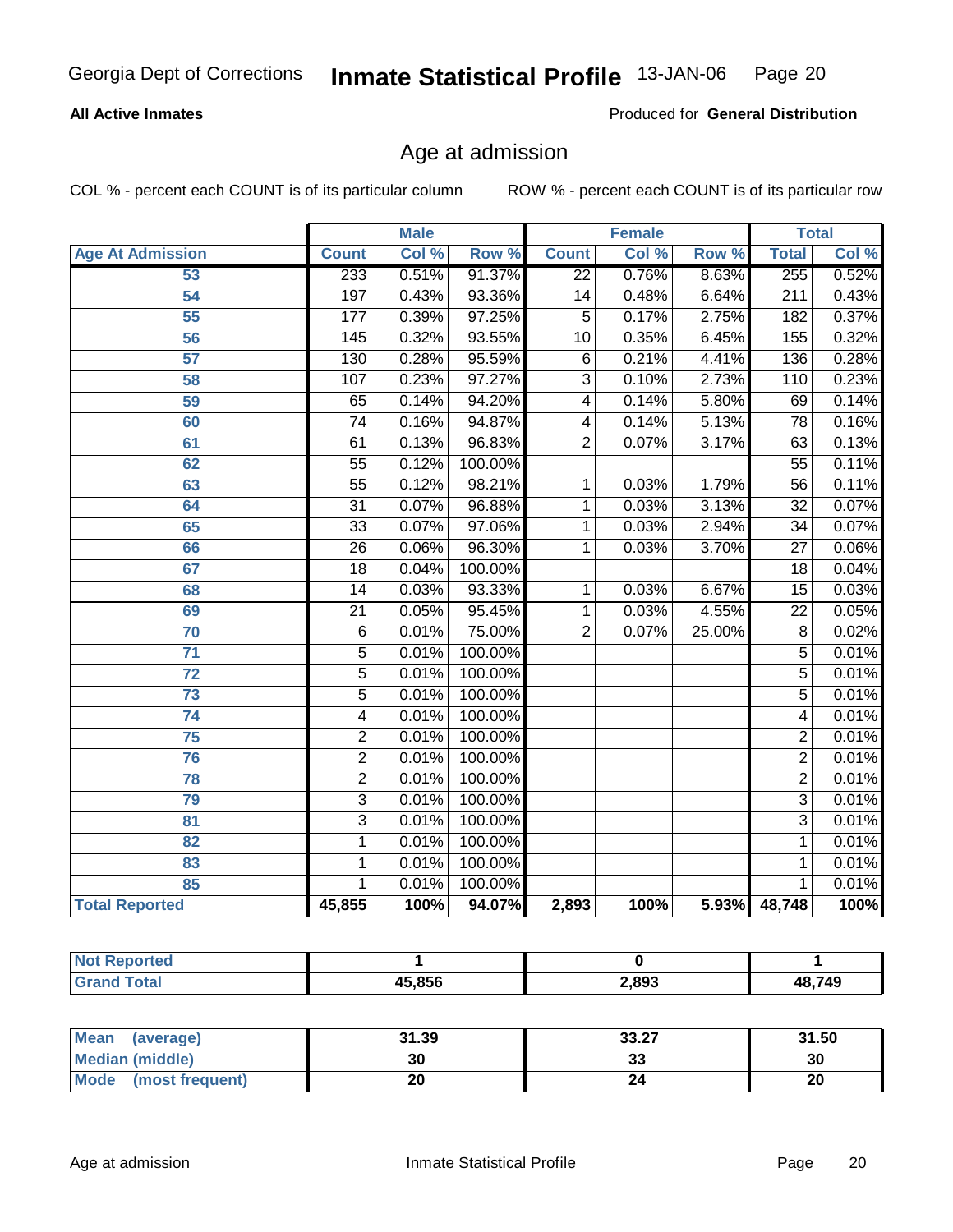Georgia Dept of Corrections **Inmate Statistical Profile** 13-JAN-06

**All Active Inmates**

Produced for **General Distribution**

## Age at admission

COL % - percent each COUNT is of its particular column    ROW % - percent each COUNT is of its particular row

| Age At Admission | Male | | | Female | | | Total | |
|---|---|---|---|---|---|---|---|---|
| | Count | Col % | Row % | Count | Col % | Row % | Total | Col % |
| 53 | 233 | 0.51% | 91.37% | 22 | 0.76% | 8.63% | 255 | 0.52% |
| 54 | 197 | 0.43% | 93.36% | 14 | 0.48% | 6.64% | 211 | 0.43% |
| 55 | 177 | 0.39% | 97.25% | 5 | 0.17% | 2.75% | 182 | 0.37% |
| 56 | 145 | 0.32% | 93.55% | 10 | 0.35% | 6.45% | 155 | 0.32% |
| 57 | 130 | 0.28% | 95.59% | 6 | 0.21% | 4.41% | 136 | 0.28% |
| 58 | 107 | 0.23% | 97.27% | 3 | 0.10% | 2.73% | 110 | 0.23% |
| 59 | 65 | 0.14% | 94.20% | 4 | 0.14% | 5.80% | 69 | 0.14% |
| 60 | 74 | 0.16% | 94.87% | 4 | 0.14% | 5.13% | 78 | 0.16% |
| 61 | 61 | 0.13% | 96.83% | 2 | 0.07% | 3.17% | 63 | 0.13% |
| 62 | 55 | 0.12% | 100.00% | | | | 55 | 0.11% |
| 63 | 55 | 0.12% | 98.21% | 1 | 0.03% | 1.79% | 56 | 0.11% |
| 64 | 31 | 0.07% | 96.88% | 1 | 0.03% | 3.13% | 32 | 0.07% |
| 65 | 33 | 0.07% | 97.06% | 1 | 0.03% | 2.94% | 34 | 0.07% |
| 66 | 26 | 0.06% | 96.30% | 1 | 0.03% | 3.70% | 27 | 0.06% |
| 67 | 18 | 0.04% | 100.00% | | | | 18 | 0.04% |
| 68 | 14 | 0.03% | 93.33% | 1 | 0.03% | 6.67% | 15 | 0.03% |
| 69 | 21 | 0.05% | 95.45% | 1 | 0.03% | 4.55% | 22 | 0.05% |
| 70 | 6 | 0.01% | 75.00% | 2 | 0.07% | 25.00% | 8 | 0.02% |
| 71 | 5 | 0.01% | 100.00% | | | | 5 | 0.01% |
| 72 | 5 | 0.01% | 100.00% | | | | 5 | 0.01% |
| 73 | 5 | 0.01% | 100.00% | | | | 5 | 0.01% |
| 74 | 4 | 0.01% | 100.00% | | | | 4 | 0.01% |
| 75 | 2 | 0.01% | 100.00% | | | | 2 | 0.01% |
| 76 | 2 | 0.01% | 100.00% | | | | 2 | 0.01% |
| 78 | 2 | 0.01% | 100.00% | | | | 2 | 0.01% |
| 79 | 3 | 0.01% | 100.00% | | | | 3 | 0.01% |
| 81 | 3 | 0.01% | 100.00% | | | | 3 | 0.01% |
| 82 | 1 | 0.01% | 100.00% | | | | 1 | 0.01% |
| 83 | 1 | 0.01% | 100.00% | | | | 1 | 0.01% |
| 85 | 1 | 0.01% | 100.00% | | | | 1 | 0.01% |
| **Total Reported** | **45,855** | **100%** | **94.07%** | **2,893** | **100%** | **5.93%** | **48,748** | **100%** |

| | Male | Female | Total |
|---|---|---|---|
| **Not Reported** | **1** | **0** | **1** |
| **Grand Total** | **45,856** | **2,893** | **48,749** |

| | Male | Female | Total |
|---|---|---|---|
| **Mean (average)** | **31.39** | **33.27** | **31.50** |
| **Median (middle)** | **30** | **33** | **30** |
| **Mode (most frequent)** | **20** | **24** | **20** |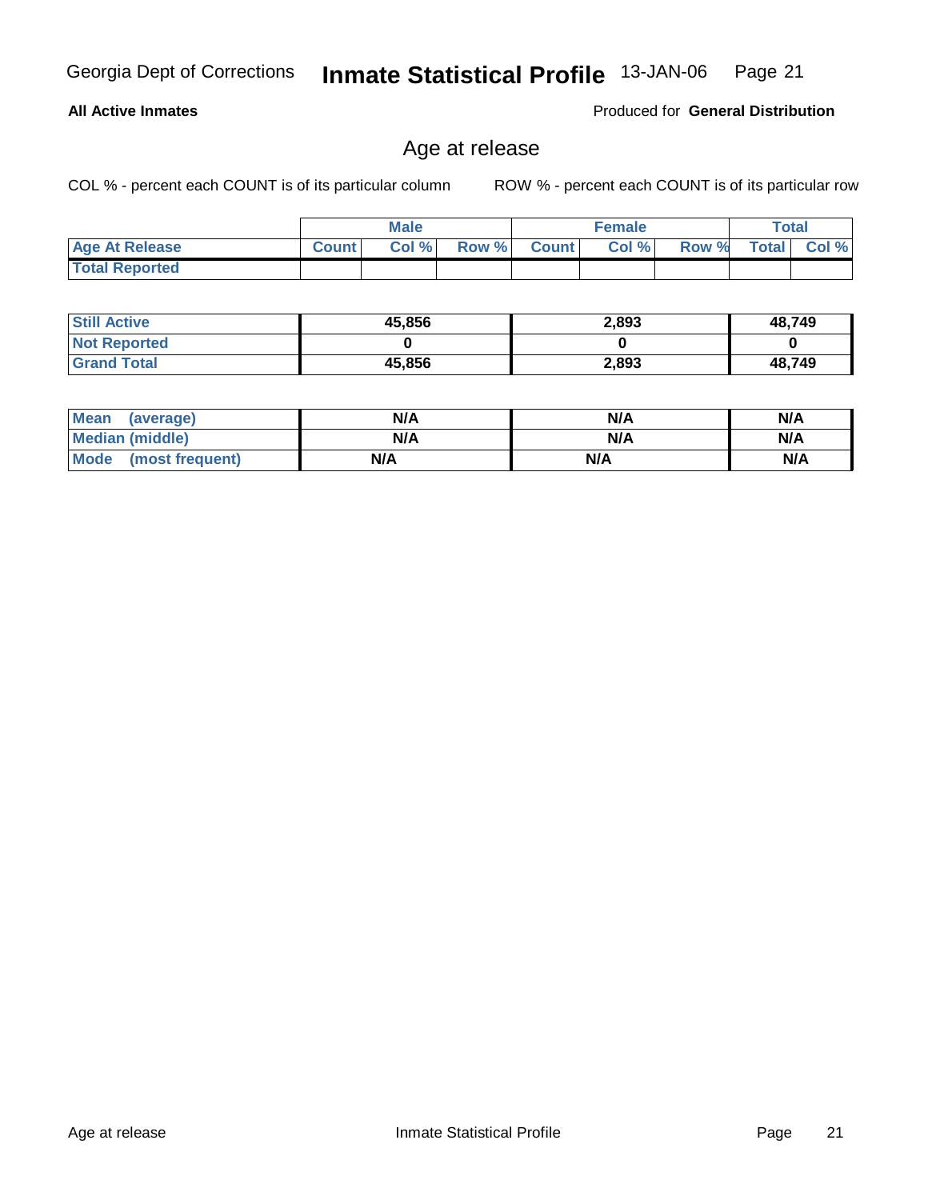**All Active Inmates**

Produced for **General Distribution**

## Age at release

COL % - percent each COUNT is of its particular column

ROW % - percent each COUNT is of its particular row

| | Male | | | Female | | | Total | |
|---|---|---|---|---|---|---|---|---|
| Age At Release | Count | Col % | Row % | Count | Col % | Row % | Total | Col % |
| Total Reported | | | | | | | | |

| | Male | Female | Total |
|---|---|---|---|
| Still Active | 45,856 | 2,893 | 48,749 |
| Not Reported | 0 | 0 | 0 |
| Grand Total | 45,856 | 2,893 | 48,749 |

| | Male | Female | Total |
|---|---|---|---|
| Mean (average) | N/A | N/A | N/A |
| Median (middle) | N/A | N/A | N/A |
| Mode (most frequent) | N/A | N/A | N/A |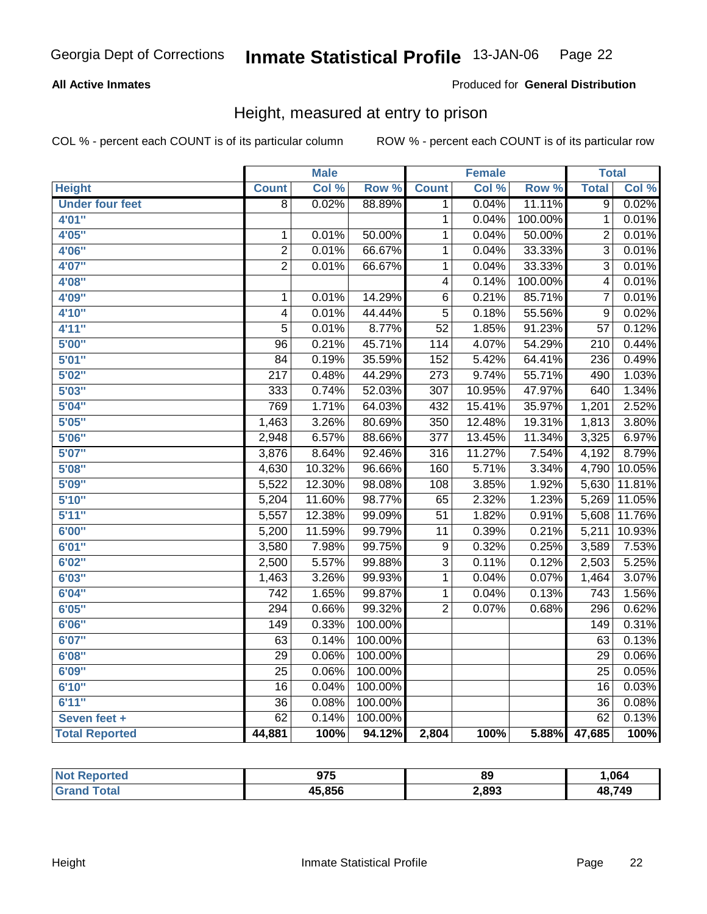Georgia Dept of Corrections **Inmate Statistical Profile** 13-JAN-06

**All Active Inmates**

Produced for **General Distribution**

## Height, measured at entry to prison

COL % - percent each COUNT is of its particular column

ROW % - percent each COUNT is of its particular row

| Height | Male | | | Female | | | Total | |
|---|---|---|---|---|---|---|---|---|
| | Count | Col % | Row % | Count | Col % | Row % | Total | Col % |
| Under four feet | 8 | 0.02% | 88.89% | 1 | 0.04% | 11.11% | 9 | 0.02% |
| 4'01" | | | | 1 | 0.04% | 100.00% | 1 | 0.01% |
| 4'05" | 1 | 0.01% | 50.00% | 1 | 0.04% | 50.00% | 2 | 0.01% |
| 4'06" | 2 | 0.01% | 66.67% | 1 | 0.04% | 33.33% | 3 | 0.01% |
| 4'07" | 2 | 0.01% | 66.67% | 1 | 0.04% | 33.33% | 3 | 0.01% |
| 4'08" | | | | 4 | 0.14% | 100.00% | 4 | 0.01% |
| 4'09" | 1 | 0.01% | 14.29% | 6 | 0.21% | 85.71% | 7 | 0.01% |
| 4'10" | 4 | 0.01% | 44.44% | 5 | 0.18% | 55.56% | 9 | 0.02% |
| 4'11" | 5 | 0.01% | 8.77% | 52 | 1.85% | 91.23% | 57 | 0.12% |
| 5'00" | 96 | 0.21% | 45.71% | 114 | 4.07% | 54.29% | 210 | 0.44% |
| 5'01" | 84 | 0.19% | 35.59% | 152 | 5.42% | 64.41% | 236 | 0.49% |
| 5'02" | 217 | 0.48% | 44.29% | 273 | 9.74% | 55.71% | 490 | 1.03% |
| 5'03" | 333 | 0.74% | 52.03% | 307 | 10.95% | 47.97% | 640 | 1.34% |
| 5'04" | 769 | 1.71% | 64.03% | 432 | 15.41% | 35.97% | 1,201 | 2.52% |
| 5'05" | 1,463 | 3.26% | 80.69% | 350 | 12.48% | 19.31% | 1,813 | 3.80% |
| 5'06" | 2,948 | 6.57% | 88.66% | 377 | 13.45% | 11.34% | 3,325 | 6.97% |
| 5'07" | 3,876 | 8.64% | 92.46% | 316 | 11.27% | 7.54% | 4,192 | 8.79% |
| 5'08" | 4,630 | 10.32% | 96.66% | 160 | 5.71% | 3.34% | 4,790 | 10.05% |
| 5'09" | 5,522 | 12.30% | 98.08% | 108 | 3.85% | 1.92% | 5,630 | 11.81% |
| 5'10" | 5,204 | 11.60% | 98.77% | 65 | 2.32% | 1.23% | 5,269 | 11.05% |
| 5'11" | 5,557 | 12.38% | 99.09% | 51 | 1.82% | 0.91% | 5,608 | 11.76% |
| 6'00" | 5,200 | 11.59% | 99.79% | 11 | 0.39% | 0.21% | 5,211 | 10.93% |
| 6'01" | 3,580 | 7.98% | 99.75% | 9 | 0.32% | 0.25% | 3,589 | 7.53% |
| 6'02" | 2,500 | 5.57% | 99.88% | 3 | 0.11% | 0.12% | 2,503 | 5.25% |
| 6'03" | 1,463 | 3.26% | 99.93% | 1 | 0.04% | 0.07% | 1,464 | 3.07% |
| 6'04" | 742 | 1.65% | 99.87% | 1 | 0.04% | 0.13% | 743 | 1.56% |
| 6'05" | 294 | 0.66% | 99.32% | 2 | 0.07% | 0.68% | 296 | 0.62% |
| 6'06" | 149 | 0.33% | 100.00% | | | | 149 | 0.31% |
| 6'07" | 63 | 0.14% | 100.00% | | | | 63 | 0.13% |
| 6'08" | 29 | 0.06% | 100.00% | | | | 29 | 0.06% |
| 6'09" | 25 | 0.06% | 100.00% | | | | 25 | 0.05% |
| 6'10" | 16 | 0.04% | 100.00% | | | | 16 | 0.03% |
| 6'11" | 36 | 0.08% | 100.00% | | | | 36 | 0.08% |
| Seven feet + | 62 | 0.14% | 100.00% | | | | 62 | 0.13% |
| **Total Reported** | **44,881** | **100%** | **94.12%** | **2,804** | **100%** | **5.88%** | **47,685** | **100%** |

| | Male | Female | Total |
|---|---|---|---|
| Not Reported | 975 | 89 | 1,064 |
| Grand Total | 45,856 | 2,893 | 48,749 |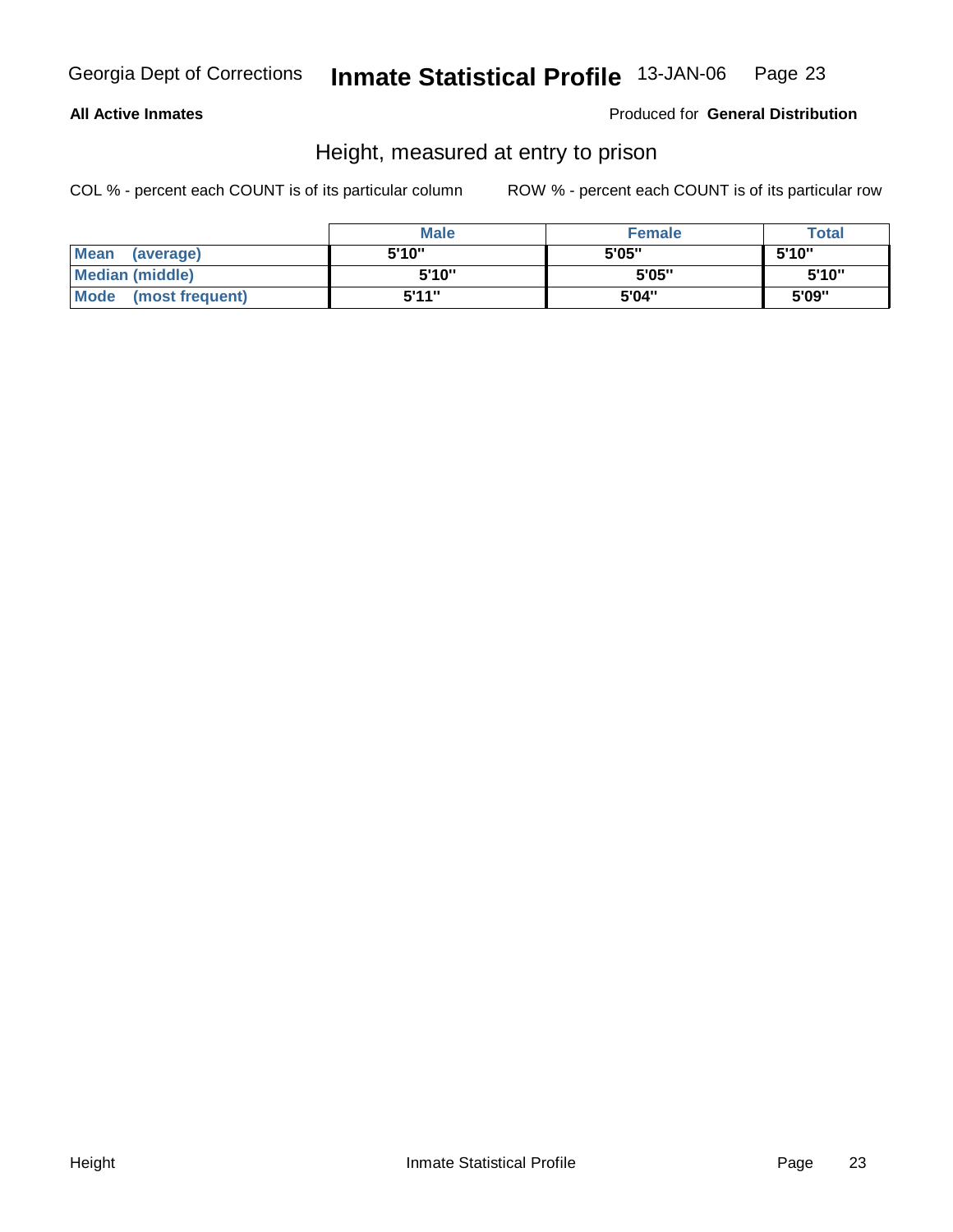**All Active Inmates**

Produced for **General Distribution**

## Height, measured at entry to prison

COL % - percent each COUNT is of its particular column

ROW % - percent each COUNT is of its particular row

| | Male | Female | Total |
|---|---|---|---|
| Mean (average) | 5'10" | 5'05" | 5'10" |
| Median (middle) | 5'10" | 5'05" | 5'10" |
| Mode (most frequent) | 5'11" | 5'04" | 5'09" |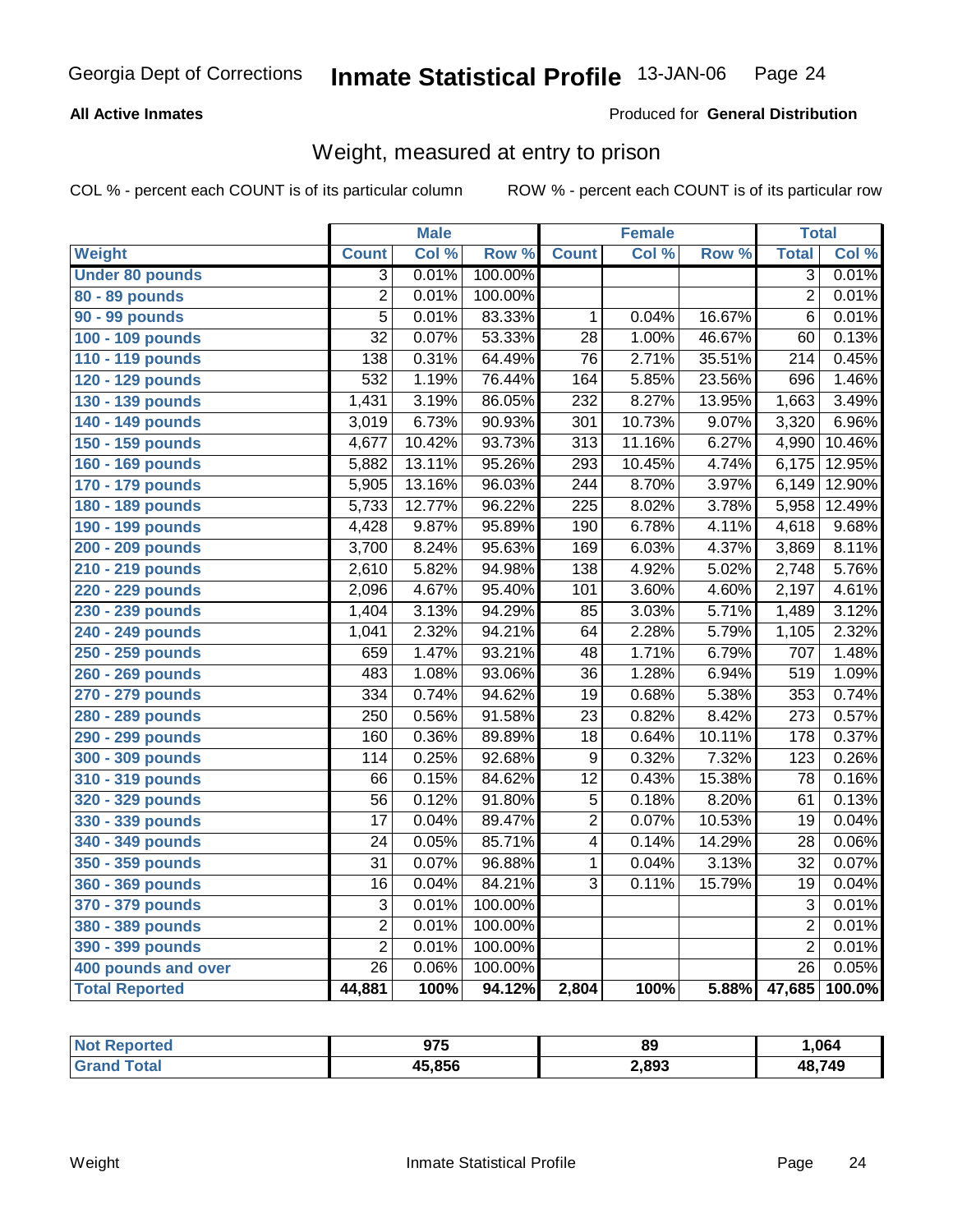Georgia Dept of Corrections **Inmate Statistical Profile** 13-JAN-06

**All Active Inmates** Produced for **General Distribution**

## Weight, measured at entry to prison

COL % - percent each COUNT is of its particular column ROW % - percent each COUNT is of its particular row

| | Male | | | Female | | | Total | |
|---|---|---|---|---|---|---|---|---|
| Weight | Count | Col % | Row % | Count | Col % | Row % | Total | Col % |
| Under 80 pounds | 3 | 0.01% | 100.00% | | | | 3 | 0.01% |
| 80 - 89 pounds | 2 | 0.01% | 100.00% | | | | 2 | 0.01% |
| 90 - 99 pounds | 5 | 0.01% | 83.33% | 1 | 0.04% | 16.67% | 6 | 0.01% |
| 100 - 109 pounds | 32 | 0.07% | 53.33% | 28 | 1.00% | 46.67% | 60 | 0.13% |
| 110 - 119 pounds | 138 | 0.31% | 64.49% | 76 | 2.71% | 35.51% | 214 | 0.45% |
| 120 - 129 pounds | 532 | 1.19% | 76.44% | 164 | 5.85% | 23.56% | 696 | 1.46% |
| 130 - 139 pounds | 1,431 | 3.19% | 86.05% | 232 | 8.27% | 13.95% | 1,663 | 3.49% |
| 140 - 149 pounds | 3,019 | 6.73% | 90.93% | 301 | 10.73% | 9.07% | 3,320 | 6.96% |
| 150 - 159 pounds | 4,677 | 10.42% | 93.73% | 313 | 11.16% | 6.27% | 4,990 | 10.46% |
| 160 - 169 pounds | 5,882 | 13.11% | 95.26% | 293 | 10.45% | 4.74% | 6,175 | 12.95% |
| 170 - 179 pounds | 5,905 | 13.16% | 96.03% | 244 | 8.70% | 3.97% | 6,149 | 12.90% |
| 180 - 189 pounds | 5,733 | 12.77% | 96.22% | 225 | 8.02% | 3.78% | 5,958 | 12.49% |
| 190 - 199 pounds | 4,428 | 9.87% | 95.89% | 190 | 6.78% | 4.11% | 4,618 | 9.68% |
| 200 - 209 pounds | 3,700 | 8.24% | 95.63% | 169 | 6.03% | 4.37% | 3,869 | 8.11% |
| 210 - 219 pounds | 2,610 | 5.82% | 94.98% | 138 | 4.92% | 5.02% | 2,748 | 5.76% |
| 220 - 229 pounds | 2,096 | 4.67% | 95.40% | 101 | 3.60% | 4.60% | 2,197 | 4.61% |
| 230 - 239 pounds | 1,404 | 3.13% | 94.29% | 85 | 3.03% | 5.71% | 1,489 | 3.12% |
| 240 - 249 pounds | 1,041 | 2.32% | 94.21% | 64 | 2.28% | 5.79% | 1,105 | 2.32% |
| 250 - 259 pounds | 659 | 1.47% | 93.21% | 48 | 1.71% | 6.79% | 707 | 1.48% |
| 260 - 269 pounds | 483 | 1.08% | 93.06% | 36 | 1.28% | 6.94% | 519 | 1.09% |
| 270 - 279 pounds | 334 | 0.74% | 94.62% | 19 | 0.68% | 5.38% | 353 | 0.74% |
| 280 - 289 pounds | 250 | 0.56% | 91.58% | 23 | 0.82% | 8.42% | 273 | 0.57% |
| 290 - 299 pounds | 160 | 0.36% | 89.89% | 18 | 0.64% | 10.11% | 178 | 0.37% |
| 300 - 309 pounds | 114 | 0.25% | 92.68% | 9 | 0.32% | 7.32% | 123 | 0.26% |
| 310 - 319 pounds | 66 | 0.15% | 84.62% | 12 | 0.43% | 15.38% | 78 | 0.16% |
| 320 - 329 pounds | 56 | 0.12% | 91.80% | 5 | 0.18% | 8.20% | 61 | 0.13% |
| 330 - 339 pounds | 17 | 0.04% | 89.47% | 2 | 0.07% | 10.53% | 19 | 0.04% |
| 340 - 349 pounds | 24 | 0.05% | 85.71% | 4 | 0.14% | 14.29% | 28 | 0.06% |
| 350 - 359 pounds | 31 | 0.07% | 96.88% | 1 | 0.04% | 3.13% | 32 | 0.07% |
| 360 - 369 pounds | 16 | 0.04% | 84.21% | 3 | 0.11% | 15.79% | 19 | 0.04% |
| 370 - 379 pounds | 3 | 0.01% | 100.00% | | | | 3 | 0.01% |
| 380 - 389 pounds | 2 | 0.01% | 100.00% | | | | 2 | 0.01% |
| 390 - 399 pounds | 2 | 0.01% | 100.00% | | | | 2 | 0.01% |
| 400 pounds and over | 26 | 0.06% | 100.00% | | | | 26 | 0.05% |
| **Total Reported** | **44,881** | **100%** | **94.12%** | **2,804** | **100%** | **5.88%** | **47,685** | **100.0%** |

| | Male | Female | Total |
|---|---|---|---|
| Not Reported | 975 | 89 | 1,064 |
| Grand Total | 45,856 | 2,893 | 48,749 |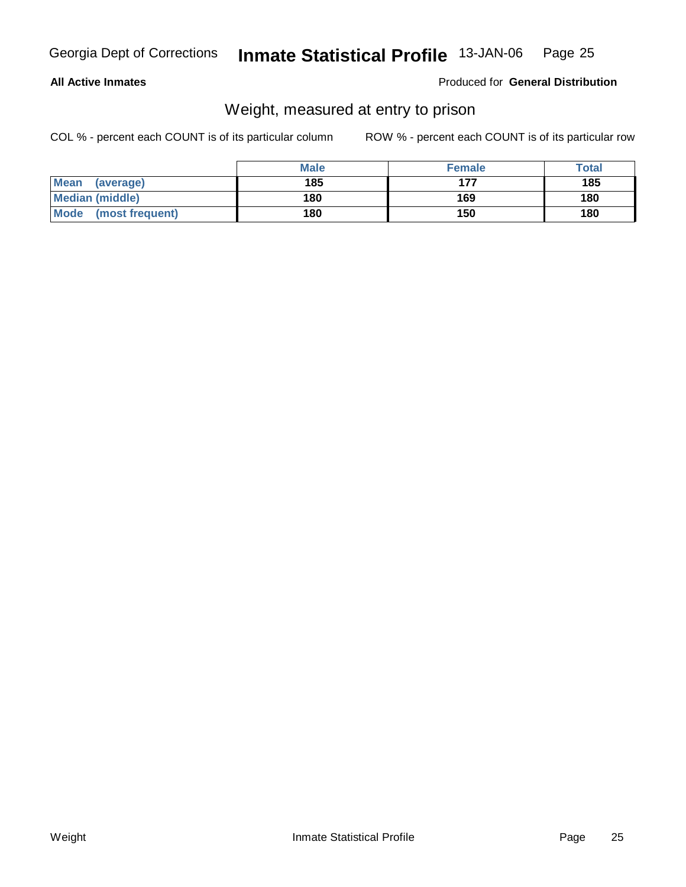**All Active Inmates**

Produced for **General Distribution**

## Weight, measured at entry to prison

COL % - percent each COUNT is of its particular column

ROW % - percent each COUNT is of its particular row

| | Male | Female | Total |
|---|---|---|---|
| **Mean (average)** | **185** | **177** | **185** |
| **Median (middle)** | **180** | **169** | **180** |
| **Mode (most frequent)** | **180** | **150** | **180** |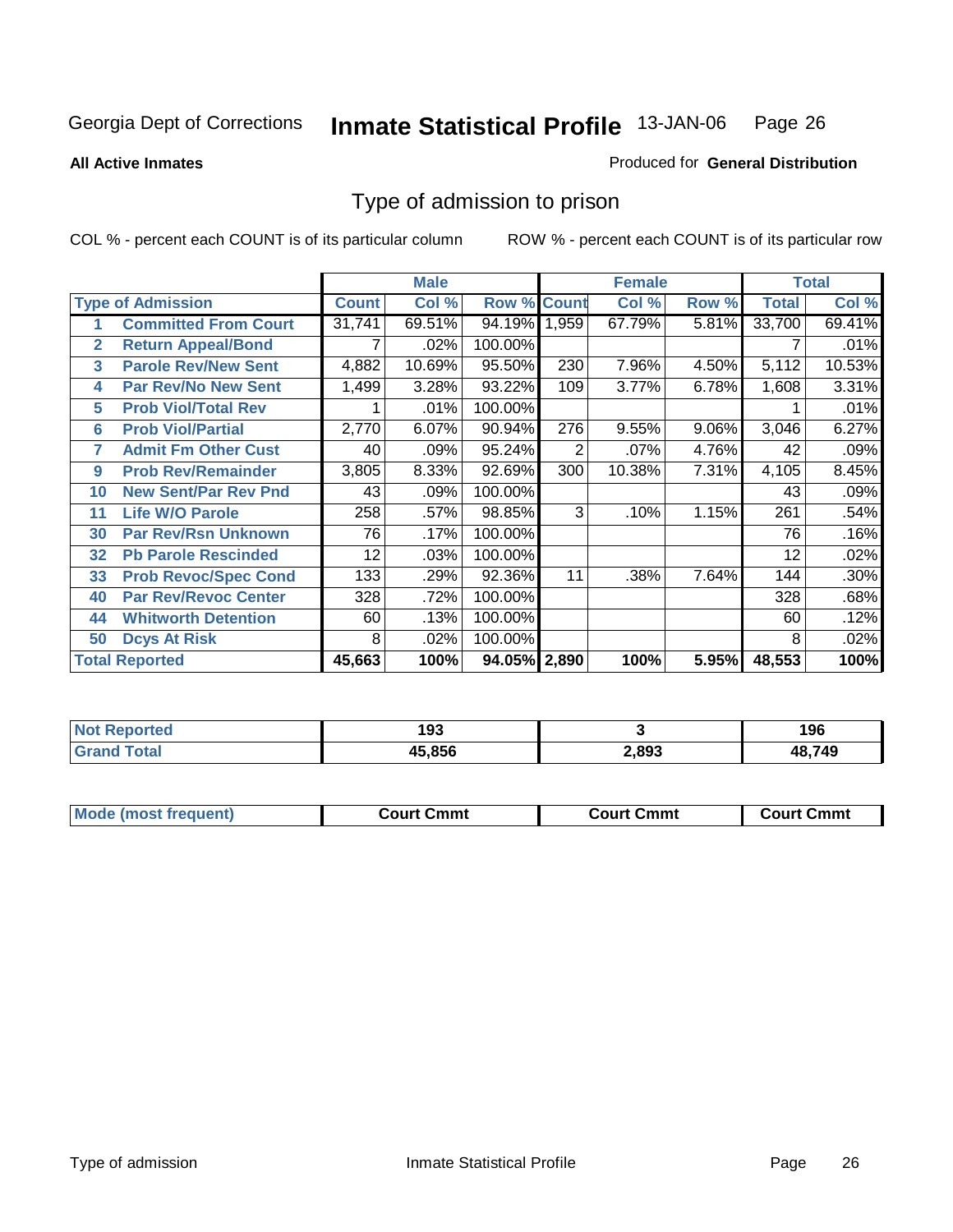Georgia Dept of Corrections **Inmate Statistical Profile** 13-JAN-06 Page 26

**All Active Inmates** Produced for **General Distribution**

## Type of admission to prison

COL % - percent each COUNT is of its particular column ROW % - percent each COUNT is of its particular row

| Type of Admission | | Male | | | Female | | | Total | |
|---|---|---|---|---|---|---|---|---|---|
| | | Count | Col % | Row % | Count | Col % | Row % | Total | Col % |
| 1 | Committed From Court | 31,741 | 69.51% | 94.19% | 1,959 | 67.79% | 5.81% | 33,700 | 69.41% |
| 2 | Return Appeal/Bond | 7 | .02% | 100.00% | | | | 7 | .01% |
| 3 | Parole Rev/New Sent | 4,882 | 10.69% | 95.50% | 230 | 7.96% | 4.50% | 5,112 | 10.53% |
| 4 | Par Rev/No New Sent | 1,499 | 3.28% | 93.22% | 109 | 3.77% | 6.78% | 1,608 | 3.31% |
| 5 | Prob Viol/Total Rev | 1 | .01% | 100.00% | | | | 1 | .01% |
| 6 | Prob Viol/Partial | 2,770 | 6.07% | 90.94% | 276 | 9.55% | 9.06% | 3,046 | 6.27% |
| 7 | Admit Fm Other Cust | 40 | .09% | 95.24% | 2 | .07% | 4.76% | 42 | .09% |
| 9 | Prob Rev/Remainder | 3,805 | 8.33% | 92.69% | 300 | 10.38% | 7.31% | 4,105 | 8.45% |
| 10 | New Sent/Par Rev Pnd | 43 | .09% | 100.00% | | | | 43 | .09% |
| 11 | Life W/O Parole | 258 | .57% | 98.85% | 3 | .10% | 1.15% | 261 | .54% |
| 30 | Par Rev/Rsn Unknown | 76 | .17% | 100.00% | | | | 76 | .16% |
| 32 | Pb Parole Rescinded | 12 | .03% | 100.00% | | | | 12 | .02% |
| 33 | Prob Revoc/Spec Cond | 133 | .29% | 92.36% | 11 | .38% | 7.64% | 144 | .30% |
| 40 | Par Rev/Revoc Center | 328 | .72% | 100.00% | | | | 328 | .68% |
| 44 | Whitworth Detention | 60 | .13% | 100.00% | | | | 60 | .12% |
| 50 | Dcys At Risk | 8 | .02% | 100.00% | | | | 8 | .02% |
| **Total Reported** | | **45,663** | **100%** | **94.05%** | **2,890** | **100%** | **5.95%** | **48,553** | **100%** |

| | Male | Female | Total |
|---|---|---|---|
| Not Reported | 193 | 3 | 196 |
| Grand Total | 45,856 | 2,893 | 48,749 |

| | Male | Female | Total |
|---|---|---|---|
| Mode (most frequent) | Court Cmmt | Court Cmmt | Court Cmmt |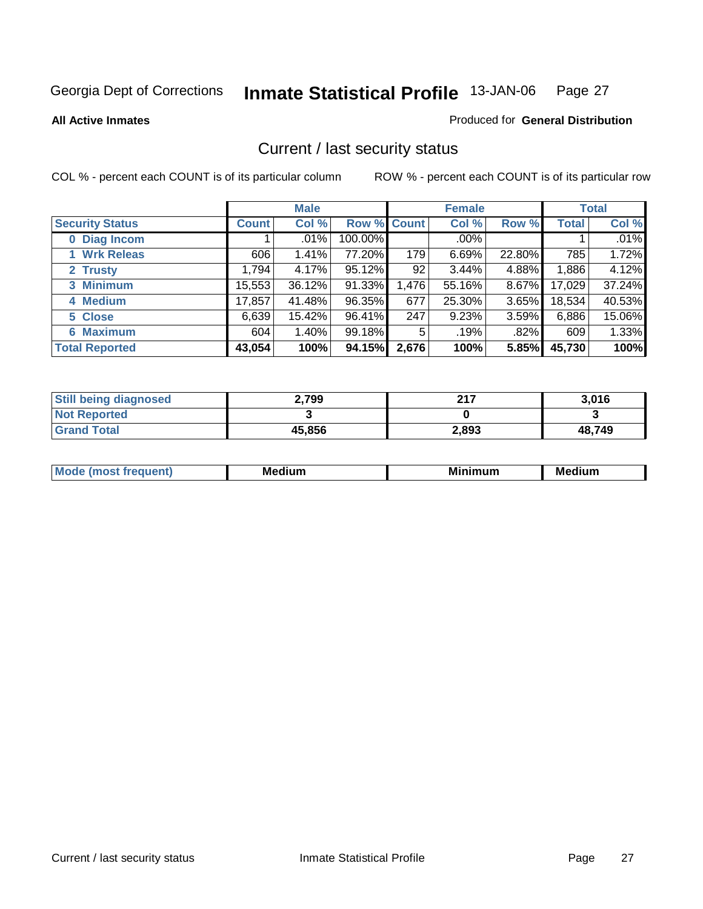Georgia Dept of Corrections **Inmate Statistical Profile** 13-JAN-06

**All Active Inmates**

Produced for **General Distribution**

## Current / last security status

COL % - percent each COUNT is of its particular column

ROW % - percent each COUNT is of its particular row

| | Male | | | Female | | | Total | |
|---|---|---|---|---|---|---|---|---|
| **Security Status** | **Count** | **Col %** | **Row %** | **Count** | **Col %** | **Row %** | **Total** | **Col %** |
| **0 Diag Incom** | 1 | .01% | 100.00% | | .00% | | 1 | .01% |
| **1 Wrk Releas** | 606 | 1.41% | 77.20% | 179 | 6.69% | 22.80% | 785 | 1.72% |
| **2 Trusty** | 1,794 | 4.17% | 95.12% | 92 | 3.44% | 4.88% | 1,886 | 4.12% |
| **3 Minimum** | 15,553 | 36.12% | 91.33% | 1,476 | 55.16% | 8.67% | 17,029 | 37.24% |
| **4 Medium** | 17,857 | 41.48% | 96.35% | 677 | 25.30% | 3.65% | 18,534 | 40.53% |
| **5 Close** | 6,639 | 15.42% | 96.41% | 247 | 9.23% | 3.59% | 6,886 | 15.06% |
| **6 Maximum** | 604 | 1.40% | 99.18% | 5 | .19% | .82% | 609 | 1.33% |
| **Total Reported** | **43,054** | **100%** | **94.15%** | **2,676** | **100%** | **5.85%** | **45,730** | **100%** |

| | Male | Female | Total |
|---|---|---|---|
| **Still being diagnosed** | **2,799** | **217** | **3,016** |
| **Not Reported** | **3** | **0** | **3** |
| **Grand Total** | **45,856** | **2,893** | **48,749** |

| | Male | Female | Total |
|---|---|---|---|
| **Mode (most frequent)** | **Medium** | **Minimum** | **Medium** |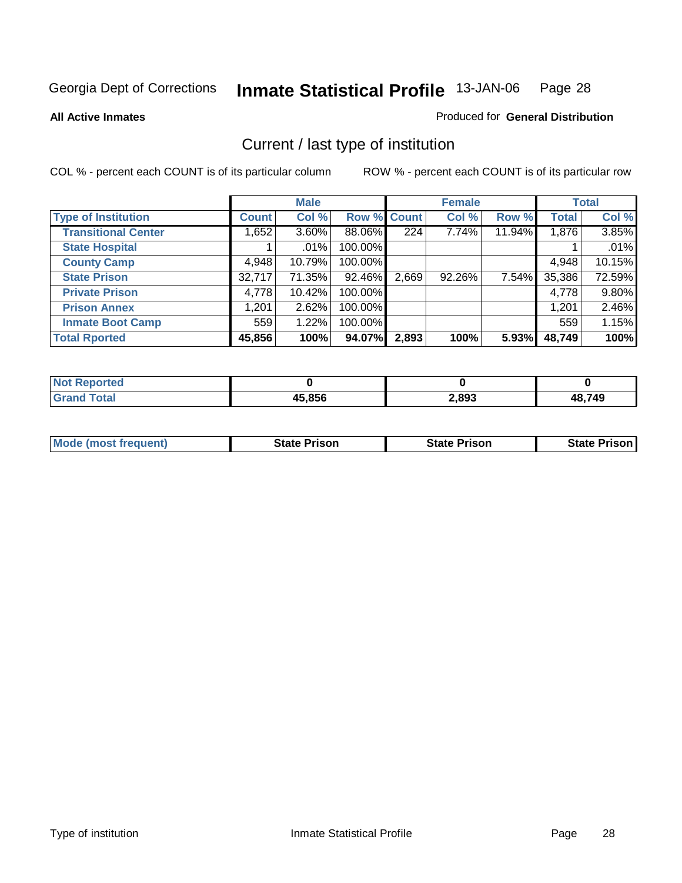Georgia Dept of Corrections **Inmate Statistical Profile** 13-JAN-06

**All Active Inmates**

Produced for **General Distribution**

## Current / last type of institution

COL % - percent each COUNT is of its particular column

ROW % - percent each COUNT is of its particular row

| | Male | | | Female | | | Total | |
|---|---|---|---|---|---|---|---|---|
| **Type of Institution** | **Count** | **Col %** | **Row %** | **Count** | **Col %** | **Row %** | **Total** | **Col %** |
| **Transitional Center** | 1,652 | 3.60% | 88.06% | 224 | 7.74% | 11.94% | 1,876 | 3.85% |
| **State Hospital** | 1 | .01% | 100.00% | | | | 1 | .01% |
| **County Camp** | 4,948 | 10.79% | 100.00% | | | | 4,948 | 10.15% |
| **State Prison** | 32,717 | 71.35% | 92.46% | 2,669 | 92.26% | 7.54% | 35,386 | 72.59% |
| **Private Prison** | 4,778 | 10.42% | 100.00% | | | | 4,778 | 9.80% |
| **Prison Annex** | 1,201 | 2.62% | 100.00% | | | | 1,201 | 2.46% |
| **Inmate Boot Camp** | 559 | 1.22% | 100.00% | | | | 559 | 1.15% |
| **Total Rported** | **45,856** | **100%** | **94.07%** | **2,893** | **100%** | **5.93%** | **48,749** | **100%** |

| | Male | Female | Total |
|---|---|---|---|
| **Not Reported** | **0** | **0** | **0** |
| **Grand Total** | **45,856** | **2,893** | **48,749** |

| | Male | Female | Total |
|---|---|---|---|
| **Mode (most frequent)** | **State Prison** | **State Prison** | **State Prison** |

Type of institution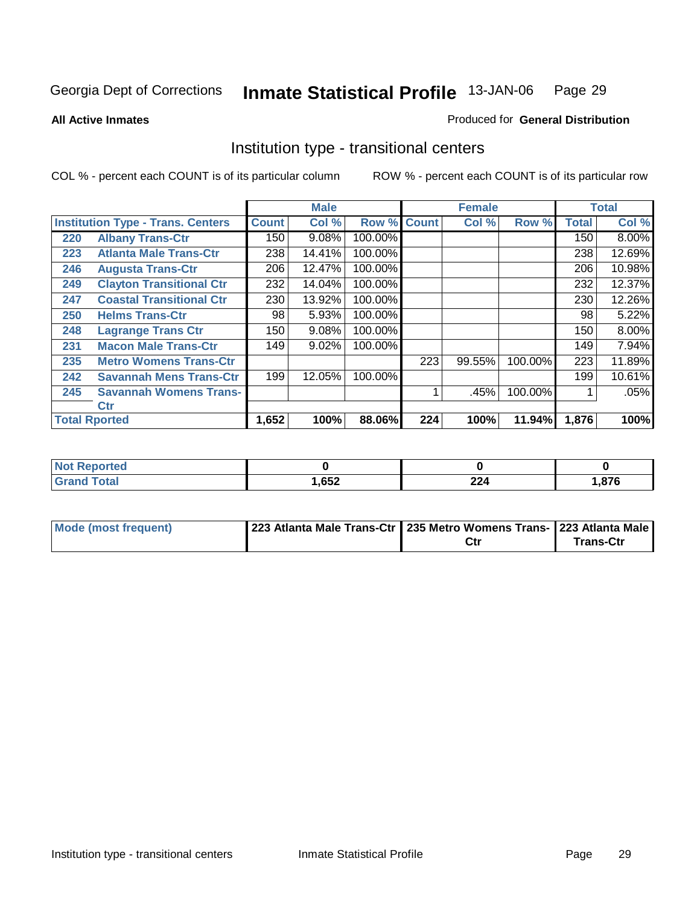Georgia Dept of Corrections **Inmate Statistical Profile** 13-JAN-06

**All Active Inmates**

Produced for **General Distribution**

## Institution type - transitional centers

COL % - percent each COUNT is of its particular column

ROW % - percent each COUNT is of its particular row

| | | Male | | | Female | | | Total | |
|---|---|---|---|---|---|---|---|---|---|
| Institution Type - Trans. Centers | | Count | Col % | Row % | Count | Col % | Row % | Total | Col % |
| 220 | Albany Trans-Ctr | 150 | 9.08% | 100.00% | | | | 150 | 8.00% |
| 223 | Atlanta Male Trans-Ctr | 238 | 14.41% | 100.00% | | | | 238 | 12.69% |
| 246 | Augusta Trans-Ctr | 206 | 12.47% | 100.00% | | | | 206 | 10.98% |
| 249 | Clayton Transitional Ctr | 232 | 14.04% | 100.00% | | | | 232 | 12.37% |
| 247 | Coastal Transitional Ctr | 230 | 13.92% | 100.00% | | | | 230 | 12.26% |
| 250 | Helms Trans-Ctr | 98 | 5.93% | 100.00% | | | | 98 | 5.22% |
| 248 | Lagrange Trans Ctr | 150 | 9.08% | 100.00% | | | | 150 | 8.00% |
| 231 | Macon Male Trans-Ctr | 149 | 9.02% | 100.00% | | | | 149 | 7.94% |
| 235 | Metro Womens Trans-Ctr | | | | 223 | 99.55% | 100.00% | 223 | 11.89% |
| 242 | Savannah Mens Trans-Ctr | 199 | 12.05% | 100.00% | | | | 199 | 10.61% |
| 245 | Savannah Womens Trans-Ctr | | | | 1 | .45% | 100.00% | 1 | .05% |
| Total Rported | | 1,652 | 100% | 88.06% | 224 | 100% | 11.94% | 1,876 | 100% |

| | Male | Female | Total |
|---|---|---|---|
| Not Reported | 0 | 0 | 0 |
| Grand Total | 1,652 | 224 | 1,876 |

| | Male | Female | Total |
|---|---|---|---|
| Mode (most frequent) | 223 Atlanta Male Trans-Ctr | 235 Metro Womens Trans-Ctr | 223 Atlanta Male Trans-Ctr |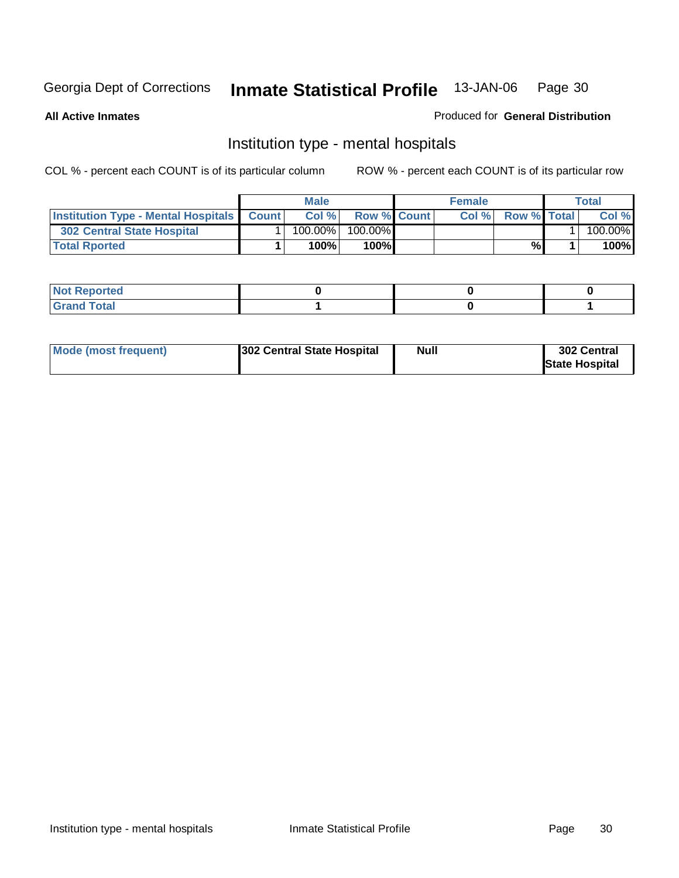Georgia Dept of Corrections **Inmate Statistical Profile** 13-JAN-06

**All Active Inmates**

Produced for **General Distribution**

## Institution type - mental hospitals

COL % - percent each COUNT is of its particular column ROW % - percent each COUNT is of its particular row

| | Male | | | Female | | | Total | |
|---|---|---|---|---|---|---|---|---|
| **Institution Type - Mental Hospitals** | **Count** | **Col %** | **Row %** | **Count** | **Col %** | **Row %** | **Total** | **Col %** |
| **302 Central State Hospital** | 1 | 100.00% | 100.00% | | | | 1 | 100.00% |
| **Total Rported** | **1** | **100%** | **100%** | | | **%** | **1** | **100%** |

| | Male | Female | Total |
|---|---|---|---|
| **Not Reported** | **0** | **0** | **0** |
| **Grand Total** | **1** | **0** | **1** |

| | Male | Female | Total |
|---|---|---|---|
| **Mode (most frequent)** | **302 Central State Hospital** | **Null** | **302 Central State Hospital** |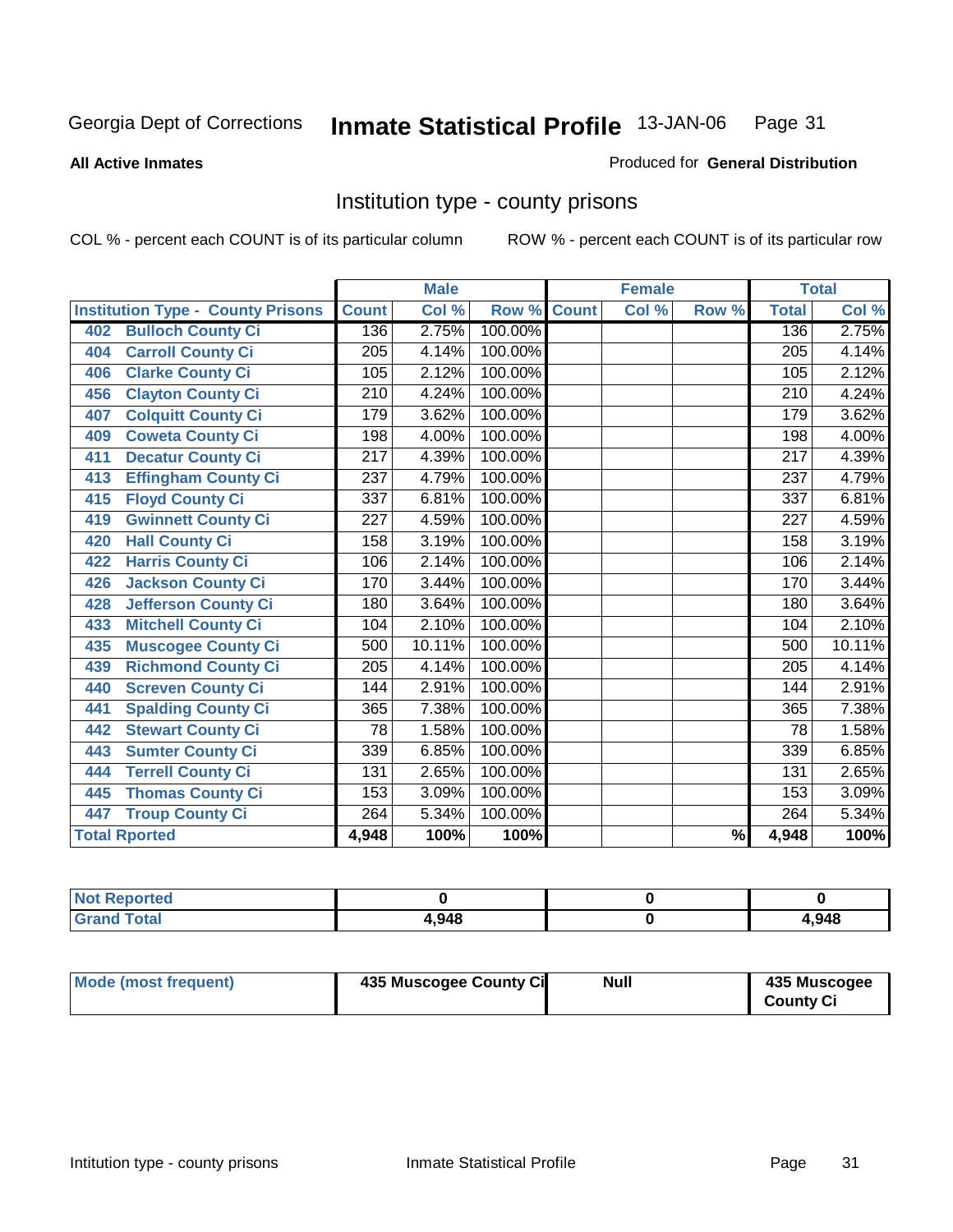Georgia Dept of Corrections **Inmate Statistical Profile** 13-JAN-06

**All Active Inmates**

Produced for **General Distribution**

## Institution type - county prisons

COL % - percent each COUNT is of its particular column

ROW % - percent each COUNT is of its particular row

| Institution Type - County Prisons | Male | | | Female | | | Total | |
|---|---|---|---|---|---|---|---|---|
| | Count | Col % | Row % | Count | Col % | Row % | Total | Col % |
| 402 Bulloch County Ci | 136 | 2.75% | 100.00% | | | | 136 | 2.75% |
| 404 Carroll County Ci | 205 | 4.14% | 100.00% | | | | 205 | 4.14% |
| 406 Clarke County Ci | 105 | 2.12% | 100.00% | | | | 105 | 2.12% |
| 456 Clayton County Ci | 210 | 4.24% | 100.00% | | | | 210 | 4.24% |
| 407 Colquitt County Ci | 179 | 3.62% | 100.00% | | | | 179 | 3.62% |
| 409 Coweta County Ci | 198 | 4.00% | 100.00% | | | | 198 | 4.00% |
| 411 Decatur County Ci | 217 | 4.39% | 100.00% | | | | 217 | 4.39% |
| 413 Effingham County Ci | 237 | 4.79% | 100.00% | | | | 237 | 4.79% |
| 415 Floyd County Ci | 337 | 6.81% | 100.00% | | | | 337 | 6.81% |
| 419 Gwinnett County Ci | 227 | 4.59% | 100.00% | | | | 227 | 4.59% |
| 420 Hall County Ci | 158 | 3.19% | 100.00% | | | | 158 | 3.19% |
| 422 Harris County Ci | 106 | 2.14% | 100.00% | | | | 106 | 2.14% |
| 426 Jackson County Ci | 170 | 3.44% | 100.00% | | | | 170 | 3.44% |
| 428 Jefferson County Ci | 180 | 3.64% | 100.00% | | | | 180 | 3.64% |
| 433 Mitchell County Ci | 104 | 2.10% | 100.00% | | | | 104 | 2.10% |
| 435 Muscogee County Ci | 500 | 10.11% | 100.00% | | | | 500 | 10.11% |
| 439 Richmond County Ci | 205 | 4.14% | 100.00% | | | | 205 | 4.14% |
| 440 Screven County Ci | 144 | 2.91% | 100.00% | | | | 144 | 2.91% |
| 441 Spalding County Ci | 365 | 7.38% | 100.00% | | | | 365 | 7.38% |
| 442 Stewart County Ci | 78 | 1.58% | 100.00% | | | | 78 | 1.58% |
| 443 Sumter County Ci | 339 | 6.85% | 100.00% | | | | 339 | 6.85% |
| 444 Terrell County Ci | 131 | 2.65% | 100.00% | | | | 131 | 2.65% |
| 445 Thomas County Ci | 153 | 3.09% | 100.00% | | | | 153 | 3.09% |
| 447 Troup County Ci | 264 | 5.34% | 100.00% | | | | 264 | 5.34% |
| **Total Rported** | **4,948** | **100%** | **100%** | | | **%** | **4,948** | **100%** |

| | Male | Female | Total |
|---|---|---|---|
| Not Reported | 0 | 0 | 0 |
| Grand Total | 4,948 | 0 | 4,948 |

| | Male | Female | Total |
|---|---|---|---|
| Mode (most frequent) | 435 Muscogee County Ci | Null | 435 Muscogee County Ci |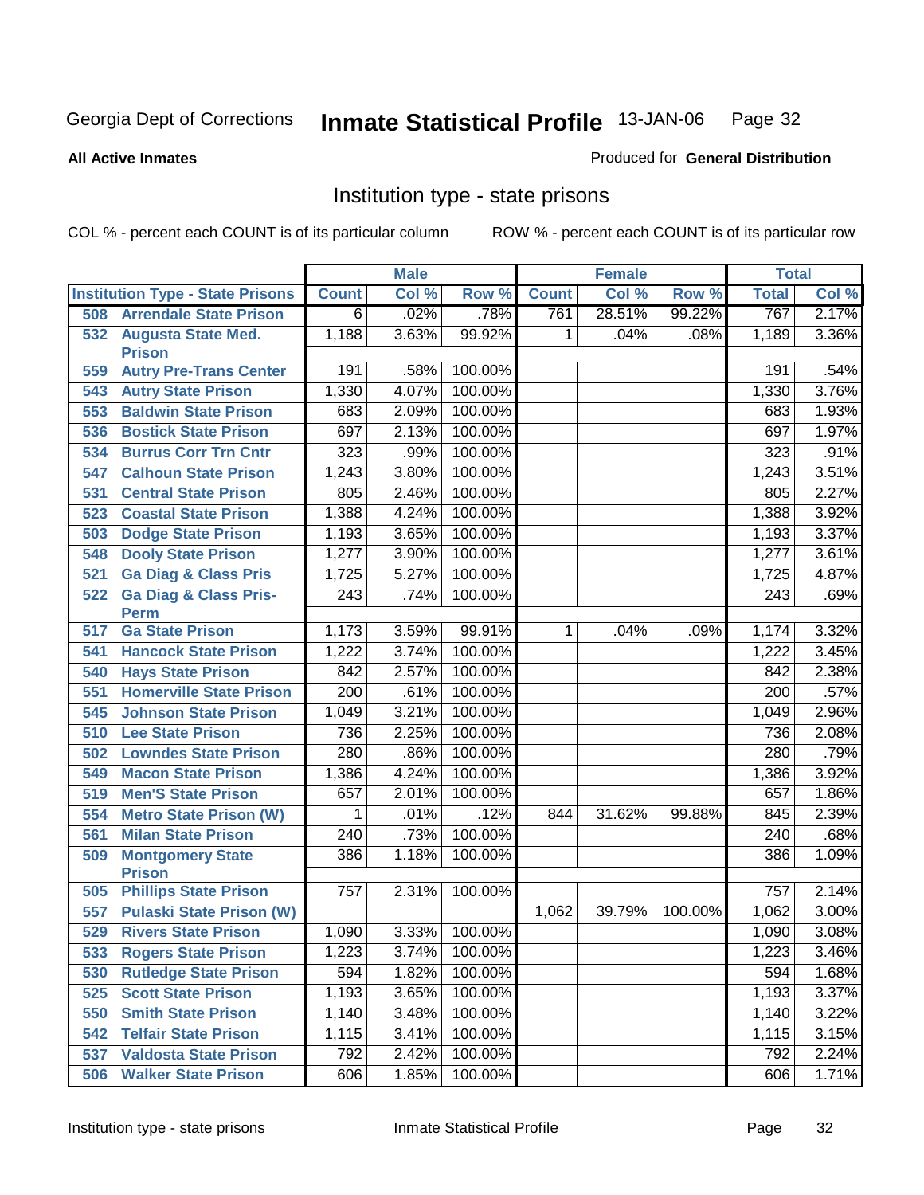Georgia Dept of Corrections **Inmate Statistical Profile** 13-JAN-06

**All Active Inmates**

Produced for **General Distribution**

## Institution type - state prisons

COL % - percent each COUNT is of its particular column

ROW % - percent each COUNT is of its particular row

| | Male | | | Female | | | Total | |
|---|---|---|---|---|---|---|---|---|
| **Institution Type - State Prisons** | **Count** | **Col %** | **Row %** | **Count** | **Col %** | **Row %** | **Total** | **Col %** |
| 508 Arrendale State Prison | 6 | .02% | .78% | 761 | 28.51% | 99.22% | 767 | 2.17% |
| 532 Augusta State Med. Prison | 1,188 | 3.63% | 99.92% | 1 | .04% | .08% | 1,189 | 3.36% |
| 559 Autry Pre-Trans Center | 191 | .58% | 100.00% | | | | 191 | .54% |
| 543 Autry State Prison | 1,330 | 4.07% | 100.00% | | | | 1,330 | 3.76% |
| 553 Baldwin State Prison | 683 | 2.09% | 100.00% | | | | 683 | 1.93% |
| 536 Bostick State Prison | 697 | 2.13% | 100.00% | | | | 697 | 1.97% |
| 534 Burrus Corr Trn Cntr | 323 | .99% | 100.00% | | | | 323 | .91% |
| 547 Calhoun State Prison | 1,243 | 3.80% | 100.00% | | | | 1,243 | 3.51% |
| 531 Central State Prison | 805 | 2.46% | 100.00% | | | | 805 | 2.27% |
| 523 Coastal State Prison | 1,388 | 4.24% | 100.00% | | | | 1,388 | 3.92% |
| 503 Dodge State Prison | 1,193 | 3.65% | 100.00% | | | | 1,193 | 3.37% |
| 548 Dooly State Prison | 1,277 | 3.90% | 100.00% | | | | 1,277 | 3.61% |
| 521 Ga Diag & Class Pris | 1,725 | 5.27% | 100.00% | | | | 1,725 | 4.87% |
| 522 Ga Diag & Class Pris-Perm | 243 | .74% | 100.00% | | | | 243 | .69% |
| 517 Ga State Prison | 1,173 | 3.59% | 99.91% | 1 | .04% | .09% | 1,174 | 3.32% |
| 541 Hancock State Prison | 1,222 | 3.74% | 100.00% | | | | 1,222 | 3.45% |
| 540 Hays State Prison | 842 | 2.57% | 100.00% | | | | 842 | 2.38% |
| 551 Homerville State Prison | 200 | .61% | 100.00% | | | | 200 | .57% |
| 545 Johnson State Prison | 1,049 | 3.21% | 100.00% | | | | 1,049 | 2.96% |
| 510 Lee State Prison | 736 | 2.25% | 100.00% | | | | 736 | 2.08% |
| 502 Lowndes State Prison | 280 | .86% | 100.00% | | | | 280 | .79% |
| 549 Macon State Prison | 1,386 | 4.24% | 100.00% | | | | 1,386 | 3.92% |
| 519 Men'S State Prison | 657 | 2.01% | 100.00% | | | | 657 | 1.86% |
| 554 Metro State Prison (W) | 1 | .01% | .12% | 844 | 31.62% | 99.88% | 845 | 2.39% |
| 561 Milan State Prison | 240 | .73% | 100.00% | | | | 240 | .68% |
| 509 Montgomery State Prison | 386 | 1.18% | 100.00% | | | | 386 | 1.09% |
| 505 Phillips State Prison | 757 | 2.31% | 100.00% | | | | 757 | 2.14% |
| 557 Pulaski State Prison (W) | | | | 1,062 | 39.79% | 100.00% | 1,062 | 3.00% |
| 529 Rivers State Prison | 1,090 | 3.33% | 100.00% | | | | 1,090 | 3.08% |
| 533 Rogers State Prison | 1,223 | 3.74% | 100.00% | | | | 1,223 | 3.46% |
| 530 Rutledge State Prison | 594 | 1.82% | 100.00% | | | | 594 | 1.68% |
| 525 Scott State Prison | 1,193 | 3.65% | 100.00% | | | | 1,193 | 3.37% |
| 550 Smith State Prison | 1,140 | 3.48% | 100.00% | | | | 1,140 | 3.22% |
| 542 Telfair State Prison | 1,115 | 3.41% | 100.00% | | | | 1,115 | 3.15% |
| 537 Valdosta State Prison | 792 | 2.42% | 100.00% | | | | 792 | 2.24% |
| 506 Walker State Prison | 606 | 1.85% | 100.00% | | | | 606 | 1.71% |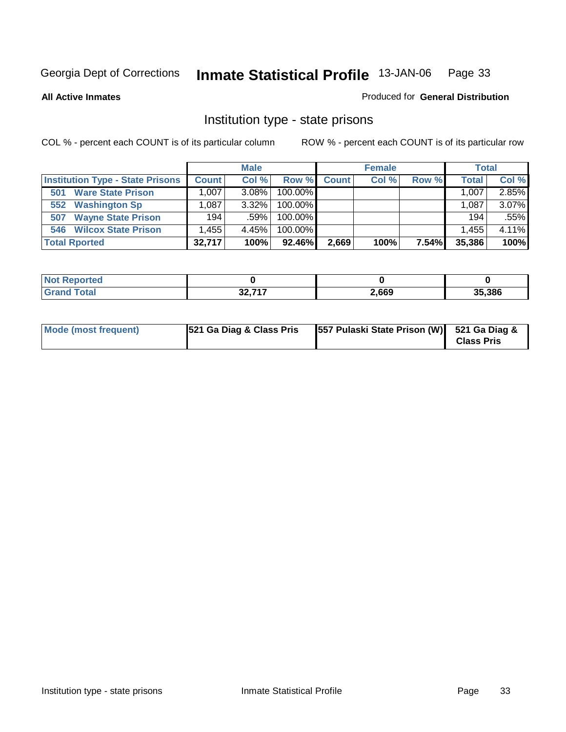Georgia Dept of Corrections **Inmate Statistical Profile** 13-JAN-06 Page 33

**All Active Inmates**

Produced for **General Distribution**

## Institution type - state prisons

COL % - percent each COUNT is of its particular column

ROW % - percent each COUNT is of its particular row

| | Male | | | Female | | | Total | |
|---|---|---|---|---|---|---|---|---|
| **Institution Type - State Prisons** | **Count** | **Col %** | **Row %** | **Count** | **Col %** | **Row %** | **Total** | **Col %** |
| **501 Ware State Prison** | 1,007 | 3.08% | 100.00% | | | | 1,007 | 2.85% |
| **552 Washington Sp** | 1,087 | 3.32% | 100.00% | | | | 1,087 | 3.07% |
| **507 Wayne State Prison** | 194 | .59% | 100.00% | | | | 194 | .55% |
| **546 Wilcox State Prison** | 1,455 | 4.45% | 100.00% | | | | 1,455 | 4.11% |
| **Total Rported** | **32,717** | **100%** | **92.46%** | **2,669** | **100%** | **7.54%** | **35,386** | **100%** |

| | Male | Female | Total |
|---|---|---|---|
| **Not Reported** | **0** | **0** | **0** |
| **Grand Total** | **32,717** | **2,669** | **35,386** |

| | Male | Female | Total |
|---|---|---|---|
| **Mode (most frequent)** | **521 Ga Diag & Class Pris** | **557 Pulaski State Prison (W)** | **521 Ga Diag & Class Pris** |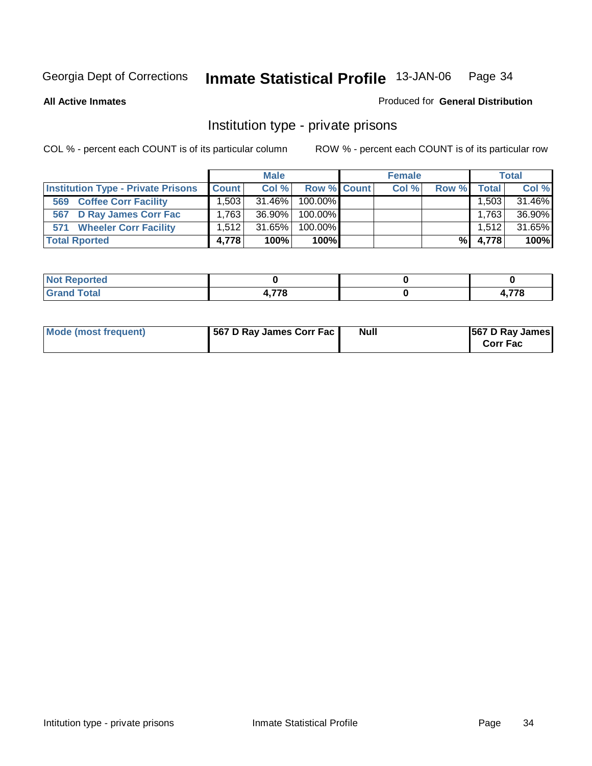Georgia Dept of Corrections **Inmate Statistical Profile** 13-JAN-06

**All Active Inmates**

Produced for **General Distribution**

## Institution type - private prisons

COL % - percent each COUNT is of its particular column

ROW % - percent each COUNT is of its particular row

| | Male | | | Female | | | Total | |
|---|---|---|---|---|---|---|---|---|
| **Institution Type - Private Prisons** | **Count** | **Col %** | **Row %** | **Count** | **Col %** | **Row %** | **Total** | **Col %** |
| 569 Coffee Corr Facility | 1,503 | 31.46% | 100.00% | | | | 1,503 | 31.46% |
| 567 D Ray James Corr Fac | 1,763 | 36.90% | 100.00% | | | | 1,763 | 36.90% |
| 571 Wheeler Corr Facility | 1,512 | 31.65% | 100.00% | | | | 1,512 | 31.65% |
| **Total Rported** | **4,778** | **100%** | **100%** | | | **%** | **4,778** | **100%** |

| | Male | Female | Total |
|---|---|---|---|
| **Not Reported** | **0** | **0** | **0** |
| **Grand Total** | **4,778** | **0** | **4,778** |

| | Male | Female | Total |
|---|---|---|---|
| **Mode (most frequent)** | **567 D Ray James Corr Fac** | **Null** | **567 D Ray James Corr Fac** |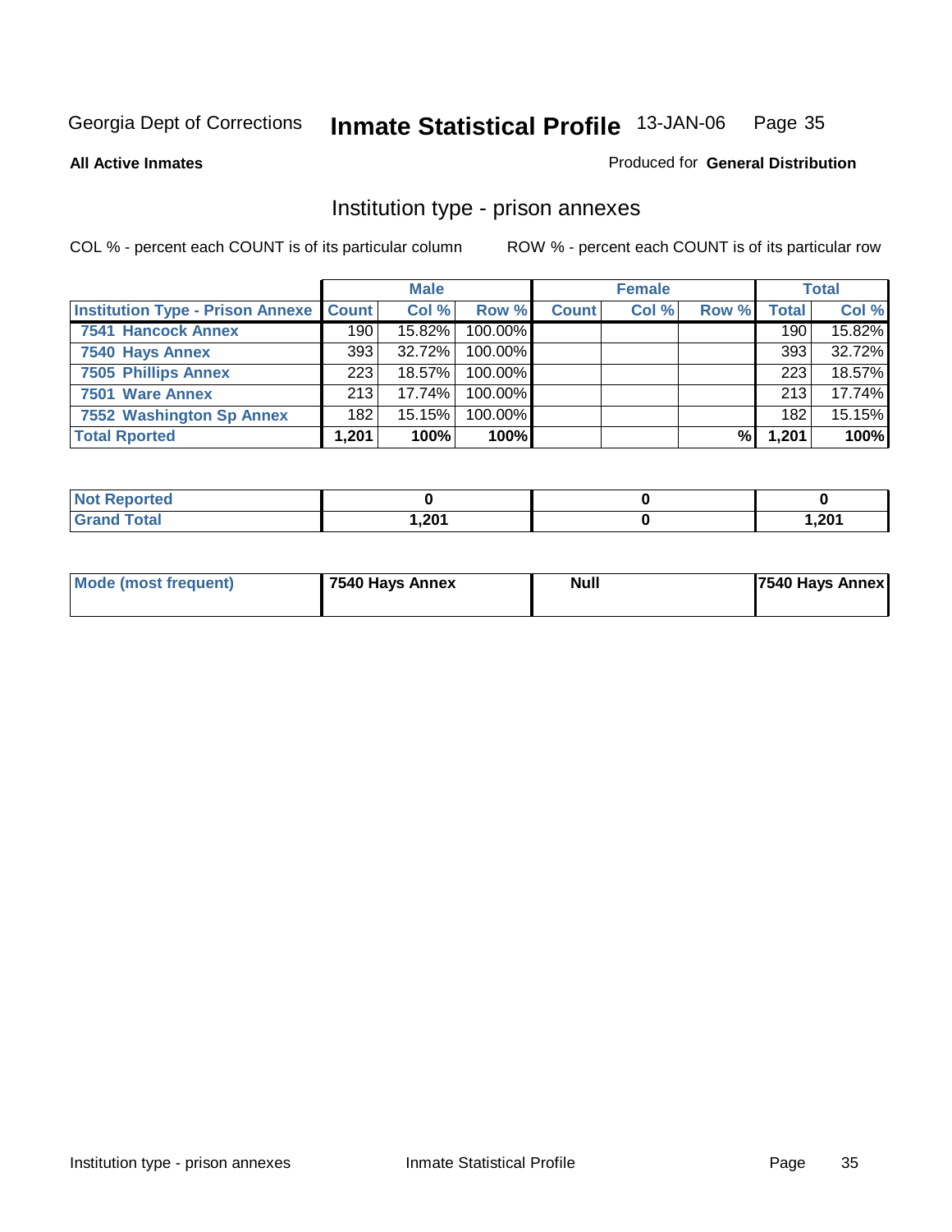Georgia Dept of Corrections **Inmate Statistical Profile** 13-JAN-06

**All Active Inmates** Produced for **General Distribution**

## Institution type - prison annexes

COL % - percent each COUNT is of its particular column ROW % - percent each COUNT is of its particular row

| | Male | | | Female | | | Total | |
|---|---|---|---|---|---|---|---|---|
| Institution Type - Prison Annexe | Count | Col % | Row % | Count | Col % | Row % | Total | Col % |
| 7541 Hancock Annex | 190 | 15.82% | 100.00% | | | | 190 | 15.82% |
| 7540 Hays Annex | 393 | 32.72% | 100.00% | | | | 393 | 32.72% |
| 7505 Phillips Annex | 223 | 18.57% | 100.00% | | | | 223 | 18.57% |
| 7501 Ware Annex | 213 | 17.74% | 100.00% | | | | 213 | 17.74% |
| 7552 Washington Sp Annex | 182 | 15.15% | 100.00% | | | | 182 | 15.15% |
| **Total Rported** | **1,201** | **100%** | **100%** | | | **%** | **1,201** | **100%** |

| | Male | Female | Total |
|---|---|---|---|
| Not Reported | 0 | 0 | 0 |
| Grand Total | 1,201 | 0 | 1,201 |

| | Male | Female | Total |
|---|---|---|---|
| Mode (most frequent) | 7540 Hays Annex | Null | 7540 Hays Annex |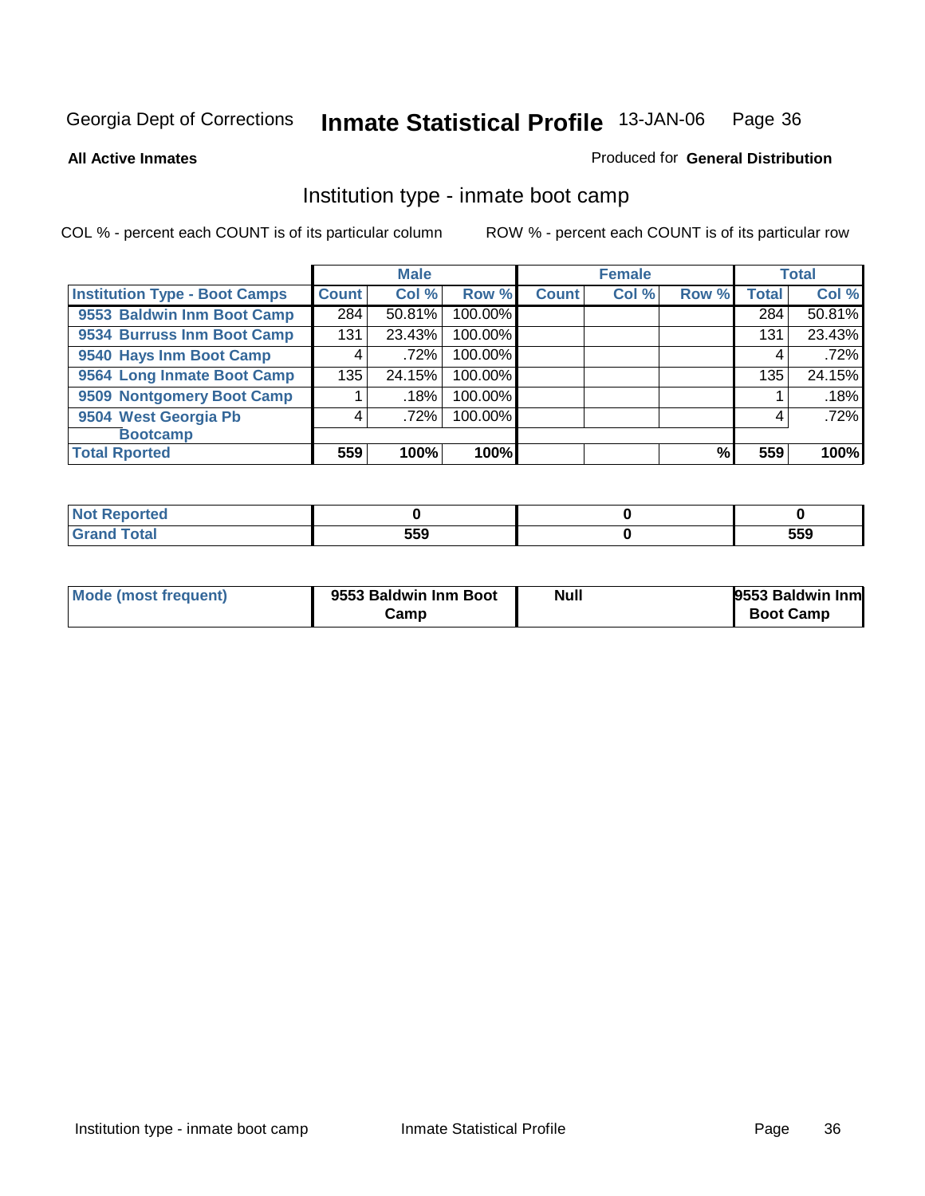Georgia Dept of Corrections **Inmate Statistical Profile** 13-JAN-06 Page 36

**All Active Inmates**

Produced for **General Distribution**

## Institution type - inmate boot camp

COL % - percent each COUNT is of its particular column ROW % - percent each COUNT is of its particular row

| | Male | | | Female | | | Total | |
|---|---|---|---|---|---|---|---|---|
| **Institution Type - Boot Camps** | **Count** | **Col %** | **Row %** | **Count** | **Col %** | **Row %** | **Total** | **Col %** |
| **9553 Baldwin Inm Boot Camp** | 284 | 50.81% | 100.00% | | | | 284 | 50.81% |
| **9534 Burruss Inm Boot Camp** | 131 | 23.43% | 100.00% | | | | 131 | 23.43% |
| **9540 Hays Inm Boot Camp** | 4 | .72% | 100.00% | | | | 4 | .72% |
| **9564 Long Inmate Boot Camp** | 135 | 24.15% | 100.00% | | | | 135 | 24.15% |
| **9509 Nontgomery Boot Camp** | 1 | .18% | 100.00% | | | | 1 | .18% |
| **9504 West Georgia Pb Bootcamp** | 4 | .72% | 100.00% | | | | 4 | .72% |
| **Total Rported** | **559** | **100%** | **100%** | | | **%** | **559** | **100%** |

| | Male | Female | Total |
|---|---|---|---|
| **Not Reported** | **0** | **0** | **0** |
| **Grand Total** | **559** | **0** | **559** |

| | Male | Female | Total |
|---|---|---|---|
| **Mode (most frequent)** | **9553 Baldwin Inm Boot Camp** | **Null** | **9553 Baldwin Inm Boot Camp** |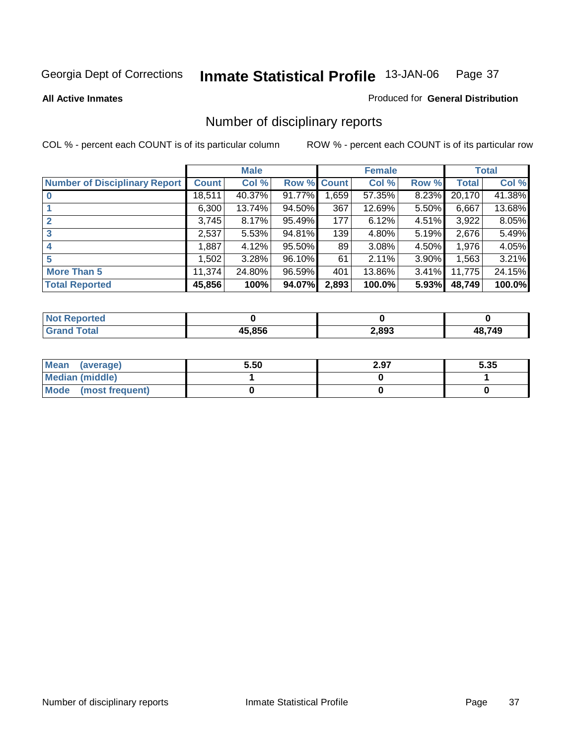Georgia Dept of Corrections **Inmate Statistical Profile** 13-JAN-06

**All Active Inmates**

Produced for **General Distribution**

## Number of disciplinary reports

COL % - percent each COUNT is of its particular column

ROW % - percent each COUNT is of its particular row

| | Male | | | Female | | | Total | |
|---|---|---|---|---|---|---|---|---|
| **Number of Disciplinary Report** | **Count** | **Col %** | **Row %** | **Count** | **Col %** | **Row %** | **Total** | **Col %** |
| **0** | 18,511 | 40.37% | 91.77% | 1,659 | 57.35% | 8.23% | 20,170 | 41.38% |
| **1** | 6,300 | 13.74% | 94.50% | 367 | 12.69% | 5.50% | 6,667 | 13.68% |
| **2** | 3,745 | 8.17% | 95.49% | 177 | 6.12% | 4.51% | 3,922 | 8.05% |
| **3** | 2,537 | 5.53% | 94.81% | 139 | 4.80% | 5.19% | 2,676 | 5.49% |
| **4** | 1,887 | 4.12% | 95.50% | 89 | 3.08% | 4.50% | 1,976 | 4.05% |
| **5** | 1,502 | 3.28% | 96.10% | 61 | 2.11% | 3.90% | 1,563 | 3.21% |
| **More Than 5** | 11,374 | 24.80% | 96.59% | 401 | 13.86% | 3.41% | 11,775 | 24.15% |
| **Total Reported** | **45,856** | **100%** | **94.07%** | **2,893** | **100.0%** | **5.93%** | **48,749** | **100.0%** |

| | Male | Female | Total |
|---|---|---|---|
| **Not Reported** | **0** | **0** | **0** |
| **Grand Total** | **45,856** | **2,893** | **48,749** |

| | Male | Female | Total |
|---|---|---|---|
| **Mean (average)** | **5.50** | **2.97** | **5.35** |
| **Median (middle)** | **1** | **0** | **1** |
| **Mode (most frequent)** | **0** | **0** | **0** |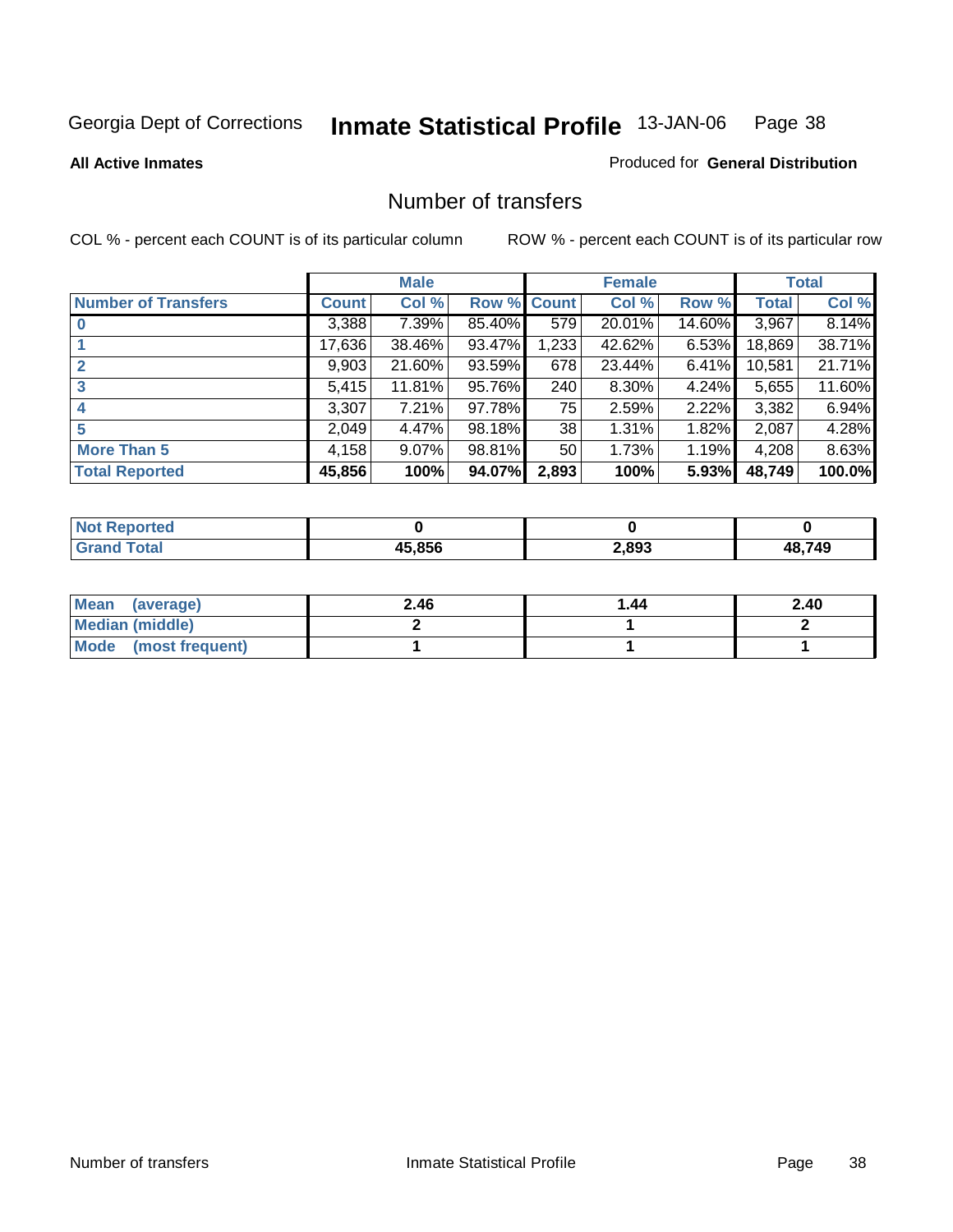Georgia Dept of Corrections **Inmate Statistical Profile** 13-JAN-06 Page 38

**All Active Inmates**

Produced for **General Distribution**

## Number of transfers

COL % - percent each COUNT is of its particular column

ROW % - percent each COUNT is of its particular row

| | Male | | | Female | | | Total | |
|---|---|---|---|---|---|---|---|---|
| Number of Transfers | Count | Col % | Row % | Count | Col % | Row % | Total | Col % |
| 0 | 3,388 | 7.39% | 85.40% | 579 | 20.01% | 14.60% | 3,967 | 8.14% |
| 1 | 17,636 | 38.46% | 93.47% | 1,233 | 42.62% | 6.53% | 18,869 | 38.71% |
| 2 | 9,903 | 21.60% | 93.59% | 678 | 23.44% | 6.41% | 10,581 | 21.71% |
| 3 | 5,415 | 11.81% | 95.76% | 240 | 8.30% | 4.24% | 5,655 | 11.60% |
| 4 | 3,307 | 7.21% | 97.78% | 75 | 2.59% | 2.22% | 3,382 | 6.94% |
| 5 | 2,049 | 4.47% | 98.18% | 38 | 1.31% | 1.82% | 2,087 | 4.28% |
| More Than 5 | 4,158 | 9.07% | 98.81% | 50 | 1.73% | 1.19% | 4,208 | 8.63% |
| **Total Reported** | **45,856** | **100%** | **94.07%** | **2,893** | **100%** | **5.93%** | **48,749** | **100.0%** |

| | Male | Female | Total |
|---|---|---|---|
| Not Reported | 0 | 0 | 0 |
| Grand Total | 45,856 | 2,893 | 48,749 |

| | Male | Female | Total |
|---|---|---|---|
| Mean (average) | 2.46 | 1.44 | 2.40 |
| Median (middle) | 2 | 1 | 2 |
| Mode (most frequent) | 1 | 1 | 1 |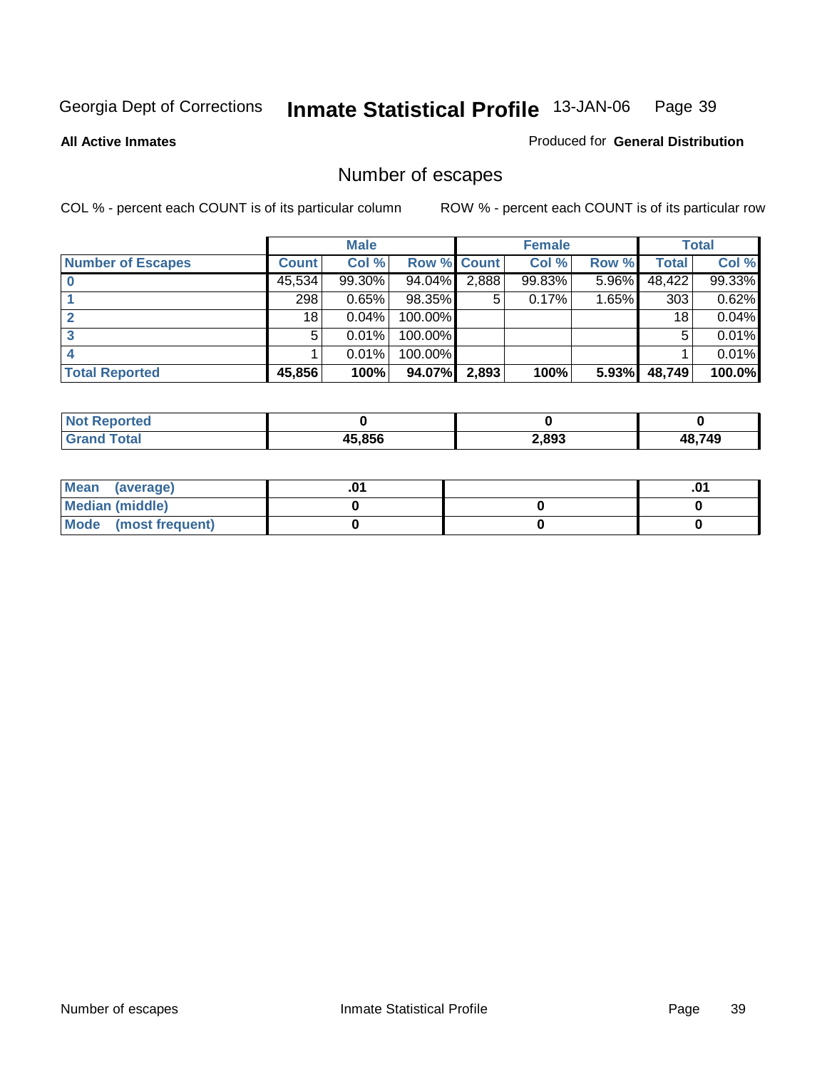Georgia Dept of Corrections **Inmate Statistical Profile** 13-JAN-06

**All Active Inmates**

Produced for **General Distribution**

## Number of escapes

COL % - percent each COUNT is of its particular column

ROW % - percent each COUNT is of its particular row

| | Male | | | Female | | | Total | |
|---|---|---|---|---|---|---|---|---|
| **Number of Escapes** | **Count** | **Col %** | **Row %** | **Count** | **Col %** | **Row %** | **Total** | **Col %** |
| **0** | 45,534 | 99.30% | 94.04% | 2,888 | 99.83% | 5.96% | 48,422 | 99.33% |
| **1** | 298 | 0.65% | 98.35% | 5 | 0.17% | 1.65% | 303 | 0.62% |
| **2** | 18 | 0.04% | 100.00% | | | | 18 | 0.04% |
| **3** | 5 | 0.01% | 100.00% | | | | 5 | 0.01% |
| **4** | 1 | 0.01% | 100.00% | | | | 1 | 0.01% |
| **Total Reported** | **45,856** | **100%** | **94.07%** | **2,893** | **100%** | **5.93%** | **48,749** | **100.0%** |

| | Male | Female | Total |
|---|---|---|---|
| **Not Reported** | **0** | **0** | **0** |
| **Grand Total** | **45,856** | **2,893** | **48,749** |

| | Male | Female | Total |
|---|---|---|---|
| **Mean (average)** | **.01** | | **.01** |
| **Median (middle)** | **0** | **0** | **0** |
| **Mode (most frequent)** | **0** | **0** | **0** |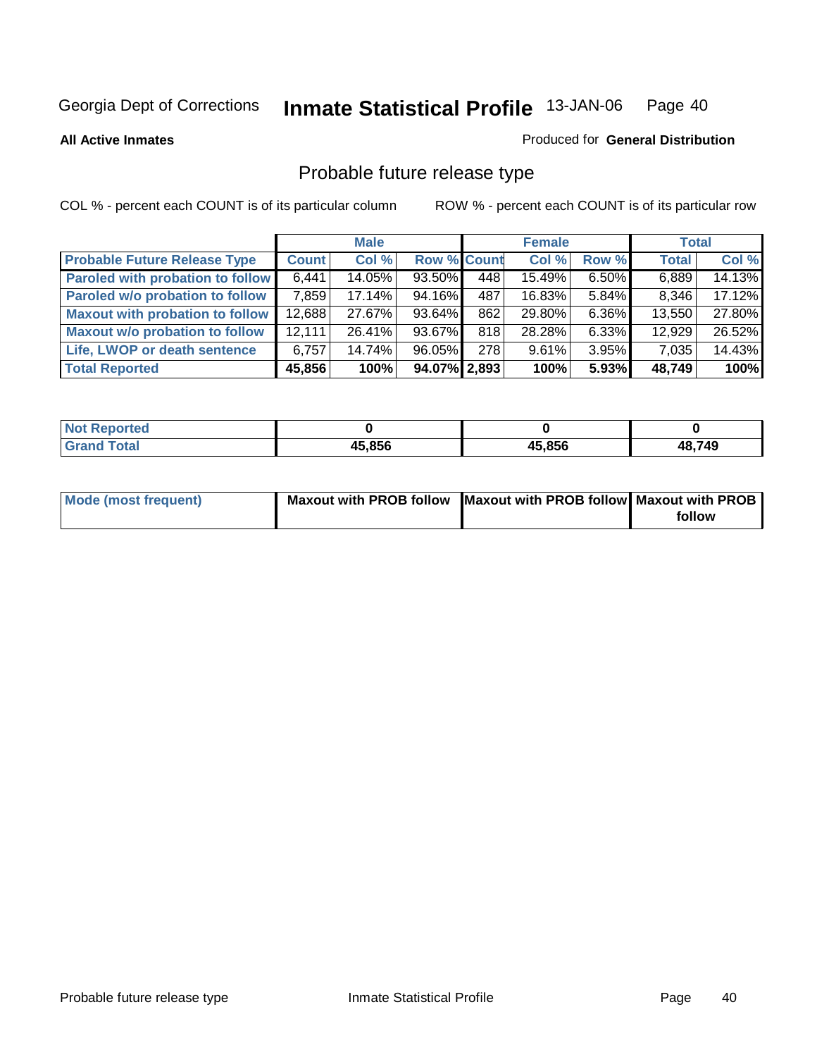Georgia Dept of Corrections **Inmate Statistical Profile** 13-JAN-06 Page 40

**All Active Inmates**

Produced for **General Distribution**

## Probable future release type

COL % - percent each COUNT is of its particular column ROW % - percent each COUNT is of its particular row

| | Male | | | Female | | | Total | |
|---|---|---|---|---|---|---|---|---|
| **Probable Future Release Type** | **Count** | **Col %** | **Row %** | **Count** | **Col %** | **Row %** | **Total** | **Col %** |
| **Paroled with probation to follow** | 6,441 | 14.05% | 93.50% | 448 | 15.49% | 6.50% | 6,889 | 14.13% |
| **Paroled w/o probation to follow** | 7,859 | 17.14% | 94.16% | 487 | 16.83% | 5.84% | 8,346 | 17.12% |
| **Maxout with probation to follow** | 12,688 | 27.67% | 93.64% | 862 | 29.80% | 6.36% | 13,550 | 27.80% |
| **Maxout w/o probation to follow** | 12,111 | 26.41% | 93.67% | 818 | 28.28% | 6.33% | 12,929 | 26.52% |
| **Life, LWOP or death sentence** | 6,757 | 14.74% | 96.05% | 278 | 9.61% | 3.95% | 7,035 | 14.43% |
| **Total Reported** | **45,856** | **100%** | **94.07%** | **2,893** | **100%** | **5.93%** | **48,749** | **100%** |

| | Male | Female | Total |
|---|---|---|---|
| **Not Reported** | **0** | **0** | **0** |
| **Grand Total** | **45,856** | **45,856** | **48,749** |

| | Male | Female | Total |
|---|---|---|---|
| **Mode (most frequent)** | **Maxout with PROB follow** | **Maxout with PROB follow** | **Maxout with PROB follow** |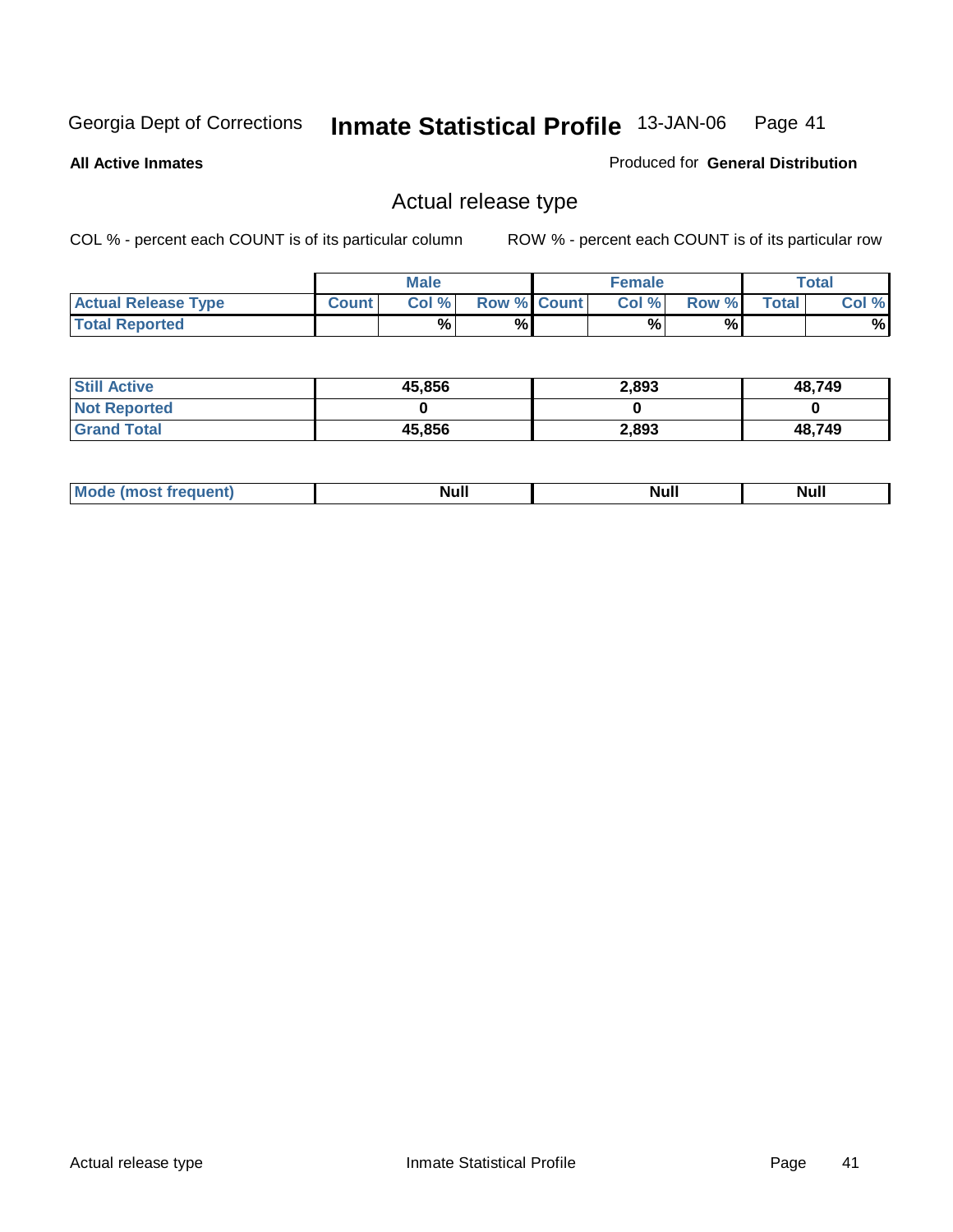Georgia Dept of Corrections **Inmate Statistical Profile** 13-JAN-06

**All Active Inmates**

Produced for **General Distribution**

## Actual release type

COL % - percent each COUNT is of its particular column ROW % - percent each COUNT is of its particular row

| | Male | | | Female | | | Total | |
|---|---|---|---|---|---|---|---|---|
| **Actual Release Type** | **Count** | **Col %** | **Row %** | **Count** | **Col %** | **Row %** | **Total** | **Col %** |
| **Total Reported** | | % | % | | % | % | | % |

| | Male | Female | Total |
|---|---|---|---|
| **Still Active** | 45,856 | 2,893 | 48,749 |
| **Not Reported** | 0 | 0 | 0 |
| **Grand Total** | 45,856 | 2,893 | 48,749 |

| | Male | Female | Total |
|---|---|---|---|
| **Mode (most frequent)** | Null | Null | Null |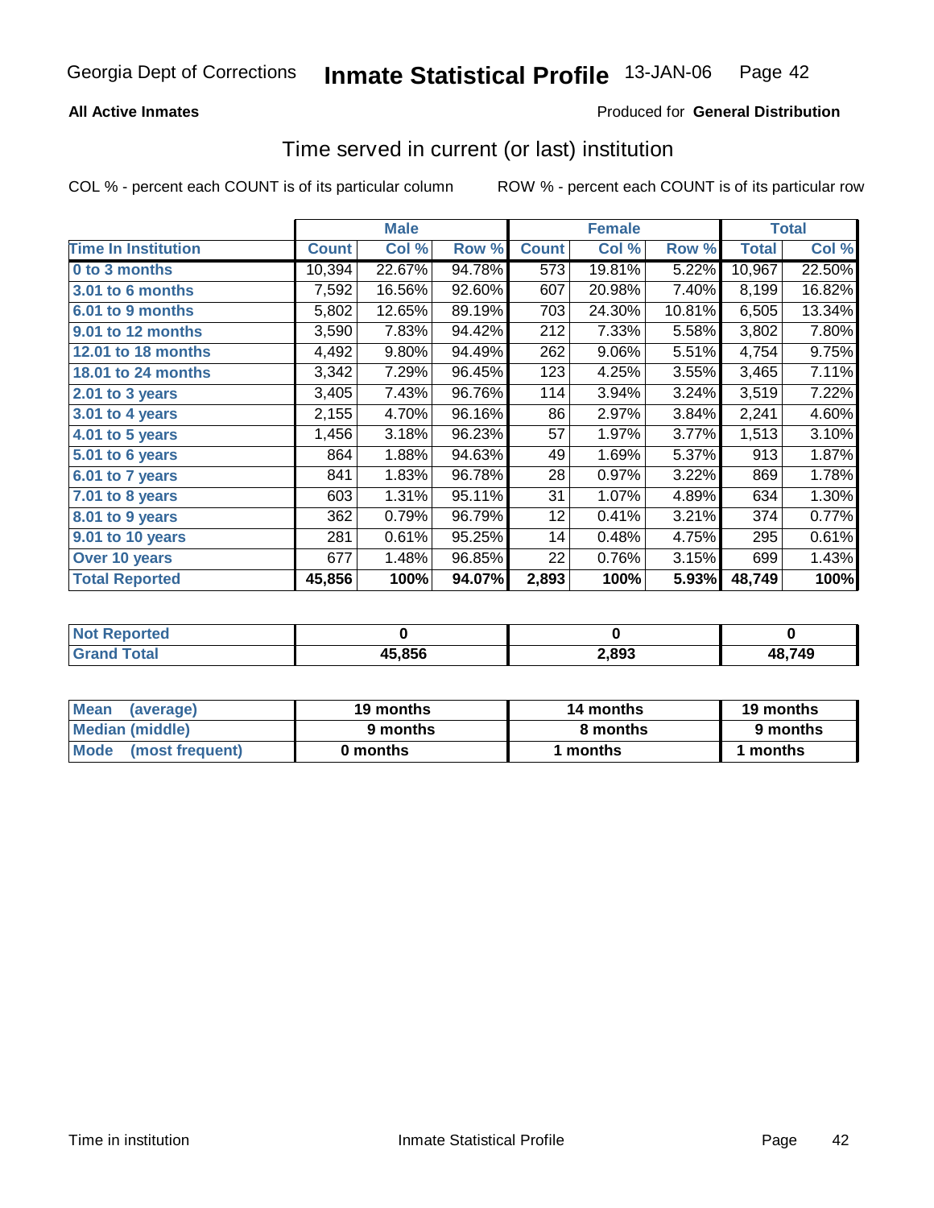Georgia Dept of Corrections **Inmate Statistical Profile** 13-JAN-06

**All Active Inmates**

Produced for **General Distribution**

## Time served in current (or last) institution

COL % - percent each COUNT is of its particular column

ROW % - percent each COUNT is of its particular row

| | Male | | | Female | | | Total | |
|---|---|---|---|---|---|---|---|---|
| **Time In Institution** | **Count** | **Col %** | **Row %** | **Count** | **Col %** | **Row %** | **Total** | **Col %** |
| **0 to 3 months** | 10,394 | 22.67% | 94.78% | 573 | 19.81% | 5.22% | 10,967 | 22.50% |
| **3.01 to 6 months** | 7,592 | 16.56% | 92.60% | 607 | 20.98% | 7.40% | 8,199 | 16.82% |
| **6.01 to 9 months** | 5,802 | 12.65% | 89.19% | 703 | 24.30% | 10.81% | 6,505 | 13.34% |
| **9.01 to 12 months** | 3,590 | 7.83% | 94.42% | 212 | 7.33% | 5.58% | 3,802 | 7.80% |
| **12.01 to 18 months** | 4,492 | 9.80% | 94.49% | 262 | 9.06% | 5.51% | 4,754 | 9.75% |
| **18.01 to 24 months** | 3,342 | 7.29% | 96.45% | 123 | 4.25% | 3.55% | 3,465 | 7.11% |
| **2.01 to 3 years** | 3,405 | 7.43% | 96.76% | 114 | 3.94% | 3.24% | 3,519 | 7.22% |
| **3.01 to 4 years** | 2,155 | 4.70% | 96.16% | 86 | 2.97% | 3.84% | 2,241 | 4.60% |
| **4.01 to 5 years** | 1,456 | 3.18% | 96.23% | 57 | 1.97% | 3.77% | 1,513 | 3.10% |
| **5.01 to 6 years** | 864 | 1.88% | 94.63% | 49 | 1.69% | 5.37% | 913 | 1.87% |
| **6.01 to 7 years** | 841 | 1.83% | 96.78% | 28 | 0.97% | 3.22% | 869 | 1.78% |
| **7.01 to 8 years** | 603 | 1.31% | 95.11% | 31 | 1.07% | 4.89% | 634 | 1.30% |
| **8.01 to 9 years** | 362 | 0.79% | 96.79% | 12 | 0.41% | 3.21% | 374 | 0.77% |
| **9.01 to 10 years** | 281 | 0.61% | 95.25% | 14 | 0.48% | 4.75% | 295 | 0.61% |
| **Over 10 years** | 677 | 1.48% | 96.85% | 22 | 0.76% | 3.15% | 699 | 1.43% |
| **Total Reported** | **45,856** | **100%** | **94.07%** | **2,893** | **100%** | **5.93%** | **48,749** | **100%** |

| | Male | Female | Total |
|---|---|---|---|
| **Not Reported** | **0** | **0** | **0** |
| **Grand Total** | **45,856** | **2,893** | **48,749** |

| | Male | Female | Total |
|---|---|---|---|
| **Mean (average)** | **19 months** | **14 months** | **19 months** |
| **Median (middle)** | **9 months** | **8 months** | **9 months** |
| **Mode (most frequent)** | **0 months** | **1 months** | **1 months** |

Time in institution

Inmate Statistical Profile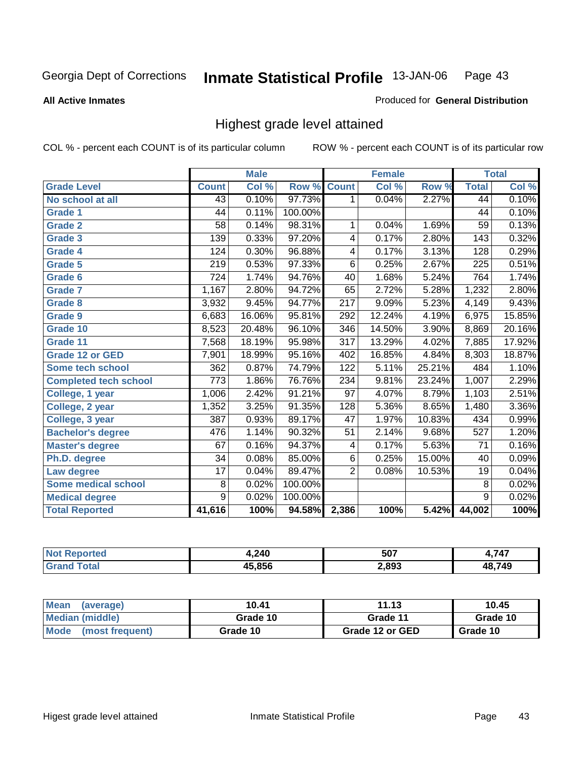Georgia Dept of Corrections **Inmate Statistical Profile** 13-JAN-06

**All Active Inmates**

Produced for **General Distribution**

## Highest grade level attained

COL % - percent each COUNT is of its particular column

ROW % - percent each COUNT is of its particular row

| | Male | | | Female | | | Total | |
|---|---|---|---|---|---|---|---|---|
| **Grade Level** | **Count** | **Col %** | **Row %** | **Count** | **Col %** | **Row %** | **Total** | **Col %** |
| **No school at all** | 43 | 0.10% | 97.73% | 1 | 0.04% | 2.27% | 44 | 0.10% |
| **Grade 1** | 44 | 0.11% | 100.00% | | | | 44 | 0.10% |
| **Grade 2** | 58 | 0.14% | 98.31% | 1 | 0.04% | 1.69% | 59 | 0.13% |
| **Grade 3** | 139 | 0.33% | 97.20% | 4 | 0.17% | 2.80% | 143 | 0.32% |
| **Grade 4** | 124 | 0.30% | 96.88% | 4 | 0.17% | 3.13% | 128 | 0.29% |
| **Grade 5** | 219 | 0.53% | 97.33% | 6 | 0.25% | 2.67% | 225 | 0.51% |
| **Grade 6** | 724 | 1.74% | 94.76% | 40 | 1.68% | 5.24% | 764 | 1.74% |
| **Grade 7** | 1,167 | 2.80% | 94.72% | 65 | 2.72% | 5.28% | 1,232 | 2.80% |
| **Grade 8** | 3,932 | 9.45% | 94.77% | 217 | 9.09% | 5.23% | 4,149 | 9.43% |
| **Grade 9** | 6,683 | 16.06% | 95.81% | 292 | 12.24% | 4.19% | 6,975 | 15.85% |
| **Grade 10** | 8,523 | 20.48% | 96.10% | 346 | 14.50% | 3.90% | 8,869 | 20.16% |
| **Grade 11** | 7,568 | 18.19% | 95.98% | 317 | 13.29% | 4.02% | 7,885 | 17.92% |
| **Grade 12 or GED** | 7,901 | 18.99% | 95.16% | 402 | 16.85% | 4.84% | 8,303 | 18.87% |
| **Some tech school** | 362 | 0.87% | 74.79% | 122 | 5.11% | 25.21% | 484 | 1.10% |
| **Completed tech school** | 773 | 1.86% | 76.76% | 234 | 9.81% | 23.24% | 1,007 | 2.29% |
| **College, 1 year** | 1,006 | 2.42% | 91.21% | 97 | 4.07% | 8.79% | 1,103 | 2.51% |
| **College, 2 year** | 1,352 | 3.25% | 91.35% | 128 | 5.36% | 8.65% | 1,480 | 3.36% |
| **College, 3 year** | 387 | 0.93% | 89.17% | 47 | 1.97% | 10.83% | 434 | 0.99% |
| **Bachelor's degree** | 476 | 1.14% | 90.32% | 51 | 2.14% | 9.68% | 527 | 1.20% |
| **Master's degree** | 67 | 0.16% | 94.37% | 4 | 0.17% | 5.63% | 71 | 0.16% |
| **Ph.D. degree** | 34 | 0.08% | 85.00% | 6 | 0.25% | 15.00% | 40 | 0.09% |
| **Law degree** | 17 | 0.04% | 89.47% | 2 | 0.08% | 10.53% | 19 | 0.04% |
| **Some medical school** | 8 | 0.02% | 100.00% | | | | 8 | 0.02% |
| **Medical degree** | 9 | 0.02% | 100.00% | | | | 9 | 0.02% |
| **Total Reported** | **41,616** | **100%** | **94.58%** | **2,386** | **100%** | **5.42%** | **44,002** | **100%** |

| | Male | Female | Total |
|---|---|---|---|
| **Not Reported** | **4,240** | **507** | **4,747** |
| **Grand Total** | **45,856** | **2,893** | **48,749** |

| | Male | Female | Total |
|---|---|---|---|
| **Mean (average)** | **10.41** | **11.13** | **10.45** |
| **Median (middle)** | **Grade 10** | **Grade 11** | **Grade 10** |
| **Mode (most frequent)** | **Grade 10** | **Grade 12 or GED** | **Grade 10** |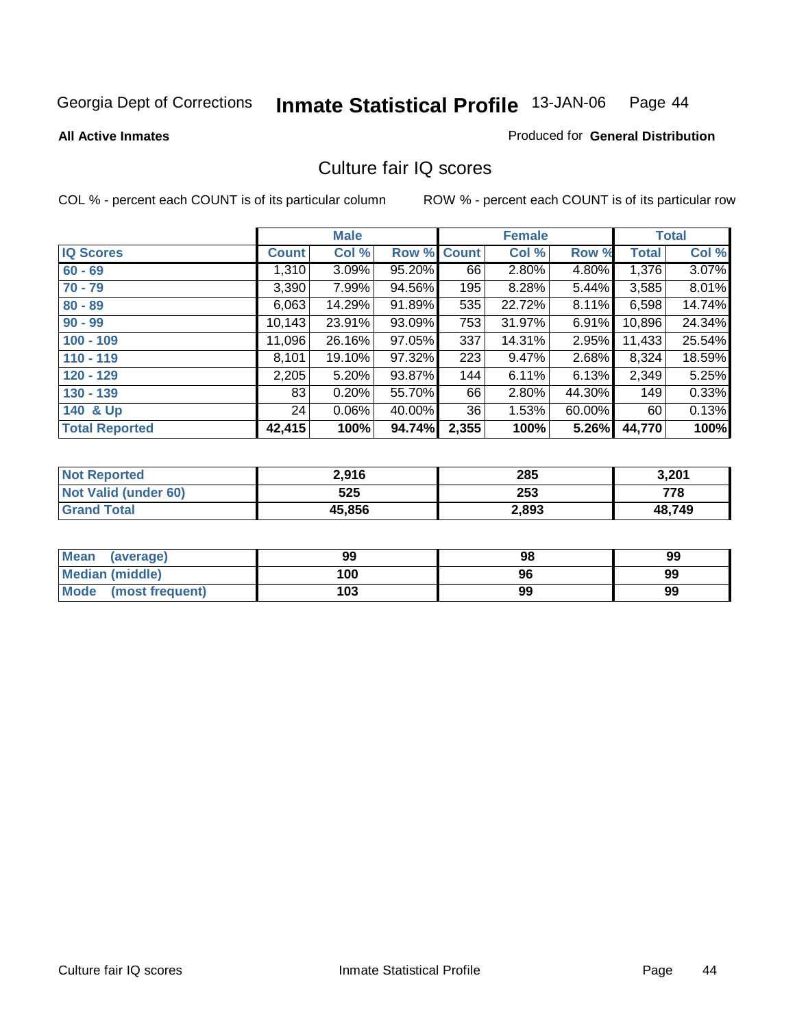Georgia Dept of Corrections **Inmate Statistical Profile** 13-JAN-06

**All Active Inmates**

Produced for **General Distribution**

## Culture fair IQ scores

COL % - percent each COUNT is of its particular column

ROW % - percent each COUNT is of its particular row

| | Male | | | Female | | | Total | |
|---|---|---|---|---|---|---|---|---|
| **IQ Scores** | **Count** | **Col %** | **Row %** | **Count** | **Col %** | **Row %** | **Total** | **Col %** |
| **60 - 69** | 1,310 | 3.09% | 95.20% | 66 | 2.80% | 4.80% | 1,376 | 3.07% |
| **70 - 79** | 3,390 | 7.99% | 94.56% | 195 | 8.28% | 5.44% | 3,585 | 8.01% |
| **80 - 89** | 6,063 | 14.29% | 91.89% | 535 | 22.72% | 8.11% | 6,598 | 14.74% |
| **90 - 99** | 10,143 | 23.91% | 93.09% | 753 | 31.97% | 6.91% | 10,896 | 24.34% |
| **100 - 109** | 11,096 | 26.16% | 97.05% | 337 | 14.31% | 2.95% | 11,433 | 25.54% |
| **110 - 119** | 8,101 | 19.10% | 97.32% | 223 | 9.47% | 2.68% | 8,324 | 18.59% |
| **120 - 129** | 2,205 | 5.20% | 93.87% | 144 | 6.11% | 6.13% | 2,349 | 5.25% |
| **130 - 139** | 83 | 0.20% | 55.70% | 66 | 2.80% | 44.30% | 149 | 0.33% |
| **140 & Up** | 24 | 0.06% | 40.00% | 36 | 1.53% | 60.00% | 60 | 0.13% |
| **Total Reported** | **42,415** | **100%** | **94.74%** | **2,355** | **100%** | **5.26%** | **44,770** | **100%** |

| | Male | Female | Total |
|---|---|---|---|
| **Not Reported** | **2,916** | **285** | **3,201** |
| **Not Valid (under 60)** | **525** | **253** | **778** |
| **Grand Total** | **45,856** | **2,893** | **48,749** |

| | Male | Female | Total |
|---|---|---|---|
| **Mean (average)** | **99** | **98** | **99** |
| **Median (middle)** | **100** | **96** | **99** |
| **Mode (most frequent)** | **103** | **99** | **99** |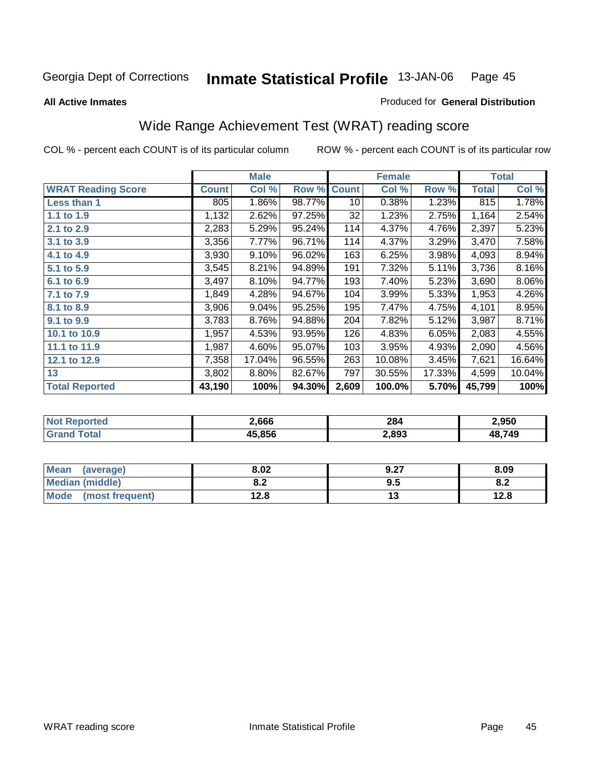Georgia Dept of Corrections **Inmate Statistical Profile** 13-JAN-06

**All Active Inmates**

Produced for **General Distribution**

## Wide Range Achievement Test (WRAT) reading score

COL % - percent each COUNT is of its particular column ROW % - percent each COUNT is of its particular row

| | Male | | | Female | | | Total | |
|---|---|---|---|---|---|---|---|---|
| **WRAT Reading Score** | **Count** | **Col %** | **Row %** | **Count** | **Col %** | **Row %** | **Total** | **Col %** |
| **Less than 1** | 805 | 1.86% | 98.77% | 10 | 0.38% | 1.23% | 815 | 1.78% |
| **1.1 to 1.9** | 1,132 | 2.62% | 97.25% | 32 | 1.23% | 2.75% | 1,164 | 2.54% |
| **2.1 to 2.9** | 2,283 | 5.29% | 95.24% | 114 | 4.37% | 4.76% | 2,397 | 5.23% |
| **3.1 to 3.9** | 3,356 | 7.77% | 96.71% | 114 | 4.37% | 3.29% | 3,470 | 7.58% |
| **4.1 to 4.9** | 3,930 | 9.10% | 96.02% | 163 | 6.25% | 3.98% | 4,093 | 8.94% |
| **5.1 to 5.9** | 3,545 | 8.21% | 94.89% | 191 | 7.32% | 5.11% | 3,736 | 8.16% |
| **6.1 to 6.9** | 3,497 | 8.10% | 94.77% | 193 | 7.40% | 5.23% | 3,690 | 8.06% |
| **7.1 to 7.9** | 1,849 | 4.28% | 94.67% | 104 | 3.99% | 5.33% | 1,953 | 4.26% |
| **8.1 to 8.9** | 3,906 | 9.04% | 95.25% | 195 | 7.47% | 4.75% | 4,101 | 8.95% |
| **9.1 to 9.9** | 3,783 | 8.76% | 94.88% | 204 | 7.82% | 5.12% | 3,987 | 8.71% |
| **10.1 to 10.9** | 1,957 | 4.53% | 93.95% | 126 | 4.83% | 6.05% | 2,083 | 4.55% |
| **11.1 to 11.9** | 1,987 | 4.60% | 95.07% | 103 | 3.95% | 4.93% | 2,090 | 4.56% |
| **12.1 to 12.9** | 7,358 | 17.04% | 96.55% | 263 | 10.08% | 3.45% | 7,621 | 16.64% |
| **13** | 3,802 | 8.80% | 82.67% | 797 | 30.55% | 17.33% | 4,599 | 10.04% |
| **Total Reported** | **43,190** | **100%** | **94.30%** | **2,609** | **100.0%** | **5.70%** | **45,799** | **100%** |

| | Male | Female | Total |
|---|---|---|---|
| **Not Reported** | **2,666** | **284** | **2,950** |
| **Grand Total** | **45,856** | **2,893** | **48,749** |

| | Male | Female | Total |
|---|---|---|---|
| **Mean (average)** | **8.02** | **9.27** | **8.09** |
| **Median (middle)** | **8.2** | **9.5** | **8.2** |
| **Mode (most frequent)** | **12.8** | **13** | **12.8** |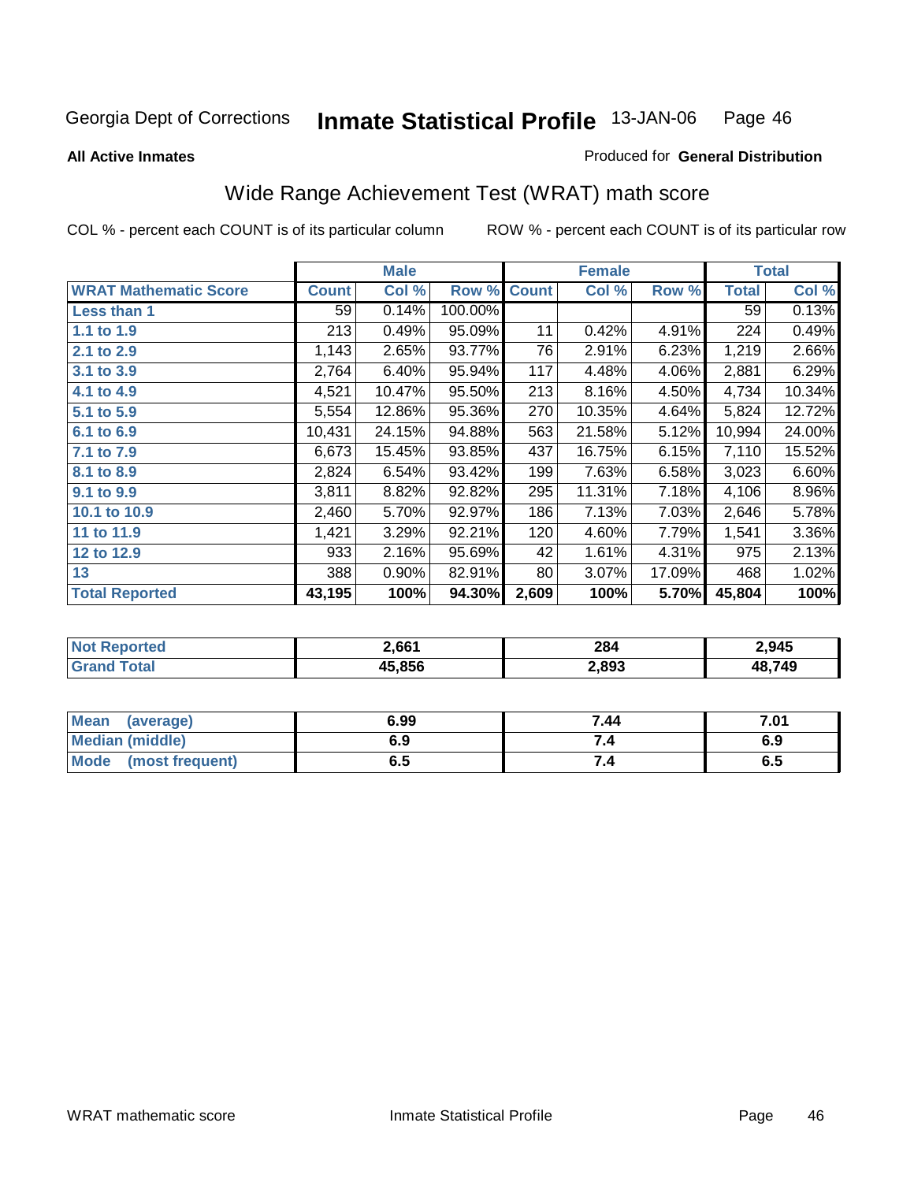Georgia Dept of Corrections **Inmate Statistical Profile** 13-JAN-06

**All Active Inmates**

Produced for **General Distribution**

## Wide Range Achievement Test (WRAT) math score

COL % - percent each COUNT is of its particular column

ROW % - percent each COUNT is of its particular row

| | Male | | | Female | | | Total | |
|---|---|---|---|---|---|---|---|---|
| **WRAT Mathematic Score** | **Count** | **Col %** | **Row %** | **Count** | **Col %** | **Row %** | **Total** | **Col %** |
| **Less than 1** | 59 | 0.14% | 100.00% | | | | 59 | 0.13% |
| **1.1 to 1.9** | 213 | 0.49% | 95.09% | 11 | 0.42% | 4.91% | 224 | 0.49% |
| **2.1 to 2.9** | 1,143 | 2.65% | 93.77% | 76 | 2.91% | 6.23% | 1,219 | 2.66% |
| **3.1 to 3.9** | 2,764 | 6.40% | 95.94% | 117 | 4.48% | 4.06% | 2,881 | 6.29% |
| **4.1 to 4.9** | 4,521 | 10.47% | 95.50% | 213 | 8.16% | 4.50% | 4,734 | 10.34% |
| **5.1 to 5.9** | 5,554 | 12.86% | 95.36% | 270 | 10.35% | 4.64% | 5,824 | 12.72% |
| **6.1 to 6.9** | 10,431 | 24.15% | 94.88% | 563 | 21.58% | 5.12% | 10,994 | 24.00% |
| **7.1 to 7.9** | 6,673 | 15.45% | 93.85% | 437 | 16.75% | 6.15% | 7,110 | 15.52% |
| **8.1 to 8.9** | 2,824 | 6.54% | 93.42% | 199 | 7.63% | 6.58% | 3,023 | 6.60% |
| **9.1 to 9.9** | 3,811 | 8.82% | 92.82% | 295 | 11.31% | 7.18% | 4,106 | 8.96% |
| **10.1 to 10.9** | 2,460 | 5.70% | 92.97% | 186 | 7.13% | 7.03% | 2,646 | 5.78% |
| **11 to 11.9** | 1,421 | 3.29% | 92.21% | 120 | 4.60% | 7.79% | 1,541 | 3.36% |
| **12 to 12.9** | 933 | 2.16% | 95.69% | 42 | 1.61% | 4.31% | 975 | 2.13% |
| **13** | 388 | 0.90% | 82.91% | 80 | 3.07% | 17.09% | 468 | 1.02% |
| **Total Reported** | **43,195** | **100%** | **94.30%** | **2,609** | **100%** | **5.70%** | **45,804** | **100%** |

| | Male | Female | Total |
|---|---|---|---|
| **Not Reported** | **2,661** | **284** | **2,945** |
| **Grand Total** | **45,856** | **2,893** | **48,749** |

| | Male | Female | Total |
|---|---|---|---|
| **Mean (average)** | **6.99** | **7.44** | **7.01** |
| **Median (middle)** | **6.9** | **7.4** | **6.9** |
| **Mode (most frequent)** | **6.5** | **7.4** | **6.5** |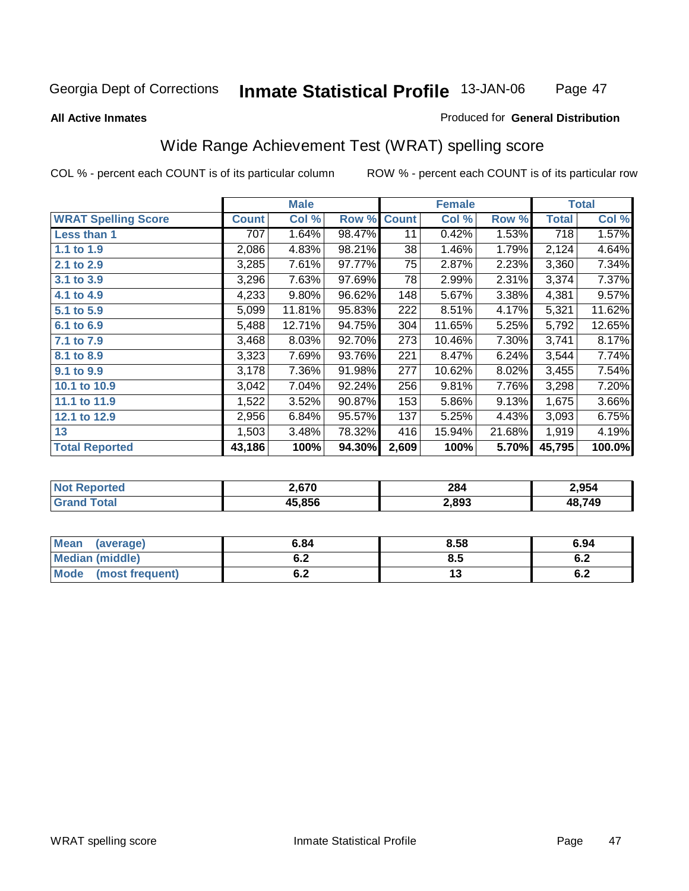Georgia Dept of Corrections **Inmate Statistical Profile** 13-JAN-06

**All Active Inmates**

Produced for **General Distribution**

## Wide Range Achievement Test (WRAT) spelling score

COL % - percent each COUNT is of its particular column ROW % - percent each COUNT is of its particular row

| | Male | | | Female | | | Total | |
|---|---|---|---|---|---|---|---|---|
| **WRAT Spelling Score** | **Count** | **Col %** | **Row %** | **Count** | **Col %** | **Row %** | **Total** | **Col %** |
| **Less than 1** | 707 | 1.64% | 98.47% | 11 | 0.42% | 1.53% | 718 | 1.57% |
| **1.1 to 1.9** | 2,086 | 4.83% | 98.21% | 38 | 1.46% | 1.79% | 2,124 | 4.64% |
| **2.1 to 2.9** | 3,285 | 7.61% | 97.77% | 75 | 2.87% | 2.23% | 3,360 | 7.34% |
| **3.1 to 3.9** | 3,296 | 7.63% | 97.69% | 78 | 2.99% | 2.31% | 3,374 | 7.37% |
| **4.1 to 4.9** | 4,233 | 9.80% | 96.62% | 148 | 5.67% | 3.38% | 4,381 | 9.57% |
| **5.1 to 5.9** | 5,099 | 11.81% | 95.83% | 222 | 8.51% | 4.17% | 5,321 | 11.62% |
| **6.1 to 6.9** | 5,488 | 12.71% | 94.75% | 304 | 11.65% | 5.25% | 5,792 | 12.65% |
| **7.1 to 7.9** | 3,468 | 8.03% | 92.70% | 273 | 10.46% | 7.30% | 3,741 | 8.17% |
| **8.1 to 8.9** | 3,323 | 7.69% | 93.76% | 221 | 8.47% | 6.24% | 3,544 | 7.74% |
| **9.1 to 9.9** | 3,178 | 7.36% | 91.98% | 277 | 10.62% | 8.02% | 3,455 | 7.54% |
| **10.1 to 10.9** | 3,042 | 7.04% | 92.24% | 256 | 9.81% | 7.76% | 3,298 | 7.20% |
| **11.1 to 11.9** | 1,522 | 3.52% | 90.87% | 153 | 5.86% | 9.13% | 1,675 | 3.66% |
| **12.1 to 12.9** | 2,956 | 6.84% | 95.57% | 137 | 5.25% | 4.43% | 3,093 | 6.75% |
| **13** | 1,503 | 3.48% | 78.32% | 416 | 15.94% | 21.68% | 1,919 | 4.19% |
| **Total Reported** | **43,186** | **100%** | **94.30%** | **2,609** | **100%** | **5.70%** | **45,795** | **100.0%** |

| | Male | Female | Total |
|---|---|---|---|
| **Not Reported** | **2,670** | **284** | **2,954** |
| **Grand Total** | **45,856** | **2,893** | **48,749** |

| | Male | Female | Total |
|---|---|---|---|
| **Mean (average)** | **6.84** | **8.58** | **6.94** |
| **Median (middle)** | **6.2** | **8.5** | **6.2** |
| **Mode (most frequent)** | **6.2** | **13** | **6.2** |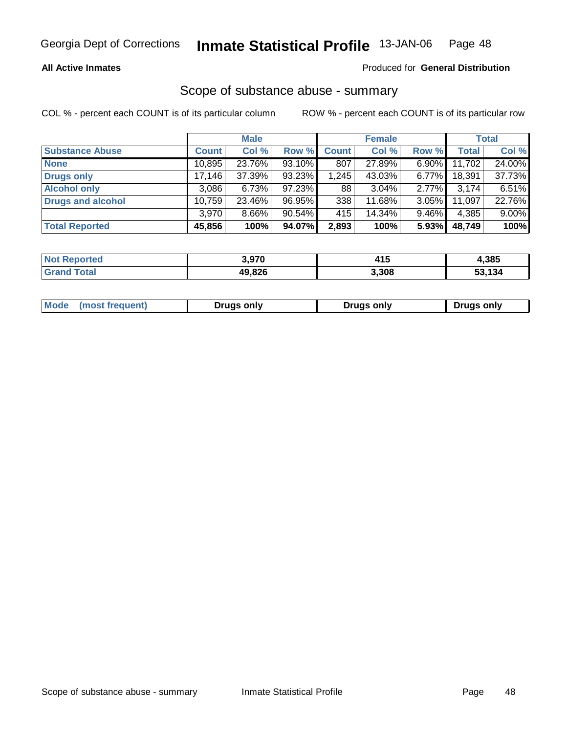Georgia Dept of Corrections **Inmate Statistical Profile** 13-JAN-06

**All Active Inmates**

Produced for **General Distribution**

## Scope of substance abuse - summary

COL % - percent each COUNT is of its particular column

ROW % - percent each COUNT is of its particular row

| | Male | | | Female | | | Total | |
|---|---|---|---|---|---|---|---|---|
| **Substance Abuse** | **Count** | **Col %** | **Row %** | **Count** | **Col %** | **Row %** | **Total** | **Col %** |
| **None** | 10,895 | 23.76% | 93.10% | 807 | 27.89% | 6.90% | 11,702 | 24.00% |
| **Drugs only** | 17,146 | 37.39% | 93.23% | 1,245 | 43.03% | 6.77% | 18,391 | 37.73% |
| **Alcohol only** | 3,086 | 6.73% | 97.23% | 88 | 3.04% | 2.77% | 3,174 | 6.51% |
| **Drugs and alcohol** | 10,759 | 23.46% | 96.95% | 338 | 11.68% | 3.05% | 11,097 | 22.76% |
| | 3,970 | 8.66% | 90.54% | 415 | 14.34% | 9.46% | 4,385 | 9.00% |
| **Total Reported** | **45,856** | **100%** | **94.07%** | **2,893** | **100%** | **5.93%** | **48,749** | **100%** |

| | Male | Female | Total |
|---|---|---|---|
| **Not Reported** | **3,970** | **415** | **4,385** |
| **Grand Total** | **49,826** | **3,308** | **53,134** |

| | Male | Female | Total |
|---|---|---|---|
| **Mode (most frequent)** | **Drugs only** | **Drugs only** | **Drugs only** |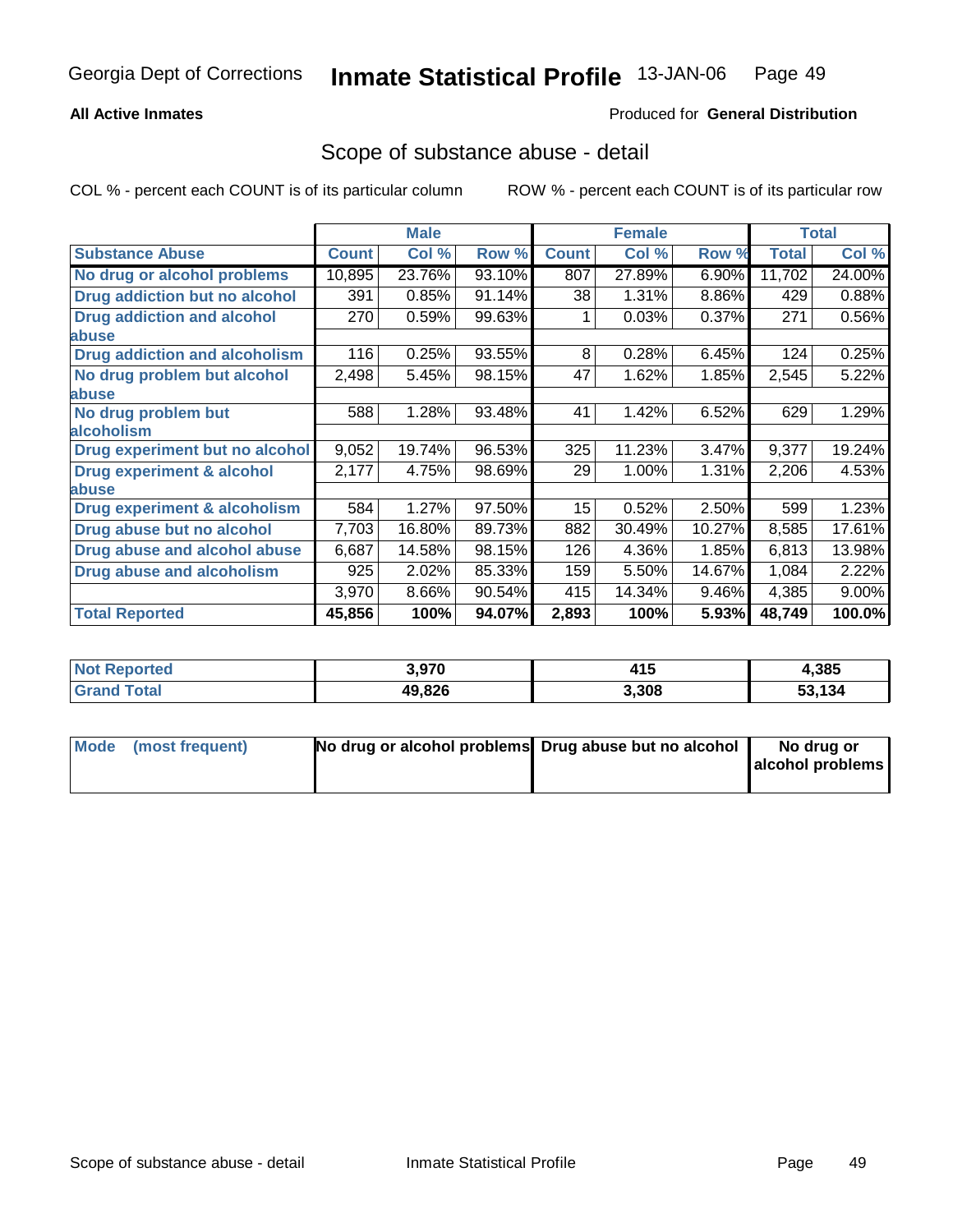**All Active Inmates**

Produced for **General Distribution**

## Scope of substance abuse - detail

COL % - percent each COUNT is of its particular column

ROW % - percent each COUNT is of its particular row

| | Male | | | Female | | | Total | |
|---|---|---|---|---|---|---|---|---|
| **Substance Abuse** | **Count** | **Col %** | **Row %** | **Count** | **Col %** | **Row %** | **Total** | **Col %** |
| **No drug or alcohol problems** | 10,895 | 23.76% | 93.10% | 807 | 27.89% | 6.90% | 11,702 | 24.00% |
| **Drug addiction but no alcohol** | 391 | 0.85% | 91.14% | 38 | 1.31% | 8.86% | 429 | 0.88% |
| **Drug addiction and alcohol abuse** | 270 | 0.59% | 99.63% | 1 | 0.03% | 0.37% | 271 | 0.56% |
| **Drug addiction and alcoholism** | 116 | 0.25% | 93.55% | 8 | 0.28% | 6.45% | 124 | 0.25% |
| **No drug problem but alcohol abuse** | 2,498 | 5.45% | 98.15% | 47 | 1.62% | 1.85% | 2,545 | 5.22% |
| **No drug problem but alcoholism** | 588 | 1.28% | 93.48% | 41 | 1.42% | 6.52% | 629 | 1.29% |
| **Drug experiment but no alcohol** | 9,052 | 19.74% | 96.53% | 325 | 11.23% | 3.47% | 9,377 | 19.24% |
| **Drug experiment & alcohol abuse** | 2,177 | 4.75% | 98.69% | 29 | 1.00% | 1.31% | 2,206 | 4.53% |
| **Drug experiment & alcoholism** | 584 | 1.27% | 97.50% | 15 | 0.52% | 2.50% | 599 | 1.23% |
| **Drug abuse but no alcohol** | 7,703 | 16.80% | 89.73% | 882 | 30.49% | 10.27% | 8,585 | 17.61% |
| **Drug abuse and alcohol abuse** | 6,687 | 14.58% | 98.15% | 126 | 4.36% | 1.85% | 6,813 | 13.98% |
| **Drug abuse and alcoholism** | 925 | 2.02% | 85.33% | 159 | 5.50% | 14.67% | 1,084 | 2.22% |
| | 3,970 | 8.66% | 90.54% | 415 | 14.34% | 9.46% | 4,385 | 9.00% |
| **Total Reported** | **45,856** | **100%** | **94.07%** | **2,893** | **100%** | **5.93%** | **48,749** | **100.0%** |

| | Male | Female | Total |
|---|---|---|---|
| **Not Reported** | **3,970** | **415** | **4,385** |
| **Grand Total** | **49,826** | **3,308** | **53,134** |

| | Male | Female | Total |
|---|---|---|---|
| **Mode (most frequent)** | **No drug or alcohol problems** | **Drug abuse but no alcohol** | **No drug or alcohol problems** |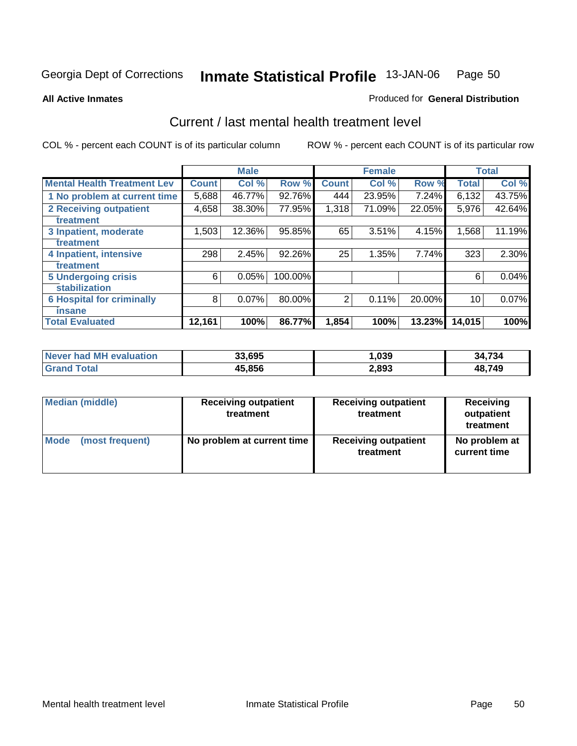Georgia Dept of Corrections **Inmate Statistical Profile** 13-JAN-06 Page 50

**All Active Inmates**

Produced for **General Distribution**

## Current / last mental health treatment level

COL % - percent each COUNT is of its particular column

ROW % - percent each COUNT is of its particular row

| | Male | | | Female | | | Total | |
|---|---|---|---|---|---|---|---|---|
| **Mental Health Treatment Lev** | **Count** | **Col %** | **Row %** | **Count** | **Col %** | **Row %** | **Total** | **Col %** |
| 1 No problem at current time | 5,688 | 46.77% | 92.76% | 444 | 23.95% | 7.24% | 6,132 | 43.75% |
| 2 Receiving outpatient treatment | 4,658 | 38.30% | 77.95% | 1,318 | 71.09% | 22.05% | 5,976 | 42.64% |
| 3 Inpatient, moderate treatment | 1,503 | 12.36% | 95.85% | 65 | 3.51% | 4.15% | 1,568 | 11.19% |
| 4 Inpatient, intensive treatment | 298 | 2.45% | 92.26% | 25 | 1.35% | 7.74% | 323 | 2.30% |
| 5 Undergoing crisis stabilization | 6 | 0.05% | 100.00% | | | | 6 | 0.04% |
| 6 Hospital for criminally insane | 8 | 0.07% | 80.00% | 2 | 0.11% | 20.00% | 10 | 0.07% |
| **Total Evaluated** | **12,161** | **100%** | **86.77%** | **1,854** | **100%** | **13.23%** | **14,015** | **100%** |

| | Male | Female | Total |
|---|---|---|---|
| Never had MH evaluation | **33,695** | **1,039** | **34,734** |
| Grand Total | **45,856** | **2,893** | **48,749** |

| | Male | Female | Total |
|---|---|---|---|
| Median (middle) | **Receiving outpatient treatment** | **Receiving outpatient treatment** | **Receiving outpatient treatment** |
| Mode (most frequent) | **No problem at current time** | **Receiving outpatient treatment** | **No problem at current time** |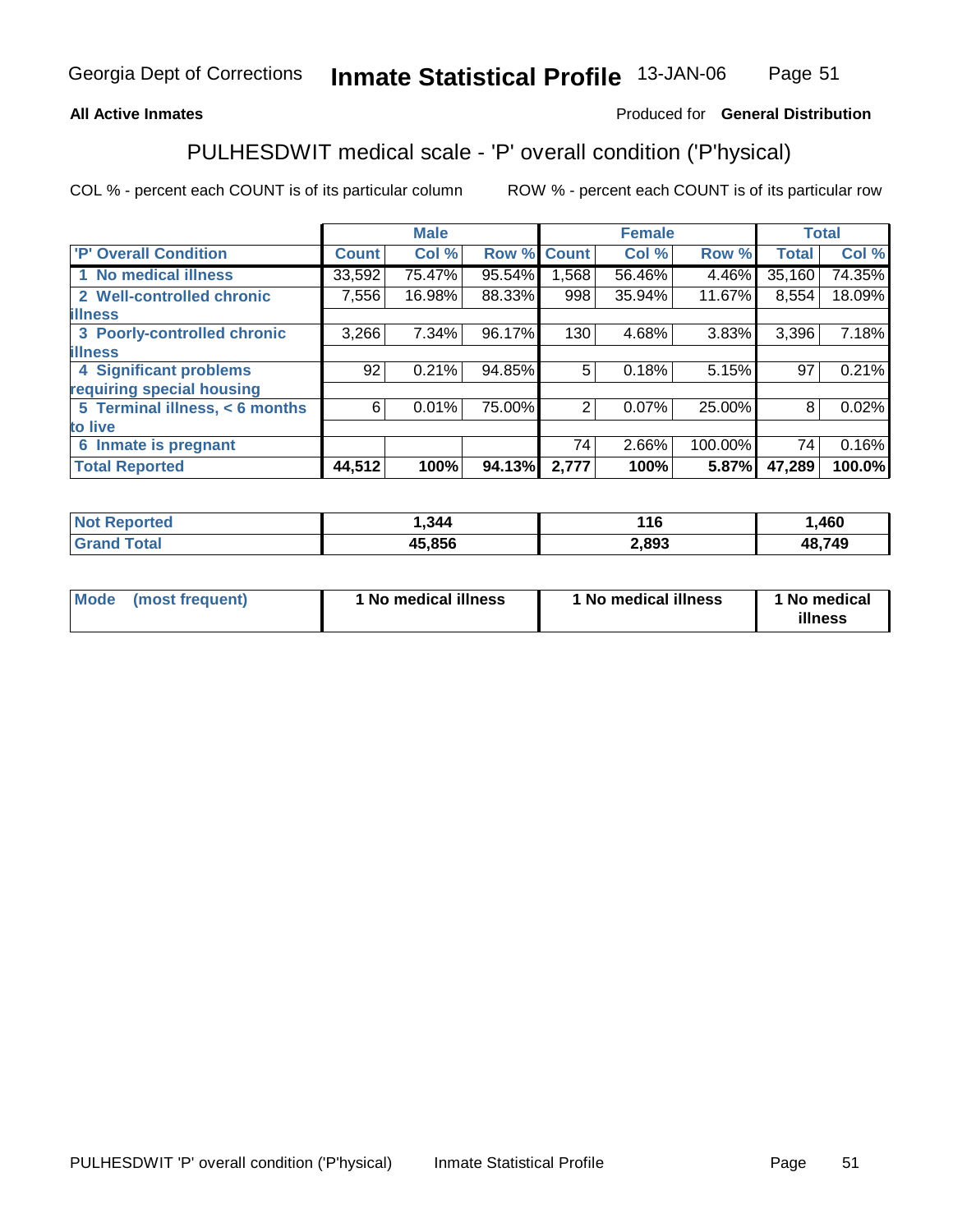Georgia Dept of Corrections **Inmate Statistical Profile** 13-JAN-06

**All Active Inmates**

Produced for **General Distribution**

## PULHESDWIT medical scale - 'P' overall condition ('P'hysical)

COL % - percent each COUNT is of its particular column

ROW % - percent each COUNT is of its particular row

| | Male | | | Female | | | Total | |
|---|---|---|---|---|---|---|---|---|
| 'P' Overall Condition | Count | Col % | Row % | Count | Col % | Row % | Total | Col % |
| 1 No medical illness | 33,592 | 75.47% | 95.54% | 1,568 | 56.46% | 4.46% | 35,160 | 74.35% |
| 2 Well-controlled chronic illness | 7,556 | 16.98% | 88.33% | 998 | 35.94% | 11.67% | 8,554 | 18.09% |
| 3 Poorly-controlled chronic illness | 3,266 | 7.34% | 96.17% | 130 | 4.68% | 3.83% | 3,396 | 7.18% |
| 4 Significant problems requiring special housing | 92 | 0.21% | 94.85% | 5 | 0.18% | 5.15% | 97 | 0.21% |
| 5 Terminal illness, < 6 months to live | 6 | 0.01% | 75.00% | 2 | 0.07% | 25.00% | 8 | 0.02% |
| 6 Inmate is pregnant | | | | 74 | 2.66% | 100.00% | 74 | 0.16% |
| **Total Reported** | **44,512** | **100%** | **94.13%** | **2,777** | **100%** | **5.87%** | **47,289** | **100.0%** |

| | Male | Female | Total |
|---|---|---|---|
| Not Reported | 1,344 | 116 | 1,460 |
| Grand Total | 45,856 | 2,893 | 48,749 |

| | Male | Female | Total |
|---|---|---|---|
| Mode (most frequent) | 1 No medical illness | 1 No medical illness | 1 No medical illness |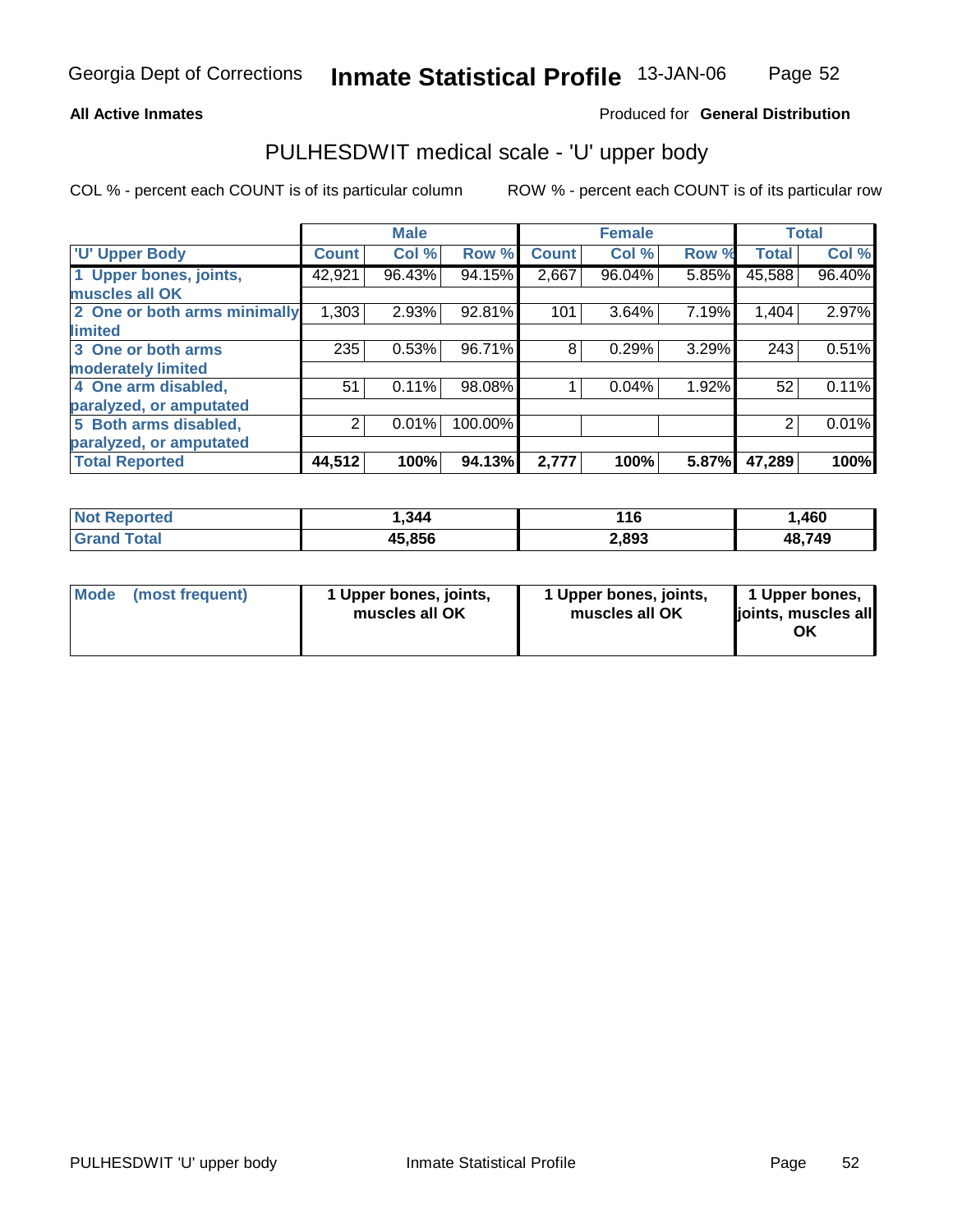**All Active Inmates**

Produced for **General Distribution**

## PULHESDWIT medical scale - 'U' upper body

COL % - percent each COUNT is of its particular column

ROW % - percent each COUNT is of its particular row

| | Male | | | Female | | | Total | |
|---|---|---|---|---|---|---|---|---|
| 'U' Upper Body | Count | Col % | Row % | Count | Col % | Row % | Total | Col % |
| 1 Upper bones, joints, muscles all OK | 42,921 | 96.43% | 94.15% | 2,667 | 96.04% | 5.85% | 45,588 | 96.40% |
| 2 One or both arms minimally limited | 1,303 | 2.93% | 92.81% | 101 | 3.64% | 7.19% | 1,404 | 2.97% |
| 3 One or both arms moderately limited | 235 | 0.53% | 96.71% | 8 | 0.29% | 3.29% | 243 | 0.51% |
| 4 One arm disabled, paralyzed, or amputated | 51 | 0.11% | 98.08% | 1 | 0.04% | 1.92% | 52 | 0.11% |
| 5 Both arms disabled, paralyzed, or amputated | 2 | 0.01% | 100.00% | | | | 2 | 0.01% |
| **Total Reported** | **44,512** | **100%** | **94.13%** | **2,777** | **100%** | **5.87%** | **47,289** | **100%** |

| | Male | Female | Total |
|---|---|---|---|
| Not Reported | 1,344 | 116 | 1,460 |
| Grand Total | 45,856 | 2,893 | 48,749 |

| | Male | Female | Total |
|---|---|---|---|
| Mode (most frequent) | 1 Upper bones, joints, muscles all OK | 1 Upper bones, joints, muscles all OK | 1 Upper bones, joints, muscles all OK |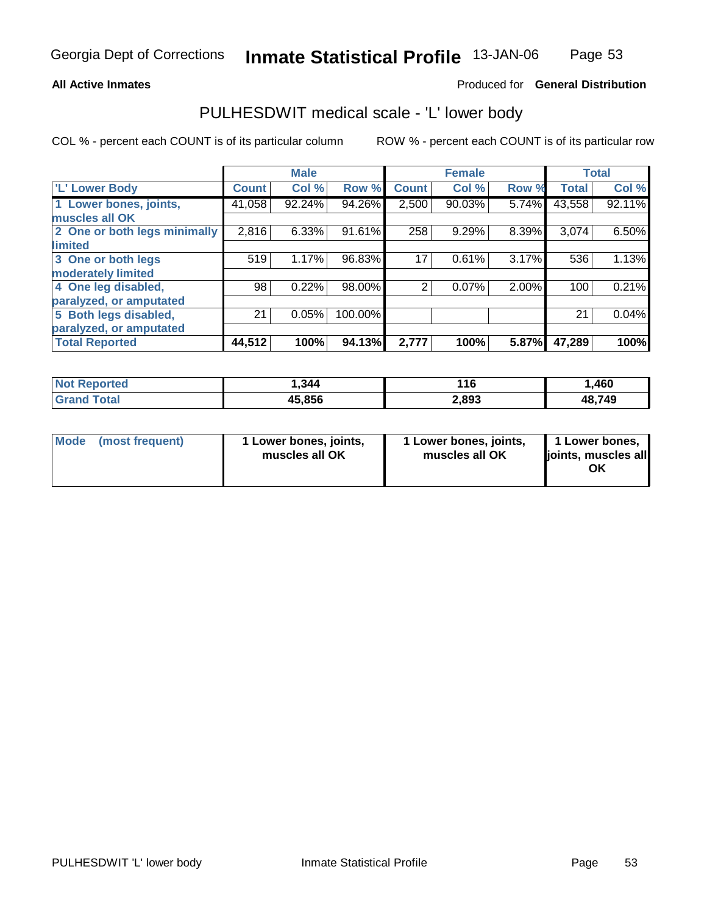Georgia Dept of Corrections **Inmate Statistical Profile** 13-JAN-06

**All Active Inmates**

Produced for **General Distribution**

## PULHESDWIT medical scale - 'L' lower body

COL % - percent each COUNT is of its particular column

ROW % - percent each COUNT is of its particular row

| | Male | | | Female | | | Total | |
|---|---|---|---|---|---|---|---|---|
| 'L' Lower Body | Count | Col % | Row % | Count | Col % | Row % | Total | Col % |
| 1 Lower bones, joints, muscles all OK | 41,058 | 92.24% | 94.26% | 2,500 | 90.03% | 5.74% | 43,558 | 92.11% |
| 2 One or both legs minimally limited | 2,816 | 6.33% | 91.61% | 258 | 9.29% | 8.39% | 3,074 | 6.50% |
| 3 One or both legs moderately limited | 519 | 1.17% | 96.83% | 17 | 0.61% | 3.17% | 536 | 1.13% |
| 4 One leg disabled, paralyzed, or amputated | 98 | 0.22% | 98.00% | 2 | 0.07% | 2.00% | 100 | 0.21% |
| 5 Both legs disabled, paralyzed, or amputated | 21 | 0.05% | 100.00% | | | | 21 | 0.04% |
| **Total Reported** | **44,512** | **100%** | **94.13%** | **2,777** | **100%** | **5.87%** | **47,289** | **100%** |

| | Male | Female | Total |
|---|---|---|---|
| Not Reported | 1,344 | 116 | 1,460 |
| Grand Total | 45,856 | 2,893 | 48,749 |

| | Male | Female | Total |
|---|---|---|---|
| Mode (most frequent) | 1 Lower bones, joints, muscles all OK | 1 Lower bones, joints, muscles all OK | 1 Lower bones, joints, muscles all OK |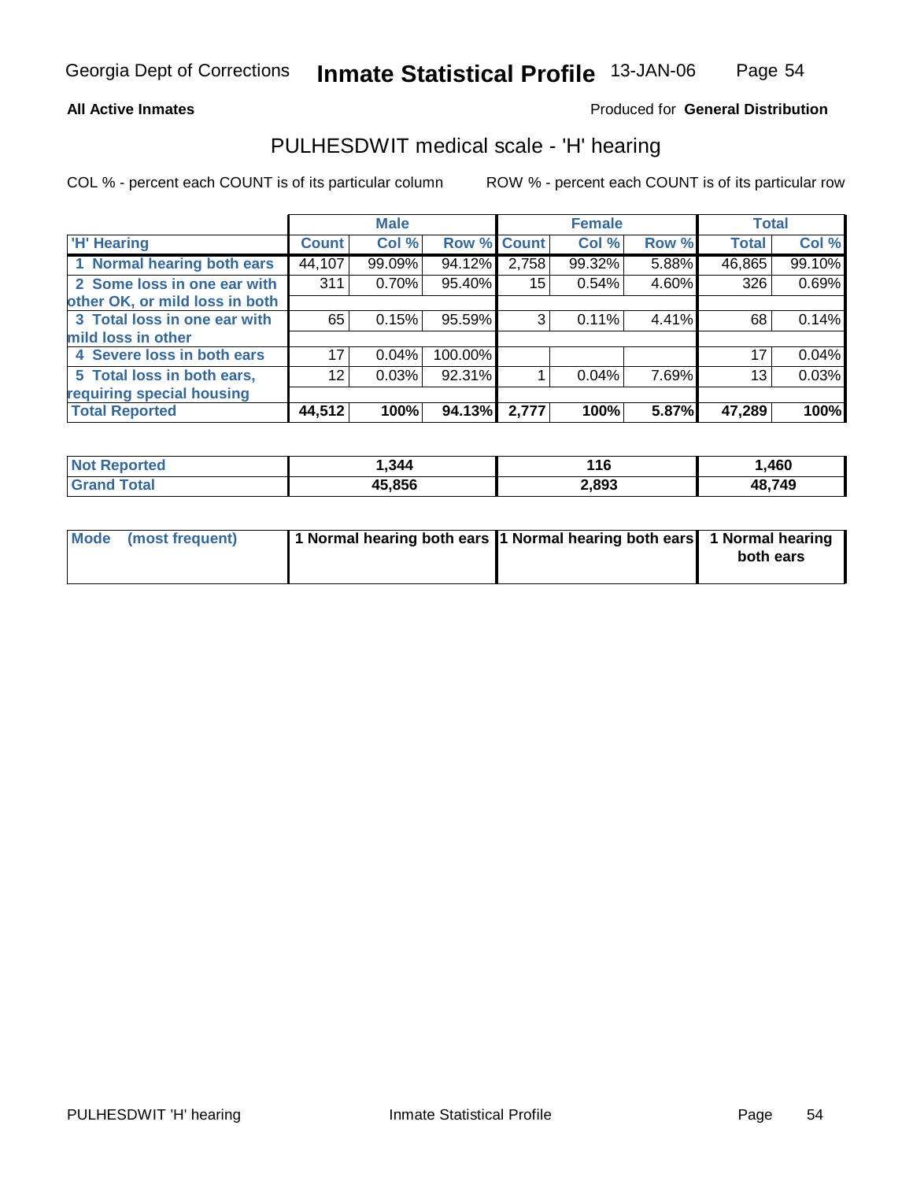Georgia Dept of Corrections **Inmate Statistical Profile** 13-JAN-06

**All Active Inmates**

Produced for **General Distribution**

## PULHESDWIT medical scale - 'H' hearing

COL % - percent each COUNT is of its particular column

ROW % - percent each COUNT is of its particular row

| | Male | | | Female | | | Total | |
|---|---|---|---|---|---|---|---|---|
| 'H' Hearing | Count | Col % | Row % | Count | Col % | Row % | Total | Col % |
| 1 Normal hearing both ears | 44,107 | 99.09% | 94.12% | 2,758 | 99.32% | 5.88% | 46,865 | 99.10% |
| 2 Some loss in one ear with other OK, or mild loss in both | 311 | 0.70% | 95.40% | 15 | 0.54% | 4.60% | 326 | 0.69% |
| 3 Total loss in one ear with mild loss in other | 65 | 0.15% | 95.59% | 3 | 0.11% | 4.41% | 68 | 0.14% |
| 4 Severe loss in both ears | 17 | 0.04% | 100.00% | | | | 17 | 0.04% |
| 5 Total loss in both ears, requiring special housing | 12 | 0.03% | 92.31% | 1 | 0.04% | 7.69% | 13 | 0.03% |
| **Total Reported** | **44,512** | **100%** | **94.13%** | **2,777** | **100%** | **5.87%** | **47,289** | **100%** |

| | Male | Female | Total |
|---|---|---|---|
| Not Reported | 1,344 | 116 | 1,460 |
| Grand Total | 45,856 | 2,893 | 48,749 |

| | Male | Female | Total |
|---|---|---|---|
| Mode (most frequent) | 1 Normal hearing both ears | 1 Normal hearing both ears | 1 Normal hearing both ears |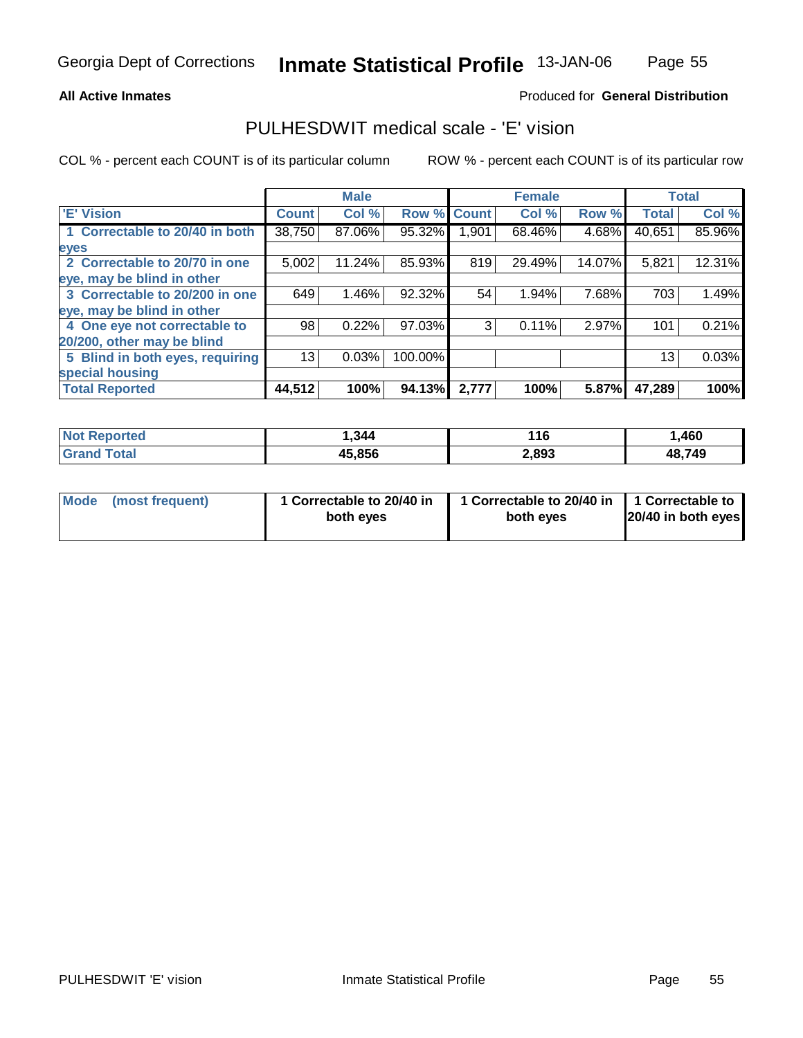Georgia Dept of Corrections **Inmate Statistical Profile** 13-JAN-06

**All Active Inmates**

Produced for **General Distribution**

## PULHESDWIT medical scale - 'E' vision

COL % - percent each COUNT is of its particular column

ROW % - percent each COUNT is of its particular row

| | Male | | | Female | | | Total | |
|---|---|---|---|---|---|---|---|---|
| 'E' Vision | Count | Col % | Row % | Count | Col % | Row % | Total | Col % |
| 1 Correctable to 20/40 in both eyes | 38,750 | 87.06% | 95.32% | 1,901 | 68.46% | 4.68% | 40,651 | 85.96% |
| 2 Correctable to 20/70 in one eye, may be blind in other | 5,002 | 11.24% | 85.93% | 819 | 29.49% | 14.07% | 5,821 | 12.31% |
| 3 Correctable to 20/200 in one eye, may be blind in other | 649 | 1.46% | 92.32% | 54 | 1.94% | 7.68% | 703 | 1.49% |
| 4 One eye not correctable to 20/200, other may be blind | 98 | 0.22% | 97.03% | 3 | 0.11% | 2.97% | 101 | 0.21% |
| 5 Blind in both eyes, requiring special housing | 13 | 0.03% | 100.00% | | | | 13 | 0.03% |
| **Total Reported** | **44,512** | **100%** | **94.13%** | **2,777** | **100%** | **5.87%** | **47,289** | **100%** |

| | Male | Female | Total |
|---|---|---|---|
| Not Reported | 1,344 | 116 | 1,460 |
| Grand Total | 45,856 | 2,893 | 48,749 |

| | Male | Female | Total |
|---|---|---|---|
| Mode (most frequent) | 1 Correctable to 20/40 in both eyes | 1 Correctable to 20/40 in both eyes | 1 Correctable to 20/40 in both eyes |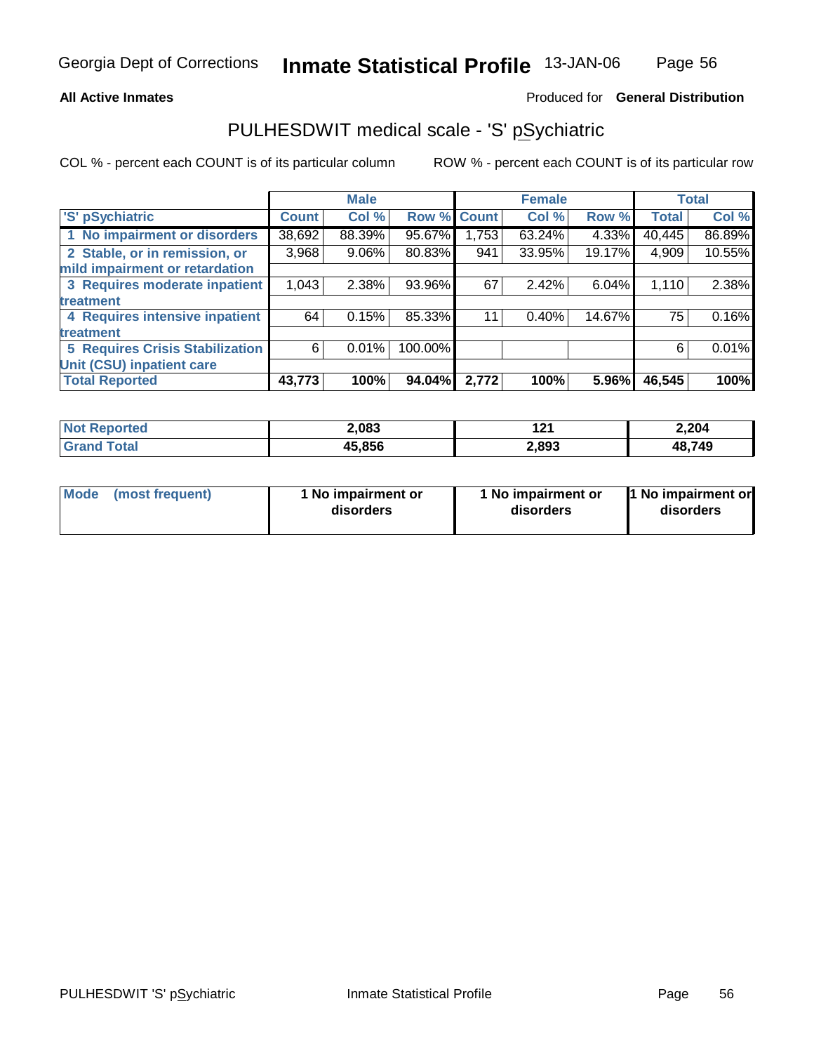Georgia Dept of Corrections **Inmate Statistical Profile** 13-JAN-06

**All Active Inmates**

Produced for **General Distribution**

## PULHESDWIT medical scale - 'S' pSychiatric

COL % - percent each COUNT is of its particular column ROW % - percent each COUNT is of its particular row

| | Male | | | Female | | | Total | |
|---|---|---|---|---|---|---|---|---|
| 'S' pSychiatric | Count | Col % | Row % | Count | Col % | Row % | Total | Col % |
| 1 No impairment or disorders | 38,692 | 88.39% | 95.67% | 1,753 | 63.24% | 4.33% | 40,445 | 86.89% |
| 2 Stable, or in remission, or mild impairment or retardation | 3,968 | 9.06% | 80.83% | 941 | 33.95% | 19.17% | 4,909 | 10.55% |
| 3 Requires moderate inpatient treatment | 1,043 | 2.38% | 93.96% | 67 | 2.42% | 6.04% | 1,110 | 2.38% |
| 4 Requires intensive inpatient treatment | 64 | 0.15% | 85.33% | 11 | 0.40% | 14.67% | 75 | 0.16% |
| 5 Requires Crisis Stabilization Unit (CSU) inpatient care | 6 | 0.01% | 100.00% | | | | 6 | 0.01% |
| **Total Reported** | **43,773** | **100%** | **94.04%** | **2,772** | **100%** | **5.96%** | **46,545** | **100%** |

| | Male | Female | Total |
|---|---|---|---|
| Not Reported | 2,083 | 121 | 2,204 |
| Grand Total | 45,856 | 2,893 | 48,749 |

| | Male | Female | Total |
|---|---|---|---|
| Mode (most frequent) | 1 No impairment or disorders | 1 No impairment or disorders | 1 No impairment or disorders |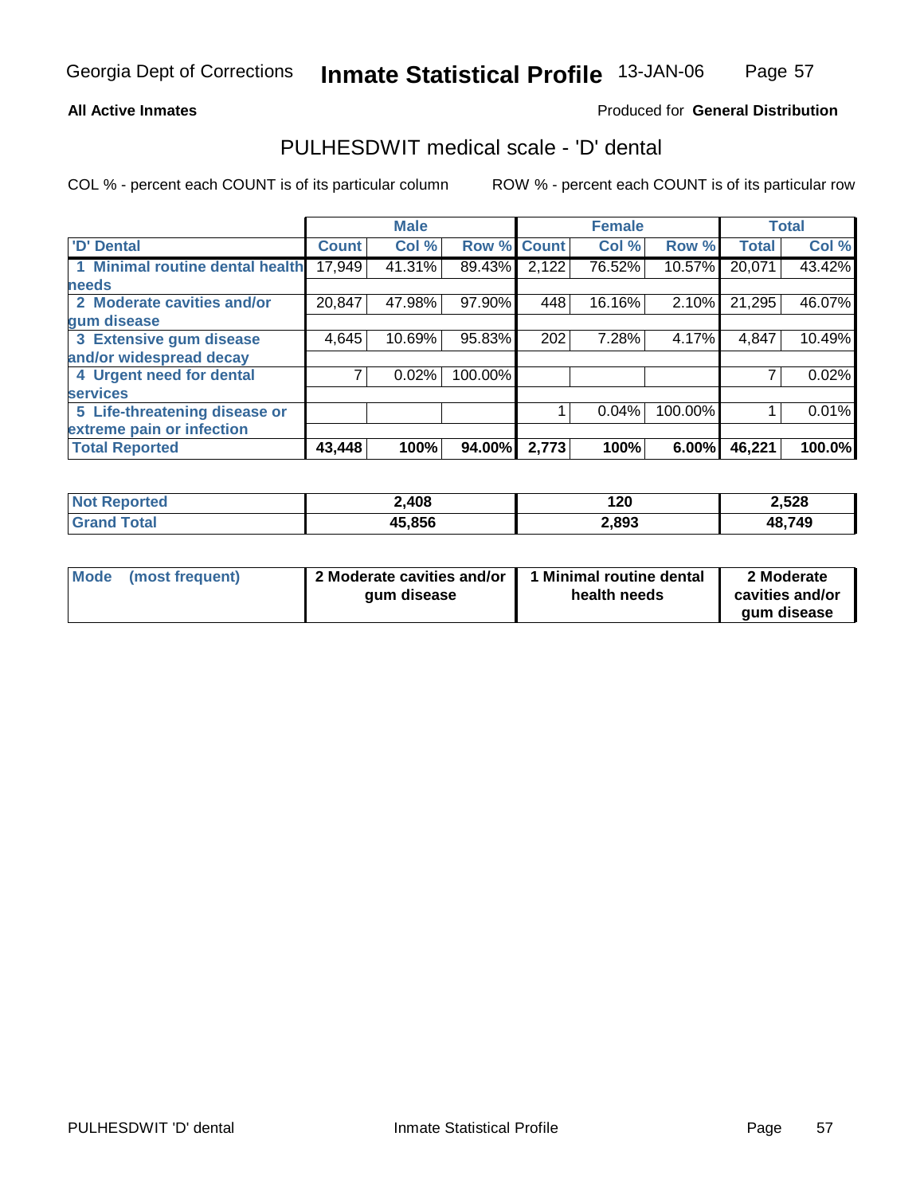Georgia Dept of Corrections **Inmate Statistical Profile** 13-JAN-06

**All Active Inmates**

Produced for **General Distribution**

## PULHESDWIT medical scale - 'D' dental

COL % - percent each COUNT is of its particular column

ROW % - percent each COUNT is of its particular row

| 'D' Dental | Male | | | Female | | | Total | |
|---|---|---|---|---|---|---|---|---|
| | Count | Col % | Row % | Count | Col % | Row % | Total | Col % |
| 1 Minimal routine dental health needs | 17,949 | 41.31% | 89.43% | 2,122 | 76.52% | 10.57% | 20,071 | 43.42% |
| 2 Moderate cavities and/or gum disease | 20,847 | 47.98% | 97.90% | 448 | 16.16% | 2.10% | 21,295 | 46.07% |
| 3 Extensive gum disease and/or widespread decay | 4,645 | 10.69% | 95.83% | 202 | 7.28% | 4.17% | 4,847 | 10.49% |
| 4 Urgent need for dental services | 7 | 0.02% | 100.00% | | | | 7 | 0.02% |
| 5 Life-threatening disease or extreme pain or infection | | | | 1 | 0.04% | 100.00% | 1 | 0.01% |
| **Total Reported** | **43,448** | **100%** | **94.00%** | **2,773** | **100%** | **6.00%** | **46,221** | **100.0%** |

| | Male | Female | Total |
|---|---|---|---|
| Not Reported | **2,408** | **120** | **2,528** |
| Grand Total | **45,856** | **2,893** | **48,749** |

| | Male | Female | Total |
|---|---|---|---|
| Mode (most frequent) | **2 Moderate cavities and/or gum disease** | **1 Minimal routine dental health needs** | **2 Moderate cavities and/or gum disease** |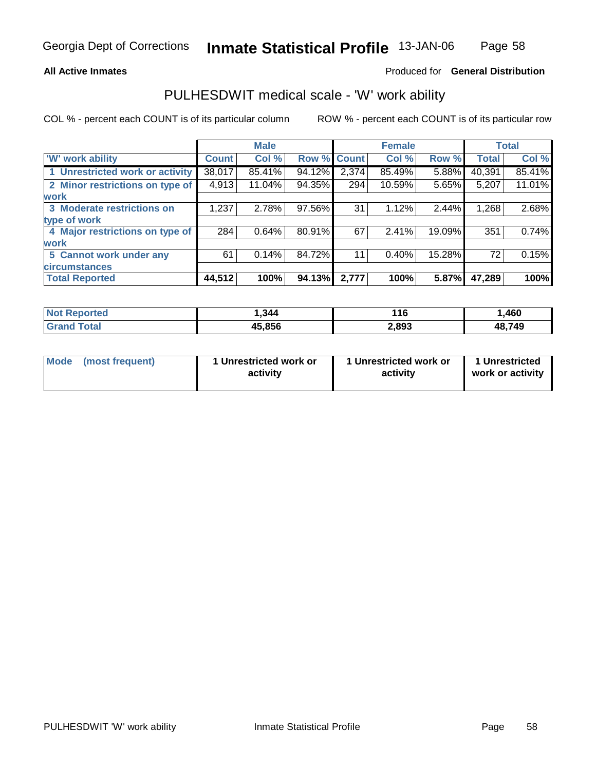Georgia Dept of Corrections **Inmate Statistical Profile** 13-JAN-06

**All Active Inmates**

Produced for **General Distribution**

## PULHESDWIT medical scale - 'W' work ability

COL % - percent each COUNT is of its particular column

ROW % - percent each COUNT is of its particular row

| | Male | | | Female | | | Total | |
|---|---|---|---|---|---|---|---|---|
| 'W' work ability | Count | Col % | Row % | Count | Col % | Row % | Total | Col % |
| 1 Unrestricted work or activity | 38,017 | 85.41% | 94.12% | 2,374 | 85.49% | 5.88% | 40,391 | 85.41% |
| 2 Minor restrictions on type of work | 4,913 | 11.04% | 94.35% | 294 | 10.59% | 5.65% | 5,207 | 11.01% |
| 3 Moderate restrictions on type of work | 1,237 | 2.78% | 97.56% | 31 | 1.12% | 2.44% | 1,268 | 2.68% |
| 4 Major restrictions on type of work | 284 | 0.64% | 80.91% | 67 | 2.41% | 19.09% | 351 | 0.74% |
| 5 Cannot work under any circumstances | 61 | 0.14% | 84.72% | 11 | 0.40% | 15.28% | 72 | 0.15% |
| **Total Reported** | **44,512** | **100%** | **94.13%** | **2,777** | **100%** | **5.87%** | **47,289** | **100%** |

| | Male | Female | Total |
|---|---|---|---|
| Not Reported | 1,344 | 116 | 1,460 |
| Grand Total | 45,856 | 2,893 | 48,749 |

| | Male | Female | Total |
|---|---|---|---|
| Mode (most frequent) | 1 Unrestricted work or activity | 1 Unrestricted work or activity | 1 Unrestricted work or activity |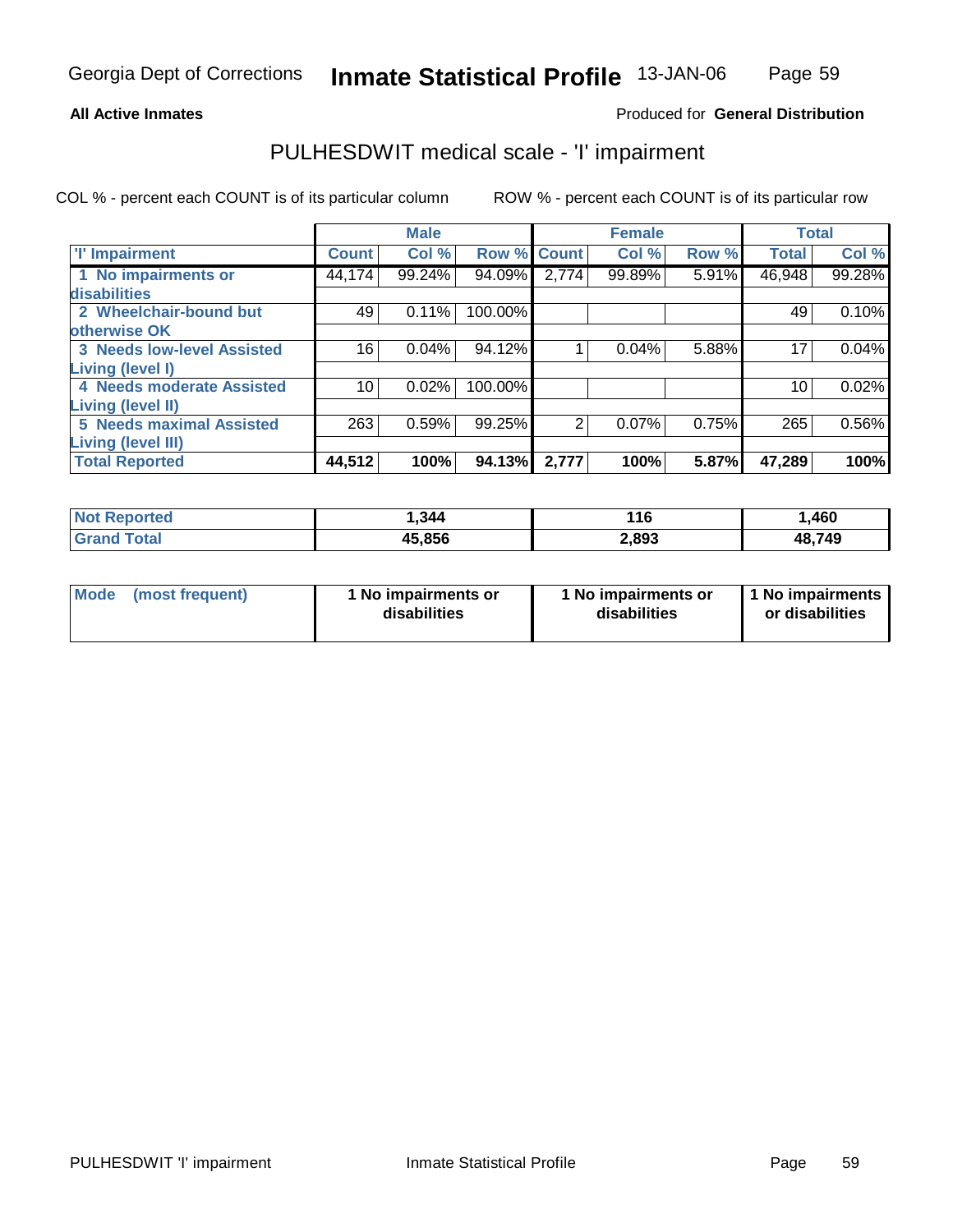Georgia Dept of Corrections **Inmate Statistical Profile** 13-JAN-06

**All Active Inmates**

Produced for **General Distribution**

## PULHESDWIT medical scale - 'I' impairment

COL % - percent each COUNT is of its particular column

ROW % - percent each COUNT is of its particular row

| | Male | | | Female | | | Total | |
|---|---|---|---|---|---|---|---|---|
| 'I' Impairment | Count | Col % | Row % | Count | Col % | Row % | Total | Col % |
| 1 No impairments or disabilities | 44,174 | 99.24% | 94.09% | 2,774 | 99.89% | 5.91% | 46,948 | 99.28% |
| 2 Wheelchair-bound but otherwise OK | 49 | 0.11% | 100.00% | | | | 49 | 0.10% |
| 3 Needs low-level Assisted Living (level I) | 16 | 0.04% | 94.12% | 1 | 0.04% | 5.88% | 17 | 0.04% |
| 4 Needs moderate Assisted Living (level II) | 10 | 0.02% | 100.00% | | | | 10 | 0.02% |
| 5 Needs maximal Assisted Living (level III) | 263 | 0.59% | 99.25% | 2 | 0.07% | 0.75% | 265 | 0.56% |
| **Total Reported** | **44,512** | **100%** | **94.13%** | **2,777** | **100%** | **5.87%** | **47,289** | **100%** |

| | Male | Female | Total |
|---|---|---|---|
| Not Reported | 1,344 | 116 | 1,460 |
| Grand Total | 45,856 | 2,893 | 48,749 |

| | Male | Female | Total |
|---|---|---|---|
| Mode (most frequent) | 1 No impairments or disabilities | 1 No impairments or disabilities | 1 No impairments or disabilities |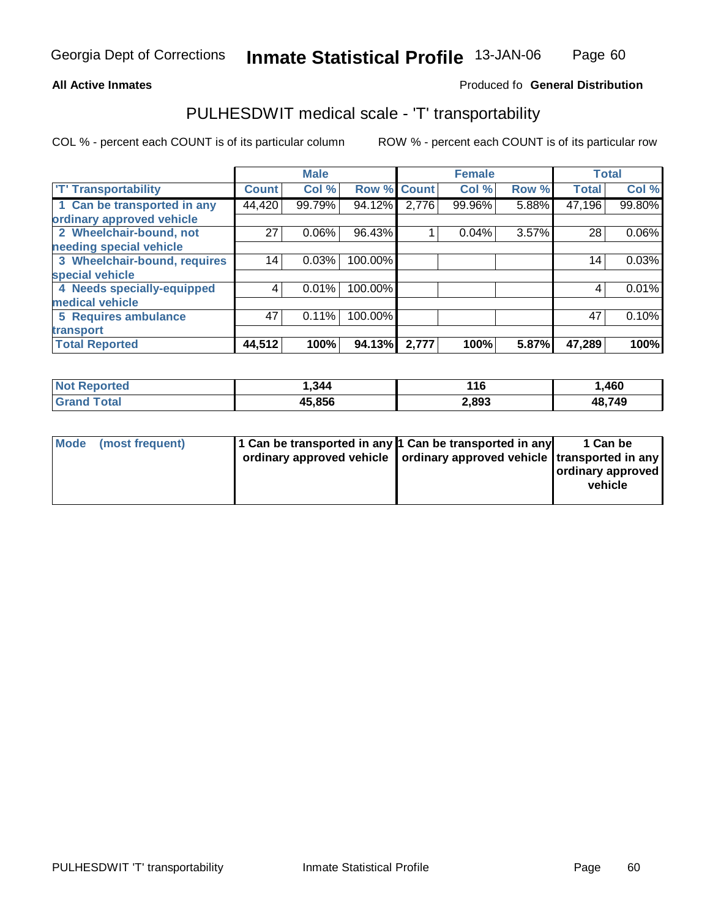**All Active Inmates**

Produced fo **General Distribution**

## PULHESDWIT medical scale - 'T' transportability

COL % - percent each COUNT is of its particular column

ROW % - percent each COUNT is of its particular row

| | Male | | | Female | | | Total | |
|---|---|---|---|---|---|---|---|---|
| 'T' Transportability | Count | Col % | Row % | Count | Col % | Row % | Total | Col % |
| 1 Can be transported in any ordinary approved vehicle | 44,420 | 99.79% | 94.12% | 2,776 | 99.96% | 5.88% | 47,196 | 99.80% |
| 2 Wheelchair-bound, not needing special vehicle | 27 | 0.06% | 96.43% | 1 | 0.04% | 3.57% | 28 | 0.06% |
| 3 Wheelchair-bound, requires special vehicle | 14 | 0.03% | 100.00% | | | | 14 | 0.03% |
| 4 Needs specially-equipped medical vehicle | 4 | 0.01% | 100.00% | | | | 4 | 0.01% |
| 5 Requires ambulance transport | 47 | 0.11% | 100.00% | | | | 47 | 0.10% |
| **Total Reported** | **44,512** | **100%** | **94.13%** | **2,777** | **100%** | **5.87%** | **47,289** | **100%** |

| | Male | Female | Total |
|---|---|---|---|
| Not Reported | 1,344 | 116 | 1,460 |
| Grand Total | 45,856 | 2,893 | 48,749 |

| | Male | Female | Total |
|---|---|---|---|
| Mode (most frequent) | 1 Can be transported in any ordinary approved vehicle | 1 Can be transported in any ordinary approved vehicle | 1 Can be transported in any ordinary approved vehicle |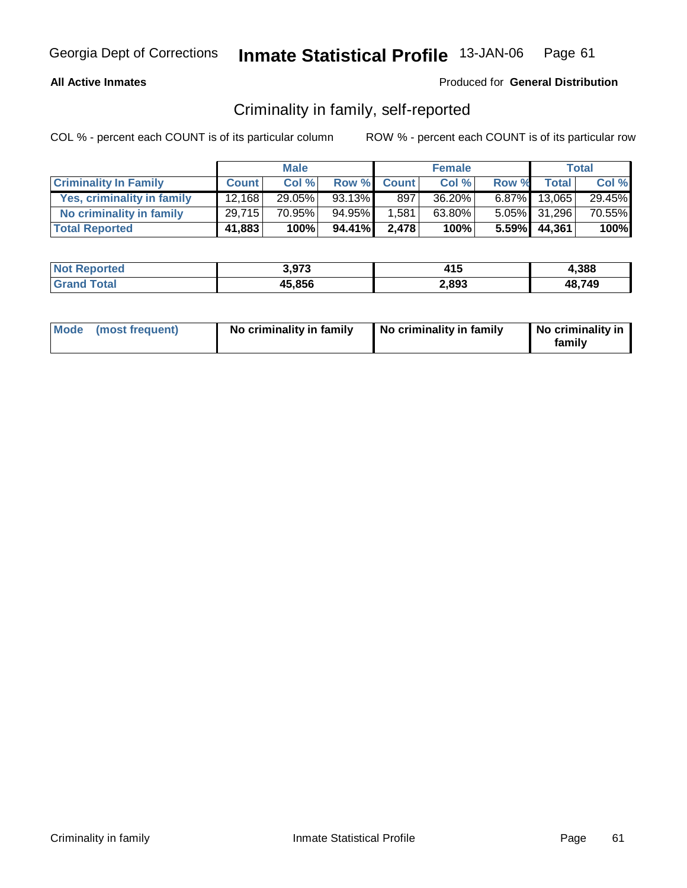**All Active Inmates**

Produced for **General Distribution**

## Criminality in family, self-reported

COL % - percent each COUNT is of its particular column

ROW % - percent each COUNT is of its particular row

| | Male | | | Female | | | Total | |
|---|---|---|---|---|---|---|---|---|
| **Criminality In Family** | **Count** | **Col %** | **Row %** | **Count** | **Col %** | **Row %** | **Total** | **Col %** |
| Yes, criminality in family | 12,168 | 29.05% | 93.13% | 897 | 36.20% | 6.87% | 13,065 | 29.45% |
| No criminality in family | 29,715 | 70.95% | 94.95% | 1,581 | 63.80% | 5.05% | 31,296 | 70.55% |
| **Total Reported** | **41,883** | **100%** | **94.41%** | **2,478** | **100%** | **5.59%** | **44,361** | **100%** |

| | Male | Female | Total |
|---|---|---|---|
| Not Reported | 3,973 | 415 | 4,388 |
| Grand Total | 45,856 | 2,893 | 48,749 |

| | Male | Female | Total |
|---|---|---|---|
| Mode (most frequent) | No criminality in family | No criminality in family | No criminality in family |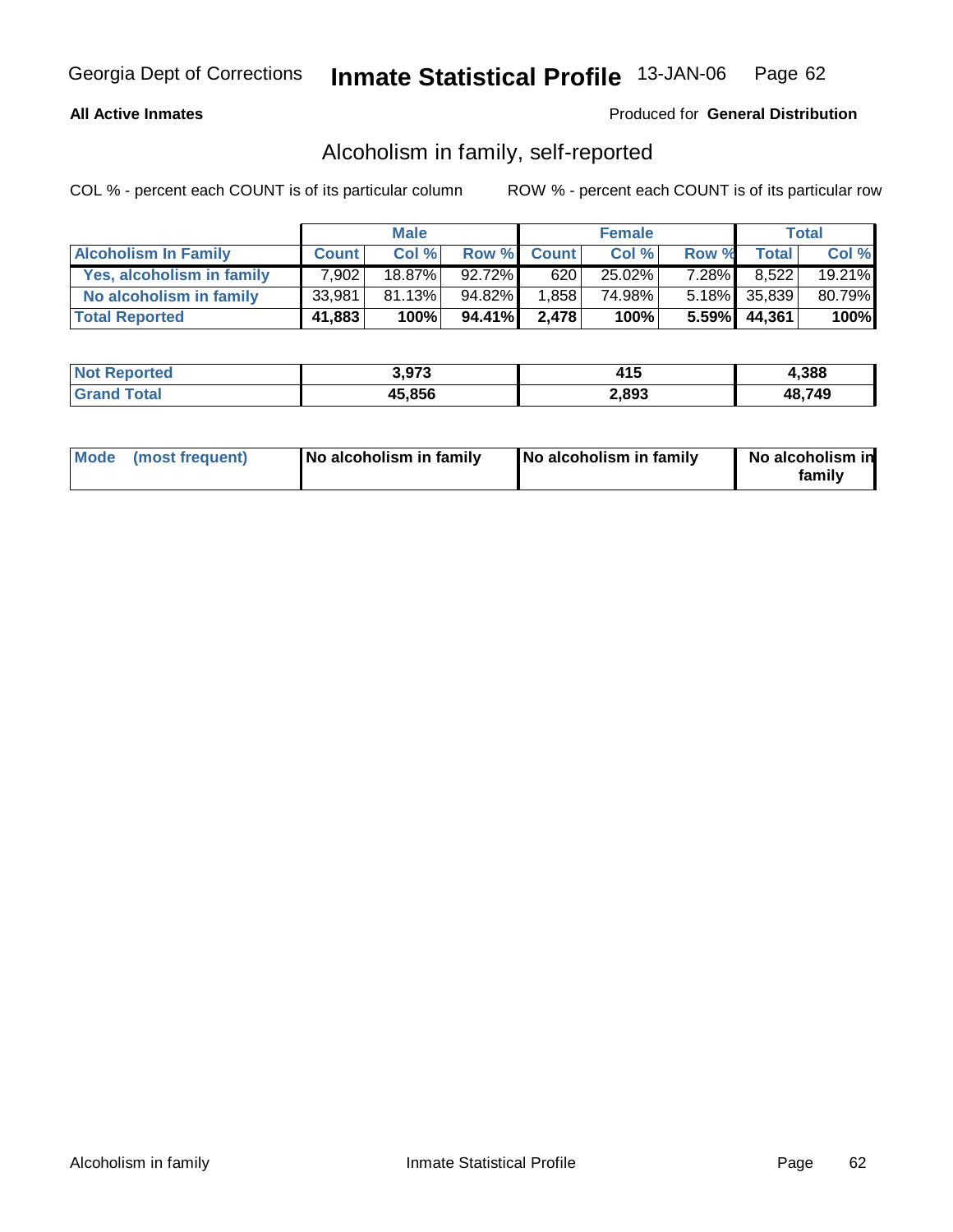**All Active Inmates**

Produced for **General Distribution**

## Alcoholism in family, self-reported

COL % - percent each COUNT is of its particular column

ROW % - percent each COUNT is of its particular row

| | Male | | | Female | | | Total | |
|---|---|---|---|---|---|---|---|---|
| **Alcoholism In Family** | **Count** | **Col %** | **Row %** | **Count** | **Col %** | **Row %** | **Total** | **Col %** |
| **Yes, alcoholism in family** | 7,902 | 18.87% | 92.72% | 620 | 25.02% | 7.28% | 8,522 | 19.21% |
| **No alcoholism in family** | 33,981 | 81.13% | 94.82% | 1,858 | 74.98% | 5.18% | 35,839 | 80.79% |
| **Total Reported** | **41,883** | **100%** | **94.41%** | **2,478** | **100%** | **5.59%** | **44,361** | **100%** |

| | Male | Female | Total |
|---|---|---|---|
| **Not Reported** | **3,973** | **415** | **4,388** |
| **Grand Total** | **45,856** | **2,893** | **48,749** |

| | Male | Female | Total |
|---|---|---|---|
| **Mode (most frequent)** | **No alcoholism in family** | **No alcoholism in family** | **No alcoholism in family** |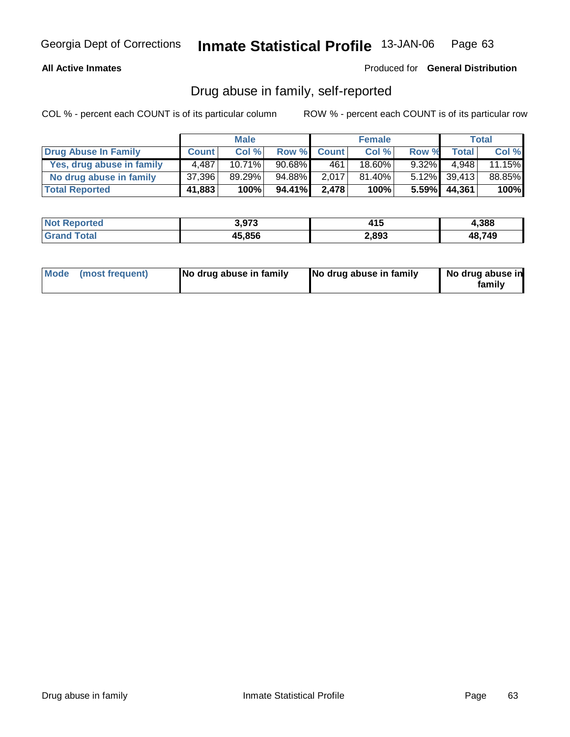Georgia Dept of Corrections **Inmate Statistical Profile** 13-JAN-06

**All Active Inmates** Produced for **General Distribution**

## Drug abuse in family, self-reported

COL % - percent each COUNT is of its particular column ROW % - percent each COUNT is of its particular row

| | Male | | | Female | | | Total | |
|---|---|---|---|---|---|---|---|---|
| **Drug Abuse In Family** | **Count** | **Col %** | **Row %** | **Count** | **Col %** | **Row %** | **Total** | **Col %** |
| Yes, drug abuse in family | 4,487 | 10.71% | 90.68% | 461 | 18.60% | 9.32% | 4,948 | 11.15% |
| No drug abuse in family | 37,396 | 89.29% | 94.88% | 2,017 | 81.40% | 5.12% | 39,413 | 88.85% |
| **Total Reported** | **41,883** | **100%** | **94.41%** | **2,478** | **100%** | **5.59%** | **44,361** | **100%** |

| | Male | Female | Total |
|---|---|---|---|
| **Not Reported** | **3,973** | **415** | **4,388** |
| **Grand Total** | **45,856** | **2,893** | **48,749** |

| | Male | Female | Total |
|---|---|---|---|
| **Mode (most frequent)** | **No drug abuse in family** | **No drug abuse in family** | **No drug abuse in family** |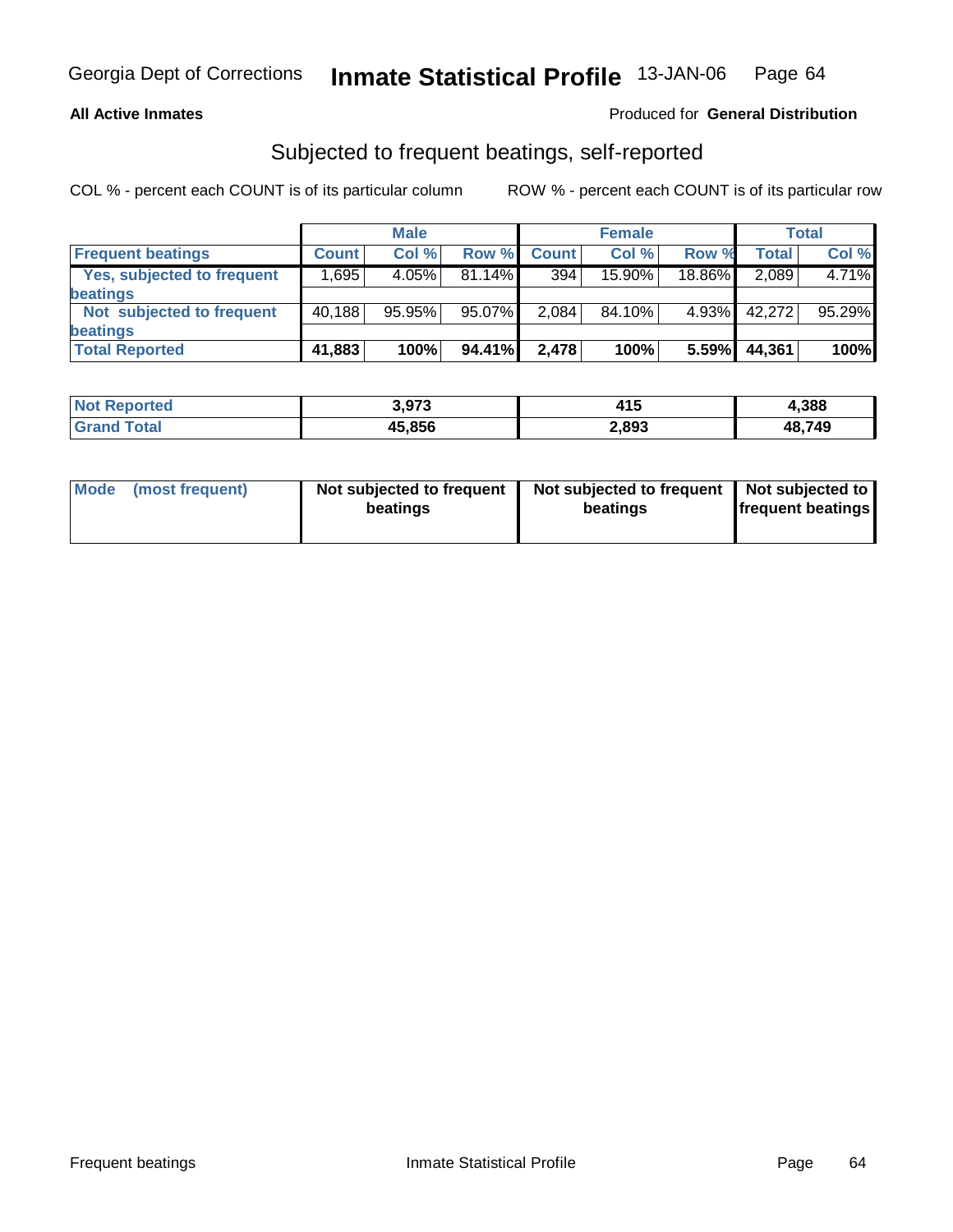Georgia Dept of Corrections **Inmate Statistical Profile** 13-JAN-06

**All Active Inmates** Produced for **General Distribution**

## Subjected to frequent beatings, self-reported

COL % - percent each COUNT is of its particular column ROW % - percent each COUNT is of its particular row

| | Male | | | Female | | | Total | |
|---|---|---|---|---|---|---|---|---|
| **Frequent beatings** | **Count** | **Col %** | **Row %** | **Count** | **Col %** | **Row %** | **Total** | **Col %** |
| Yes, subjected to frequent beatings | 1,695 | 4.05% | 81.14% | 394 | 15.90% | 18.86% | 2,089 | 4.71% |
| Not subjected to frequent beatings | 40,188 | 95.95% | 95.07% | 2,084 | 84.10% | 4.93% | 42,272 | 95.29% |
| **Total Reported** | **41,883** | **100%** | **94.41%** | **2,478** | **100%** | **5.59%** | **44,361** | **100%** |

| | Male | Female | Total |
|---|---|---|---|
| **Not Reported** | **3,973** | **415** | **4,388** |
| **Grand Total** | **45,856** | **2,893** | **48,749** |

| | Male | Female | Total |
|---|---|---|---|
| **Mode (most frequent)** | **Not subjected to frequent beatings** | **Not subjected to frequent beatings** | **Not subjected to frequent beatings** |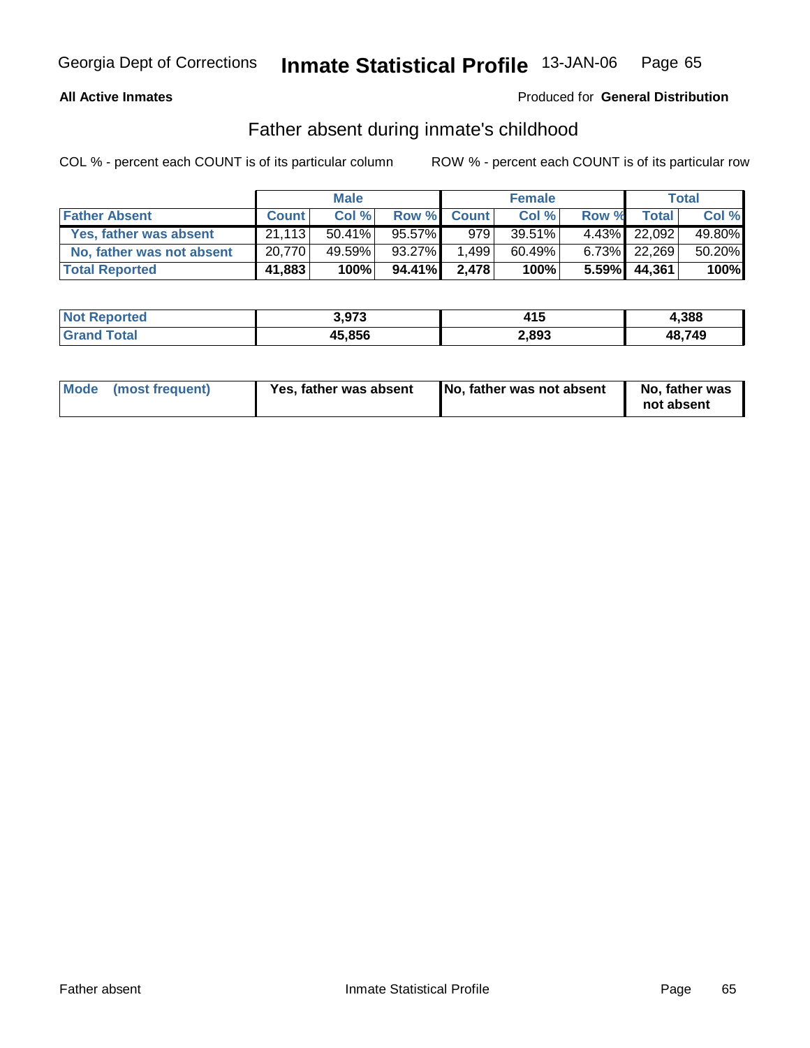**All Active Inmates**

Produced for **General Distribution**

## Father absent during inmate's childhood

COL % - percent each COUNT is of its particular column

ROW % - percent each COUNT is of its particular row

| | Male | | | Female | | | Total | |
|---|---|---|---|---|---|---|---|---|
| **Father Absent** | **Count** | **Col %** | **Row %** | **Count** | **Col %** | **Row %** | **Total** | **Col %** |
| Yes, father was absent | 21,113 | 50.41% | 95.57% | 979 | 39.51% | 4.43% | 22,092 | 49.80% |
| No, father was not absent | 20,770 | 49.59% | 93.27% | 1,499 | 60.49% | 6.73% | 22,269 | 50.20% |
| **Total Reported** | **41,883** | **100%** | **94.41%** | **2,478** | **100%** | **5.59%** | **44,361** | **100%** |

| | Male | Female | Total |
|---|---|---|---|
| **Not Reported** | **3,973** | **415** | **4,388** |
| **Grand Total** | **45,856** | **2,893** | **48,749** |

| | Male | Female | Total |
|---|---|---|---|
| **Mode (most frequent)** | **Yes, father was absent** | **No, father was not absent** | **No, father was not absent** |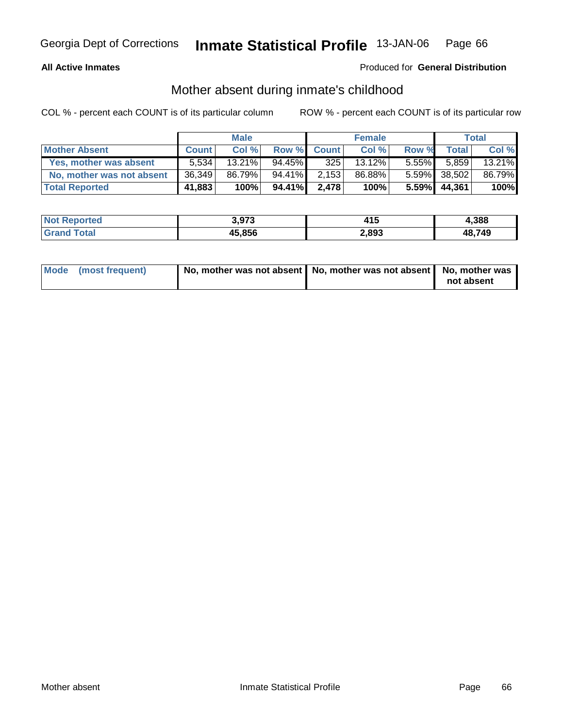**All Active Inmates**

Produced for **General Distribution**

## Mother absent during inmate's childhood

COL % - percent each COUNT is of its particular column

ROW % - percent each COUNT is of its particular row

| | Male | | | Female | | | Total | |
|---|---|---|---|---|---|---|---|---|
| **Mother Absent** | **Count** | **Col %** | **Row %** | **Count** | **Col %** | **Row %** | **Total** | **Col %** |
| **Yes, mother was absent** | 5,534 | 13.21% | 94.45% | 325 | 13.12% | 5.55% | 5,859 | 13.21% |
| **No, mother was not absent** | 36,349 | 86.79% | 94.41% | 2,153 | 86.88% | 5.59% | 38,502 | 86.79% |
| **Total Reported** | **41,883** | **100%** | **94.41%** | **2,478** | **100%** | **5.59%** | **44,361** | **100%** |

| | Male | Female | Total |
|---|---|---|---|
| **Not Reported** | **3,973** | **415** | **4,388** |
| **Grand Total** | **45,856** | **2,893** | **48,749** |

| | Male | Female | Total |
|---|---|---|---|
| **Mode (most frequent)** | **No, mother was not absent** | **No, mother was not absent** | **No, mother was not absent** |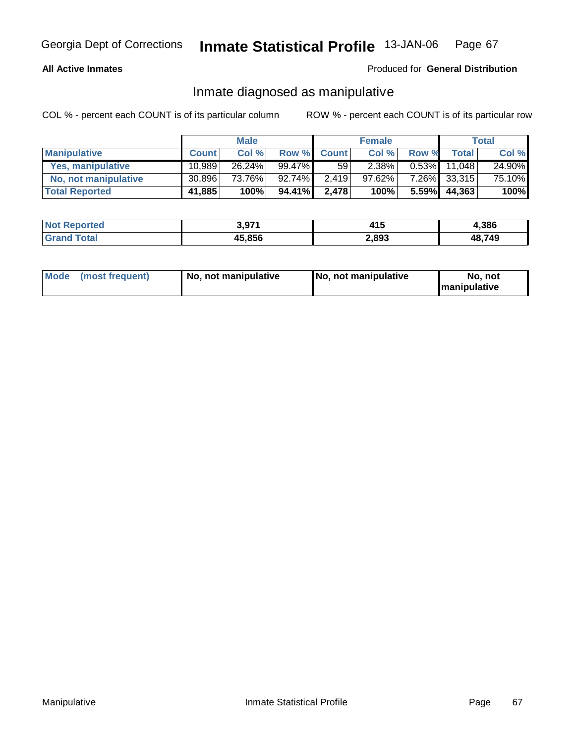Georgia Dept of Corrections **Inmate Statistical Profile** 13-JAN-06

**All Active Inmates**

Produced for **General Distribution**

## Inmate diagnosed as manipulative

COL % - percent each COUNT is of its particular column ROW % - percent each COUNT is of its particular row

| | Male | | | Female | | | Total | |
|---|---|---|---|---|---|---|---|---|
| **Manipulative** | **Count** | **Col %** | **Row %** | **Count** | **Col %** | **Row %** | **Total** | **Col %** |
| **Yes, manipulative** | 10,989 | 26.24% | 99.47% | 59 | 2.38% | 0.53% | 11,048 | 24.90% |
| **No, not manipulative** | 30,896 | 73.76% | 92.74% | 2,419 | 97.62% | 7.26% | 33,315 | 75.10% |
| **Total Reported** | **41,885** | **100%** | **94.41%** | **2,478** | **100%** | **5.59%** | **44,363** | **100%** |

| | Male | Female | Total |
|---|---|---|---|
| **Not Reported** | **3,971** | **415** | **4,386** |
| **Grand Total** | **45,856** | **2,893** | **48,749** |

| | Male | Female | Total |
|---|---|---|---|
| **Mode (most frequent)** | **No, not manipulative** | **No, not manipulative** | **No, not manipulative** |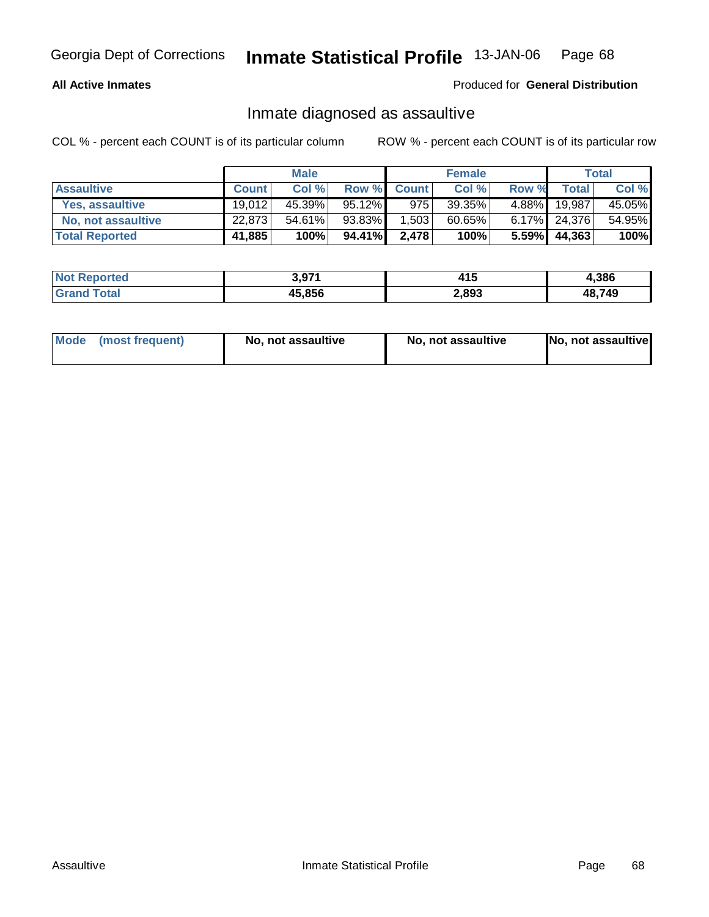Georgia Dept of Corrections **Inmate Statistical Profile** 13-JAN-06

**All Active Inmates**

Produced for **General Distribution**

## Inmate diagnosed as assaultive

COL % - percent each COUNT is of its particular column

ROW % - percent each COUNT is of its particular row

| | Male | | | Female | | | Total | |
|---|---|---|---|---|---|---|---|---|
| **Assaultive** | **Count** | **Col %** | **Row %** | **Count** | **Col %** | **Row %** | **Total** | **Col %** |
| **Yes, assaultive** | 19,012 | 45.39% | 95.12% | 975 | 39.35% | 4.88% | 19,987 | 45.05% |
| **No, not assaultive** | 22,873 | 54.61% | 93.83% | 1,503 | 60.65% | 6.17% | 24,376 | 54.95% |
| **Total Reported** | **41,885** | **100%** | **94.41%** | **2,478** | **100%** | **5.59%** | **44,363** | **100%** |

| | Male | Female | Total |
|---|---|---|---|
| **Not Reported** | **3,971** | **415** | **4,386** |
| **Grand Total** | **45,856** | **2,893** | **48,749** |

| | Male | Female | Total |
|---|---|---|---|
| **Mode (most frequent)** | **No, not assaultive** | **No, not assaultive** | **No, not assaultive** |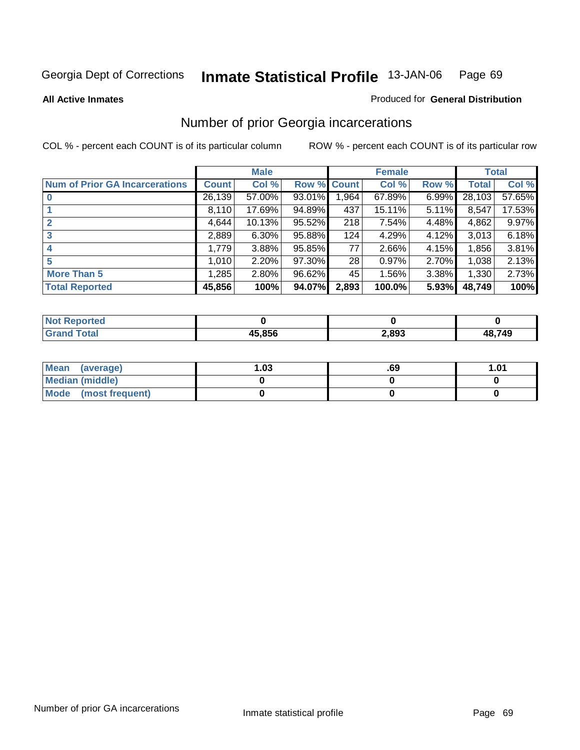Georgia Dept of Corrections **Inmate Statistical Profile** 13-JAN-06

**All Active Inmates**

Produced for **General Distribution**

## Number of prior Georgia incarcerations

COL % - percent each COUNT is of its particular column

ROW % - percent each COUNT is of its particular row

| | Male | | | Female | | | Total | |
|---|---|---|---|---|---|---|---|---|
| **Num of Prior GA Incarcerations** | **Count** | **Col %** | **Row %** | **Count** | **Col %** | **Row %** | **Total** | **Col %** |
| **0** | 26,139 | 57.00% | 93.01% | 1,964 | 67.89% | 6.99% | 28,103 | 57.65% |
| **1** | 8,110 | 17.69% | 94.89% | 437 | 15.11% | 5.11% | 8,547 | 17.53% |
| **2** | 4,644 | 10.13% | 95.52% | 218 | 7.54% | 4.48% | 4,862 | 9.97% |
| **3** | 2,889 | 6.30% | 95.88% | 124 | 4.29% | 4.12% | 3,013 | 6.18% |
| **4** | 1,779 | 3.88% | 95.85% | 77 | 2.66% | 4.15% | 1,856 | 3.81% |
| **5** | 1,010 | 2.20% | 97.30% | 28 | 0.97% | 2.70% | 1,038 | 2.13% |
| **More Than 5** | 1,285 | 2.80% | 96.62% | 45 | 1.56% | 3.38% | 1,330 | 2.73% |
| **Total Reported** | **45,856** | **100%** | **94.07%** | **2,893** | **100.0%** | **5.93%** | **48,749** | **100%** |

| | Male | Female | Total |
|---|---|---|---|
| **Not Reported** | **0** | **0** | **0** |
| **Grand Total** | **45,856** | **2,893** | **48,749** |

| | Male | Female | Total |
|---|---|---|---|
| **Mean (average)** | **1.03** | **.69** | **1.01** |
| **Median (middle)** | **0** | **0** | **0** |
| **Mode (most frequent)** | **0** | **0** | **0** |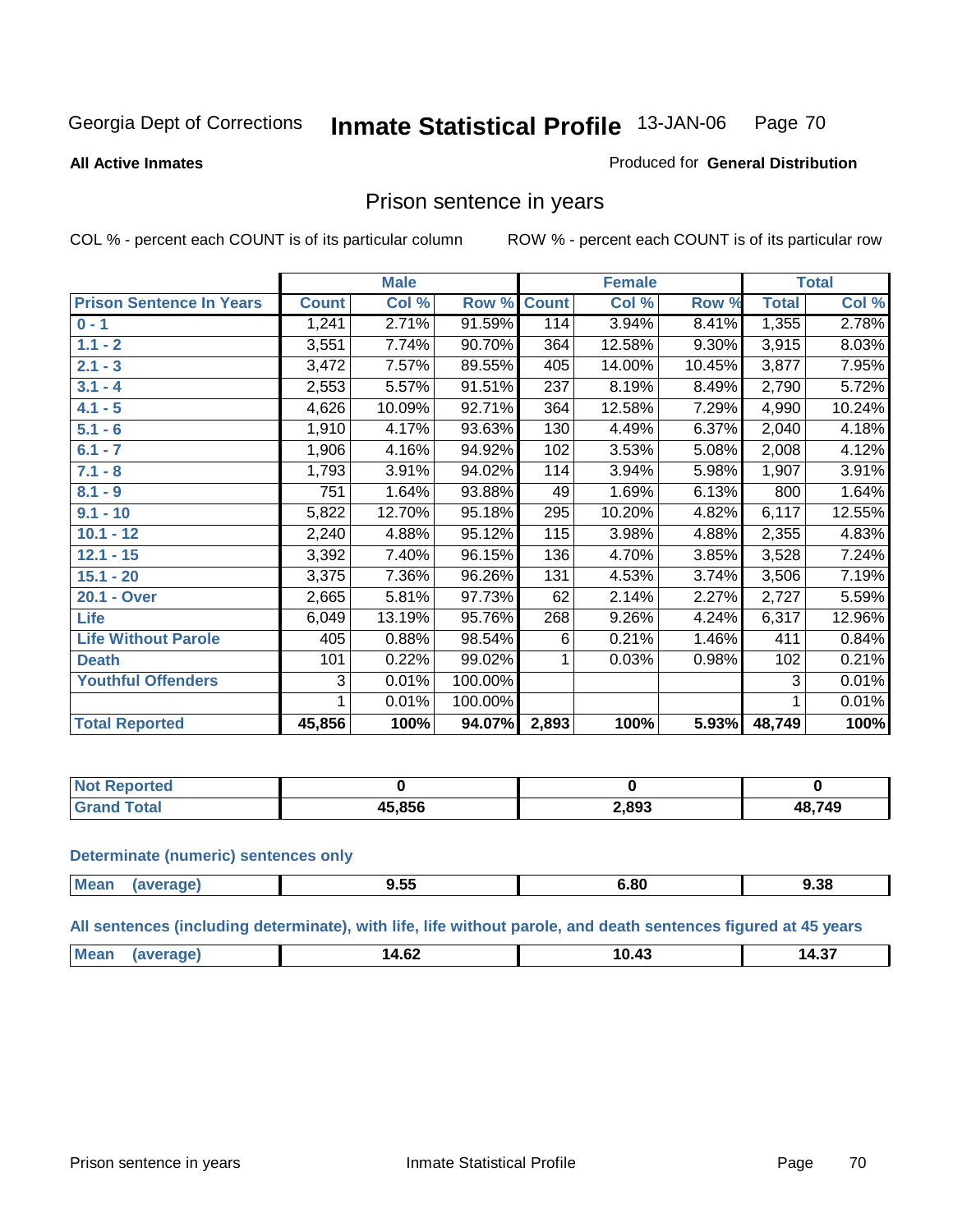Georgia Dept of Corrections **Inmate Statistical Profile** 13-JAN-06

**All Active Inmates**

Produced for **General Distribution**

## Prison sentence in years

COL % - percent each COUNT is of its particular column

ROW % - percent each COUNT is of its particular row

| | Male | | | Female | | | Total | |
|---|---|---|---|---|---|---|---|---|
| **Prison Sentence In Years** | **Count** | **Col %** | **Row %** | **Count** | **Col %** | **Row %** | **Total** | **Col %** |
| **0 - 1** | 1,241 | 2.71% | 91.59% | 114 | 3.94% | 8.41% | 1,355 | 2.78% |
| **1.1 - 2** | 3,551 | 7.74% | 90.70% | 364 | 12.58% | 9.30% | 3,915 | 8.03% |
| **2.1 - 3** | 3,472 | 7.57% | 89.55% | 405 | 14.00% | 10.45% | 3,877 | 7.95% |
| **3.1 - 4** | 2,553 | 5.57% | 91.51% | 237 | 8.19% | 8.49% | 2,790 | 5.72% |
| **4.1 - 5** | 4,626 | 10.09% | 92.71% | 364 | 12.58% | 7.29% | 4,990 | 10.24% |
| **5.1 - 6** | 1,910 | 4.17% | 93.63% | 130 | 4.49% | 6.37% | 2,040 | 4.18% |
| **6.1 - 7** | 1,906 | 4.16% | 94.92% | 102 | 3.53% | 5.08% | 2,008 | 4.12% |
| **7.1 - 8** | 1,793 | 3.91% | 94.02% | 114 | 3.94% | 5.98% | 1,907 | 3.91% |
| **8.1 - 9** | 751 | 1.64% | 93.88% | 49 | 1.69% | 6.13% | 800 | 1.64% |
| **9.1 - 10** | 5,822 | 12.70% | 95.18% | 295 | 10.20% | 4.82% | 6,117 | 12.55% |
| **10.1 - 12** | 2,240 | 4.88% | 95.12% | 115 | 3.98% | 4.88% | 2,355 | 4.83% |
| **12.1 - 15** | 3,392 | 7.40% | 96.15% | 136 | 4.70% | 3.85% | 3,528 | 7.24% |
| **15.1 - 20** | 3,375 | 7.36% | 96.26% | 131 | 4.53% | 3.74% | 3,506 | 7.19% |
| **20.1 - Over** | 2,665 | 5.81% | 97.73% | 62 | 2.14% | 2.27% | 2,727 | 5.59% |
| **Life** | 6,049 | 13.19% | 95.76% | 268 | 9.26% | 4.24% | 6,317 | 12.96% |
| **Life Without Parole** | 405 | 0.88% | 98.54% | 6 | 0.21% | 1.46% | 411 | 0.84% |
| **Death** | 101 | 0.22% | 99.02% | 1 | 0.03% | 0.98% | 102 | 0.21% |
| **Youthful Offenders** | 3 | 0.01% | 100.00% | | | | 3 | 0.01% |
| | 1 | 0.01% | 100.00% | | | | 1 | 0.01% |
| **Total Reported** | **45,856** | **100%** | **94.07%** | **2,893** | **100%** | **5.93%** | **48,749** | **100%** |

| | Male | Female | Total |
|---|---|---|---|
| **Not Reported** | **0** | **0** | **0** |
| **Grand Total** | **45,856** | **2,893** | **48,749** |

**Determinate (numeric) sentences only**

| | Male | Female | Total |
|---|---|---|---|
| **Mean (average)** | **9.55** | **6.80** | **9.38** |

**All sentences (including determinate), with life, life without parole, and death sentences figured at 45 years**

| | Male | Female | Total |
|---|---|---|---|
| **Mean (average)** | **14.62** | **10.43** | **14.37** |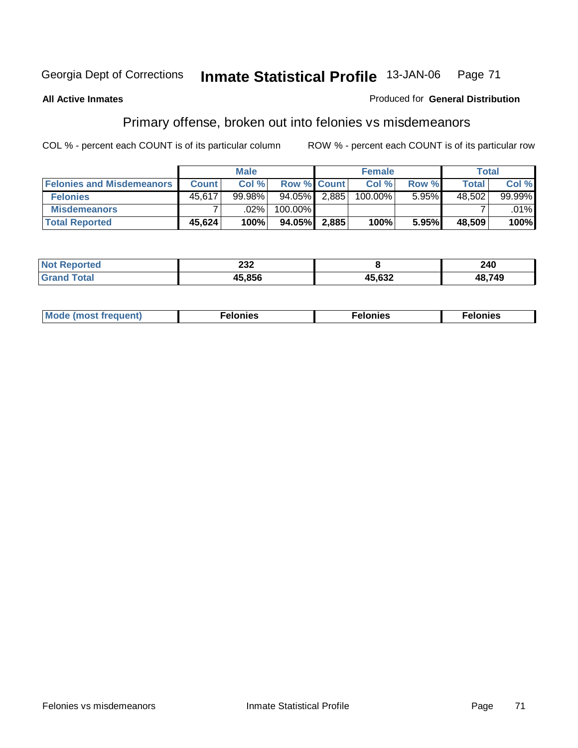Georgia Dept of Corrections **Inmate Statistical Profile** 13-JAN-06

**All Active Inmates**

Produced for **General Distribution**

## Primary offense, broken out into felonies vs misdemeanors

COL % - percent each COUNT is of its particular column ROW % - percent each COUNT is of its particular row

| | Male | | | Female | | | Total | |
|---|---|---|---|---|---|---|---|---|
| **Felonies and Misdemeanors** | **Count** | **Col %** | **Row %** | **Count** | **Col %** | **Row %** | **Total** | **Col %** |
| **Felonies** | 45,617 | 99.98% | 94.05% | 2,885 | 100.00% | 5.95% | 48,502 | 99.99% |
| **Misdemeanors** | 7 | .02% | 100.00% | | | | 7 | .01% |
| **Total Reported** | **45,624** | **100%** | **94.05%** | **2,885** | **100%** | **5.95%** | **48,509** | **100%** |

| | Male | Female | Total |
|---|---|---|---|
| **Not Reported** | **232** | **8** | **240** |
| **Grand Total** | **45,856** | **45,632** | **48,749** |

| | Male | Female | Total |
|---|---|---|---|
| **Mode (most frequent)** | **Felonies** | **Felonies** | **Felonies** |

Felonies vs misdemeanors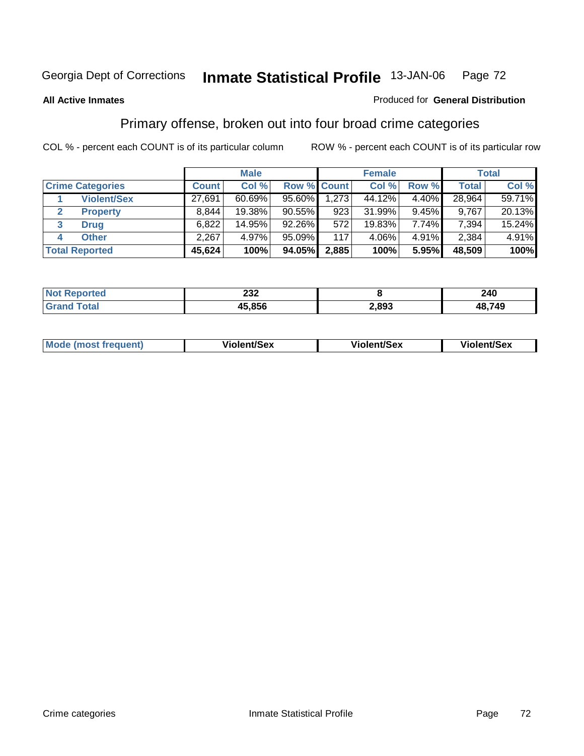Georgia Dept of Corrections **Inmate Statistical Profile** 13-JAN-06 Page 72

**All Active Inmates**

Produced for **General Distribution**

## Primary offense, broken out into four broad crime categories

COL % - percent each COUNT is of its particular column ROW % - percent each COUNT is of its particular row

| | Male | | | Female | | | Total | |
|---|---|---|---|---|---|---|---|---|
| **Crime Categories** | **Count** | **Col %** | **Row %** | **Count** | **Col %** | **Row %** | **Total** | **Col %** |
| 1 **Violent/Sex** | 27,691 | 60.69% | 95.60% | 1,273 | 44.12% | 4.40% | 28,964 | 59.71% |
| 2 **Property** | 8,844 | 19.38% | 90.55% | 923 | 31.99% | 9.45% | 9,767 | 20.13% |
| 3 **Drug** | 6,822 | 14.95% | 92.26% | 572 | 19.83% | 7.74% | 7,394 | 15.24% |
| 4 **Other** | 2,267 | 4.97% | 95.09% | 117 | 4.06% | 4.91% | 2,384 | 4.91% |
| **Total Reported** | **45,624** | **100%** | **94.05%** | **2,885** | **100%** | **5.95%** | **48,509** | **100%** |

| | Male | Female | Total |
|---|---|---|---|
| **Not Reported** | **232** | **8** | **240** |
| **Grand Total** | **45,856** | **2,893** | **48,749** |

| | Male | Female | Total |
|---|---|---|---|
| **Mode (most frequent)** | **Violent/Sex** | **Violent/Sex** | **Violent/Sex** |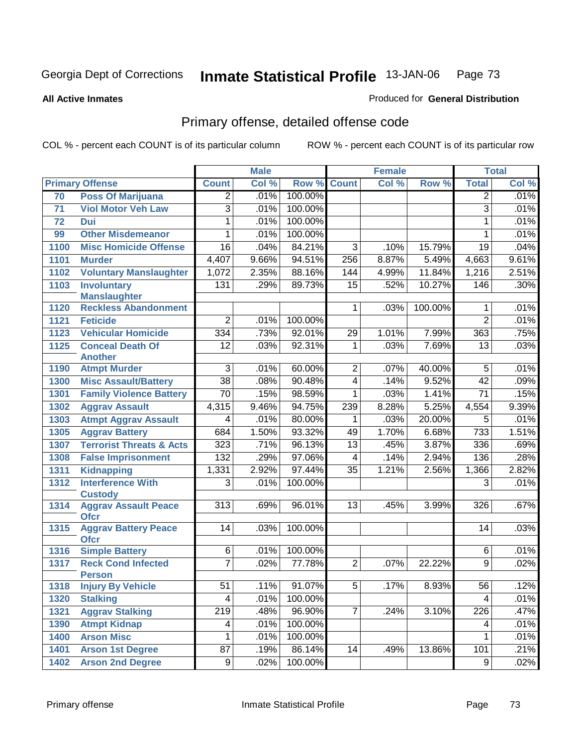Georgia Dept of Corrections **Inmate Statistical Profile** 13-JAN-06

**All Active Inmates**

Produced for **General Distribution**

## Primary offense, detailed offense code

COL % - percent each COUNT is of its particular column     ROW % - percent each COUNT is of its particular row

| Primary Offense | | Male | | | Female | | | Total | |
|---|---|---|---|---|---|---|---|---|---|
| | | Count | Col % | Row % | Count | Col % | Row % | Total | Col % |
| 70 | Poss Of Marijuana | 2 | .01% | 100.00% | | | | 2 | .01% |
| 71 | Viol Motor Veh Law | 3 | .01% | 100.00% | | | | 3 | .01% |
| 72 | Dui | 1 | .01% | 100.00% | | | | 1 | .01% |
| 99 | Other Misdemeanor | 1 | .01% | 100.00% | | | | 1 | .01% |
| 1100 | Misc Homicide Offense | 16 | .04% | 84.21% | 3 | .10% | 15.79% | 19 | .04% |
| 1101 | Murder | 4,407 | 9.66% | 94.51% | 256 | 8.87% | 5.49% | 4,663 | 9.61% |
| 1102 | Voluntary Manslaughter | 1,072 | 2.35% | 88.16% | 144 | 4.99% | 11.84% | 1,216 | 2.51% |
| 1103 | Involuntary Manslaughter | 131 | .29% | 89.73% | 15 | .52% | 10.27% | 146 | .30% |
| 1120 | Reckless Abandonment | | | | 1 | .03% | 100.00% | 1 | .01% |
| 1121 | Feticide | 2 | .01% | 100.00% | | | | 2 | .01% |
| 1123 | Vehicular Homicide | 334 | .73% | 92.01% | 29 | 1.01% | 7.99% | 363 | .75% |
| 1125 | Conceal Death Of Another | 12 | .03% | 92.31% | 1 | .03% | 7.69% | 13 | .03% |
| 1190 | Atmpt Murder | 3 | .01% | 60.00% | 2 | .07% | 40.00% | 5 | .01% |
| 1300 | Misc Assault/Battery | 38 | .08% | 90.48% | 4 | .14% | 9.52% | 42 | .09% |
| 1301 | Family Violence Battery | 70 | .15% | 98.59% | 1 | .03% | 1.41% | 71 | .15% |
| 1302 | Aggrav Assault | 4,315 | 9.46% | 94.75% | 239 | 8.28% | 5.25% | 4,554 | 9.39% |
| 1303 | Atmpt Aggrav Assault | 4 | .01% | 80.00% | 1 | .03% | 20.00% | 5 | .01% |
| 1305 | Aggrav Battery | 684 | 1.50% | 93.32% | 49 | 1.70% | 6.68% | 733 | 1.51% |
| 1307 | Terrorist Threats & Acts | 323 | .71% | 96.13% | 13 | .45% | 3.87% | 336 | .69% |
| 1308 | False Imprisonment | 132 | .29% | 97.06% | 4 | .14% | 2.94% | 136 | .28% |
| 1311 | Kidnapping | 1,331 | 2.92% | 97.44% | 35 | 1.21% | 2.56% | 1,366 | 2.82% |
| 1312 | Interference With Custody | 3 | .01% | 100.00% | | | | 3 | .01% |
| 1314 | Aggrav Assault Peace Ofcr | 313 | .69% | 96.01% | 13 | .45% | 3.99% | 326 | .67% |
| 1315 | Aggrav Battery Peace Ofcr | 14 | .03% | 100.00% | | | | 14 | .03% |
| 1316 | Simple Battery | 6 | .01% | 100.00% | | | | 6 | .01% |
| 1317 | Reck Cond Infected Person | 7 | .02% | 77.78% | 2 | .07% | 22.22% | 9 | .02% |
| 1318 | Injury By Vehicle | 51 | .11% | 91.07% | 5 | .17% | 8.93% | 56 | .12% |
| 1320 | Stalking | 4 | .01% | 100.00% | | | | 4 | .01% |
| 1321 | Aggrav Stalking | 219 | .48% | 96.90% | 7 | .24% | 3.10% | 226 | .47% |
| 1390 | Atmpt Kidnap | 4 | .01% | 100.00% | | | | 4 | .01% |
| 1400 | Arson Misc | 1 | .01% | 100.00% | | | | 1 | .01% |
| 1401 | Arson 1st Degree | 87 | .19% | 86.14% | 14 | .49% | 13.86% | 101 | .21% |
| 1402 | Arson 2nd Degree | 9 | .02% | 100.00% | | | | 9 | .02% |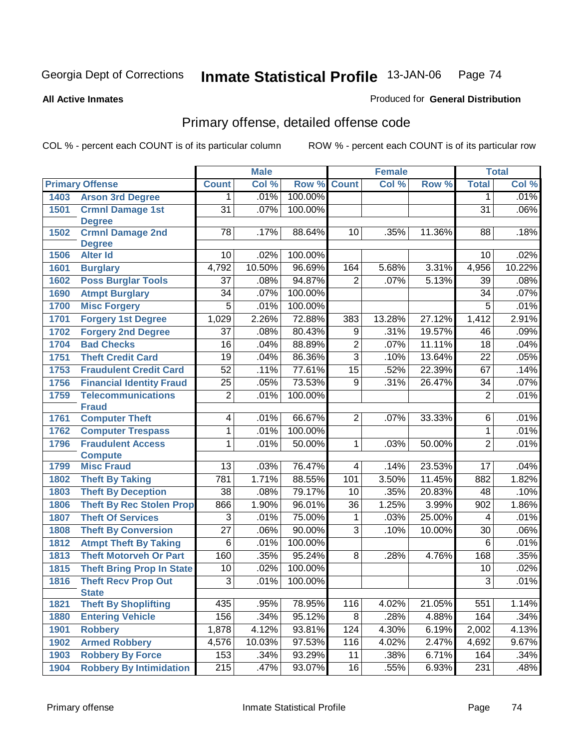Georgia Dept of Corrections **Inmate Statistical Profile** 13-JAN-06

**All Active Inmates** Produced for **General Distribution**

## Primary offense, detailed offense code

COL % - percent each COUNT is of its particular column ROW % - percent each COUNT is of its particular row

| Primary Offense | | Male | | | Female | | | Total | |
|---|---|---|---|---|---|---|---|---|---|
| | | Count | Col % | Row % | Count | Col % | Row % | Total | Col % |
| 1403 | Arson 3rd Degree | 1 | .01% | 100.00% | | | | 1 | .01% |
| 1501 | Crmnl Damage 1st Degree | 31 | .07% | 100.00% | | | | 31 | .06% |
| 1502 | Crmnl Damage 2nd Degree | 78 | .17% | 88.64% | 10 | .35% | 11.36% | 88 | .18% |
| 1506 | Alter Id | 10 | .02% | 100.00% | | | | 10 | .02% |
| 1601 | Burglary | 4,792 | 10.50% | 96.69% | 164 | 5.68% | 3.31% | 4,956 | 10.22% |
| 1602 | Poss Burglar Tools | 37 | .08% | 94.87% | 2 | .07% | 5.13% | 39 | .08% |
| 1690 | Atmpt Burglary | 34 | .07% | 100.00% | | | | 34 | .07% |
| 1700 | Misc Forgery | 5 | .01% | 100.00% | | | | 5 | .01% |
| 1701 | Forgery 1st Degree | 1,029 | 2.26% | 72.88% | 383 | 13.28% | 27.12% | 1,412 | 2.91% |
| 1702 | Forgery 2nd Degree | 37 | .08% | 80.43% | 9 | .31% | 19.57% | 46 | .09% |
| 1704 | Bad Checks | 16 | .04% | 88.89% | 2 | .07% | 11.11% | 18 | .04% |
| 1751 | Theft Credit Card | 19 | .04% | 86.36% | 3 | .10% | 13.64% | 22 | .05% |
| 1753 | Fraudulent Credit Card | 52 | .11% | 77.61% | 15 | .52% | 22.39% | 67 | .14% |
| 1756 | Financial Identity Fraud | 25 | .05% | 73.53% | 9 | .31% | 26.47% | 34 | .07% |
| 1759 | Telecommunications Fraud | 2 | .01% | 100.00% | | | | 2 | .01% |
| 1761 | Computer Theft | 4 | .01% | 66.67% | 2 | .07% | 33.33% | 6 | .01% |
| 1762 | Computer Trespass | 1 | .01% | 100.00% | | | | 1 | .01% |
| 1796 | Fraudulent Access Compute | 1 | .01% | 50.00% | 1 | .03% | 50.00% | 2 | .01% |
| 1799 | Misc Fraud | 13 | .03% | 76.47% | 4 | .14% | 23.53% | 17 | .04% |
| 1802 | Theft By Taking | 781 | 1.71% | 88.55% | 101 | 3.50% | 11.45% | 882 | 1.82% |
| 1803 | Theft By Deception | 38 | .08% | 79.17% | 10 | .35% | 20.83% | 48 | .10% |
| 1806 | Theft By Rec Stolen Prop | 866 | 1.90% | 96.01% | 36 | 1.25% | 3.99% | 902 | 1.86% |
| 1807 | Theft Of Services | 3 | .01% | 75.00% | 1 | .03% | 25.00% | 4 | .01% |
| 1808 | Theft By Conversion | 27 | .06% | 90.00% | 3 | .10% | 10.00% | 30 | .06% |
| 1812 | Atmpt Theft By Taking | 6 | .01% | 100.00% | | | | 6 | .01% |
| 1813 | Theft Motorveh Or Part | 160 | .35% | 95.24% | 8 | .28% | 4.76% | 168 | .35% |
| 1815 | Theft Bring Prop In State | 10 | .02% | 100.00% | | | | 10 | .02% |
| 1816 | Theft Recv Prop Out State | 3 | .01% | 100.00% | | | | 3 | .01% |
| 1821 | Theft By Shoplifting | 435 | .95% | 78.95% | 116 | 4.02% | 21.05% | 551 | 1.14% |
| 1880 | Entering Vehicle | 156 | .34% | 95.12% | 8 | .28% | 4.88% | 164 | .34% |
| 1901 | Robbery | 1,878 | 4.12% | 93.81% | 124 | 4.30% | 6.19% | 2,002 | 4.13% |
| 1902 | Armed Robbery | 4,576 | 10.03% | 97.53% | 116 | 4.02% | 2.47% | 4,692 | 9.67% |
| 1903 | Robbery By Force | 153 | .34% | 93.29% | 11 | .38% | 6.71% | 164 | .34% |
| 1904 | Robbery By Intimidation | 215 | .47% | 93.07% | 16 | .55% | 6.93% | 231 | .48% |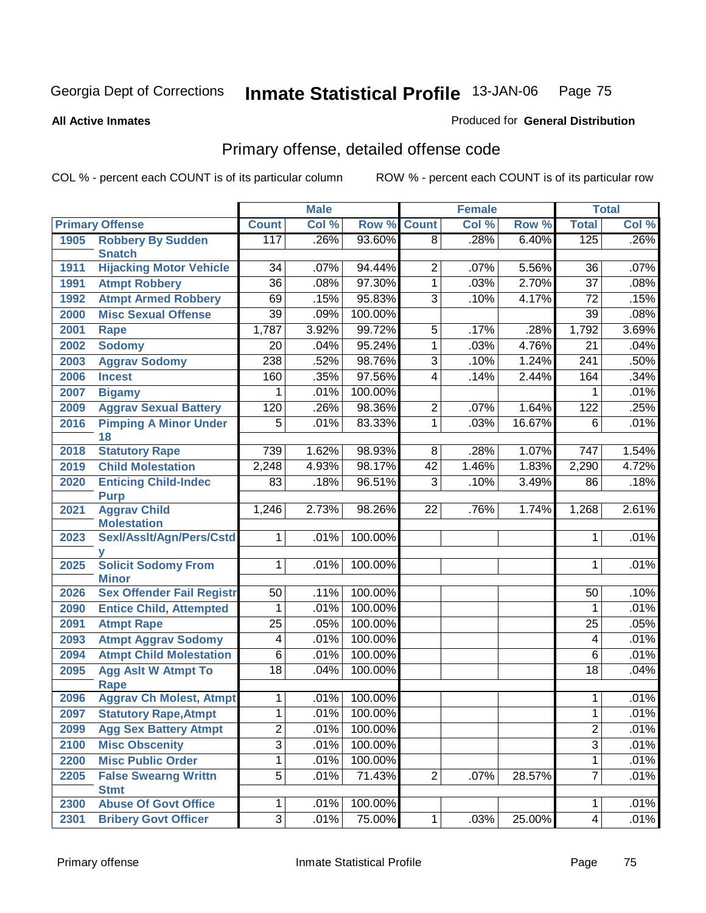Georgia Dept of Corrections **Inmate Statistical Profile** 13-JAN-06

**All Active Inmates**

Produced for **General Distribution**

## Primary offense, detailed offense code

COL % - percent each COUNT is of its particular column    ROW % - percent each COUNT is of its particular row

| Primary Offense | | Male | | | Female | | | Total | |
|---|---|---|---|---|---|---|---|---|---|
| | | Count | Col % | Row % | Count | Col % | Row % | Total | Col % |
| 1905 | Robbery By Sudden Snatch | 117 | .26% | 93.60% | 8 | .28% | 6.40% | 125 | .26% |
| 1911 | Hijacking Motor Vehicle | 34 | .07% | 94.44% | 2 | .07% | 5.56% | 36 | .07% |
| 1991 | Atmpt Robbery | 36 | .08% | 97.30% | 1 | .03% | 2.70% | 37 | .08% |
| 1992 | Atmpt Armed Robbery | 69 | .15% | 95.83% | 3 | .10% | 4.17% | 72 | .15% |
| 2000 | Misc Sexual Offense | 39 | .09% | 100.00% | | | | 39 | .08% |
| 2001 | Rape | 1,787 | 3.92% | 99.72% | 5 | .17% | .28% | 1,792 | 3.69% |
| 2002 | Sodomy | 20 | .04% | 95.24% | 1 | .03% | 4.76% | 21 | .04% |
| 2003 | Aggrav Sodomy | 238 | .52% | 98.76% | 3 | .10% | 1.24% | 241 | .50% |
| 2006 | Incest | 160 | .35% | 97.56% | 4 | .14% | 2.44% | 164 | .34% |
| 2007 | Bigamy | 1 | .01% | 100.00% | | | | 1 | .01% |
| 2009 | Aggrav Sexual Battery | 120 | .26% | 98.36% | 2 | .07% | 1.64% | 122 | .25% |
| 2016 | Pimping A Minor Under 18 | 5 | .01% | 83.33% | 1 | .03% | 16.67% | 6 | .01% |
| 2018 | Statutory Rape | 739 | 1.62% | 98.93% | 8 | .28% | 1.07% | 747 | 1.54% |
| 2019 | Child Molestation | 2,248 | 4.93% | 98.17% | 42 | 1.46% | 1.83% | 2,290 | 4.72% |
| 2020 | Enticing Child-Indec Purp | 83 | .18% | 96.51% | 3 | .10% | 3.49% | 86 | .18% |
| 2021 | Aggrav Child Molestation | 1,246 | 2.73% | 98.26% | 22 | .76% | 1.74% | 1,268 | 2.61% |
| 2023 | Sexl/Asslt/Agn/Pers/Cstdy | 1 | .01% | 100.00% | | | | 1 | .01% |
| 2025 | Solicit Sodomy From Minor | 1 | .01% | 100.00% | | | | 1 | .01% |
| 2026 | Sex Offender Fail Registr | 50 | .11% | 100.00% | | | | 50 | .10% |
| 2090 | Entice Child, Attempted | 1 | .01% | 100.00% | | | | 1 | .01% |
| 2091 | Atmpt Rape | 25 | .05% | 100.00% | | | | 25 | .05% |
| 2093 | Atmpt Aggrav Sodomy | 4 | .01% | 100.00% | | | | 4 | .01% |
| 2094 | Atmpt Child Molestation | 6 | .01% | 100.00% | | | | 6 | .01% |
| 2095 | Agg Aslt W Atmpt To Rape | 18 | .04% | 100.00% | | | | 18 | .04% |
| 2096 | Aggrav Ch Molest, Atmpt | 1 | .01% | 100.00% | | | | 1 | .01% |
| 2097 | Statutory Rape,Atmpt | 1 | .01% | 100.00% | | | | 1 | .01% |
| 2099 | Agg Sex Battery Atmpt | 2 | .01% | 100.00% | | | | 2 | .01% |
| 2100 | Misc Obscenity | 3 | .01% | 100.00% | | | | 3 | .01% |
| 2200 | Misc Public Order | 1 | .01% | 100.00% | | | | 1 | .01% |
| 2205 | False Swearng Writtn Stmt | 5 | .01% | 71.43% | 2 | .07% | 28.57% | 7 | .01% |
| 2300 | Abuse Of Govt Office | 1 | .01% | 100.00% | | | | 1 | .01% |
| 2301 | Bribery Govt Officer | 3 | .01% | 75.00% | 1 | .03% | 25.00% | 4 | .01% |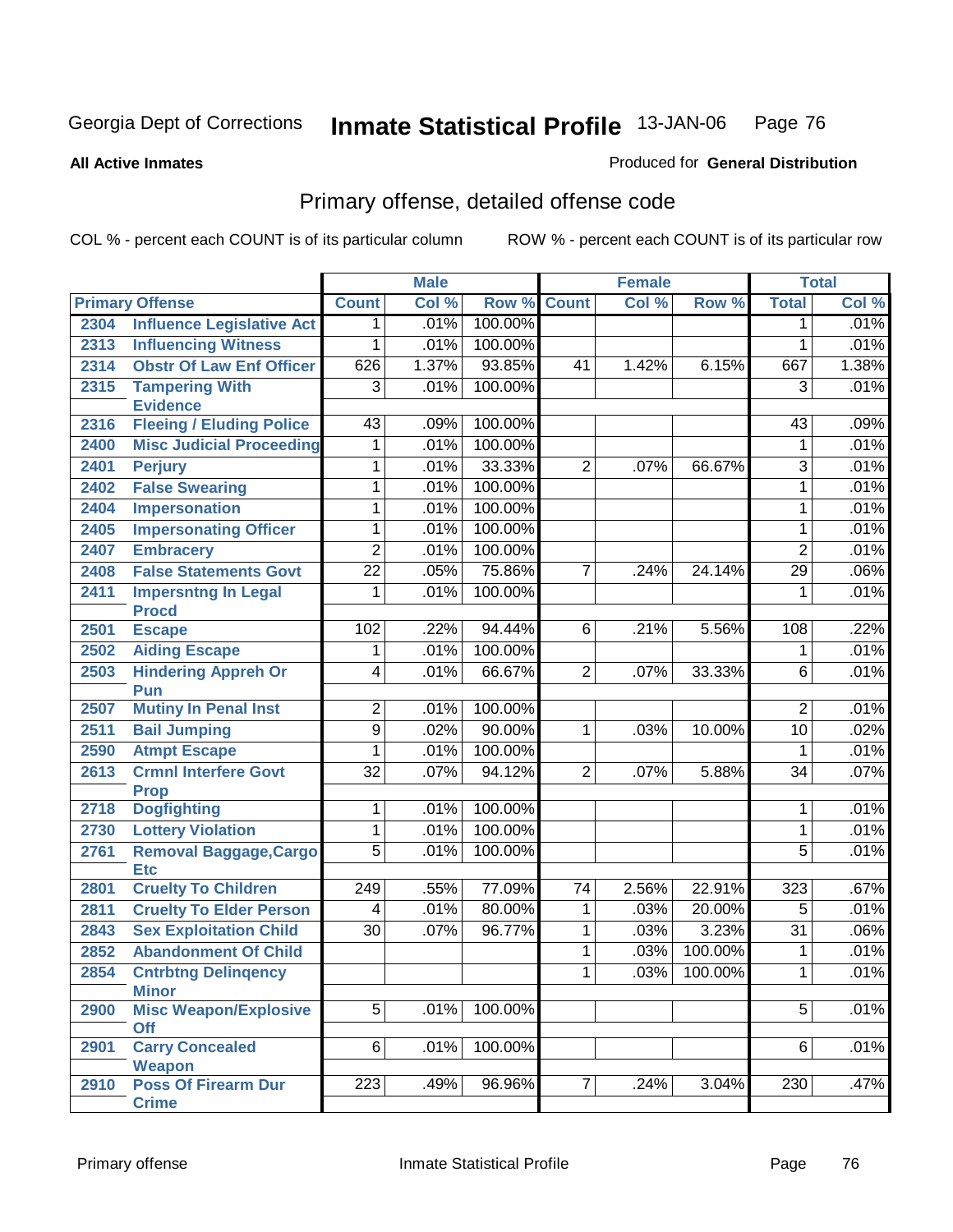Georgia Dept of Corrections **Inmate Statistical Profile** 13-JAN-06

**All Active Inmates** Produced for **General Distribution**

## Primary offense, detailed offense code

COL % - percent each COUNT is of its particular column ROW % - percent each COUNT is of its particular row

| Primary Offense | | Male | | | Female | | | Total | |
|---|---|---|---|---|---|---|---|---|---|
| | | Count | Col % | Row % | Count | Col % | Row % | Total | Col % |
| 2304 | Influence Legislative Act | 1 | .01% | 100.00% | | | | 1 | .01% |
| 2313 | Influencing Witness | 1 | .01% | 100.00% | | | | 1 | .01% |
| 2314 | Obstr Of Law Enf Officer | 626 | 1.37% | 93.85% | 41 | 1.42% | 6.15% | 667 | 1.38% |
| 2315 | Tampering With Evidence | 3 | .01% | 100.00% | | | | 3 | .01% |
| 2316 | Fleeing / Eluding Police | 43 | .09% | 100.00% | | | | 43 | .09% |
| 2400 | Misc Judicial Proceeding | 1 | .01% | 100.00% | | | | 1 | .01% |
| 2401 | Perjury | 1 | .01% | 33.33% | 2 | .07% | 66.67% | 3 | .01% |
| 2402 | False Swearing | 1 | .01% | 100.00% | | | | 1 | .01% |
| 2404 | Impersonation | 1 | .01% | 100.00% | | | | 1 | .01% |
| 2405 | Impersonating Officer | 1 | .01% | 100.00% | | | | 1 | .01% |
| 2407 | Embracery | 2 | .01% | 100.00% | | | | 2 | .01% |
| 2408 | False Statements Govt | 22 | .05% | 75.86% | 7 | .24% | 24.14% | 29 | .06% |
| 2411 | Impersntng In Legal Procd | 1 | .01% | 100.00% | | | | 1 | .01% |
| 2501 | Escape | 102 | .22% | 94.44% | 6 | .21% | 5.56% | 108 | .22% |
| 2502 | Aiding Escape | 1 | .01% | 100.00% | | | | 1 | .01% |
| 2503 | Hindering Appreh Or Pun | 4 | .01% | 66.67% | 2 | .07% | 33.33% | 6 | .01% |
| 2507 | Mutiny In Penal Inst | 2 | .01% | 100.00% | | | | 2 | .01% |
| 2511 | Bail Jumping | 9 | .02% | 90.00% | 1 | .03% | 10.00% | 10 | .02% |
| 2590 | Atmpt Escape | 1 | .01% | 100.00% | | | | 1 | .01% |
| 2613 | Crmnl Interfere Govt Prop | 32 | .07% | 94.12% | 2 | .07% | 5.88% | 34 | .07% |
| 2718 | Dogfighting | 1 | .01% | 100.00% | | | | 1 | .01% |
| 2730 | Lottery Violation | 1 | .01% | 100.00% | | | | 1 | .01% |
| 2761 | Removal Baggage,Cargo Etc | 5 | .01% | 100.00% | | | | 5 | .01% |
| 2801 | Cruelty To Children | 249 | .55% | 77.09% | 74 | 2.56% | 22.91% | 323 | .67% |
| 2811 | Cruelty To Elder Person | 4 | .01% | 80.00% | 1 | .03% | 20.00% | 5 | .01% |
| 2843 | Sex Exploitation Child | 30 | .07% | 96.77% | 1 | .03% | 3.23% | 31 | .06% |
| 2852 | Abandonment Of Child | | | | 1 | .03% | 100.00% | 1 | .01% |
| 2854 | Cntrbtng Delinqency Minor | | | | 1 | .03% | 100.00% | 1 | .01% |
| 2900 | Misc Weapon/Explosive Off | 5 | .01% | 100.00% | | | | 5 | .01% |
| 2901 | Carry Concealed Weapon | 6 | .01% | 100.00% | | | | 6 | .01% |
| 2910 | Poss Of Firearm Dur Crime | 223 | .49% | 96.96% | 7 | .24% | 3.04% | 230 | .47% |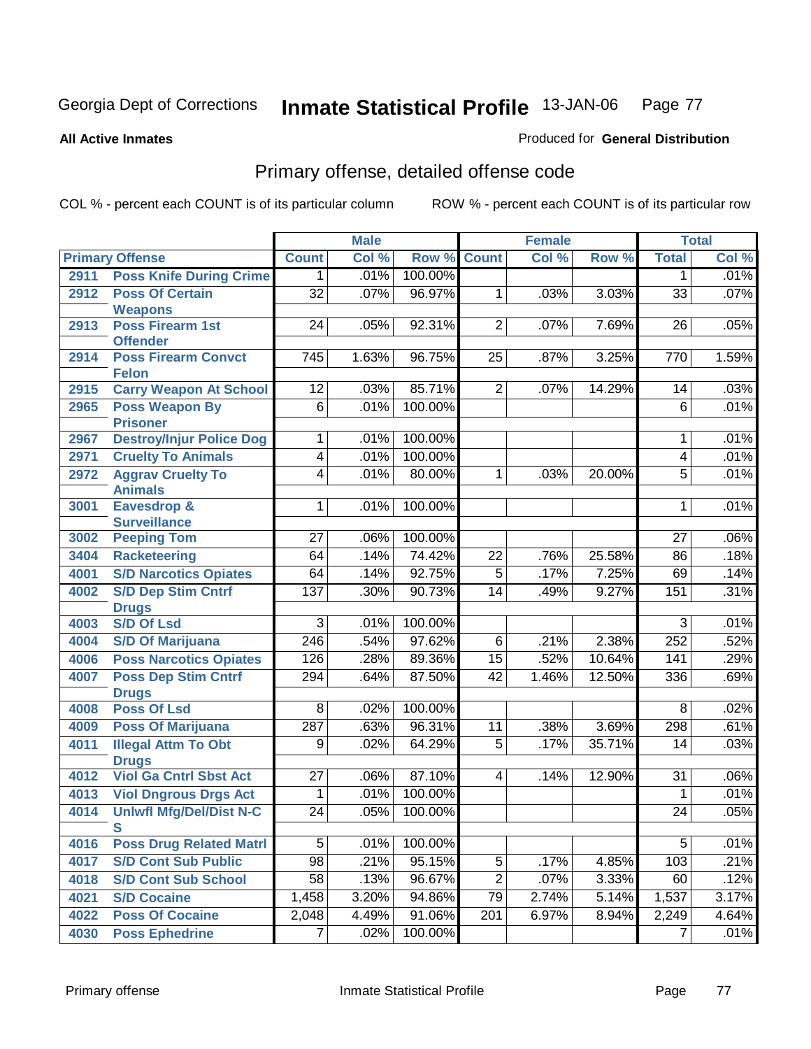Georgia Dept of Corrections **Inmate Statistical Profile** 13-JAN-06

**All Active Inmates** Produced for **General Distribution**

## Primary offense, detailed offense code

COL % - percent each COUNT is of its particular column ROW % - percent each COUNT is of its particular row

| Primary Offense | | Male | | | Female | | | Total | |
|---|---|---|---|---|---|---|---|---|---|
| | | Count | Col % | Row % | Count | Col % | Row % | Total | Col % |
| 2911 | Poss Knife During Crime | 1 | .01% | 100.00% | | | | 1 | .01% |
| 2912 | Poss Of Certain Weapons | 32 | .07% | 96.97% | 1 | .03% | 3.03% | 33 | .07% |
| 2913 | Poss Firearm 1st Offender | 24 | .05% | 92.31% | 2 | .07% | 7.69% | 26 | .05% |
| 2914 | Poss Firearm Convct Felon | 745 | 1.63% | 96.75% | 25 | .87% | 3.25% | 770 | 1.59% |
| 2915 | Carry Weapon At School | 12 | .03% | 85.71% | 2 | .07% | 14.29% | 14 | .03% |
| 2965 | Poss Weapon By Prisoner | 6 | .01% | 100.00% | | | | 6 | .01% |
| 2967 | Destroy/Injur Police Dog | 1 | .01% | 100.00% | | | | 1 | .01% |
| 2971 | Cruelty To Animals | 4 | .01% | 100.00% | | | | 4 | .01% |
| 2972 | Aggrav Cruelty To Animals | 4 | .01% | 80.00% | 1 | .03% | 20.00% | 5 | .01% |
| 3001 | Eavesdrop & Surveillance | 1 | .01% | 100.00% | | | | 1 | .01% |
| 3002 | Peeping Tom | 27 | .06% | 100.00% | | | | 27 | .06% |
| 3404 | Racketeering | 64 | .14% | 74.42% | 22 | .76% | 25.58% | 86 | .18% |
| 4001 | S/D Narcotics Opiates | 64 | .14% | 92.75% | 5 | .17% | 7.25% | 69 | .14% |
| 4002 | S/D Dep Stim Cntrf Drugs | 137 | .30% | 90.73% | 14 | .49% | 9.27% | 151 | .31% |
| 4003 | S/D Of Lsd | 3 | .01% | 100.00% | | | | 3 | .01% |
| 4004 | S/D Of Marijuana | 246 | .54% | 97.62% | 6 | .21% | 2.38% | 252 | .52% |
| 4006 | Poss Narcotics Opiates | 126 | .28% | 89.36% | 15 | .52% | 10.64% | 141 | .29% |
| 4007 | Poss Dep Stim Cntrf Drugs | 294 | .64% | 87.50% | 42 | 1.46% | 12.50% | 336 | .69% |
| 4008 | Poss Of Lsd | 8 | .02% | 100.00% | | | | 8 | .02% |
| 4009 | Poss Of Marijuana | 287 | .63% | 96.31% | 11 | .38% | 3.69% | 298 | .61% |
| 4011 | Illegal Attm To Obt Drugs | 9 | .02% | 64.29% | 5 | .17% | 35.71% | 14 | .03% |
| 4012 | Viol Ga Cntrl Sbst Act | 27 | .06% | 87.10% | 4 | .14% | 12.90% | 31 | .06% |
| 4013 | Viol Dngrous Drgs Act | 1 | .01% | 100.00% | | | | 1 | .01% |
| 4014 | Unlwfl Mfg/Del/Dist N-C S | 24 | .05% | 100.00% | | | | 24 | .05% |
| 4016 | Poss Drug Related Matrl | 5 | .01% | 100.00% | | | | 5 | .01% |
| 4017 | S/D Cont Sub Public | 98 | .21% | 95.15% | 5 | .17% | 4.85% | 103 | .21% |
| 4018 | S/D Cont Sub School | 58 | .13% | 96.67% | 2 | .07% | 3.33% | 60 | .12% |
| 4021 | S/D Cocaine | 1,458 | 3.20% | 94.86% | 79 | 2.74% | 5.14% | 1,537 | 3.17% |
| 4022 | Poss Of Cocaine | 2,048 | 4.49% | 91.06% | 201 | 6.97% | 8.94% | 2,249 | 4.64% |
| 4030 | Poss Ephedrine | 7 | .02% | 100.00% | | | | 7 | .01% |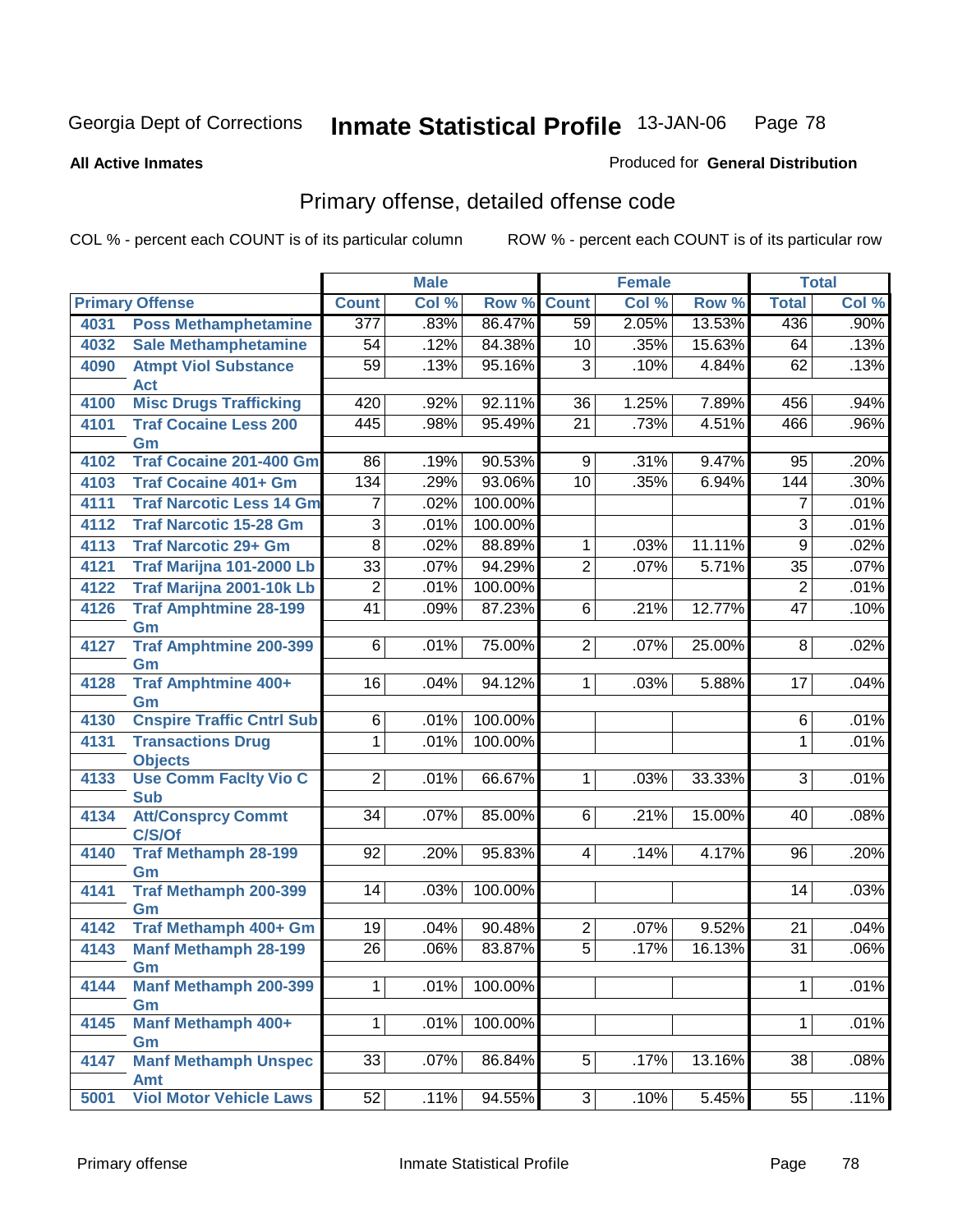Georgia Dept of Corrections **Inmate Statistical Profile** 13-JAN-06

**All Active Inmates** Produced for **General Distribution**

## Primary offense, detailed offense code

COL % - percent each COUNT is of its particular column ROW % - percent each COUNT is of its particular row

| Primary Offense | | Male | | | Female | | | Total | |
|---|---|---|---|---|---|---|---|---|---|
| | | Count | Col % | Row % | Count | Col % | Row % | Total | Col % |
| 4031 | Poss Methamphetamine | 377 | .83% | 86.47% | 59 | 2.05% | 13.53% | 436 | .90% |
| 4032 | Sale Methamphetamine | 54 | .12% | 84.38% | 10 | .35% | 15.63% | 64 | .13% |
| 4090 | Atmpt Viol Substance Act | 59 | .13% | 95.16% | 3 | .10% | 4.84% | 62 | .13% |
| 4100 | Misc Drugs Trafficking | 420 | .92% | 92.11% | 36 | 1.25% | 7.89% | 456 | .94% |
| 4101 | Traf Cocaine Less 200 Gm | 445 | .98% | 95.49% | 21 | .73% | 4.51% | 466 | .96% |
| 4102 | Traf Cocaine 201-400 Gm | 86 | .19% | 90.53% | 9 | .31% | 9.47% | 95 | .20% |
| 4103 | Traf Cocaine 401+ Gm | 134 | .29% | 93.06% | 10 | .35% | 6.94% | 144 | .30% |
| 4111 | Traf Narcotic Less 14 Gm | 7 | .02% | 100.00% | | | | 7 | .01% |
| 4112 | Traf Narcotic 15-28 Gm | 3 | .01% | 100.00% | | | | 3 | .01% |
| 4113 | Traf Narcotic 29+ Gm | 8 | .02% | 88.89% | 1 | .03% | 11.11% | 9 | .02% |
| 4121 | Traf Marijna 101-2000 Lb | 33 | .07% | 94.29% | 2 | .07% | 5.71% | 35 | .07% |
| 4122 | Traf Marijna 2001-10k Lb | 2 | .01% | 100.00% | | | | 2 | .01% |
| 4126 | Traf Amphtmine 28-199 Gm | 41 | .09% | 87.23% | 6 | .21% | 12.77% | 47 | .10% |
| 4127 | Traf Amphtmine 200-399 Gm | 6 | .01% | 75.00% | 2 | .07% | 25.00% | 8 | .02% |
| 4128 | Traf Amphtmine 400+ Gm | 16 | .04% | 94.12% | 1 | .03% | 5.88% | 17 | .04% |
| 4130 | Cnspire Traffic Cntrl Sub | 6 | .01% | 100.00% | | | | 6 | .01% |
| 4131 | Transactions Drug Objects | 1 | .01% | 100.00% | | | | 1 | .01% |
| 4133 | Use Comm Faclty Vio C Sub | 2 | .01% | 66.67% | 1 | .03% | 33.33% | 3 | .01% |
| 4134 | Att/Consprcy Commt C/S/Of | 34 | .07% | 85.00% | 6 | .21% | 15.00% | 40 | .08% |
| 4140 | Traf Methamph 28-199 Gm | 92 | .20% | 95.83% | 4 | .14% | 4.17% | 96 | .20% |
| 4141 | Traf Methamph 200-399 Gm | 14 | .03% | 100.00% | | | | 14 | .03% |
| 4142 | Traf Methamph 400+ Gm | 19 | .04% | 90.48% | 2 | .07% | 9.52% | 21 | .04% |
| 4143 | Manf Methamph 28-199 Gm | 26 | .06% | 83.87% | 5 | .17% | 16.13% | 31 | .06% |
| 4144 | Manf Methamph 200-399 Gm | 1 | .01% | 100.00% | | | | 1 | .01% |
| 4145 | Manf Methamph 400+ Gm | 1 | .01% | 100.00% | | | | 1 | .01% |
| 4147 | Manf Methamph Unspec Amt | 33 | .07% | 86.84% | 5 | .17% | 13.16% | 38 | .08% |
| 5001 | Viol Motor Vehicle Laws | 52 | .11% | 94.55% | 3 | .10% | 5.45% | 55 | .11% |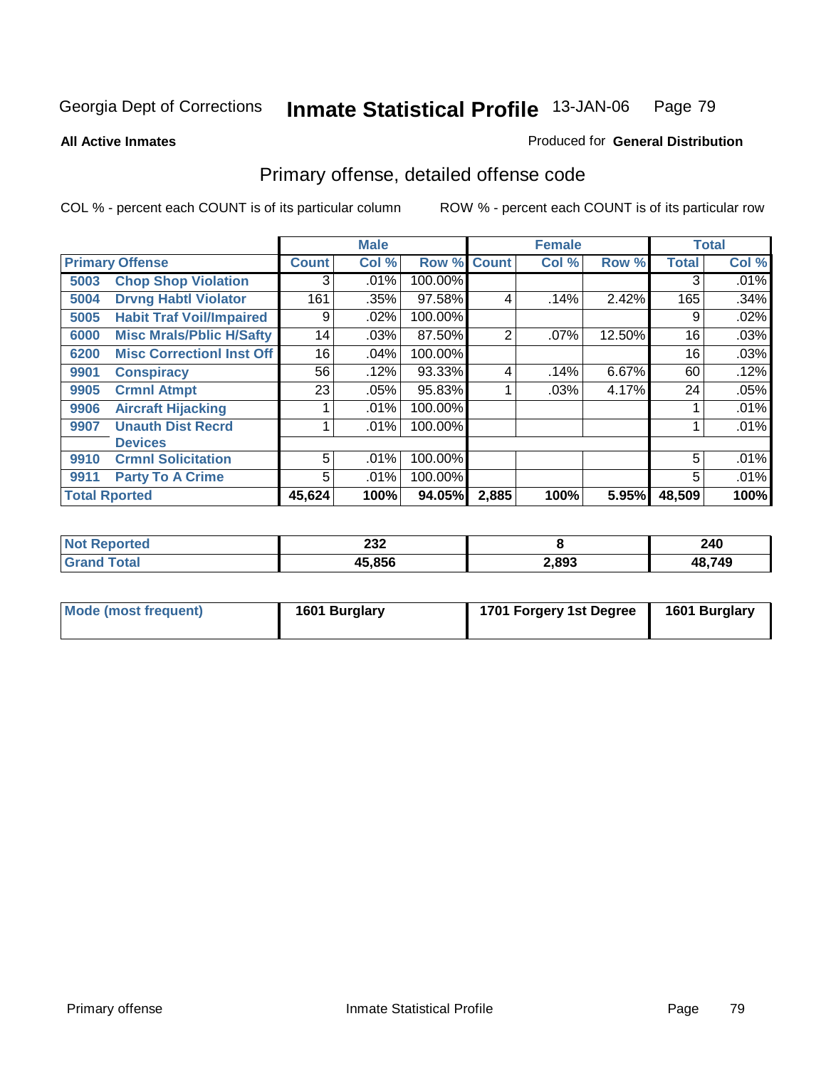Georgia Dept of Corrections **Inmate Statistical Profile** 13-JAN-06

**All Active Inmates**

Produced for **General Distribution**

## Primary offense, detailed offense code

COL % - percent each COUNT is of its particular column

ROW % - percent each COUNT is of its particular row

| Primary Offense | | Male | | | Female | | | Total | |
|---|---|---|---|---|---|---|---|---|---|
| | | Count | Col % | Row % | Count | Col % | Row % | Total | Col % |
| 5003 | Chop Shop Violation | 3 | .01% | 100.00% | | | | 3 | .01% |
| 5004 | Drvng Habtl Violator | 161 | .35% | 97.58% | 4 | .14% | 2.42% | 165 | .34% |
| 5005 | Habit Traf Voil/Impaired | 9 | .02% | 100.00% | | | | 9 | .02% |
| 6000 | Misc Mrals/Pblic H/Safty | 14 | .03% | 87.50% | 2 | .07% | 12.50% | 16 | .03% |
| 6200 | Misc Correctionl Inst Off | 16 | .04% | 100.00% | | | | 16 | .03% |
| 9901 | Conspiracy | 56 | .12% | 93.33% | 4 | .14% | 6.67% | 60 | .12% |
| 9905 | Crmnl Atmpt | 23 | .05% | 95.83% | 1 | .03% | 4.17% | 24 | .05% |
| 9906 | Aircraft Hijacking | 1 | .01% | 100.00% | | | | 1 | .01% |
| 9907 | Unauth Dist Recrd Devices | 1 | .01% | 100.00% | | | | 1 | .01% |
| 9910 | Crmnl Solicitation | 5 | .01% | 100.00% | | | | 5 | .01% |
| 9911 | Party To A Crime | 5 | .01% | 100.00% | | | | 5 | .01% |
| **Total Rported** | | **45,624** | **100%** | **94.05%** | **2,885** | **100%** | **5.95%** | **48,509** | **100%** |

| | Male | Female | Total |
|---|---|---|---|
| Not Reported | 232 | 8 | 240 |
| Grand Total | 45,856 | 2,893 | 48,749 |

| | Male | Female | Total |
|---|---|---|---|
| Mode (most frequent) | 1601 Burglary | 1701 Forgery 1st Degree | 1601 Burglary |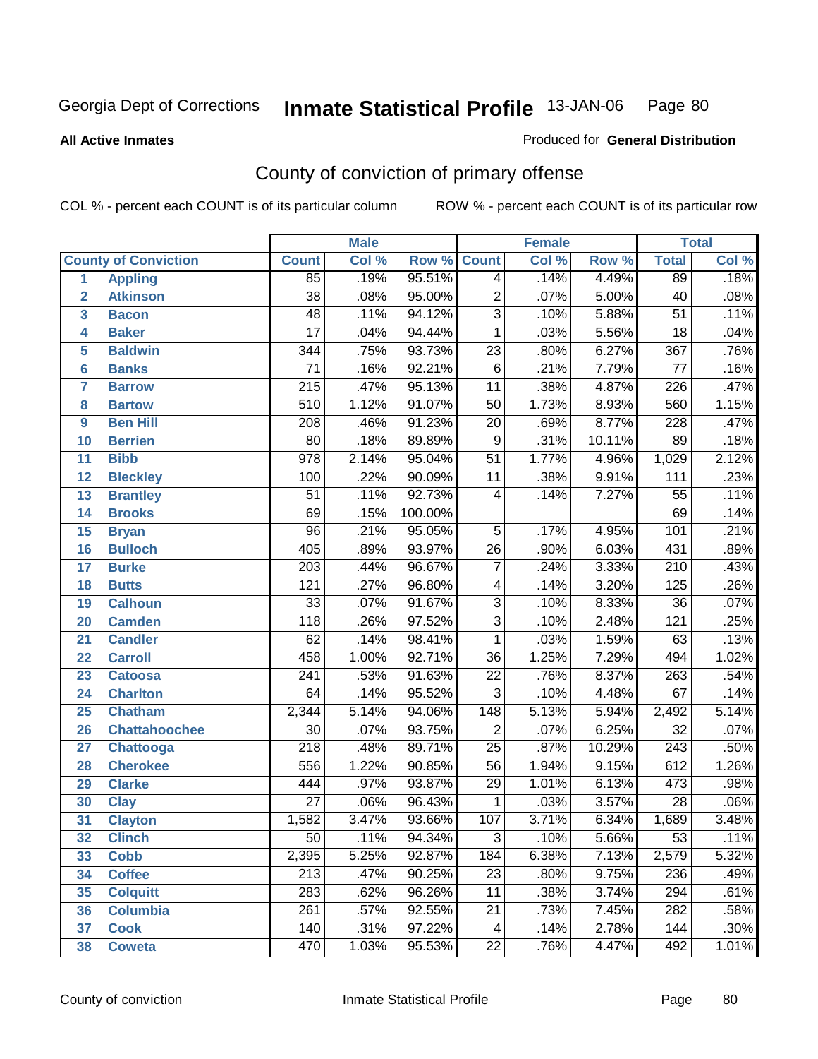Georgia Dept of Corrections **Inmate Statistical Profile** 13-JAN-06 Page 80

**All Active Inmates**

Produced for **General Distribution**

## County of conviction of primary offense

COL % - percent each COUNT is of its particular column ROW % - percent each COUNT is of its particular row

| | | Male | | | Female | | | Total | |
|---|---|---|---|---|---|---|---|---|---|
| **County of Conviction** | | **Count** | **Col %** | **Row %** | **Count** | **Col %** | **Row %** | **Total** | **Col %** |
| 1 | Appling | 85 | .19% | 95.51% | 4 | .14% | 4.49% | 89 | .18% |
| 2 | Atkinson | 38 | .08% | 95.00% | 2 | .07% | 5.00% | 40 | .08% |
| 3 | Bacon | 48 | .11% | 94.12% | 3 | .10% | 5.88% | 51 | .11% |
| 4 | Baker | 17 | .04% | 94.44% | 1 | .03% | 5.56% | 18 | .04% |
| 5 | Baldwin | 344 | .75% | 93.73% | 23 | .80% | 6.27% | 367 | .76% |
| 6 | Banks | 71 | .16% | 92.21% | 6 | .21% | 7.79% | 77 | .16% |
| 7 | Barrow | 215 | .47% | 95.13% | 11 | .38% | 4.87% | 226 | .47% |
| 8 | Bartow | 510 | 1.12% | 91.07% | 50 | 1.73% | 8.93% | 560 | 1.15% |
| 9 | Ben Hill | 208 | .46% | 91.23% | 20 | .69% | 8.77% | 228 | .47% |
| 10 | Berrien | 80 | .18% | 89.89% | 9 | .31% | 10.11% | 89 | .18% |
| 11 | Bibb | 978 | 2.14% | 95.04% | 51 | 1.77% | 4.96% | 1,029 | 2.12% |
| 12 | Bleckley | 100 | .22% | 90.09% | 11 | .38% | 9.91% | 111 | .23% |
| 13 | Brantley | 51 | .11% | 92.73% | 4 | .14% | 7.27% | 55 | .11% |
| 14 | Brooks | 69 | .15% | 100.00% | | | | 69 | .14% |
| 15 | Bryan | 96 | .21% | 95.05% | 5 | .17% | 4.95% | 101 | .21% |
| 16 | Bulloch | 405 | .89% | 93.97% | 26 | .90% | 6.03% | 431 | .89% |
| 17 | Burke | 203 | .44% | 96.67% | 7 | .24% | 3.33% | 210 | .43% |
| 18 | Butts | 121 | .27% | 96.80% | 4 | .14% | 3.20% | 125 | .26% |
| 19 | Calhoun | 33 | .07% | 91.67% | 3 | .10% | 8.33% | 36 | .07% |
| 20 | Camden | 118 | .26% | 97.52% | 3 | .10% | 2.48% | 121 | .25% |
| 21 | Candler | 62 | .14% | 98.41% | 1 | .03% | 1.59% | 63 | .13% |
| 22 | Carroll | 458 | 1.00% | 92.71% | 36 | 1.25% | 7.29% | 494 | 1.02% |
| 23 | Catoosa | 241 | .53% | 91.63% | 22 | .76% | 8.37% | 263 | .54% |
| 24 | Charlton | 64 | .14% | 95.52% | 3 | .10% | 4.48% | 67 | .14% |
| 25 | Chatham | 2,344 | 5.14% | 94.06% | 148 | 5.13% | 5.94% | 2,492 | 5.14% |
| 26 | Chattahoochee | 30 | .07% | 93.75% | 2 | .07% | 6.25% | 32 | .07% |
| 27 | Chattooga | 218 | .48% | 89.71% | 25 | .87% | 10.29% | 243 | .50% |
| 28 | Cherokee | 556 | 1.22% | 90.85% | 56 | 1.94% | 9.15% | 612 | 1.26% |
| 29 | Clarke | 444 | .97% | 93.87% | 29 | 1.01% | 6.13% | 473 | .98% |
| 30 | Clay | 27 | .06% | 96.43% | 1 | .03% | 3.57% | 28 | .06% |
| 31 | Clayton | 1,582 | 3.47% | 93.66% | 107 | 3.71% | 6.34% | 1,689 | 3.48% |
| 32 | Clinch | 50 | .11% | 94.34% | 3 | .10% | 5.66% | 53 | .11% |
| 33 | Cobb | 2,395 | 5.25% | 92.87% | 184 | 6.38% | 7.13% | 2,579 | 5.32% |
| 34 | Coffee | 213 | .47% | 90.25% | 23 | .80% | 9.75% | 236 | .49% |
| 35 | Colquitt | 283 | .62% | 96.26% | 11 | .38% | 3.74% | 294 | .61% |
| 36 | Columbia | 261 | .57% | 92.55% | 21 | .73% | 7.45% | 282 | .58% |
| 37 | Cook | 140 | .31% | 97.22% | 4 | .14% | 2.78% | 144 | .30% |
| 38 | Coweta | 470 | 1.03% | 95.53% | 22 | .76% | 4.47% | 492 | 1.01% |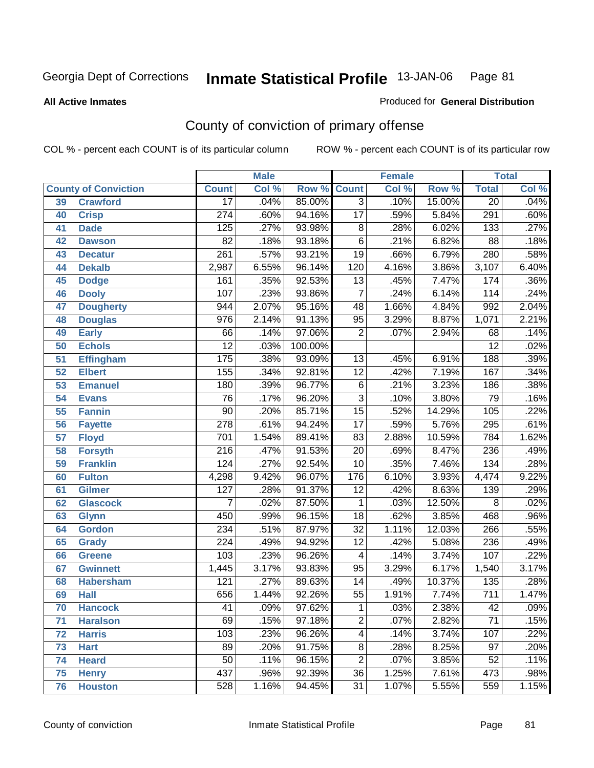Georgia Dept of Corrections **Inmate Statistical Profile** 13-JAN-06

**All Active Inmates** Produced for **General Distribution**

## County of conviction of primary offense

COL % - percent each COUNT is of its particular column ROW % - percent each COUNT is of its particular row

| County of Conviction | | Male | | | Female | | | Total | |
|---|---|---|---|---|---|---|---|---|---|
| | | Count | Col % | Row % | Count | Col % | Row % | Total | Col % |
| 39 | Crawford | 17 | .04% | 85.00% | 3 | .10% | 15.00% | 20 | .04% |
| 40 | Crisp | 274 | .60% | 94.16% | 17 | .59% | 5.84% | 291 | .60% |
| 41 | Dade | 125 | .27% | 93.98% | 8 | .28% | 6.02% | 133 | .27% |
| 42 | Dawson | 82 | .18% | 93.18% | 6 | .21% | 6.82% | 88 | .18% |
| 43 | Decatur | 261 | .57% | 93.21% | 19 | .66% | 6.79% | 280 | .58% |
| 44 | Dekalb | 2,987 | 6.55% | 96.14% | 120 | 4.16% | 3.86% | 3,107 | 6.40% |
| 45 | Dodge | 161 | .35% | 92.53% | 13 | .45% | 7.47% | 174 | .36% |
| 46 | Dooly | 107 | .23% | 93.86% | 7 | .24% | 6.14% | 114 | .24% |
| 47 | Dougherty | 944 | 2.07% | 95.16% | 48 | 1.66% | 4.84% | 992 | 2.04% |
| 48 | Douglas | 976 | 2.14% | 91.13% | 95 | 3.29% | 8.87% | 1,071 | 2.21% |
| 49 | Early | 66 | .14% | 97.06% | 2 | .07% | 2.94% | 68 | .14% |
| 50 | Echols | 12 | .03% | 100.00% | | | | 12 | .02% |
| 51 | Effingham | 175 | .38% | 93.09% | 13 | .45% | 6.91% | 188 | .39% |
| 52 | Elbert | 155 | .34% | 92.81% | 12 | .42% | 7.19% | 167 | .34% |
| 53 | Emanuel | 180 | .39% | 96.77% | 6 | .21% | 3.23% | 186 | .38% |
| 54 | Evans | 76 | .17% | 96.20% | 3 | .10% | 3.80% | 79 | .16% |
| 55 | Fannin | 90 | .20% | 85.71% | 15 | .52% | 14.29% | 105 | .22% |
| 56 | Fayette | 278 | .61% | 94.24% | 17 | .59% | 5.76% | 295 | .61% |
| 57 | Floyd | 701 | 1.54% | 89.41% | 83 | 2.88% | 10.59% | 784 | 1.62% |
| 58 | Forsyth | 216 | .47% | 91.53% | 20 | .69% | 8.47% | 236 | .49% |
| 59 | Franklin | 124 | .27% | 92.54% | 10 | .35% | 7.46% | 134 | .28% |
| 60 | Fulton | 4,298 | 9.42% | 96.07% | 176 | 6.10% | 3.93% | 4,474 | 9.22% |
| 61 | Gilmer | 127 | .28% | 91.37% | 12 | .42% | 8.63% | 139 | .29% |
| 62 | Glascock | 7 | .02% | 87.50% | 1 | .03% | 12.50% | 8 | .02% |
| 63 | Glynn | 450 | .99% | 96.15% | 18 | .62% | 3.85% | 468 | .96% |
| 64 | Gordon | 234 | .51% | 87.97% | 32 | 1.11% | 12.03% | 266 | .55% |
| 65 | Grady | 224 | .49% | 94.92% | 12 | .42% | 5.08% | 236 | .49% |
| 66 | Greene | 103 | .23% | 96.26% | 4 | .14% | 3.74% | 107 | .22% |
| 67 | Gwinnett | 1,445 | 3.17% | 93.83% | 95 | 3.29% | 6.17% | 1,540 | 3.17% |
| 68 | Habersham | 121 | .27% | 89.63% | 14 | .49% | 10.37% | 135 | .28% |
| 69 | Hall | 656 | 1.44% | 92.26% | 55 | 1.91% | 7.74% | 711 | 1.47% |
| 70 | Hancock | 41 | .09% | 97.62% | 1 | .03% | 2.38% | 42 | .09% |
| 71 | Haralson | 69 | .15% | 97.18% | 2 | .07% | 2.82% | 71 | .15% |
| 72 | Harris | 103 | .23% | 96.26% | 4 | .14% | 3.74% | 107 | .22% |
| 73 | Hart | 89 | .20% | 91.75% | 8 | .28% | 8.25% | 97 | .20% |
| 74 | Heard | 50 | .11% | 96.15% | 2 | .07% | 3.85% | 52 | .11% |
| 75 | Henry | 437 | .96% | 92.39% | 36 | 1.25% | 7.61% | 473 | .98% |
| 76 | Houston | 528 | 1.16% | 94.45% | 31 | 1.07% | 5.55% | 559 | 1.15% |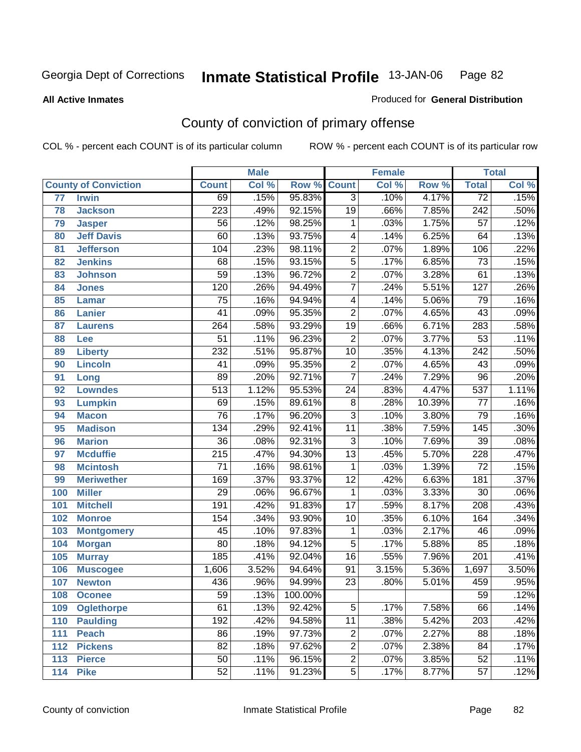Georgia Dept of Corrections **Inmate Statistical Profile** 13-JAN-06

**All Active Inmates**

Produced for **General Distribution**

## County of conviction of primary offense

COL % - percent each COUNT is of its particular column

ROW % - percent each COUNT is of its particular row

| County of Conviction | | Male | | | Female | | | Total | |
|---|---|---|---|---|---|---|---|---|---|
| | | Count | Col % | Row % | Count | Col % | Row % | Total | Col % |
| 77 | Irwin | 69 | .15% | 95.83% | 3 | .10% | 4.17% | 72 | .15% |
| 78 | Jackson | 223 | .49% | 92.15% | 19 | .66% | 7.85% | 242 | .50% |
| 79 | Jasper | 56 | .12% | 98.25% | 1 | .03% | 1.75% | 57 | .12% |
| 80 | Jeff Davis | 60 | .13% | 93.75% | 4 | .14% | 6.25% | 64 | .13% |
| 81 | Jefferson | 104 | .23% | 98.11% | 2 | .07% | 1.89% | 106 | .22% |
| 82 | Jenkins | 68 | .15% | 93.15% | 5 | .17% | 6.85% | 73 | .15% |
| 83 | Johnson | 59 | .13% | 96.72% | 2 | .07% | 3.28% | 61 | .13% |
| 84 | Jones | 120 | .26% | 94.49% | 7 | .24% | 5.51% | 127 | .26% |
| 85 | Lamar | 75 | .16% | 94.94% | 4 | .14% | 5.06% | 79 | .16% |
| 86 | Lanier | 41 | .09% | 95.35% | 2 | .07% | 4.65% | 43 | .09% |
| 87 | Laurens | 264 | .58% | 93.29% | 19 | .66% | 6.71% | 283 | .58% |
| 88 | Lee | 51 | .11% | 96.23% | 2 | .07% | 3.77% | 53 | .11% |
| 89 | Liberty | 232 | .51% | 95.87% | 10 | .35% | 4.13% | 242 | .50% |
| 90 | Lincoln | 41 | .09% | 95.35% | 2 | .07% | 4.65% | 43 | .09% |
| 91 | Long | 89 | .20% | 92.71% | 7 | .24% | 7.29% | 96 | .20% |
| 92 | Lowndes | 513 | 1.12% | 95.53% | 24 | .83% | 4.47% | 537 | 1.11% |
| 93 | Lumpkin | 69 | .15% | 89.61% | 8 | .28% | 10.39% | 77 | .16% |
| 94 | Macon | 76 | .17% | 96.20% | 3 | .10% | 3.80% | 79 | .16% |
| 95 | Madison | 134 | .29% | 92.41% | 11 | .38% | 7.59% | 145 | .30% |
| 96 | Marion | 36 | .08% | 92.31% | 3 | .10% | 7.69% | 39 | .08% |
| 97 | Mcduffie | 215 | .47% | 94.30% | 13 | .45% | 5.70% | 228 | .47% |
| 98 | Mcintosh | 71 | .16% | 98.61% | 1 | .03% | 1.39% | 72 | .15% |
| 99 | Meriwether | 169 | .37% | 93.37% | 12 | .42% | 6.63% | 181 | .37% |
| 100 | Miller | 29 | .06% | 96.67% | 1 | .03% | 3.33% | 30 | .06% |
| 101 | Mitchell | 191 | .42% | 91.83% | 17 | .59% | 8.17% | 208 | .43% |
| 102 | Monroe | 154 | .34% | 93.90% | 10 | .35% | 6.10% | 164 | .34% |
| 103 | Montgomery | 45 | .10% | 97.83% | 1 | .03% | 2.17% | 46 | .09% |
| 104 | Morgan | 80 | .18% | 94.12% | 5 | .17% | 5.88% | 85 | .18% |
| 105 | Murray | 185 | .41% | 92.04% | 16 | .55% | 7.96% | 201 | .41% |
| 106 | Muscogee | 1,606 | 3.52% | 94.64% | 91 | 3.15% | 5.36% | 1,697 | 3.50% |
| 107 | Newton | 436 | .96% | 94.99% | 23 | .80% | 5.01% | 459 | .95% |
| 108 | Oconee | 59 | .13% | 100.00% | | | | 59 | .12% |
| 109 | Oglethorpe | 61 | .13% | 92.42% | 5 | .17% | 7.58% | 66 | .14% |
| 110 | Paulding | 192 | .42% | 94.58% | 11 | .38% | 5.42% | 203 | .42% |
| 111 | Peach | 86 | .19% | 97.73% | 2 | .07% | 2.27% | 88 | .18% |
| 112 | Pickens | 82 | .18% | 97.62% | 2 | .07% | 2.38% | 84 | .17% |
| 113 | Pierce | 50 | .11% | 96.15% | 2 | .07% | 3.85% | 52 | .11% |
| 114 | Pike | 52 | .11% | 91.23% | 5 | .17% | 8.77% | 57 | .12% |

County of conviction Inmate Statistical Profile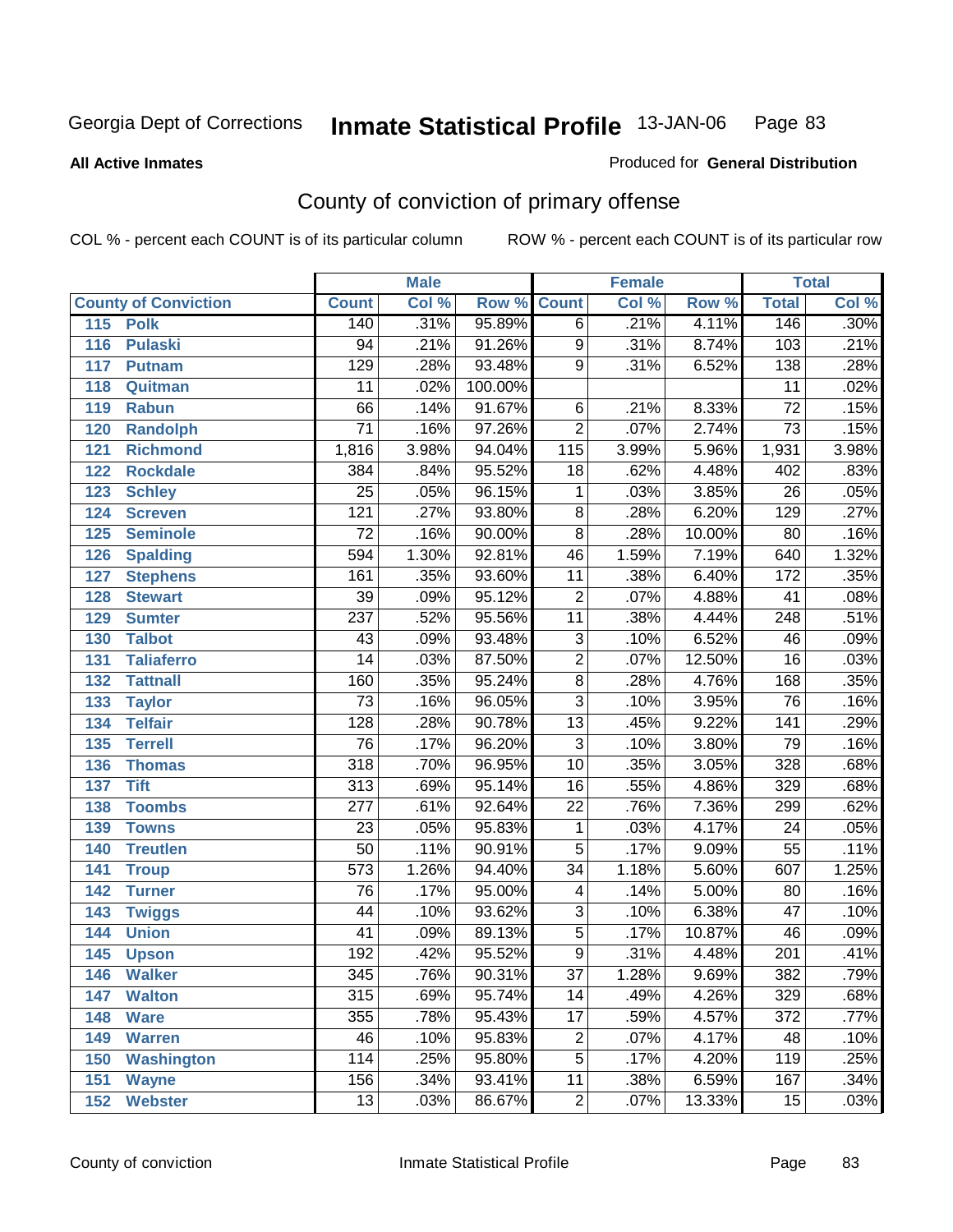Georgia Dept of Corrections **Inmate Statistical Profile** 13-JAN-06

**All Active Inmates**

Produced for **General Distribution**

## County of conviction of primary offense

COL % - percent each COUNT is of its particular column ROW % - percent each COUNT is of its particular row

| County of Conviction | Male | | | Female | | | Total | |
|---|---|---|---|---|---|---|---|---|
| | Count | Col % | Row % | Count | Col % | Row % | Total | Col % |
| 115 Polk | 140 | .31% | 95.89% | 6 | .21% | 4.11% | 146 | .30% |
| 116 Pulaski | 94 | .21% | 91.26% | 9 | .31% | 8.74% | 103 | .21% |
| 117 Putnam | 129 | .28% | 93.48% | 9 | .31% | 6.52% | 138 | .28% |
| 118 Quitman | 11 | .02% | 100.00% | | | | 11 | .02% |
| 119 Rabun | 66 | .14% | 91.67% | 6 | .21% | 8.33% | 72 | .15% |
| 120 Randolph | 71 | .16% | 97.26% | 2 | .07% | 2.74% | 73 | .15% |
| 121 Richmond | 1,816 | 3.98% | 94.04% | 115 | 3.99% | 5.96% | 1,931 | 3.98% |
| 122 Rockdale | 384 | .84% | 95.52% | 18 | .62% | 4.48% | 402 | .83% |
| 123 Schley | 25 | .05% | 96.15% | 1 | .03% | 3.85% | 26 | .05% |
| 124 Screven | 121 | .27% | 93.80% | 8 | .28% | 6.20% | 129 | .27% |
| 125 Seminole | 72 | .16% | 90.00% | 8 | .28% | 10.00% | 80 | .16% |
| 126 Spalding | 594 | 1.30% | 92.81% | 46 | 1.59% | 7.19% | 640 | 1.32% |
| 127 Stephens | 161 | .35% | 93.60% | 11 | .38% | 6.40% | 172 | .35% |
| 128 Stewart | 39 | .09% | 95.12% | 2 | .07% | 4.88% | 41 | .08% |
| 129 Sumter | 237 | .52% | 95.56% | 11 | .38% | 4.44% | 248 | .51% |
| 130 Talbot | 43 | .09% | 93.48% | 3 | .10% | 6.52% | 46 | .09% |
| 131 Taliaferro | 14 | .03% | 87.50% | 2 | .07% | 12.50% | 16 | .03% |
| 132 Tattnall | 160 | .35% | 95.24% | 8 | .28% | 4.76% | 168 | .35% |
| 133 Taylor | 73 | .16% | 96.05% | 3 | .10% | 3.95% | 76 | .16% |
| 134 Telfair | 128 | .28% | 90.78% | 13 | .45% | 9.22% | 141 | .29% |
| 135 Terrell | 76 | .17% | 96.20% | 3 | .10% | 3.80% | 79 | .16% |
| 136 Thomas | 318 | .70% | 96.95% | 10 | .35% | 3.05% | 328 | .68% |
| 137 Tift | 313 | .69% | 95.14% | 16 | .55% | 4.86% | 329 | .68% |
| 138 Toombs | 277 | .61% | 92.64% | 22 | .76% | 7.36% | 299 | .62% |
| 139 Towns | 23 | .05% | 95.83% | 1 | .03% | 4.17% | 24 | .05% |
| 140 Treutlen | 50 | .11% | 90.91% | 5 | .17% | 9.09% | 55 | .11% |
| 141 Troup | 573 | 1.26% | 94.40% | 34 | 1.18% | 5.60% | 607 | 1.25% |
| 142 Turner | 76 | .17% | 95.00% | 4 | .14% | 5.00% | 80 | .16% |
| 143 Twiggs | 44 | .10% | 93.62% | 3 | .10% | 6.38% | 47 | .10% |
| 144 Union | 41 | .09% | 89.13% | 5 | .17% | 10.87% | 46 | .09% |
| 145 Upson | 192 | .42% | 95.52% | 9 | .31% | 4.48% | 201 | .41% |
| 146 Walker | 345 | .76% | 90.31% | 37 | 1.28% | 9.69% | 382 | .79% |
| 147 Walton | 315 | .69% | 95.74% | 14 | .49% | 4.26% | 329 | .68% |
| 148 Ware | 355 | .78% | 95.43% | 17 | .59% | 4.57% | 372 | .77% |
| 149 Warren | 46 | .10% | 95.83% | 2 | .07% | 4.17% | 48 | .10% |
| 150 Washington | 114 | .25% | 95.80% | 5 | .17% | 4.20% | 119 | .25% |
| 151 Wayne | 156 | .34% | 93.41% | 11 | .38% | 6.59% | 167 | .34% |
| 152 Webster | 13 | .03% | 86.67% | 2 | .07% | 13.33% | 15 | .03% |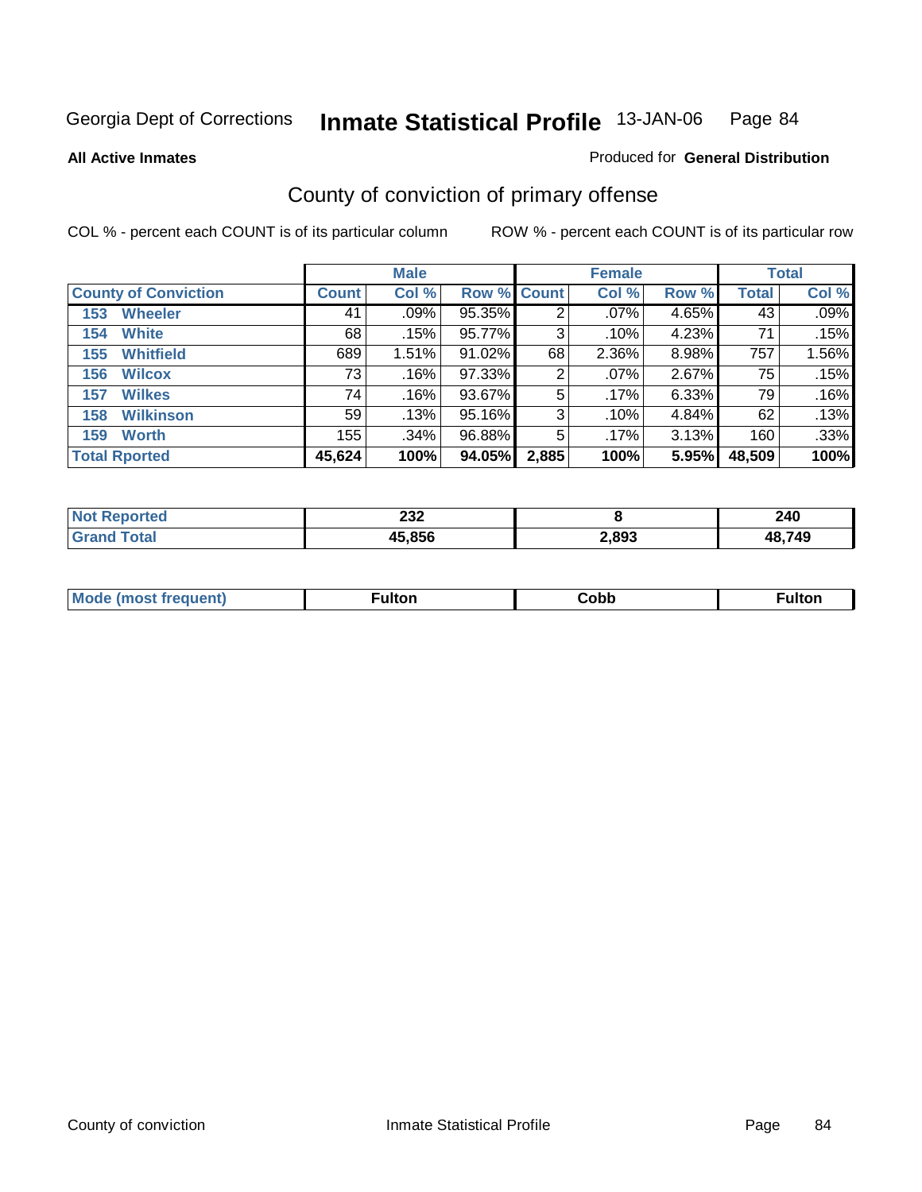Georgia Dept of Corrections **Inmate Statistical Profile** 13-JAN-06

**All Active Inmates**

Produced for **General Distribution**

## County of conviction of primary offense

COL % - percent each COUNT is of its particular column

ROW % - percent each COUNT is of its particular row

| | Male | | | Female | | | Total | |
|---|---|---|---|---|---|---|---|---|
| **County of Conviction** | **Count** | **Col %** | **Row %** | **Count** | **Col %** | **Row %** | **Total** | **Col %** |
| 153 Wheeler | 41 | .09% | 95.35% | 2 | .07% | 4.65% | 43 | .09% |
| 154 White | 68 | .15% | 95.77% | 3 | .10% | 4.23% | 71 | .15% |
| 155 Whitfield | 689 | 1.51% | 91.02% | 68 | 2.36% | 8.98% | 757 | 1.56% |
| 156 Wilcox | 73 | .16% | 97.33% | 2 | .07% | 2.67% | 75 | .15% |
| 157 Wilkes | 74 | .16% | 93.67% | 5 | .17% | 6.33% | 79 | .16% |
| 158 Wilkinson | 59 | .13% | 95.16% | 3 | .10% | 4.84% | 62 | .13% |
| 159 Worth | 155 | .34% | 96.88% | 5 | .17% | 3.13% | 160 | .33% |
| **Total Rported** | **45,624** | **100%** | **94.05%** | **2,885** | **100%** | **5.95%** | **48,509** | **100%** |

| | Male | Female | Total |
|---|---|---|---|
| Not Reported | 232 | 8 | 240 |
| Grand Total | 45,856 | 2,893 | 48,749 |

| | Male | Female | Total |
|---|---|---|---|
| Mode (most frequent) | Fulton | Cobb | Fulton |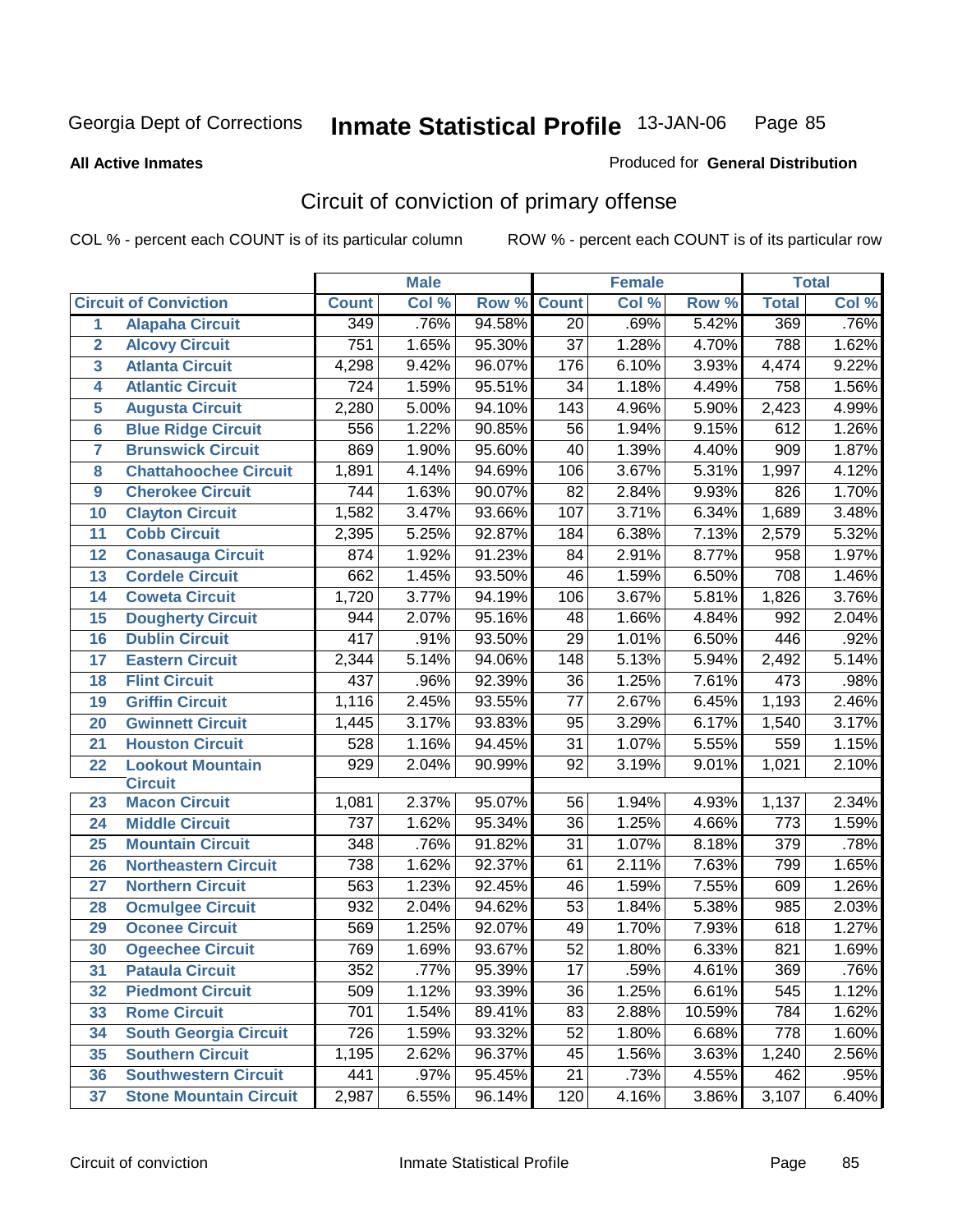Georgia Dept of Corrections **Inmate Statistical Profile** 13-JAN-06

**All Active Inmates**

Produced for **General Distribution**

## Circuit of conviction of primary offense

COL % - percent each COUNT is of its particular column ROW % - percent each COUNT is of its particular row

| | | Male | | | Female | | | Total | |
|---|---|---|---|---|---|---|---|---|---|
| | **Circuit of Conviction** | **Count** | **Col %** | **Row %** | **Count** | **Col %** | **Row %** | **Total** | **Col %** |
| 1 | **Alapaha Circuit** | 349 | .76% | 94.58% | 20 | .69% | 5.42% | 369 | .76% |
| 2 | **Alcovy Circuit** | 751 | 1.65% | 95.30% | 37 | 1.28% | 4.70% | 788 | 1.62% |
| 3 | **Atlanta Circuit** | 4,298 | 9.42% | 96.07% | 176 | 6.10% | 3.93% | 4,474 | 9.22% |
| 4 | **Atlantic Circuit** | 724 | 1.59% | 95.51% | 34 | 1.18% | 4.49% | 758 | 1.56% |
| 5 | **Augusta Circuit** | 2,280 | 5.00% | 94.10% | 143 | 4.96% | 5.90% | 2,423 | 4.99% |
| 6 | **Blue Ridge Circuit** | 556 | 1.22% | 90.85% | 56 | 1.94% | 9.15% | 612 | 1.26% |
| 7 | **Brunswick Circuit** | 869 | 1.90% | 95.60% | 40 | 1.39% | 4.40% | 909 | 1.87% |
| 8 | **Chattahoochee Circuit** | 1,891 | 4.14% | 94.69% | 106 | 3.67% | 5.31% | 1,997 | 4.12% |
| 9 | **Cherokee Circuit** | 744 | 1.63% | 90.07% | 82 | 2.84% | 9.93% | 826 | 1.70% |
| 10 | **Clayton Circuit** | 1,582 | 3.47% | 93.66% | 107 | 3.71% | 6.34% | 1,689 | 3.48% |
| 11 | **Cobb Circuit** | 2,395 | 5.25% | 92.87% | 184 | 6.38% | 7.13% | 2,579 | 5.32% |
| 12 | **Conasauga Circuit** | 874 | 1.92% | 91.23% | 84 | 2.91% | 8.77% | 958 | 1.97% |
| 13 | **Cordele Circuit** | 662 | 1.45% | 93.50% | 46 | 1.59% | 6.50% | 708 | 1.46% |
| 14 | **Coweta Circuit** | 1,720 | 3.77% | 94.19% | 106 | 3.67% | 5.81% | 1,826 | 3.76% |
| 15 | **Dougherty Circuit** | 944 | 2.07% | 95.16% | 48 | 1.66% | 4.84% | 992 | 2.04% |
| 16 | **Dublin Circuit** | 417 | .91% | 93.50% | 29 | 1.01% | 6.50% | 446 | .92% |
| 17 | **Eastern Circuit** | 2,344 | 5.14% | 94.06% | 148 | 5.13% | 5.94% | 2,492 | 5.14% |
| 18 | **Flint Circuit** | 437 | .96% | 92.39% | 36 | 1.25% | 7.61% | 473 | .98% |
| 19 | **Griffin Circuit** | 1,116 | 2.45% | 93.55% | 77 | 2.67% | 6.45% | 1,193 | 2.46% |
| 20 | **Gwinnett Circuit** | 1,445 | 3.17% | 93.83% | 95 | 3.29% | 6.17% | 1,540 | 3.17% |
| 21 | **Houston Circuit** | 528 | 1.16% | 94.45% | 31 | 1.07% | 5.55% | 559 | 1.15% |
| 22 | **Lookout Mountain Circuit** | 929 | 2.04% | 90.99% | 92 | 3.19% | 9.01% | 1,021 | 2.10% |
| 23 | **Macon Circuit** | 1,081 | 2.37% | 95.07% | 56 | 1.94% | 4.93% | 1,137 | 2.34% |
| 24 | **Middle Circuit** | 737 | 1.62% | 95.34% | 36 | 1.25% | 4.66% | 773 | 1.59% |
| 25 | **Mountain Circuit** | 348 | .76% | 91.82% | 31 | 1.07% | 8.18% | 379 | .78% |
| 26 | **Northeastern Circuit** | 738 | 1.62% | 92.37% | 61 | 2.11% | 7.63% | 799 | 1.65% |
| 27 | **Northern Circuit** | 563 | 1.23% | 92.45% | 46 | 1.59% | 7.55% | 609 | 1.26% |
| 28 | **Ocmulgee Circuit** | 932 | 2.04% | 94.62% | 53 | 1.84% | 5.38% | 985 | 2.03% |
| 29 | **Oconee Circuit** | 569 | 1.25% | 92.07% | 49 | 1.70% | 7.93% | 618 | 1.27% |
| 30 | **Ogeechee Circuit** | 769 | 1.69% | 93.67% | 52 | 1.80% | 6.33% | 821 | 1.69% |
| 31 | **Pataula Circuit** | 352 | .77% | 95.39% | 17 | .59% | 4.61% | 369 | .76% |
| 32 | **Piedmont Circuit** | 509 | 1.12% | 93.39% | 36 | 1.25% | 6.61% | 545 | 1.12% |
| 33 | **Rome Circuit** | 701 | 1.54% | 89.41% | 83 | 2.88% | 10.59% | 784 | 1.62% |
| 34 | **South Georgia Circuit** | 726 | 1.59% | 93.32% | 52 | 1.80% | 6.68% | 778 | 1.60% |
| 35 | **Southern Circuit** | 1,195 | 2.62% | 96.37% | 45 | 1.56% | 3.63% | 1,240 | 2.56% |
| 36 | **Southwestern Circuit** | 441 | .97% | 95.45% | 21 | .73% | 4.55% | 462 | .95% |
| 37 | **Stone Mountain Circuit** | 2,987 | 6.55% | 96.14% | 120 | 4.16% | 3.86% | 3,107 | 6.40% |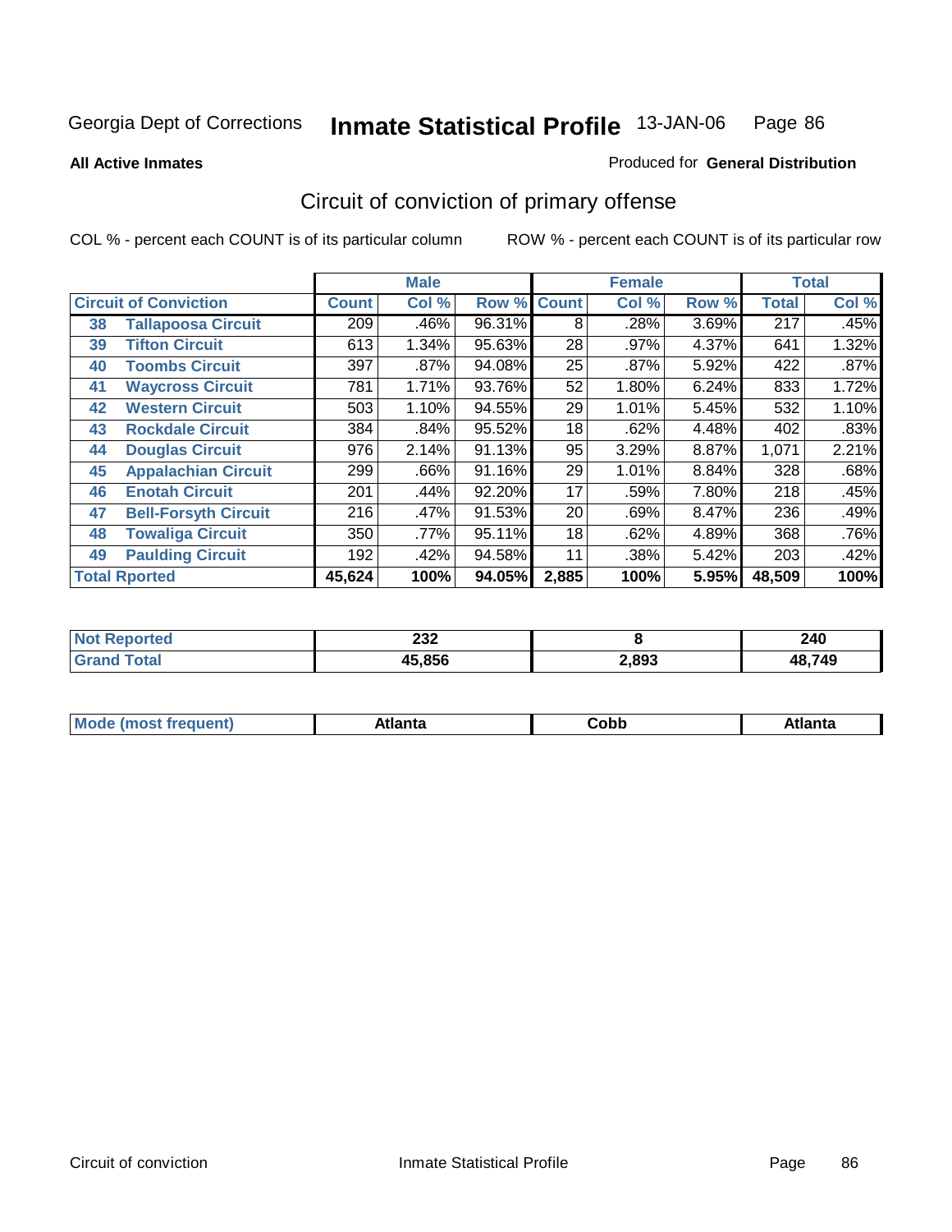Georgia Dept of Corrections **Inmate Statistical Profile** 13-JAN-06

**All Active Inmates**

Produced for **General Distribution**

## Circuit of conviction of primary offense

COL % - percent each COUNT is of its particular column ROW % - percent each COUNT is of its particular row

| Circuit of Conviction | | Male | | | Female | | | Total | |
|---|---|---|---|---|---|---|---|---|---|
| | | Count | Col % | Row % | Count | Col % | Row % | Total | Col % |
| 38 | Tallapoosa Circuit | 209 | .46% | 96.31% | 8 | .28% | 3.69% | 217 | .45% |
| 39 | Tifton Circuit | 613 | 1.34% | 95.63% | 28 | .97% | 4.37% | 641 | 1.32% |
| 40 | Toombs Circuit | 397 | .87% | 94.08% | 25 | .87% | 5.92% | 422 | .87% |
| 41 | Waycross Circuit | 781 | 1.71% | 93.76% | 52 | 1.80% | 6.24% | 833 | 1.72% |
| 42 | Western Circuit | 503 | 1.10% | 94.55% | 29 | 1.01% | 5.45% | 532 | 1.10% |
| 43 | Rockdale Circuit | 384 | .84% | 95.52% | 18 | .62% | 4.48% | 402 | .83% |
| 44 | Douglas Circuit | 976 | 2.14% | 91.13% | 95 | 3.29% | 8.87% | 1,071 | 2.21% |
| 45 | Appalachian Circuit | 299 | .66% | 91.16% | 29 | 1.01% | 8.84% | 328 | .68% |
| 46 | Enotah Circuit | 201 | .44% | 92.20% | 17 | .59% | 7.80% | 218 | .45% |
| 47 | Bell-Forsyth Circuit | 216 | .47% | 91.53% | 20 | .69% | 8.47% | 236 | .49% |
| 48 | Towaliga Circuit | 350 | .77% | 95.11% | 18 | .62% | 4.89% | 368 | .76% |
| 49 | Paulding Circuit | 192 | .42% | 94.58% | 11 | .38% | 5.42% | 203 | .42% |
| **Total Rported** | | **45,624** | **100%** | **94.05%** | **2,885** | **100%** | **5.95%** | **48,509** | **100%** |

| | Male | Female | Total |
|---|---|---|---|
| Not Reported | **232** | **8** | **240** |
| Grand Total | **45,856** | **2,893** | **48,749** |

| | Male | Female | Total |
|---|---|---|---|
| Mode (most frequent) | **Atlanta** | **Cobb** | **Atlanta** |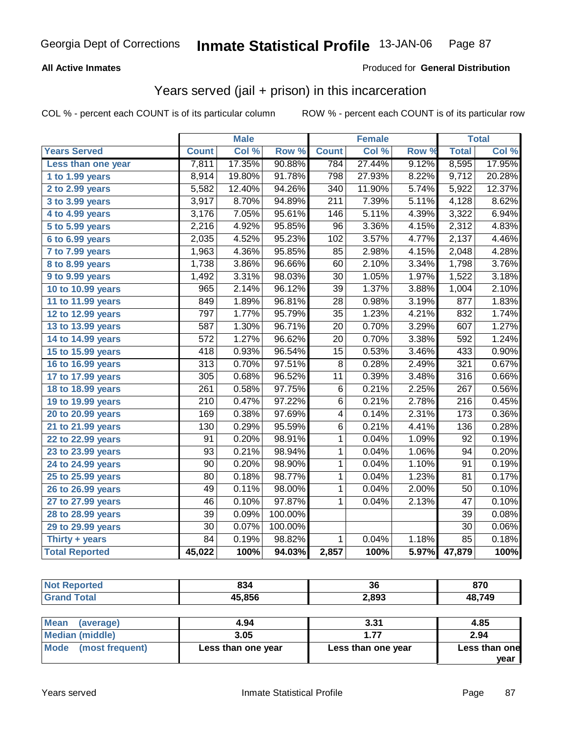Georgia Dept of Corrections **Inmate Statistical Profile** 13-JAN-06

**All Active Inmates**

Produced for **General Distribution**

## Years served (jail + prison) in this incarceration

COL % - percent each COUNT is of its particular column

ROW % - percent each COUNT is of its particular row

| | Male | | | Female | | | Total | |
|---|---|---|---|---|---|---|---|---|
| **Years Served** | **Count** | **Col %** | **Row %** | **Count** | **Col %** | **Row %** | **Total** | **Col %** |
| Less than one year | 7,811 | 17.35% | 90.88% | 784 | 27.44% | 9.12% | 8,595 | 17.95% |
| 1 to 1.99 years | 8,914 | 19.80% | 91.78% | 798 | 27.93% | 8.22% | 9,712 | 20.28% |
| 2 to 2.99 years | 5,582 | 12.40% | 94.26% | 340 | 11.90% | 5.74% | 5,922 | 12.37% |
| 3 to 3.99 years | 3,917 | 8.70% | 94.89% | 211 | 7.39% | 5.11% | 4,128 | 8.62% |
| 4 to 4.99 years | 3,176 | 7.05% | 95.61% | 146 | 5.11% | 4.39% | 3,322 | 6.94% |
| 5 to 5.99 years | 2,216 | 4.92% | 95.85% | 96 | 3.36% | 4.15% | 2,312 | 4.83% |
| 6 to 6.99 years | 2,035 | 4.52% | 95.23% | 102 | 3.57% | 4.77% | 2,137 | 4.46% |
| 7 to 7.99 years | 1,963 | 4.36% | 95.85% | 85 | 2.98% | 4.15% | 2,048 | 4.28% |
| 8 to 8.99 years | 1,738 | 3.86% | 96.66% | 60 | 2.10% | 3.34% | 1,798 | 3.76% |
| 9 to 9.99 years | 1,492 | 3.31% | 98.03% | 30 | 1.05% | 1.97% | 1,522 | 3.18% |
| 10 to 10.99 years | 965 | 2.14% | 96.12% | 39 | 1.37% | 3.88% | 1,004 | 2.10% |
| 11 to 11.99 years | 849 | 1.89% | 96.81% | 28 | 0.98% | 3.19% | 877 | 1.83% |
| 12 to 12.99 years | 797 | 1.77% | 95.79% | 35 | 1.23% | 4.21% | 832 | 1.74% |
| 13 to 13.99 years | 587 | 1.30% | 96.71% | 20 | 0.70% | 3.29% | 607 | 1.27% |
| 14 to 14.99 years | 572 | 1.27% | 96.62% | 20 | 0.70% | 3.38% | 592 | 1.24% |
| 15 to 15.99 years | 418 | 0.93% | 96.54% | 15 | 0.53% | 3.46% | 433 | 0.90% |
| 16 to 16.99 years | 313 | 0.70% | 97.51% | 8 | 0.28% | 2.49% | 321 | 0.67% |
| 17 to 17.99 years | 305 | 0.68% | 96.52% | 11 | 0.39% | 3.48% | 316 | 0.66% |
| 18 to 18.99 years | 261 | 0.58% | 97.75% | 6 | 0.21% | 2.25% | 267 | 0.56% |
| 19 to 19.99 years | 210 | 0.47% | 97.22% | 6 | 0.21% | 2.78% | 216 | 0.45% |
| 20 to 20.99 years | 169 | 0.38% | 97.69% | 4 | 0.14% | 2.31% | 173 | 0.36% |
| 21 to 21.99 years | 130 | 0.29% | 95.59% | 6 | 0.21% | 4.41% | 136 | 0.28% |
| 22 to 22.99 years | 91 | 0.20% | 98.91% | 1 | 0.04% | 1.09% | 92 | 0.19% |
| 23 to 23.99 years | 93 | 0.21% | 98.94% | 1 | 0.04% | 1.06% | 94 | 0.20% |
| 24 to 24.99 years | 90 | 0.20% | 98.90% | 1 | 0.04% | 1.10% | 91 | 0.19% |
| 25 to 25.99 years | 80 | 0.18% | 98.77% | 1 | 0.04% | 1.23% | 81 | 0.17% |
| 26 to 26.99 years | 49 | 0.11% | 98.00% | 1 | 0.04% | 2.00% | 50 | 0.10% |
| 27 to 27.99 years | 46 | 0.10% | 97.87% | 1 | 0.04% | 2.13% | 47 | 0.10% |
| 28 to 28.99 years | 39 | 0.09% | 100.00% | | | | 39 | 0.08% |
| 29 to 29.99 years | 30 | 0.07% | 100.00% | | | | 30 | 0.06% |
| Thirty + years | 84 | 0.19% | 98.82% | 1 | 0.04% | 1.18% | 85 | 0.18% |
| **Total Reported** | **45,022** | **100%** | **94.03%** | **2,857** | **100%** | **5.97%** | **47,879** | **100%** |

| | Male | Female | Total |
|---|---|---|---|
| Not Reported | 834 | 36 | 870 |
| Grand Total | 45,856 | 2,893 | 48,749 |

| | Male | Female | Total |
|---|---|---|---|
| Mean (average) | 4.94 | 3.31 | 4.85 |
| Median (middle) | 3.05 | 1.77 | 2.94 |
| Mode (most frequent) | Less than one year | Less than one year | Less than one year |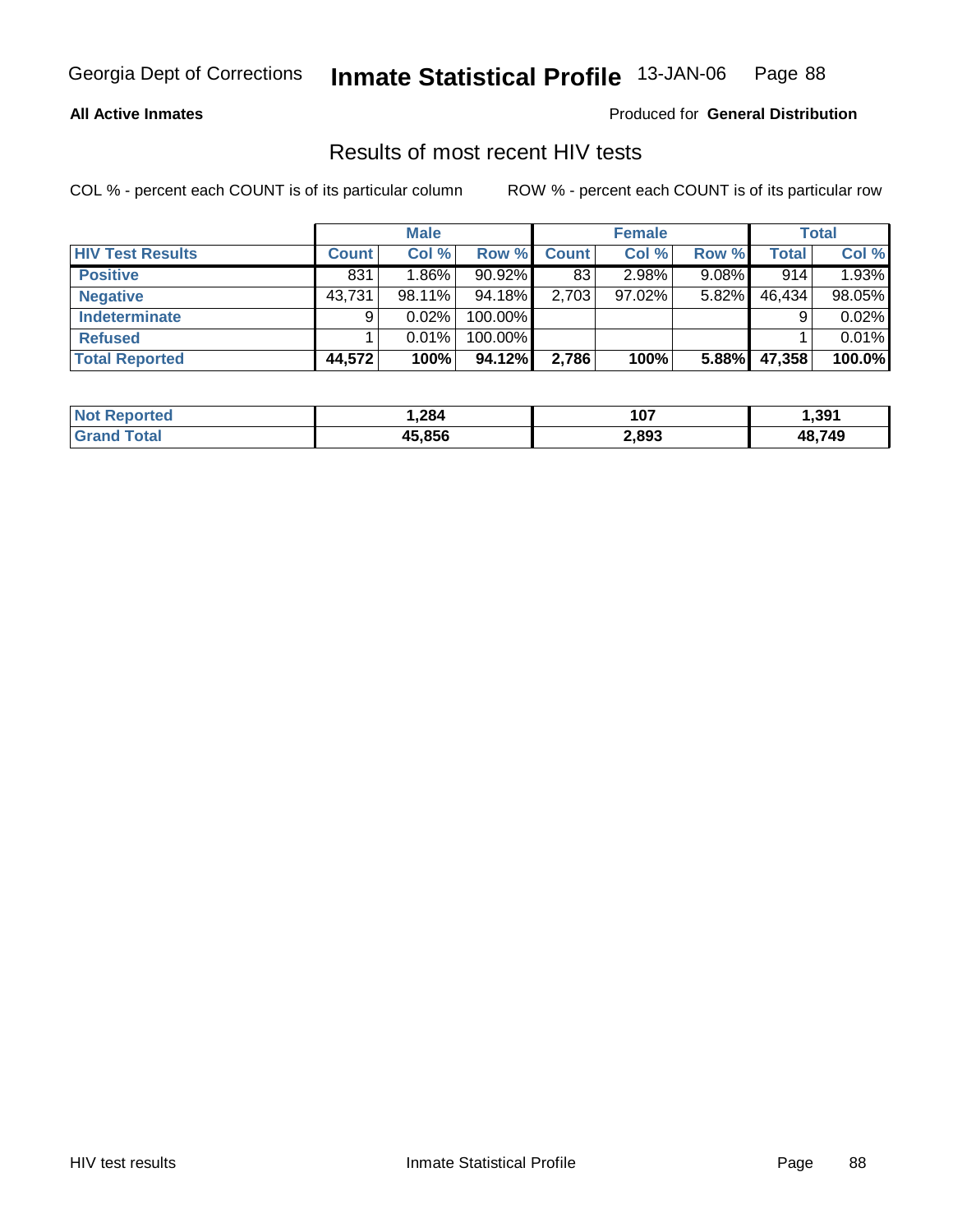**All Active Inmates** Produced for **General Distribution**

## Results of most recent HIV tests

COL % - percent each COUNT is of its particular column ROW % - percent each COUNT is of its particular row

| | Male | | | Female | | | Total | |
|---|---|---|---|---|---|---|---|---|
| **HIV Test Results** | **Count** | **Col %** | **Row %** | **Count** | **Col %** | **Row %** | **Total** | **Col %** |
| **Positive** | 831 | 1.86% | 90.92% | 83 | 2.98% | 9.08% | 914 | 1.93% |
| **Negative** | 43,731 | 98.11% | 94.18% | 2,703 | 97.02% | 5.82% | 46,434 | 98.05% |
| **Indeterminate** | 9 | 0.02% | 100.00% | | | | 9 | 0.02% |
| **Refused** | 1 | 0.01% | 100.00% | | | | 1 | 0.01% |
| **Total Reported** | **44,572** | **100%** | **94.12%** | **2,786** | **100%** | **5.88%** | **47,358** | **100.0%** |

| | Male | Female | Total |
|---|---|---|---|
| **Not Reported** | **1,284** | **107** | **1,391** |
| **Grand Total** | **45,856** | **2,893** | **48,749** |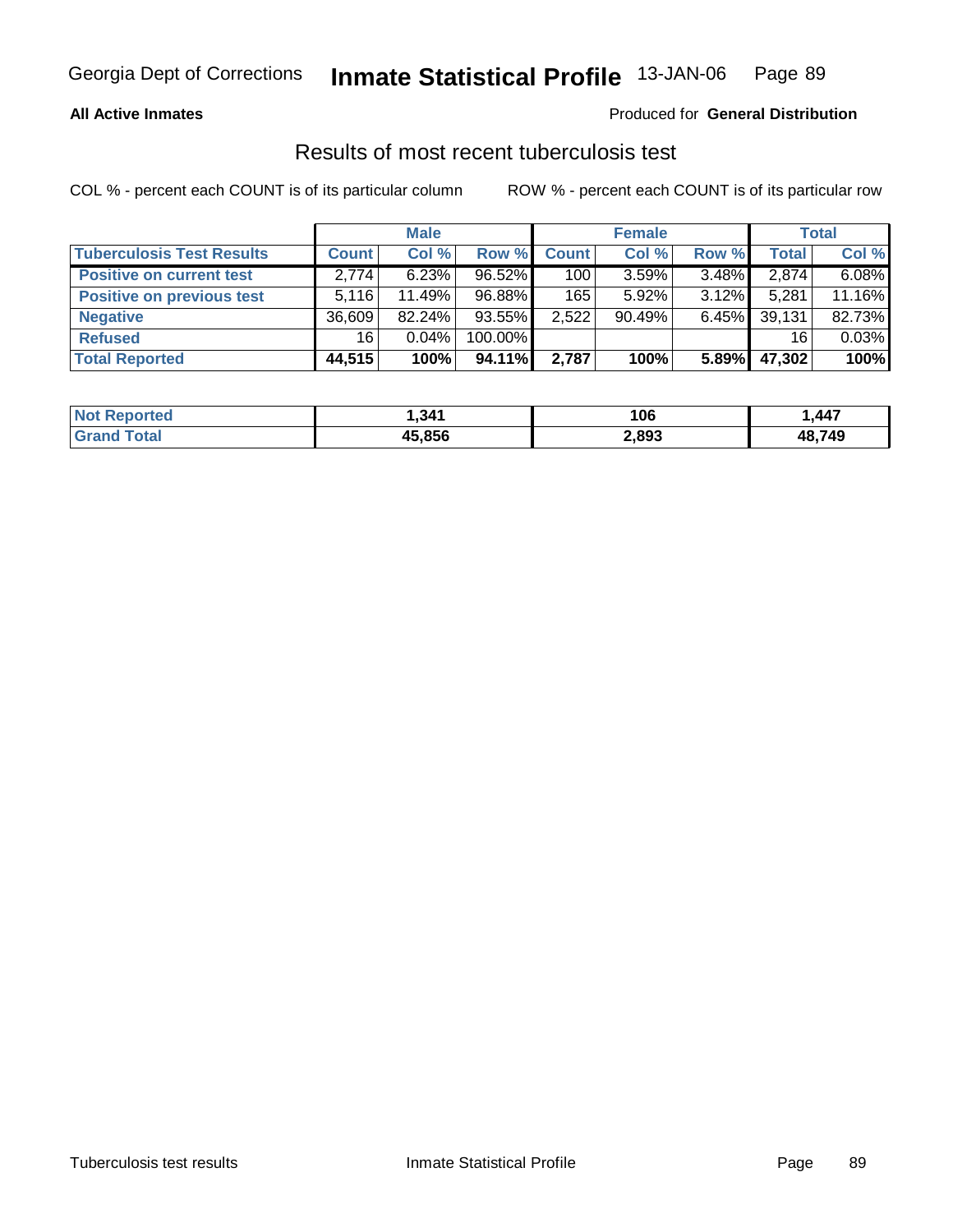**All Active Inmates** Produced for **General Distribution**

## Results of most recent tuberculosis test

COL % - percent each COUNT is of its particular column ROW % - percent each COUNT is of its particular row

| | Male | | | Female | | | Total | |
|---|---|---|---|---|---|---|---|---|
| **Tuberculosis Test Results** | **Count** | **Col %** | **Row %** | **Count** | **Col %** | **Row %** | **Total** | **Col %** |
| **Positive on current test** | 2,774 | 6.23% | 96.52% | 100 | 3.59% | 3.48% | 2,874 | 6.08% |
| **Positive on previous test** | 5,116 | 11.49% | 96.88% | 165 | 5.92% | 3.12% | 5,281 | 11.16% |
| **Negative** | 36,609 | 82.24% | 93.55% | 2,522 | 90.49% | 6.45% | 39,131 | 82.73% |
| **Refused** | 16 | 0.04% | 100.00% | | | | 16 | 0.03% |
| **Total Reported** | **44,515** | **100%** | **94.11%** | **2,787** | **100%** | **5.89%** | **47,302** | **100%** |

| | Male | Female | Total |
|---|---|---|---|
| **Not Reported** | **1,341** | **106** | **1,447** |
| **Grand Total** | **45,856** | **2,893** | **48,749** |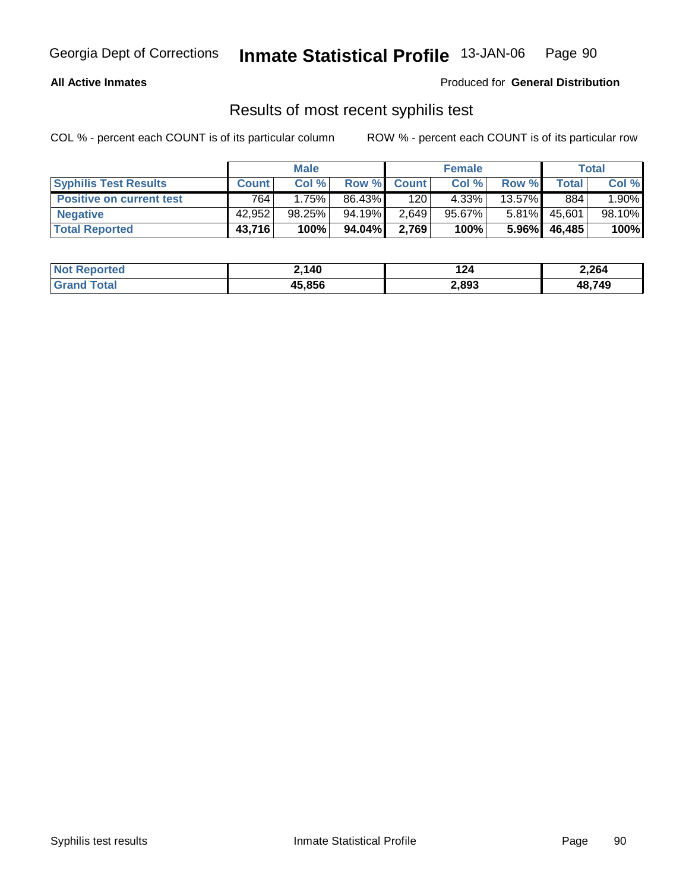**All Active Inmates**

Produced for **General Distribution**

## Results of most recent syphilis test

COL % - percent each COUNT is of its particular column

ROW % - percent each COUNT is of its particular row

| | Male | | | Female | | | Total | |
|---|---|---|---|---|---|---|---|---|
| **Syphilis Test Results** | **Count** | **Col %** | **Row %** | **Count** | **Col %** | **Row %** | **Total** | **Col %** |
| **Positive on current test** | 764 | 1.75% | 86.43% | 120 | 4.33% | 13.57% | 884 | 1.90% |
| **Negative** | 42,952 | 98.25% | 94.19% | 2,649 | 95.67% | 5.81% | 45,601 | 98.10% |
| **Total Reported** | **43,716** | **100%** | **94.04%** | **2,769** | **100%** | **5.96%** | **46,485** | **100%** |

| | Male | Female | Total |
|---|---|---|---|
| **Not Reported** | **2,140** | **124** | **2,264** |
| **Grand Total** | **45,856** | **2,893** | **48,749** |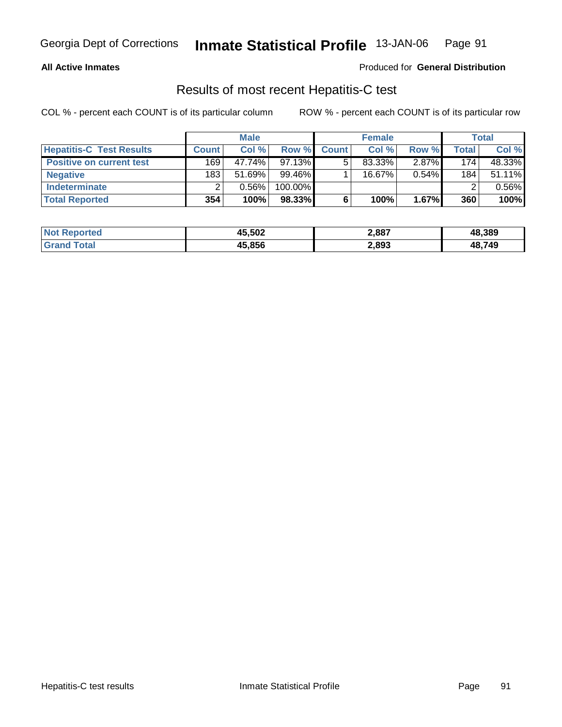**All Active Inmates** Produced for **General Distribution**

## Results of most recent Hepatitis-C test

COL % - percent each COUNT is of its particular column ROW % - percent each COUNT is of its particular row

| | Male | | | Female | | | Total | |
|---|---|---|---|---|---|---|---|---|
| **Hepatitis-C Test Results** | **Count** | **Col %** | **Row %** | **Count** | **Col %** | **Row %** | **Total** | **Col %** |
| **Positive on current test** | 169 | 47.74% | 97.13% | 5 | 83.33% | 2.87% | 174 | 48.33% |
| **Negative** | 183 | 51.69% | 99.46% | 1 | 16.67% | 0.54% | 184 | 51.11% |
| **Indeterminate** | 2 | 0.56% | 100.00% | | | | 2 | 0.56% |
| **Total Reported** | **354** | **100%** | **98.33%** | **6** | **100%** | **1.67%** | **360** | **100%** |

| | Male | Female | Total |
|---|---|---|---|
| **Not Reported** | **45,502** | **2,887** | **48,389** |
| **Grand Total** | **45,856** | **2,893** | **48,749** |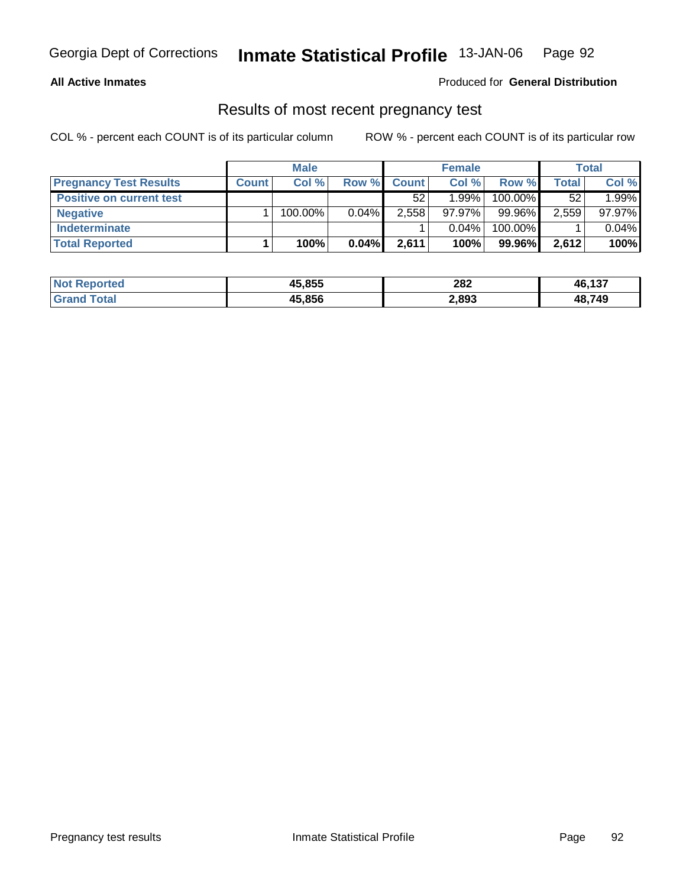**All Active Inmates** Produced for **General Distribution**

## Results of most recent pregnancy test

COL % - percent each COUNT is of its particular column ROW % - percent each COUNT is of its particular row

| | Male | | | Female | | | Total | |
|---|---|---|---|---|---|---|---|---|
| **Pregnancy Test Results** | **Count** | **Col %** | **Row %** | **Count** | **Col %** | **Row %** | **Total** | **Col %** |
| **Positive on current test** | | | | 52 | 1.99% | 100.00% | 52 | 1.99% |
| **Negative** | 1 | 100.00% | 0.04% | 2,558 | 97.97% | 99.96% | 2,559 | 97.97% |
| **Indeterminate** | | | | 1 | 0.04% | 100.00% | 1 | 0.04% |
| **Total Reported** | **1** | **100%** | **0.04%** | **2,611** | **100%** | **99.96%** | **2,612** | **100%** |

| | Male | Female | Total |
|---|---|---|---|
| **Not Reported** | **45,855** | **282** | **46,137** |
| **Grand Total** | **45,856** | **2,893** | **48,749** |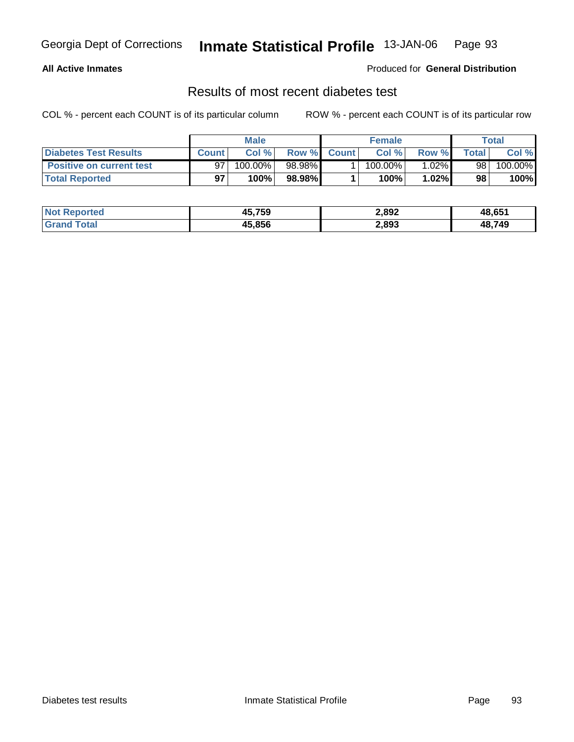**All Active Inmates** Produced for **General Distribution**

## Results of most recent diabetes test

COL % - percent each COUNT is of its particular column ROW % - percent each COUNT is of its particular row

| | Male | | | Female | | | Total | |
|---|---|---|---|---|---|---|---|---|
| **Diabetes Test Results** | **Count** | **Col %** | **Row %** | **Count** | **Col %** | **Row %** | **Total** | **Col %** |
| **Positive on current test** | 97 | 100.00% | 98.98% | 1 | 100.00% | 1.02% | 98 | 100.00% |
| **Total Reported** | **97** | **100%** | **98.98%** | **1** | **100%** | **1.02%** | **98** | **100%** |

| | Male | Female | Total |
|---|---|---|---|
| **Not Reported** | **45,759** | **2,892** | **48,651** |
| **Grand Total** | **45,856** | **2,893** | **48,749** |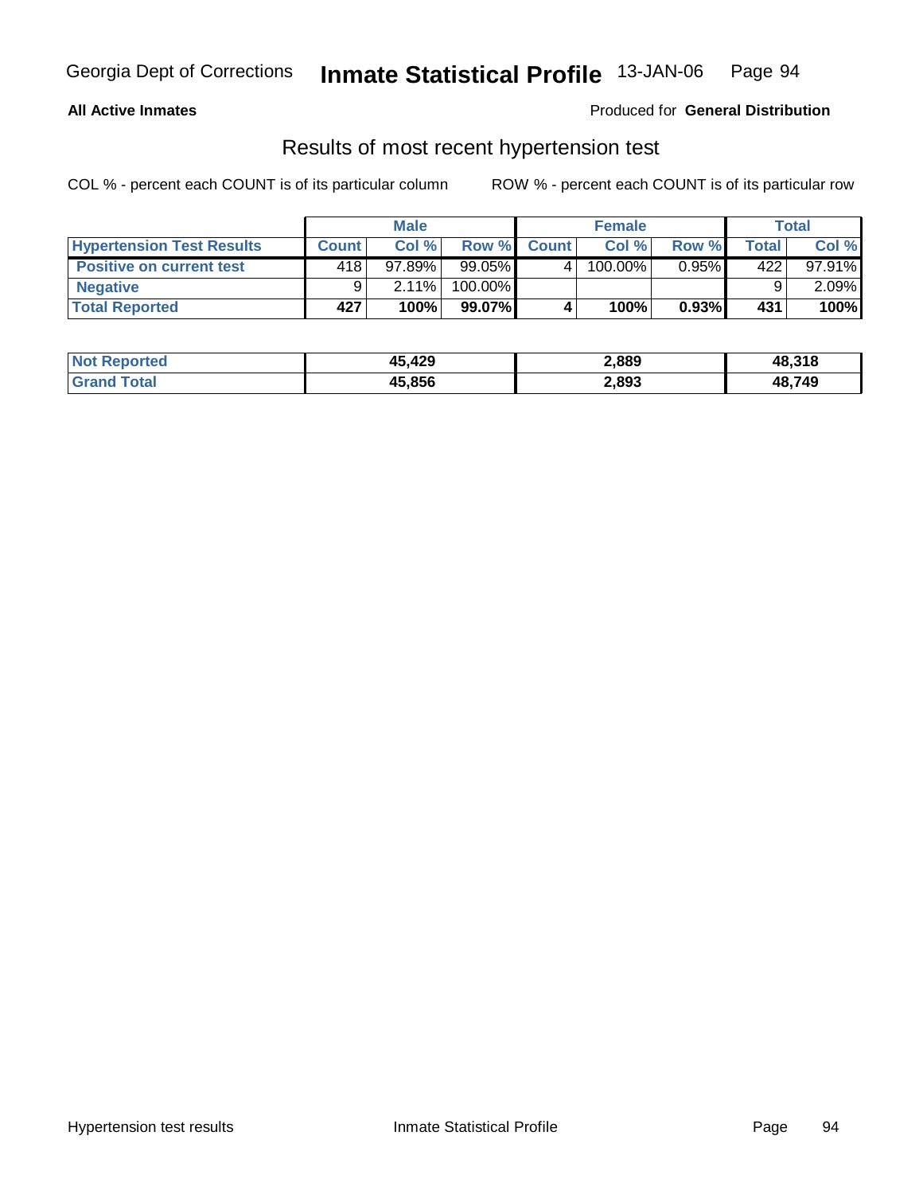**All Active Inmates**

Produced for **General Distribution**

## Results of most recent hypertension test

COL % - percent each COUNT is of its particular column

ROW % - percent each COUNT is of its particular row

| | Male | | | Female | | | Total | |
|---|---|---|---|---|---|---|---|---|
| **Hypertension Test Results** | **Count** | **Col %** | **Row %** | **Count** | **Col %** | **Row %** | **Total** | **Col %** |
| **Positive on current test** | 418 | 97.89% | 99.05% | 4 | 100.00% | 0.95% | 422 | 97.91% |
| **Negative** | 9 | 2.11% | 100.00% | | | | 9 | 2.09% |
| **Total Reported** | **427** | **100%** | **99.07%** | **4** | **100%** | **0.93%** | **431** | **100%** |

| | Male | Female | Total |
|---|---|---|---|
| **Not Reported** | **45,429** | **2,889** | **48,318** |
| **Grand Total** | **45,856** | **2,893** | **48,749** |

Hypertension test results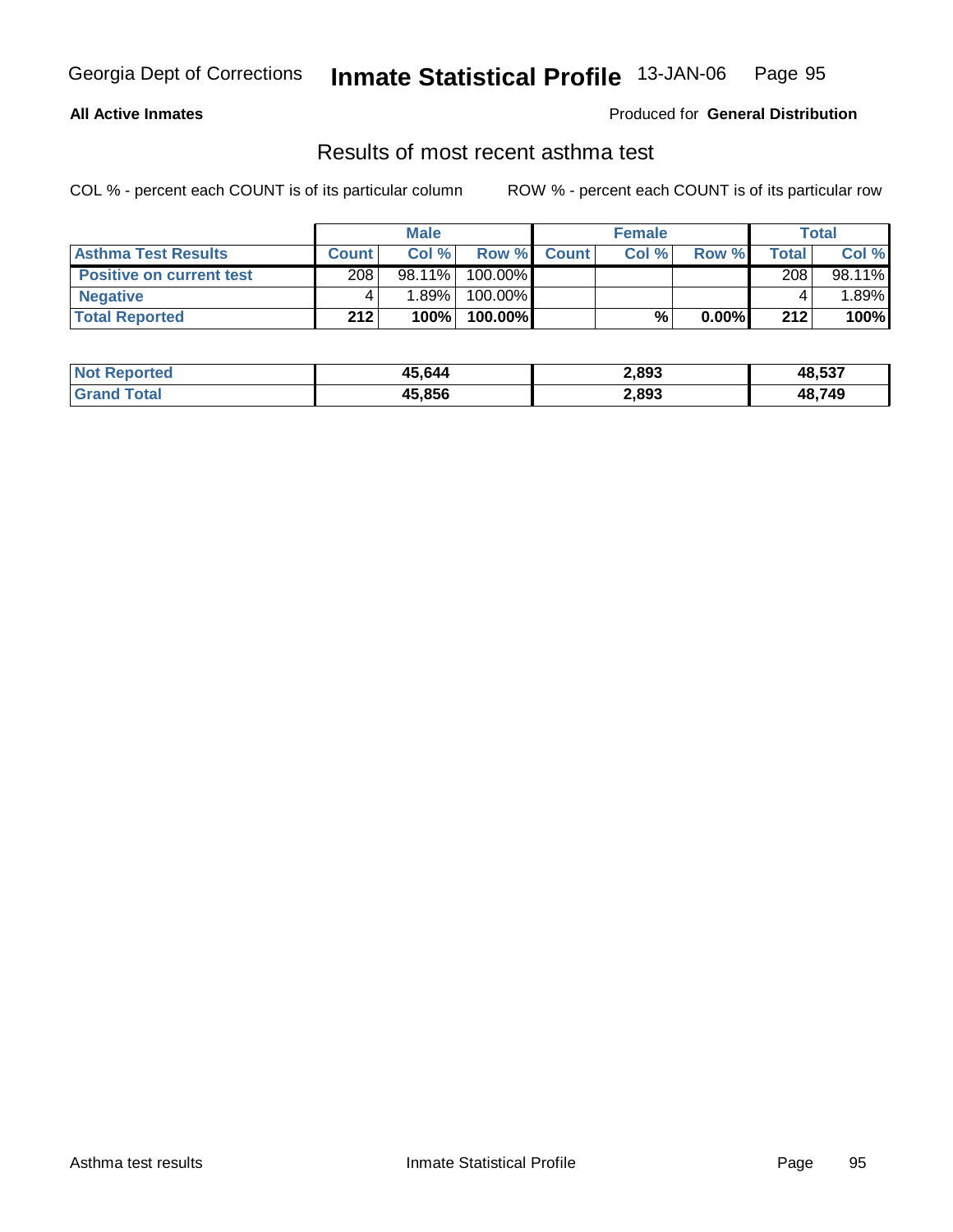Georgia Dept of Corrections **Inmate Statistical Profile** 13-JAN-06

**All Active Inmates**

Produced for **General Distribution**

## Results of most recent asthma test

COL % - percent each COUNT is of its particular column ROW % - percent each COUNT is of its particular row

| | Male | | | Female | | | Total | |
|---|---|---|---|---|---|---|---|---|
| **Asthma Test Results** | **Count** | **Col %** | **Row %** | **Count** | **Col %** | **Row %** | **Total** | **Col %** |
| **Positive on current test** | 208 | 98.11% | 100.00% | | | | 208 | 98.11% |
| **Negative** | 4 | 1.89% | 100.00% | | | | 4 | 1.89% |
| **Total Reported** | **212** | **100%** | **100.00%** | | **%** | **0.00%** | **212** | **100%** |

| | Male | Female | Total |
|---|---|---|---|
| **Not Reported** | **45,644** | **2,893** | **48,537** |
| **Grand Total** | **45,856** | **2,893** | **48,749** |

Asthma test results Inmate Statistical Profile